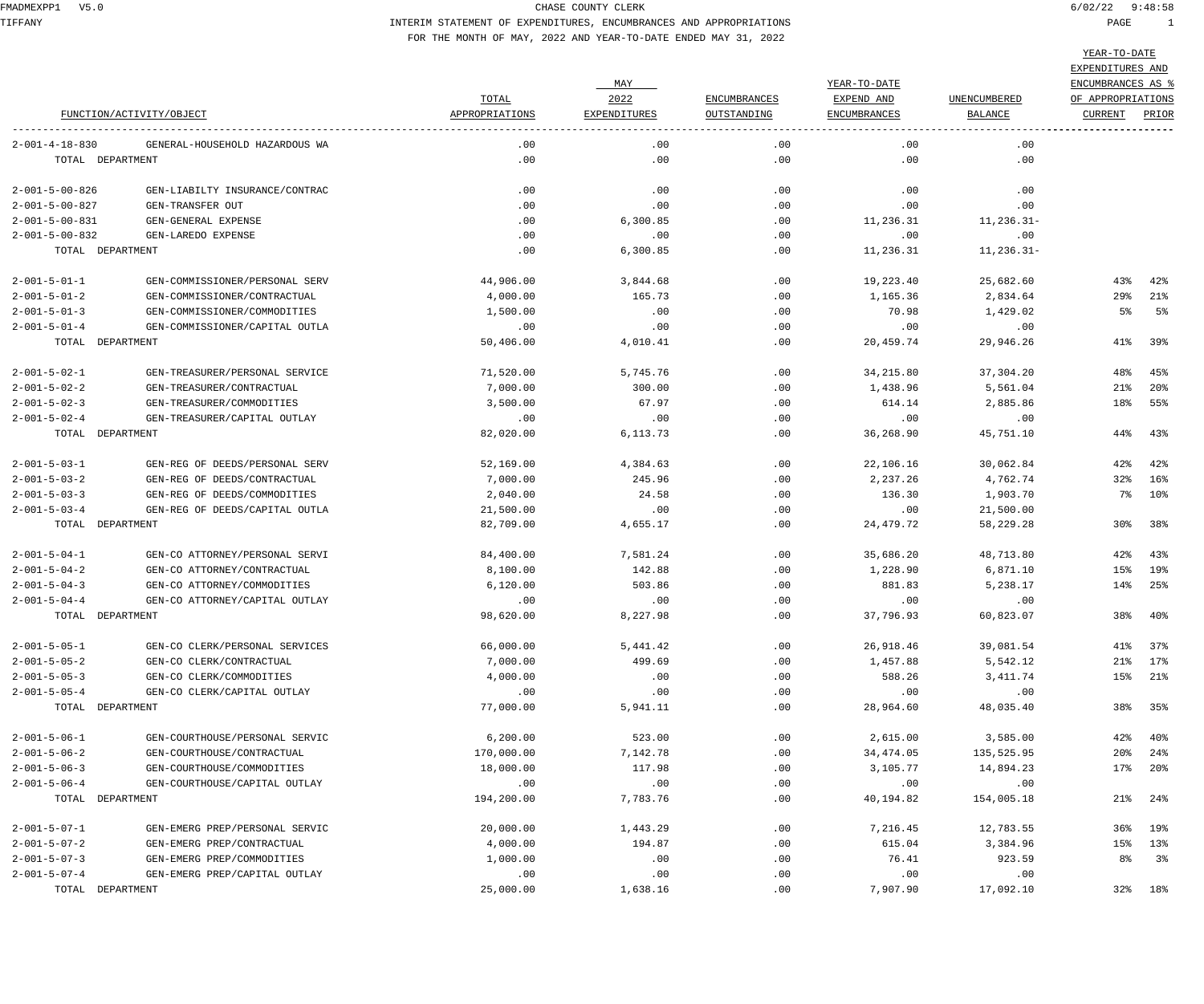# CHASE COUNTY CLERK

## INTERIM STATEMENT OF EXPENDITURES, ENCUMBRANCES AND APPROPRIATIONS

FOR THE MONTH OF MAY, 2022 AND YEAR-TO-DATE ENDED MAY 31, 2022

| FUNCTION/ACTIVITY/OBJECT | | TOTAL APPROPRIATIONS | MAY 2022 EXPENDITURES | ENCUMBRANCES OUTSTANDING | YEAR-TO-DATE EXPEND AND ENCUMBRANCES | UNENCUMBERED BALANCE | YEAR-TO-DATE EXPENDITURES AND ENCUMBRANCES AS % OF APPROPRIATIONS CURRENT | PRIOR |
|---|---|---|---|---|---|---|---|---|
| 2-001-4-18-830 | GENERAL-HOUSEHOLD HAZARDOUS WA | .00 | .00 | .00 | .00 | .00 | | |
| TOTAL DEPARTMENT | | .00 | .00 | .00 | .00 | .00 | | |
| 2-001-5-00-826 | GEN-LIABILTY INSURANCE/CONTRAC | .00 | .00 | .00 | .00 | .00 | | |
| 2-001-5-00-827 | GEN-TRANSFER OUT | .00 | .00 | .00 | .00 | .00 | | |
| 2-001-5-00-831 | GEN-GENERAL EXPENSE | .00 | 6,300.85 | .00 | 11,236.31 | 11,236.31- | | |
| 2-001-5-00-832 | GEN-LAREDO EXPENSE | .00 | .00 | .00 | .00 | .00 | | |
| TOTAL DEPARTMENT | | .00 | 6,300.85 | .00 | 11,236.31 | 11,236.31- | | |
| 2-001-5-01-1 | GEN-COMMISSIONER/PERSONAL SERV | 44,906.00 | 3,844.68 | .00 | 19,223.40 | 25,682.60 | 43% | 42% |
| 2-001-5-01-2 | GEN-COMMISSIONER/CONTRACTUAL | 4,000.00 | 165.73 | .00 | 1,165.36 | 2,834.64 | 29% | 21% |
| 2-001-5-01-3 | GEN-COMMISSIONER/COMMODITIES | 1,500.00 | .00 | .00 | 70.98 | 1,429.02 | 5% | 5% |
| 2-001-5-01-4 | GEN-COMMISSIONER/CAPITAL OUTLA | .00 | .00 | .00 | .00 | .00 | | |
| TOTAL DEPARTMENT | | 50,406.00 | 4,010.41 | .00 | 20,459.74 | 29,946.26 | 41% | 39% |
| 2-001-5-02-1 | GEN-TREASURER/PERSONAL SERVICE | 71,520.00 | 5,745.76 | .00 | 34,215.80 | 37,304.20 | 48% | 45% |
| 2-001-5-02-2 | GEN-TREASURER/CONTRACTUAL | 7,000.00 | 300.00 | .00 | 1,438.96 | 5,561.04 | 21% | 20% |
| 2-001-5-02-3 | GEN-TREASURER/COMMODITIES | 3,500.00 | 67.97 | .00 | 614.14 | 2,885.86 | 18% | 55% |
| 2-001-5-02-4 | GEN-TREASURER/CAPITAL OUTLAY | .00 | .00 | .00 | .00 | .00 | | |
| TOTAL DEPARTMENT | | 82,020.00 | 6,113.73 | .00 | 36,268.90 | 45,751.10 | 44% | 43% |
| 2-001-5-03-1 | GEN-REG OF DEEDS/PERSONAL SERV | 52,169.00 | 4,384.63 | .00 | 22,106.16 | 30,062.84 | 42% | 42% |
| 2-001-5-03-2 | GEN-REG OF DEEDS/CONTRACTUAL | 7,000.00 | 245.96 | .00 | 2,237.26 | 4,762.74 | 32% | 16% |
| 2-001-5-03-3 | GEN-REG OF DEEDS/COMMODITIES | 2,040.00 | 24.58 | .00 | 136.30 | 1,903.70 | 7% | 10% |
| 2-001-5-03-4 | GEN-REG OF DEEDS/CAPITAL OUTLA | 21,500.00 | .00 | .00 | .00 | 21,500.00 | | |
| TOTAL DEPARTMENT | | 82,709.00 | 4,655.17 | .00 | 24,479.72 | 58,229.28 | 30% | 38% |
| 2-001-5-04-1 | GEN-CO ATTORNEY/PERSONAL SERVI | 84,400.00 | 7,581.24 | .00 | 35,686.20 | 48,713.80 | 42% | 43% |
| 2-001-5-04-2 | GEN-CO ATTORNEY/CONTRACTUAL | 8,100.00 | 142.88 | .00 | 1,228.90 | 6,871.10 | 15% | 19% |
| 2-001-5-04-3 | GEN-CO ATTORNEY/COMMODITIES | 6,120.00 | 503.86 | .00 | 881.83 | 5,238.17 | 14% | 25% |
| 2-001-5-04-4 | GEN-CO ATTORNEY/CAPITAL OUTLAY | .00 | .00 | .00 | .00 | .00 | | |
| TOTAL DEPARTMENT | | 98,620.00 | 8,227.98 | .00 | 37,796.93 | 60,823.07 | 38% | 40% |
| 2-001-5-05-1 | GEN-CO CLERK/PERSONAL SERVICES | 66,000.00 | 5,441.42 | .00 | 26,918.46 | 39,081.54 | 41% | 37% |
| 2-001-5-05-2 | GEN-CO CLERK/CONTRACTUAL | 7,000.00 | 499.69 | .00 | 1,457.88 | 5,542.12 | 21% | 17% |
| 2-001-5-05-3 | GEN-CO CLERK/COMMODITIES | 4,000.00 | .00 | .00 | 588.26 | 3,411.74 | 15% | 21% |
| 2-001-5-05-4 | GEN-CO CLERK/CAPITAL OUTLAY | .00 | .00 | .00 | .00 | .00 | | |
| TOTAL DEPARTMENT | | 77,000.00 | 5,941.11 | .00 | 28,964.60 | 48,035.40 | 38% | 35% |
| 2-001-5-06-1 | GEN-COURTHOUSE/PERSONAL SERVIC | 6,200.00 | 523.00 | .00 | 2,615.00 | 3,585.00 | 42% | 40% |
| 2-001-5-06-2 | GEN-COURTHOUSE/CONTRACTUAL | 170,000.00 | 7,142.78 | .00 | 34,474.05 | 135,525.95 | 20% | 24% |
| 2-001-5-06-3 | GEN-COURTHOUSE/COMMODITIES | 18,000.00 | 117.98 | .00 | 3,105.77 | 14,894.23 | 17% | 20% |
| 2-001-5-06-4 | GEN-COURTHOUSE/CAPITAL OUTLAY | .00 | .00 | .00 | .00 | .00 | | |
| TOTAL DEPARTMENT | | 194,200.00 | 7,783.76 | .00 | 40,194.82 | 154,005.18 | 21% | 24% |
| 2-001-5-07-1 | GEN-EMERG PREP/PERSONAL SERVIC | 20,000.00 | 1,443.29 | .00 | 7,216.45 | 12,783.55 | 36% | 19% |
| 2-001-5-07-2 | GEN-EMERG PREP/CONTRACTUAL | 4,000.00 | 194.87 | .00 | 615.04 | 3,384.96 | 15% | 13% |
| 2-001-5-07-3 | GEN-EMERG PREP/COMMODITIES | 1,000.00 | .00 | .00 | 76.41 | 923.59 | 8% | 3% |
| 2-001-5-07-4 | GEN-EMERG PREP/CAPITAL OUTLAY | .00 | .00 | .00 | .00 | .00 | | |
| TOTAL DEPARTMENT | | 25,000.00 | 1,638.16 | .00 | 7,907.90 | 17,092.10 | 32% | 18% |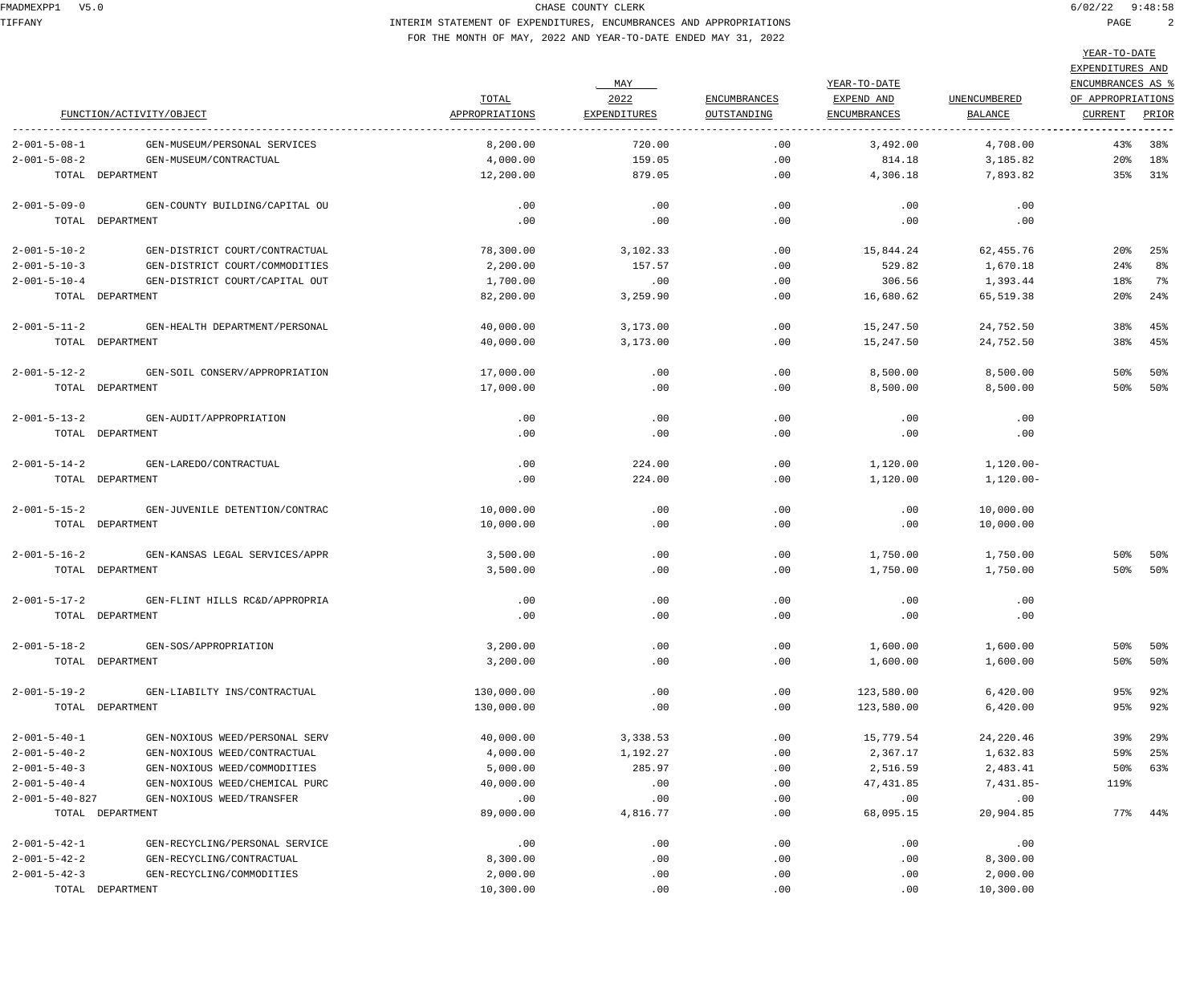CHASE COUNTY CLERK

INTERIM STATEMENT OF EXPENDITURES, ENCUMBRANCES AND APPROPRIATIONS

FOR THE MONTH OF MAY, 2022 AND YEAR-TO-DATE ENDED MAY 31, 2022

| FUNCTION/ACTIVITY/OBJECT | | TOTAL APPROPRIATIONS | MAY 2022 EXPENDITURES | ENCUMBRANCES OUTSTANDING | YEAR-TO-DATE EXPEND AND ENCUMBRANCES | UNENCUMBERED BALANCE | YEAR-TO-DATE EXPENDITURES AND ENCUMBRANCES AS % OF APPROPRIATIONS CURRENT | PRIOR |
|---|---|---|---|---|---|---|---|---|
| 2-001-5-08-1 | GEN-MUSEUM/PERSONAL SERVICES | 8,200.00 | 720.00 | .00 | 3,492.00 | 4,708.00 | 43% | 38% |
| 2-001-5-08-2 | GEN-MUSEUM/CONTRACTUAL | 4,000.00 | 159.05 | .00 | 814.18 | 3,185.82 | 20% | 18% |
| TOTAL DEPARTMENT | | 12,200.00 | 879.05 | .00 | 4,306.18 | 7,893.82 | 35% | 31% |
| 2-001-5-09-0 | GEN-COUNTY BUILDING/CAPITAL OU | .00 | .00 | .00 | .00 | .00 | | |
| TOTAL DEPARTMENT | | .00 | .00 | .00 | .00 | .00 | | |
| 2-001-5-10-2 | GEN-DISTRICT COURT/CONTRACTUAL | 78,300.00 | 3,102.33 | .00 | 15,844.24 | 62,455.76 | 20% | 25% |
| 2-001-5-10-3 | GEN-DISTRICT COURT/COMMODITIES | 2,200.00 | 157.57 | .00 | 529.82 | 1,670.18 | 24% | 8% |
| 2-001-5-10-4 | GEN-DISTRICT COURT/CAPITAL OUT | 1,700.00 | .00 | .00 | 306.56 | 1,393.44 | 18% | 7% |
| TOTAL DEPARTMENT | | 82,200.00 | 3,259.90 | .00 | 16,680.62 | 65,519.38 | 20% | 24% |
| 2-001-5-11-2 | GEN-HEALTH DEPARTMENT/PERSONAL | 40,000.00 | 3,173.00 | .00 | 15,247.50 | 24,752.50 | 38% | 45% |
| TOTAL DEPARTMENT | | 40,000.00 | 3,173.00 | .00 | 15,247.50 | 24,752.50 | 38% | 45% |
| 2-001-5-12-2 | GEN-SOIL CONSERV/APPROPRIATION | 17,000.00 | .00 | .00 | 8,500.00 | 8,500.00 | 50% | 50% |
| TOTAL DEPARTMENT | | 17,000.00 | .00 | .00 | 8,500.00 | 8,500.00 | 50% | 50% |
| 2-001-5-13-2 | GEN-AUDIT/APPROPRIATION | .00 | .00 | .00 | .00 | .00 | | |
| TOTAL DEPARTMENT | | .00 | .00 | .00 | .00 | .00 | | |
| 2-001-5-14-2 | GEN-LAREDO/CONTRACTUAL | .00 | 224.00 | .00 | 1,120.00 | 1,120.00- | | |
| TOTAL DEPARTMENT | | .00 | 224.00 | .00 | 1,120.00 | 1,120.00- | | |
| 2-001-5-15-2 | GEN-JUVENILE DETENTION/CONTRAC | 10,000.00 | .00 | .00 | .00 | 10,000.00 | | |
| TOTAL DEPARTMENT | | 10,000.00 | .00 | .00 | .00 | 10,000.00 | | |
| 2-001-5-16-2 | GEN-KANSAS LEGAL SERVICES/APPR | 3,500.00 | .00 | .00 | 1,750.00 | 1,750.00 | 50% | 50% |
| TOTAL DEPARTMENT | | 3,500.00 | .00 | .00 | 1,750.00 | 1,750.00 | 50% | 50% |
| 2-001-5-17-2 | GEN-FLINT HILLS RC&D/APPROPRIA | .00 | .00 | .00 | .00 | .00 | | |
| TOTAL DEPARTMENT | | .00 | .00 | .00 | .00 | .00 | | |
| 2-001-5-18-2 | GEN-SOS/APPROPRIATION | 3,200.00 | .00 | .00 | 1,600.00 | 1,600.00 | 50% | 50% |
| TOTAL DEPARTMENT | | 3,200.00 | .00 | .00 | 1,600.00 | 1,600.00 | 50% | 50% |
| 2-001-5-19-2 | GEN-LIABILTY INS/CONTRACTUAL | 130,000.00 | .00 | .00 | 123,580.00 | 6,420.00 | 95% | 92% |
| TOTAL DEPARTMENT | | 130,000.00 | .00 | .00 | 123,580.00 | 6,420.00 | 95% | 92% |
| 2-001-5-40-1 | GEN-NOXIOUS WEED/PERSONAL SERV | 40,000.00 | 3,338.53 | .00 | 15,779.54 | 24,220.46 | 39% | 29% |
| 2-001-5-40-2 | GEN-NOXIOUS WEED/CONTRACTUAL | 4,000.00 | 1,192.27 | .00 | 2,367.17 | 1,632.83 | 59% | 25% |
| 2-001-5-40-3 | GEN-NOXIOUS WEED/COMMODITIES | 5,000.00 | 285.97 | .00 | 2,516.59 | 2,483.41 | 50% | 63% |
| 2-001-5-40-4 | GEN-NOXIOUS WEED/CHEMICAL PURC | 40,000.00 | .00 | .00 | 47,431.85 | 7,431.85- | 119% | |
| 2-001-5-40-827 | GEN-NOXIOUS WEED/TRANSFER | .00 | .00 | .00 | .00 | .00 | | |
| TOTAL DEPARTMENT | | 89,000.00 | 4,816.77 | .00 | 68,095.15 | 20,904.85 | 77% | 44% |
| 2-001-5-42-1 | GEN-RECYCLING/PERSONAL SERVICE | .00 | .00 | .00 | .00 | .00 | | |
| 2-001-5-42-2 | GEN-RECYCLING/CONTRACTUAL | 8,300.00 | .00 | .00 | .00 | 8,300.00 | | |
| 2-001-5-42-3 | GEN-RECYCLING/COMMODITIES | 2,000.00 | .00 | .00 | .00 | 2,000.00 | | |
| TOTAL DEPARTMENT | | 10,300.00 | .00 | .00 | .00 | 10,300.00 | | |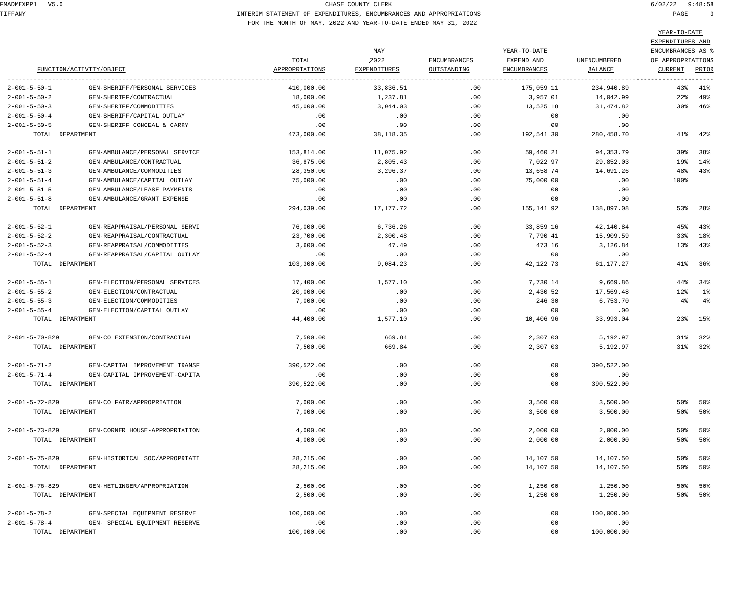CHASE COUNTY CLERK

INTERIM STATEMENT OF EXPENDITURES, ENCUMBRANCES AND APPROPRIATIONS

FOR THE MONTH OF MAY, 2022 AND YEAR-TO-DATE ENDED MAY 31, 2022

| FUNCTION/ACTIVITY/OBJECT | | TOTAL APPROPRIATIONS | MAY 2022 EXPENDITURES | ENCUMBRANCES OUTSTANDING | YEAR-TO-DATE EXPEND AND ENCUMBRANCES | UNENCUMBERED BALANCE | YEAR-TO-DATE EXPENDITURES AND ENCUMBRANCES AS % OF APPROPRIATIONS CURRENT | PRIOR |
|---|---|---|---|---|---|---|---|---|
| 2-001-5-50-1 | GEN-SHERIFF/PERSONAL SERVICES | 410,000.00 | 33,836.51 | .00 | 175,059.11 | 234,940.89 | 43% | 41% |
| 2-001-5-50-2 | GEN-SHERIFF/CONTRACTUAL | 18,000.00 | 1,237.81 | .00 | 3,957.01 | 14,042.99 | 22% | 49% |
| 2-001-5-50-3 | GEN-SHERIFF/COMMODITIES | 45,000.00 | 3,044.03 | .00 | 13,525.18 | 31,474.82 | 30% | 46% |
| 2-001-5-50-4 | GEN-SHERIFF/CAPITAL OUTLAY | .00 | .00 | .00 | .00 | .00 | | |
| 2-001-5-50-5 | GEN-SHERIFF CONCEAL & CARRY | .00 | .00 | .00 | .00 | .00 | | |
| TOTAL DEPARTMENT | | 473,000.00 | 38,118.35 | .00 | 192,541.30 | 280,458.70 | 41% | 42% |
| 2-001-5-51-1 | GEN-AMBULANCE/PERSONAL SERVICE | 153,814.00 | 11,075.92 | .00 | 59,460.21 | 94,353.79 | 39% | 38% |
| 2-001-5-51-2 | GEN-AMBULANCE/CONTRACTUAL | 36,875.00 | 2,805.43 | .00 | 7,022.97 | 29,852.03 | 19% | 14% |
| 2-001-5-51-3 | GEN-AMBULANCE/COMMODITIES | 28,350.00 | 3,296.37 | .00 | 13,658.74 | 14,691.26 | 48% | 43% |
| 2-001-5-51-4 | GEN-AMBULANCE/CAPITAL OUTLAY | 75,000.00 | .00 | .00 | 75,000.00 | .00 | 100% | |
| 2-001-5-51-5 | GEN-AMBULANCE/LEASE PAYMENTS | .00 | .00 | .00 | .00 | .00 | | |
| 2-001-5-51-8 | GEN-AMBULANCE/GRANT EXPENSE | .00 | .00 | .00 | .00 | .00 | | |
| TOTAL DEPARTMENT | | 294,039.00 | 17,177.72 | .00 | 155,141.92 | 138,897.08 | 53% | 28% |
| 2-001-5-52-1 | GEN-REAPPRAISAL/PERSONAL SERVI | 76,000.00 | 6,736.26 | .00 | 33,859.16 | 42,140.84 | 45% | 43% |
| 2-001-5-52-2 | GEN-REAPPRAISAL/CONTRACTUAL | 23,700.00 | 2,300.48 | .00 | 7,790.41 | 15,909.59 | 33% | 18% |
| 2-001-5-52-3 | GEN-REAPPRAISAL/COMMODITIES | 3,600.00 | 47.49 | .00 | 473.16 | 3,126.84 | 13% | 43% |
| 2-001-5-52-4 | GEN-REAPPRAISAL/CAPITAL OUTLAY | .00 | .00 | .00 | .00 | .00 | | |
| TOTAL DEPARTMENT | | 103,300.00 | 9,084.23 | .00 | 42,122.73 | 61,177.27 | 41% | 36% |
| 2-001-5-55-1 | GEN-ELECTION/PERSONAL SERVICES | 17,400.00 | 1,577.10 | .00 | 7,730.14 | 9,669.86 | 44% | 34% |
| 2-001-5-55-2 | GEN-ELECTION/CONTRACTUAL | 20,000.00 | .00 | .00 | 2,430.52 | 17,569.48 | 12% | 1% |
| 2-001-5-55-3 | GEN-ELECTION/COMMODITIES | 7,000.00 | .00 | .00 | 246.30 | 6,753.70 | 4% | 4% |
| 2-001-5-55-4 | GEN-ELECTION/CAPITAL OUTLAY | .00 | .00 | .00 | .00 | .00 | | |
| TOTAL DEPARTMENT | | 44,400.00 | 1,577.10 | .00 | 10,406.96 | 33,993.04 | 23% | 15% |
| 2-001-5-70-829 | GEN-CO EXTENSION/CONTRACTUAL | 7,500.00 | 669.84 | .00 | 2,307.03 | 5,192.97 | 31% | 32% |
| TOTAL DEPARTMENT | | 7,500.00 | 669.84 | .00 | 2,307.03 | 5,192.97 | 31% | 32% |
| 2-001-5-71-2 | GEN-CAPITAL IMPROVEMENT TRANSF | 390,522.00 | .00 | .00 | .00 | 390,522.00 | | |
| 2-001-5-71-4 | GEN-CAPITAL IMPROVEMENT-CAPITA | .00 | .00 | .00 | .00 | .00 | | |
| TOTAL DEPARTMENT | | 390,522.00 | .00 | .00 | .00 | 390,522.00 | | |
| 2-001-5-72-829 | GEN-CO FAIR/APPROPRIATION | 7,000.00 | .00 | .00 | 3,500.00 | 3,500.00 | 50% | 50% |
| TOTAL DEPARTMENT | | 7,000.00 | .00 | .00 | 3,500.00 | 3,500.00 | 50% | 50% |
| 2-001-5-73-829 | GEN-CORNER HOUSE-APPROPRIATION | 4,000.00 | .00 | .00 | 2,000.00 | 2,000.00 | 50% | 50% |
| TOTAL DEPARTMENT | | 4,000.00 | .00 | .00 | 2,000.00 | 2,000.00 | 50% | 50% |
| 2-001-5-75-829 | GEN-HISTORICAL SOC/APPROPRIATI | 28,215.00 | .00 | .00 | 14,107.50 | 14,107.50 | 50% | 50% |
| TOTAL DEPARTMENT | | 28,215.00 | .00 | .00 | 14,107.50 | 14,107.50 | 50% | 50% |
| 2-001-5-76-829 | GEN-HETLINGER/APPROPRIATION | 2,500.00 | .00 | .00 | 1,250.00 | 1,250.00 | 50% | 50% |
| TOTAL DEPARTMENT | | 2,500.00 | .00 | .00 | 1,250.00 | 1,250.00 | 50% | 50% |
| 2-001-5-78-2 | GEN-SPECIAL EQUIPMENT RESERVE | 100,000.00 | .00 | .00 | .00 | 100,000.00 | | |
| 2-001-5-78-4 | GEN- SPECIAL EQUIPMENT RESERVE | .00 | .00 | .00 | .00 | .00 | | |
| TOTAL DEPARTMENT | | 100,000.00 | .00 | .00 | .00 | 100,000.00 | | |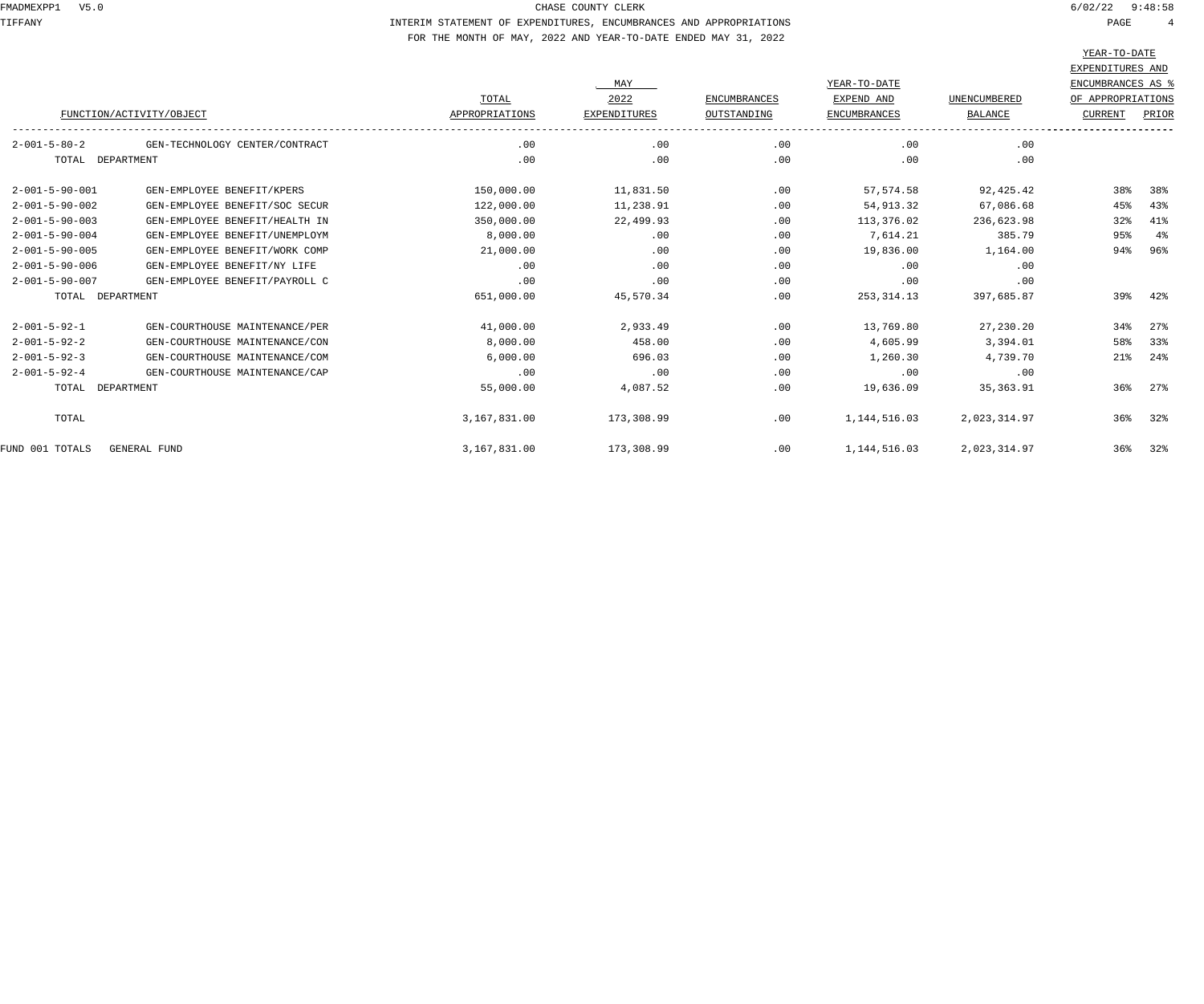CHASE COUNTY CLERK

INTERIM STATEMENT OF EXPENDITURES, ENCUMBRANCES AND APPROPRIATIONS

FOR THE MONTH OF MAY, 2022 AND YEAR-TO-DATE ENDED MAY 31, 2022

| FUNCTION/ACTIVITY/OBJECT | | TOTAL APPROPRIATIONS | MAY 2022 EXPENDITURES | ENCUMBRANCES OUTSTANDING | YEAR-TO-DATE EXPEND AND ENCUMBRANCES | UNENCUMBERED BALANCE | YEAR-TO-DATE EXPENDITURES AND ENCUMBRANCES AS % OF APPROPRIATIONS CURRENT | PRIOR |
|---|---|---|---|---|---|---|---|---|
| 2-001-5-80-2 | GEN-TECHNOLOGY CENTER/CONTRACT | .00 | .00 | .00 | .00 | .00 | | |
| TOTAL DEPARTMENT | | .00 | .00 | .00 | .00 | .00 | | |
| 2-001-5-90-001 | GEN-EMPLOYEE BENEFIT/KPERS | 150,000.00 | 11,831.50 | .00 | 57,574.58 | 92,425.42 | 38% | 38% |
| 2-001-5-90-002 | GEN-EMPLOYEE BENEFIT/SOC SECUR | 122,000.00 | 11,238.91 | .00 | 54,913.32 | 67,086.68 | 45% | 43% |
| 2-001-5-90-003 | GEN-EMPLOYEE BENEFIT/HEALTH IN | 350,000.00 | 22,499.93 | .00 | 113,376.02 | 236,623.98 | 32% | 41% |
| 2-001-5-90-004 | GEN-EMPLOYEE BENEFIT/UNEMPLOYM | 8,000.00 | .00 | .00 | 7,614.21 | 385.79 | 95% | 4% |
| 2-001-5-90-005 | GEN-EMPLOYEE BENEFIT/WORK COMP | 21,000.00 | .00 | .00 | 19,836.00 | 1,164.00 | 94% | 96% |
| 2-001-5-90-006 | GEN-EMPLOYEE BENEFIT/NY LIFE | .00 | .00 | .00 | .00 | .00 | | |
| 2-001-5-90-007 | GEN-EMPLOYEE BENEFIT/PAYROLL C | .00 | .00 | .00 | .00 | .00 | | |
| TOTAL DEPARTMENT | | 651,000.00 | 45,570.34 | .00 | 253,314.13 | 397,685.87 | 39% | 42% |
| 2-001-5-92-1 | GEN-COURTHOUSE MAINTENANCE/PER | 41,000.00 | 2,933.49 | .00 | 13,769.80 | 27,230.20 | 34% | 27% |
| 2-001-5-92-2 | GEN-COURTHOUSE MAINTENANCE/CON | 8,000.00 | 458.00 | .00 | 4,605.99 | 3,394.01 | 58% | 33% |
| 2-001-5-92-3 | GEN-COURTHOUSE MAINTENANCE/COM | 6,000.00 | 696.03 | .00 | 1,260.30 | 4,739.70 | 21% | 24% |
| 2-001-5-92-4 | GEN-COURTHOUSE MAINTENANCE/CAP | .00 | .00 | .00 | .00 | .00 | | |
| TOTAL DEPARTMENT | | 55,000.00 | 4,087.52 | .00 | 19,636.09 | 35,363.91 | 36% | 27% |
| TOTAL | | 3,167,831.00 | 173,308.99 | .00 | 1,144,516.03 | 2,023,314.97 | 36% | 32% |
| FUND 001 TOTALS | GENERAL FUND | 3,167,831.00 | 173,308.99 | .00 | 1,144,516.03 | 2,023,314.97 | 36% | 32% |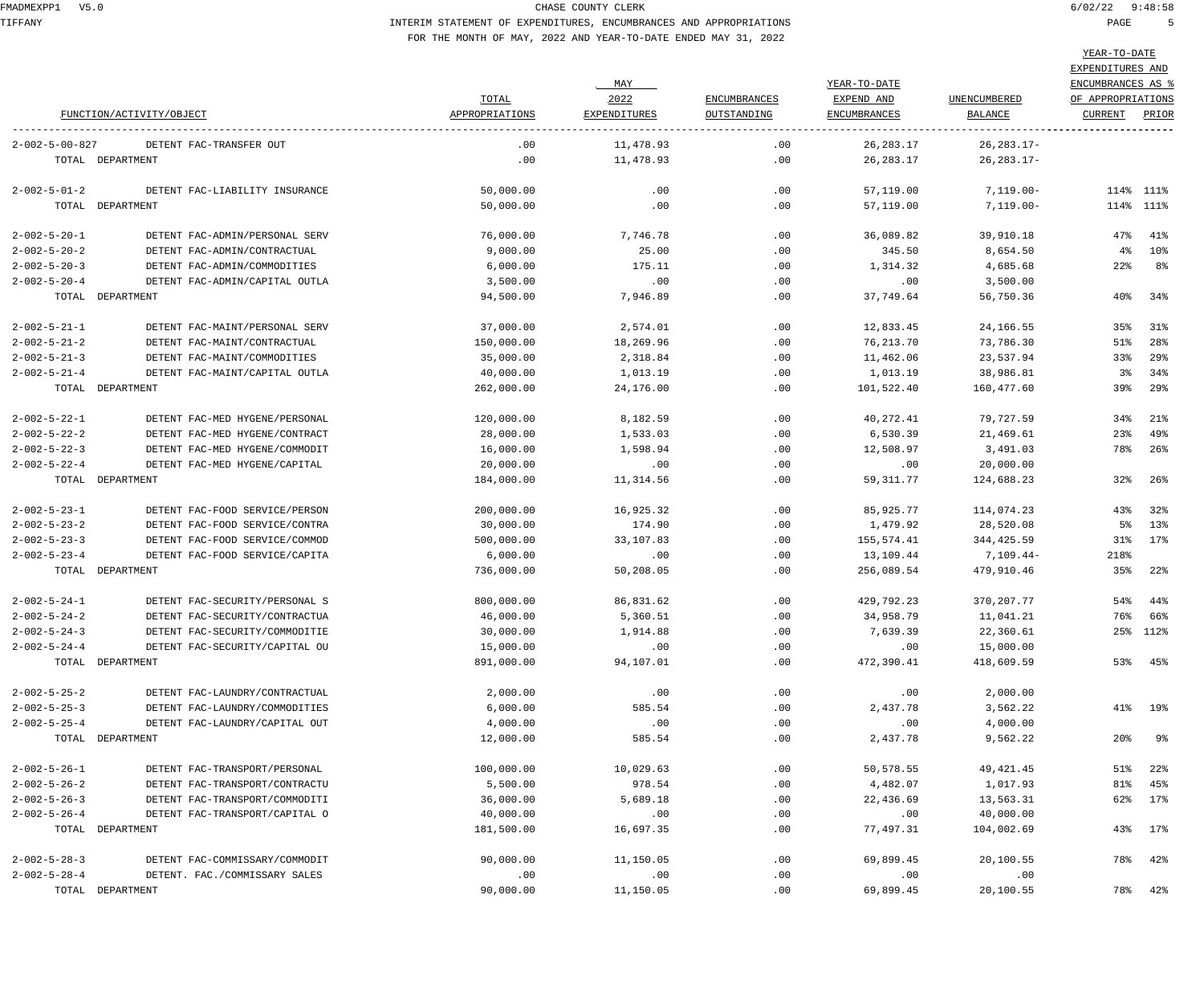CHASE COUNTY CLERK

INTERIM STATEMENT OF EXPENDITURES, ENCUMBRANCES AND APPROPRIATIONS

FOR THE MONTH OF MAY, 2022 AND YEAR-TO-DATE ENDED MAY 31, 2022

| FUNCTION/ACTIVITY/OBJECT | | TOTAL APPROPRIATIONS | MAY 2022 EXPENDITURES | ENCUMBRANCES OUTSTANDING | YEAR-TO-DATE EXPEND AND ENCUMBRANCES | UNENCUMBERED BALANCE | YEAR-TO-DATE EXPENDITURES AND ENCUMBRANCES AS % OF APPROPRIATIONS CURRENT | PRIOR |
|---|---|---|---|---|---|---|---|---|
| 2-002-5-00-827 | DETENT FAC-TRANSFER OUT | .00 | 11,478.93 | .00 | 26,283.17 | 26,283.17- | | |
| TOTAL DEPARTMENT | | .00 | 11,478.93 | .00 | 26,283.17 | 26,283.17- | | |
| 2-002-5-01-2 | DETENT FAC-LIABILITY INSURANCE | 50,000.00 | .00 | .00 | 57,119.00 | 7,119.00- | 114% | 111% |
| TOTAL DEPARTMENT | | 50,000.00 | .00 | .00 | 57,119.00 | 7,119.00- | 114% | 111% |
| 2-002-5-20-1 | DETENT FAC-ADMIN/PERSONAL SERV | 76,000.00 | 7,746.78 | .00 | 36,089.82 | 39,910.18 | 47% | 41% |
| 2-002-5-20-2 | DETENT FAC-ADMIN/CONTRACTUAL | 9,000.00 | 25.00 | .00 | 345.50 | 8,654.50 | 4% | 10% |
| 2-002-5-20-3 | DETENT FAC-ADMIN/COMMODITIES | 6,000.00 | 175.11 | .00 | 1,314.32 | 4,685.68 | 22% | 8% |
| 2-002-5-20-4 | DETENT FAC-ADMIN/CAPITAL OUTLA | 3,500.00 | .00 | .00 | .00 | 3,500.00 | | |
| TOTAL DEPARTMENT | | 94,500.00 | 7,946.89 | .00 | 37,749.64 | 56,750.36 | 40% | 34% |
| 2-002-5-21-1 | DETENT FAC-MAINT/PERSONAL SERV | 37,000.00 | 2,574.01 | .00 | 12,833.45 | 24,166.55 | 35% | 31% |
| 2-002-5-21-2 | DETENT FAC-MAINT/CONTRACTUAL | 150,000.00 | 18,269.96 | .00 | 76,213.70 | 73,786.30 | 51% | 28% |
| 2-002-5-21-3 | DETENT FAC-MAINT/COMMODITIES | 35,000.00 | 2,318.84 | .00 | 11,462.06 | 23,537.94 | 33% | 29% |
| 2-002-5-21-4 | DETENT FAC-MAINT/CAPITAL OUTLA | 40,000.00 | 1,013.19 | .00 | 1,013.19 | 38,986.81 | 3% | 34% |
| TOTAL DEPARTMENT | | 262,000.00 | 24,176.00 | .00 | 101,522.40 | 160,477.60 | 39% | 29% |
| 2-002-5-22-1 | DETENT FAC-MED HYGENE/PERSONAL | 120,000.00 | 8,182.59 | .00 | 40,272.41 | 79,727.59 | 34% | 21% |
| 2-002-5-22-2 | DETENT FAC-MED HYGENE/CONTRACT | 28,000.00 | 1,533.03 | .00 | 6,530.39 | 21,469.61 | 23% | 49% |
| 2-002-5-22-3 | DETENT FAC-MED HYGENE/COMMODIT | 16,000.00 | 1,598.94 | .00 | 12,508.97 | 3,491.03 | 78% | 26% |
| 2-002-5-22-4 | DETENT FAC-MED HYGENE/CAPITAL | 20,000.00 | .00 | .00 | .00 | 20,000.00 | | |
| TOTAL DEPARTMENT | | 184,000.00 | 11,314.56 | .00 | 59,311.77 | 124,688.23 | 32% | 26% |
| 2-002-5-23-1 | DETENT FAC-FOOD SERVICE/PERSON | 200,000.00 | 16,925.32 | .00 | 85,925.77 | 114,074.23 | 43% | 32% |
| 2-002-5-23-2 | DETENT FAC-FOOD SERVICE/CONTRA | 30,000.00 | 174.90 | .00 | 1,479.92 | 28,520.08 | 5% | 13% |
| 2-002-5-23-3 | DETENT FAC-FOOD SERVICE/COMMOD | 500,000.00 | 33,107.83 | .00 | 155,574.41 | 344,425.59 | 31% | 17% |
| 2-002-5-23-4 | DETENT FAC-FOOD SERVICE/CAPITA | 6,000.00 | .00 | .00 | 13,109.44 | 7,109.44- | 218% | |
| TOTAL DEPARTMENT | | 736,000.00 | 50,208.05 | .00 | 256,089.54 | 479,910.46 | 35% | 22% |
| 2-002-5-24-1 | DETENT FAC-SECURITY/PERSONAL S | 800,000.00 | 86,831.62 | .00 | 429,792.23 | 370,207.77 | 54% | 44% |
| 2-002-5-24-2 | DETENT FAC-SECURITY/CONTRACTUA | 46,000.00 | 5,360.51 | .00 | 34,958.79 | 11,041.21 | 76% | 66% |
| 2-002-5-24-3 | DETENT FAC-SECURITY/COMMODITIE | 30,000.00 | 1,914.88 | .00 | 7,639.39 | 22,360.61 | 25% | 112% |
| 2-002-5-24-4 | DETENT FAC-SECURITY/CAPITAL OU | 15,000.00 | .00 | .00 | .00 | 15,000.00 | | |
| TOTAL DEPARTMENT | | 891,000.00 | 94,107.01 | .00 | 472,390.41 | 418,609.59 | 53% | 45% |
| 2-002-5-25-2 | DETENT FAC-LAUNDRY/CONTRACTUAL | 2,000.00 | .00 | .00 | .00 | 2,000.00 | | |
| 2-002-5-25-3 | DETENT FAC-LAUNDRY/COMMODITIES | 6,000.00 | 585.54 | .00 | 2,437.78 | 3,562.22 | 41% | 19% |
| 2-002-5-25-4 | DETENT FAC-LAUNDRY/CAPITAL OUT | 4,000.00 | .00 | .00 | .00 | 4,000.00 | | |
| TOTAL DEPARTMENT | | 12,000.00 | 585.54 | .00 | 2,437.78 | 9,562.22 | 20% | 9% |
| 2-002-5-26-1 | DETENT FAC-TRANSPORT/PERSONAL | 100,000.00 | 10,029.63 | .00 | 50,578.55 | 49,421.45 | 51% | 22% |
| 2-002-5-26-2 | DETENT FAC-TRANSPORT/CONTRACTU | 5,500.00 | 978.54 | .00 | 4,482.07 | 1,017.93 | 81% | 45% |
| 2-002-5-26-3 | DETENT FAC-TRANSPORT/COMMODITI | 36,000.00 | 5,689.18 | .00 | 22,436.69 | 13,563.31 | 62% | 17% |
| 2-002-5-26-4 | DETENT FAC-TRANSPORT/CAPITAL O | 40,000.00 | .00 | .00 | .00 | 40,000.00 | | |
| TOTAL DEPARTMENT | | 181,500.00 | 16,697.35 | .00 | 77,497.31 | 104,002.69 | 43% | 17% |
| 2-002-5-28-3 | DETENT FAC-COMMISSARY/COMMODIT | 90,000.00 | 11,150.05 | .00 | 69,899.45 | 20,100.55 | 78% | 42% |
| 2-002-5-28-4 | DETENT. FAC./COMMISSARY SALES | .00 | .00 | .00 | .00 | .00 | | |
| TOTAL DEPARTMENT | | 90,000.00 | 11,150.05 | .00 | 69,899.45 | 20,100.55 | 78% | 42% |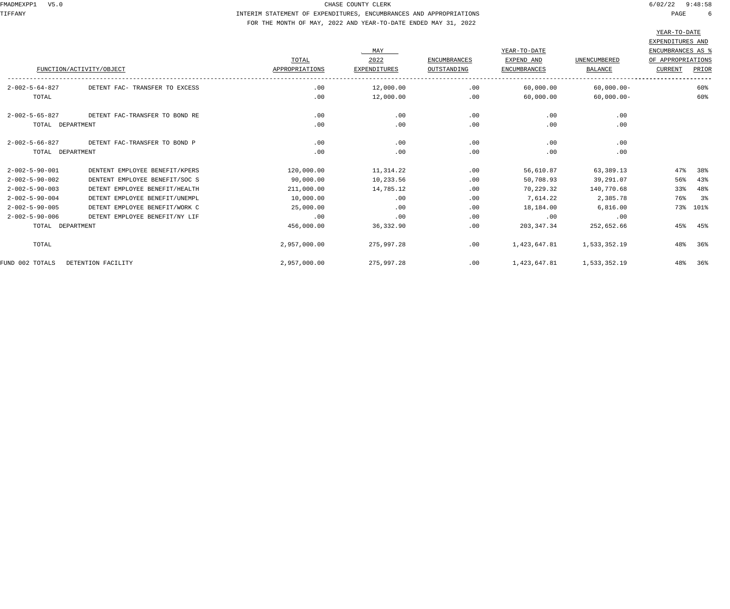CHASE COUNTY CLERK

INTERIM STATEMENT OF EXPENDITURES, ENCUMBRANCES AND APPROPRIATIONS

FOR THE MONTH OF MAY, 2022 AND YEAR-TO-DATE ENDED MAY 31, 2022

| FUNCTION/ACTIVITY/OBJECT | | TOTAL APPROPRIATIONS | MAY 2022 EXPENDITURES | ENCUMBRANCES OUTSTANDING | YEAR-TO-DATE EXPEND AND ENCUMBRANCES | UNENCUMBERED BALANCE | YEAR-TO-DATE EXPENDITURES AND ENCUMBRANCES AS % OF APPROPRIATIONS CURRENT | PRIOR |
|---|---|---|---|---|---|---|---|---|
| 2-002-5-64-827 | DETENT FAC- TRANSFER TO EXCESS | .00 | 12,000.00 | .00 | 60,000.00 | 60,000.00- | | 60% |
| TOTAL | | .00 | 12,000.00 | .00 | 60,000.00 | 60,000.00- | | 60% |
| 2-002-5-65-827 | DETENT FAC-TRANSFER TO BOND RE | .00 | .00 | .00 | .00 | .00 | | |
| TOTAL DEPARTMENT | | .00 | .00 | .00 | .00 | .00 | | |
| 2-002-5-66-827 | DETENT FAC-TRANSFER TO BOND P | .00 | .00 | .00 | .00 | .00 | | |
| TOTAL DEPARTMENT | | .00 | .00 | .00 | .00 | .00 | | |
| 2-002-5-90-001 | DENTENT EMPLOYEE BENEFIT/KPERS | 120,000.00 | 11,314.22 | .00 | 56,610.87 | 63,389.13 | 47% | 38% |
| 2-002-5-90-002 | DENTENT EMPLOYEE BENEFIT/SOC S | 90,000.00 | 10,233.56 | .00 | 50,708.93 | 39,291.07 | 56% | 43% |
| 2-002-5-90-003 | DETENT EMPLOYEE BENEFIT/HEALTH | 211,000.00 | 14,785.12 | .00 | 70,229.32 | 140,770.68 | 33% | 48% |
| 2-002-5-90-004 | DETENT EMPLOYEE BENEFIT/UNEMPL | 10,000.00 | .00 | .00 | 7,614.22 | 2,385.78 | 76% | 3% |
| 2-002-5-90-005 | DETENT EMPLOYEE BENEFIT/WORK C | 25,000.00 | .00 | .00 | 18,184.00 | 6,816.00 | 73% | 101% |
| 2-002-5-90-006 | DETENT EMPLOYEE BENEFIT/NY LIF | .00 | .00 | .00 | .00 | .00 | | |
| TOTAL DEPARTMENT | | 456,000.00 | 36,332.90 | .00 | 203,347.34 | 252,652.66 | 45% | 45% |
| TOTAL | | 2,957,000.00 | 275,997.28 | .00 | 1,423,647.81 | 1,533,352.19 | 48% | 36% |
| FUND 002 TOTALS | DETENTION FACILITY | 2,957,000.00 | 275,997.28 | .00 | 1,423,647.81 | 1,533,352.19 | 48% | 36% |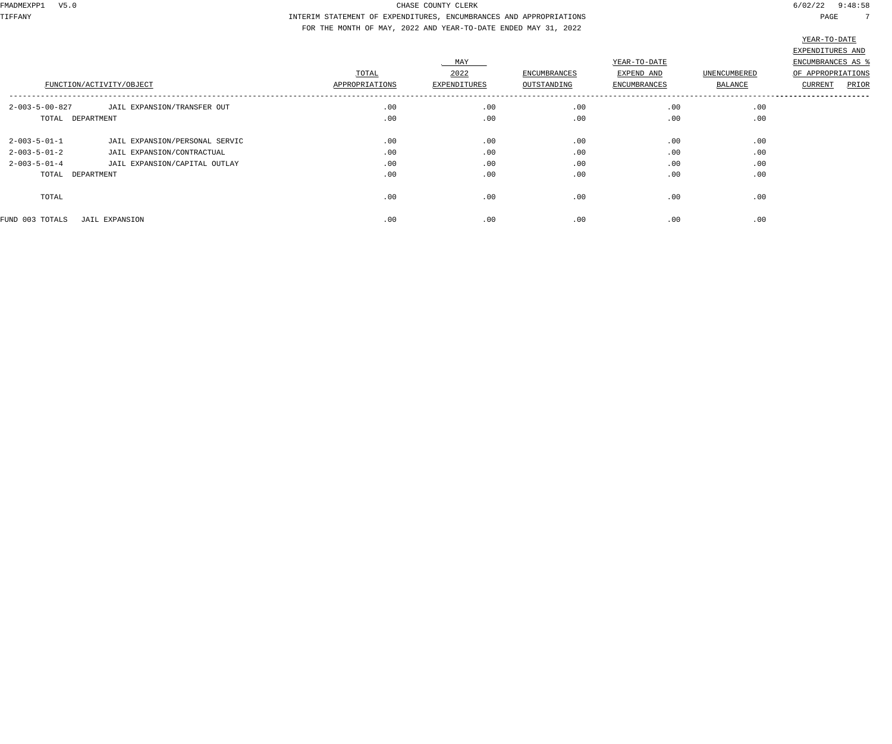CHASE COUNTY CLERK

INTERIM STATEMENT OF EXPENDITURES, ENCUMBRANCES AND APPROPRIATIONS

FOR THE MONTH OF MAY, 2022 AND YEAR-TO-DATE ENDED MAY 31, 2022

| FUNCTION/ACTIVITY/OBJECT | | TOTAL APPROPRIATIONS | MAY 2022 EXPENDITURES | ENCUMBRANCES OUTSTANDING | YEAR-TO-DATE EXPEND AND ENCUMBRANCES | UNENCUMBERED BALANCE | YEAR-TO-DATE EXPENDITURES AND ENCUMBRANCES AS % OF APPROPRIATIONS CURRENT | PRIOR |
|---|---|---|---|---|---|---|---|---|
| 2-003-5-00-827 | JAIL EXPANSION/TRANSFER OUT | .00 | .00 | .00 | .00 | .00 | | |
| TOTAL DEPARTMENT | | .00 | .00 | .00 | .00 | .00 | | |
| 2-003-5-01-1 | JAIL EXPANSION/PERSONAL SERVIC | .00 | .00 | .00 | .00 | .00 | | |
| 2-003-5-01-2 | JAIL EXPANSION/CONTRACTUAL | .00 | .00 | .00 | .00 | .00 | | |
| 2-003-5-01-4 | JAIL EXPANSION/CAPITAL OUTLAY | .00 | .00 | .00 | .00 | .00 | | |
| TOTAL DEPARTMENT | | .00 | .00 | .00 | .00 | .00 | | |
| TOTAL | | .00 | .00 | .00 | .00 | .00 | | |
| FUND 003 TOTALS | JAIL EXPANSION | .00 | .00 | .00 | .00 | .00 | | |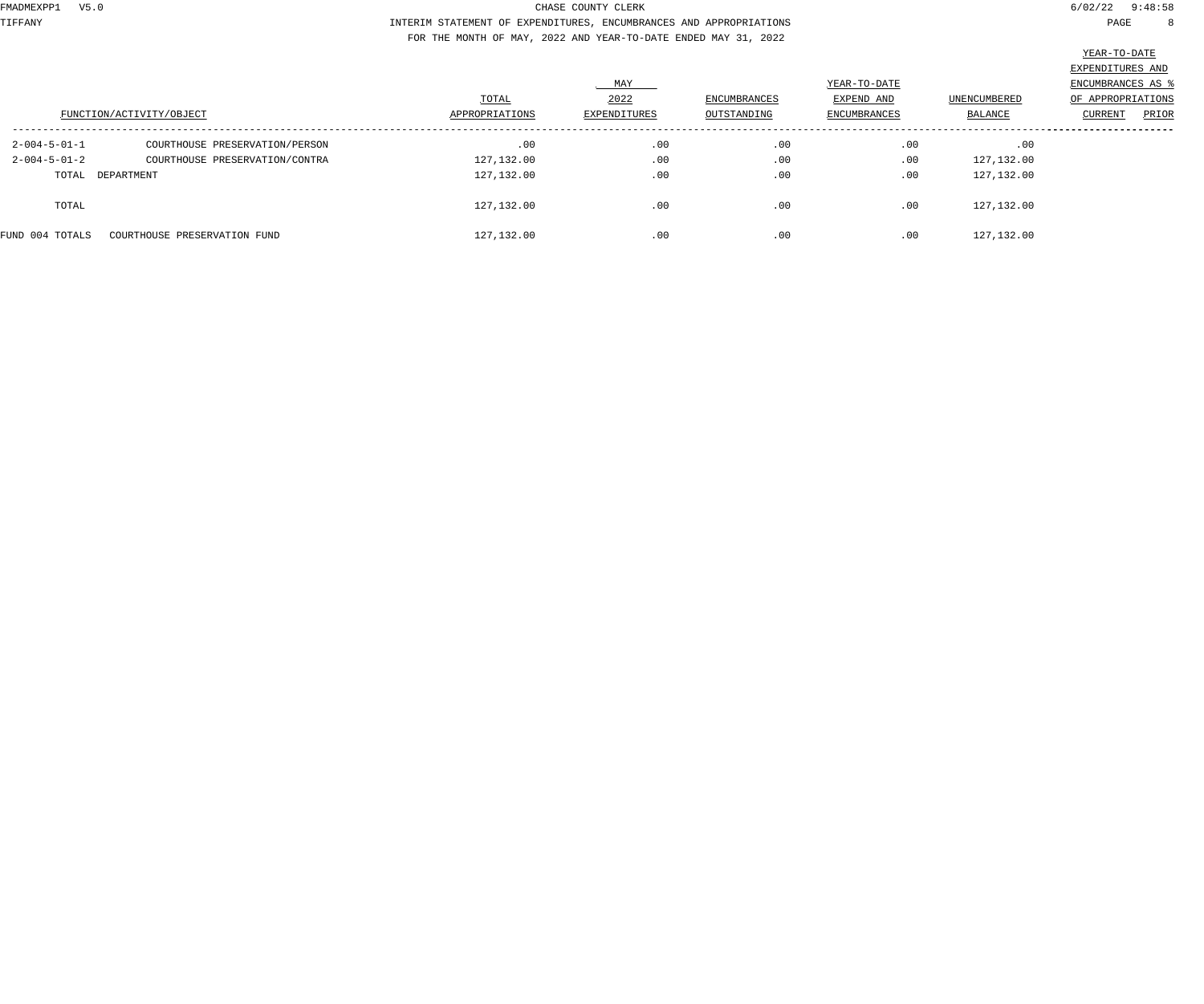CHASE COUNTY CLERK

INTERIM STATEMENT OF EXPENDITURES, ENCUMBRANCES AND APPROPRIATIONS

FOR THE MONTH OF MAY, 2022 AND YEAR-TO-DATE ENDED MAY 31, 2022

| FUNCTION/ACTIVITY/OBJECT | | TOTAL APPROPRIATIONS | MAY 2022 EXPENDITURES | ENCUMBRANCES OUTSTANDING | YEAR-TO-DATE EXPEND AND ENCUMBRANCES | UNENCUMBERED BALANCE | YEAR-TO-DATE EXPENDITURES AND ENCUMBRANCES AS % OF APPROPRIATIONS CURRENT | PRIOR |
|---|---|---|---|---|---|---|---|---|
| 2-004-5-01-1 | COURTHOUSE PRESERVATION/PERSON | .00 | .00 | .00 | .00 | .00 | | |
| 2-004-5-01-2 | COURTHOUSE PRESERVATION/CONTRA | 127,132.00 | .00 | .00 | .00 | 127,132.00 | | |
| TOTAL | DEPARTMENT | 127,132.00 | .00 | .00 | .00 | 127,132.00 | | |
| TOTAL | | 127,132.00 | .00 | .00 | .00 | 127,132.00 | | |
| FUND 004 TOTALS | COURTHOUSE PRESERVATION FUND | 127,132.00 | .00 | .00 | .00 | 127,132.00 | | |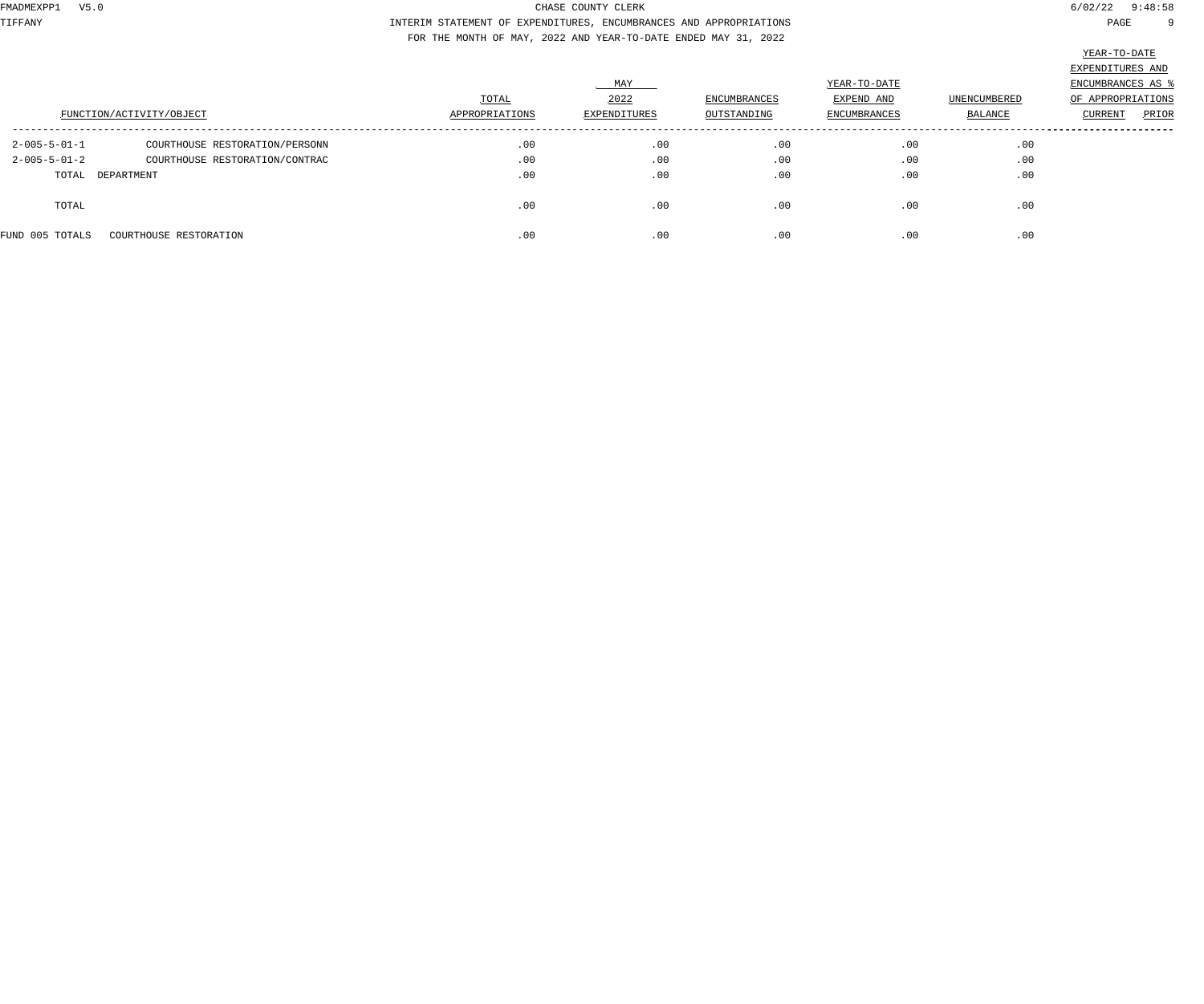CHASE COUNTY CLERK

INTERIM STATEMENT OF EXPENDITURES, ENCUMBRANCES AND APPROPRIATIONS

FOR THE MONTH OF MAY, 2022 AND YEAR-TO-DATE ENDED MAY 31, 2022

| FUNCTION/ACTIVITY/OBJECT | | TOTAL APPROPRIATIONS | MAY 2022 EXPENDITURES | ENCUMBRANCES OUTSTANDING | YEAR-TO-DATE EXPEND AND ENCUMBRANCES | UNENCUMBERED BALANCE | YEAR-TO-DATE EXPENDITURES AND ENCUMBRANCES AS % OF APPROPRIATIONS CURRENT | PRIOR |
|---|---|---|---|---|---|---|---|---|
| 2-005-5-01-1 | COURTHOUSE RESTORATION/PERSONN | .00 | .00 | .00 | .00 | .00 | | |
| 2-005-5-01-2 | COURTHOUSE RESTORATION/CONTRAC | .00 | .00 | .00 | .00 | .00 | | |
| TOTAL DEPARTMENT | | .00 | .00 | .00 | .00 | .00 | | |
| TOTAL | | .00 | .00 | .00 | .00 | .00 | | |
| FUND 005 TOTALS | COURTHOUSE RESTORATION | .00 | .00 | .00 | .00 | .00 | | |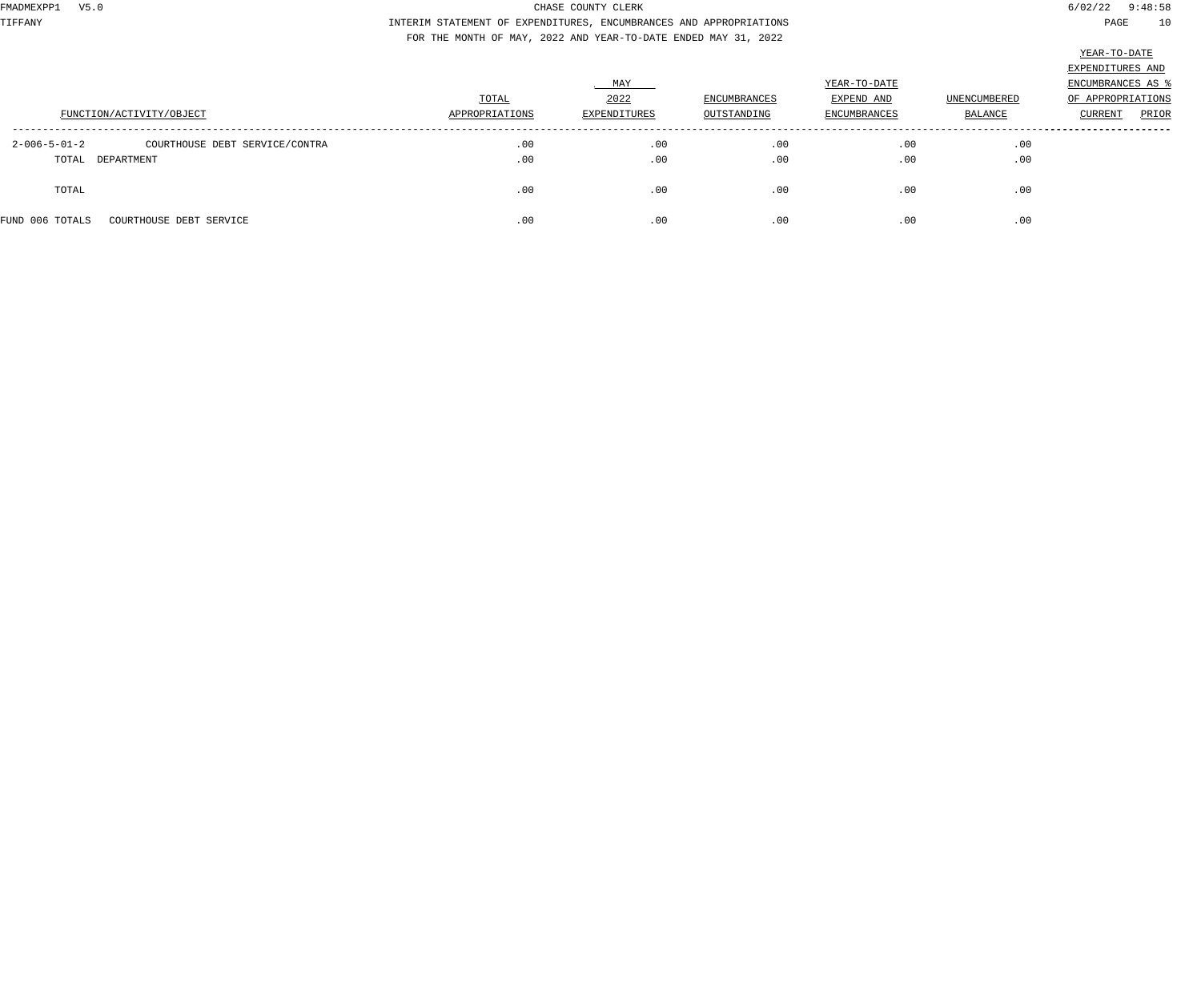CHASE COUNTY CLERK

INTERIM STATEMENT OF EXPENDITURES, ENCUMBRANCES AND APPROPRIATIONS

FOR THE MONTH OF MAY, 2022 AND YEAR-TO-DATE ENDED MAY 31, 2022

| FUNCTION/ACTIVITY/OBJECT | | TOTAL APPROPRIATIONS | MAY 2022 EXPENDITURES | ENCUMBRANCES OUTSTANDING | YEAR-TO-DATE EXPEND AND ENCUMBRANCES | UNENCUMBERED BALANCE | YEAR-TO-DATE EXPENDITURES AND ENCUMBRANCES AS % OF APPROPRIATIONS CURRENT | PRIOR |
|---|---|---|---|---|---|---|---|---|
| 2-006-5-01-2 | COURTHOUSE DEBT SERVICE/CONTRA | .00 | .00 | .00 | .00 | .00 | | |
| TOTAL DEPARTMENT | | .00 | .00 | .00 | .00 | .00 | | |
| TOTAL | | .00 | .00 | .00 | .00 | .00 | | |
| FUND 006 TOTALS | COURTHOUSE DEBT SERVICE | .00 | .00 | .00 | .00 | .00 | | |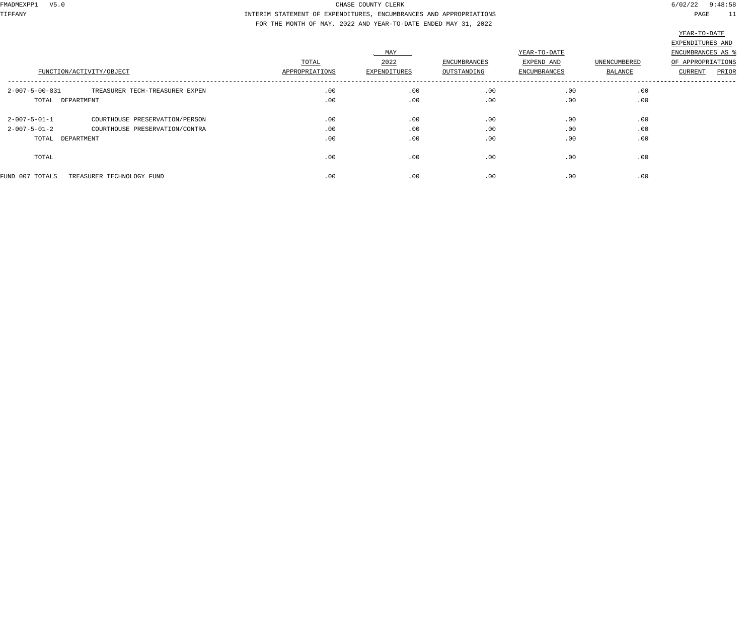CHASE COUNTY CLERK

INTERIM STATEMENT OF EXPENDITURES, ENCUMBRANCES AND APPROPRIATIONS

FOR THE MONTH OF MAY, 2022 AND YEAR-TO-DATE ENDED MAY 31, 2022

| FUNCTION/ACTIVITY/OBJECT | | TOTAL APPROPRIATIONS | MAY 2022 EXPENDITURES | ENCUMBRANCES OUTSTANDING | YEAR-TO-DATE EXPEND AND ENCUMBRANCES | UNENCUMBERED BALANCE | YEAR-TO-DATE EXPENDITURES AND ENCUMBRANCES AS % OF APPROPRIATIONS CURRENT | PRIOR |
|---|---|---|---|---|---|---|---|---|
| 2-007-5-00-831 | TREASURER TECH-TREASURER EXPEN | .00 | .00 | .00 | .00 | .00 | | |
| TOTAL DEPARTMENT | | .00 | .00 | .00 | .00 | .00 | | |
| 2-007-5-01-1 | COURTHOUSE PRESERVATION/PERSON | .00 | .00 | .00 | .00 | .00 | | |
| 2-007-5-01-2 | COURTHOUSE PRESERVATION/CONTRA | .00 | .00 | .00 | .00 | .00 | | |
| TOTAL DEPARTMENT | | .00 | .00 | .00 | .00 | .00 | | |
| TOTAL | | .00 | .00 | .00 | .00 | .00 | | |
| FUND 007 TOTALS | TREASURER TECHNOLOGY FUND | .00 | .00 | .00 | .00 | .00 | | |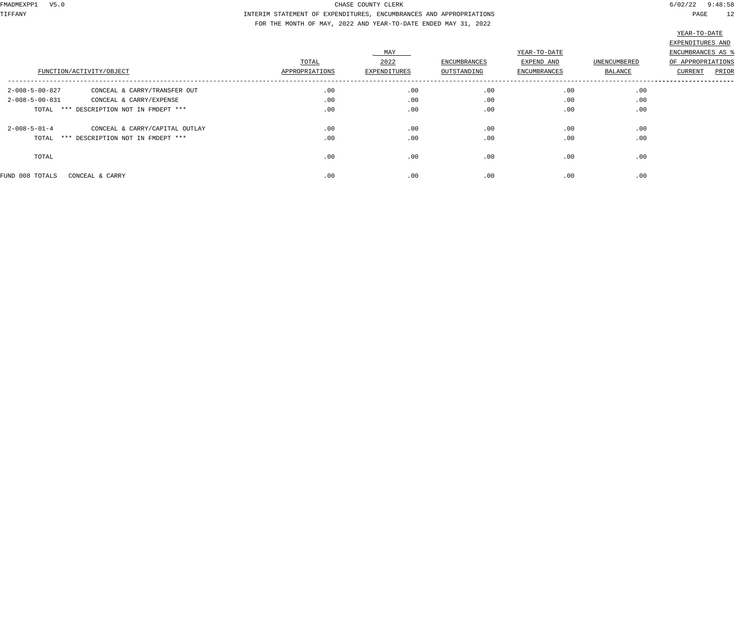CHASE COUNTY CLERK

INTERIM STATEMENT OF EXPENDITURES, ENCUMBRANCES AND APPROPRIATIONS

FOR THE MONTH OF MAY, 2022 AND YEAR-TO-DATE ENDED MAY 31, 2022

| FUNCTION/ACTIVITY/OBJECT | | TOTAL APPROPRIATIONS | MAY 2022 EXPENDITURES | ENCUMBRANCES OUTSTANDING | YEAR-TO-DATE EXPEND AND ENCUMBRANCES | UNENCUMBERED BALANCE | YEAR-TO-DATE EXPENDITURES AND ENCUMBRANCES AS % OF APPROPRIATIONS CURRENT | PRIOR |
|---|---|---|---|---|---|---|---|---|
| 2-008-5-00-827 | CONCEAL & CARRY/TRANSFER OUT | .00 | .00 | .00 | .00 | .00 | | |
| 2-008-5-00-831 | CONCEAL & CARRY/EXPENSE | .00 | .00 | .00 | .00 | .00 | | |
| TOTAL | *** DESCRIPTION NOT IN FMDEPT *** | .00 | .00 | .00 | .00 | .00 | | |
| 2-008-5-01-4 | CONCEAL & CARRY/CAPITAL OUTLAY | .00 | .00 | .00 | .00 | .00 | | |
| TOTAL | *** DESCRIPTION NOT IN FMDEPT *** | .00 | .00 | .00 | .00 | .00 | | |
| TOTAL | | .00 | .00 | .00 | .00 | .00 | | |
| FUND 008 TOTALS | CONCEAL & CARRY | .00 | .00 | .00 | .00 | .00 | | |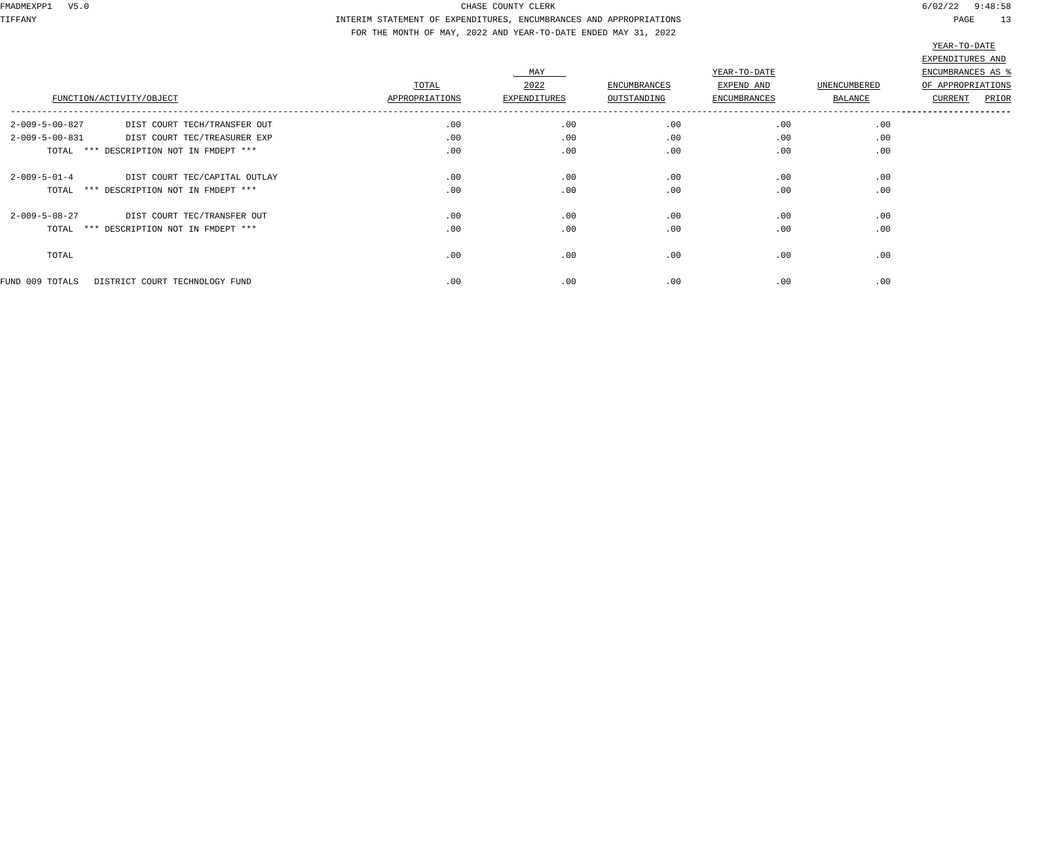CHASE COUNTY CLERK

INTERIM STATEMENT OF EXPENDITURES, ENCUMBRANCES AND APPROPRIATIONS

FOR THE MONTH OF MAY, 2022 AND YEAR-TO-DATE ENDED MAY 31, 2022

| FUNCTION/ACTIVITY/OBJECT | | TOTAL APPROPRIATIONS | MAY 2022 EXPENDITURES | ENCUMBRANCES OUTSTANDING | YEAR-TO-DATE EXPEND AND ENCUMBRANCES | UNENCUMBERED BALANCE | YEAR-TO-DATE EXPENDITURES AND ENCUMBRANCES AS % OF APPROPRIATIONS CURRENT | PRIOR |
|---|---|---|---|---|---|---|---|---|
| 2-009-5-00-827 | DIST COURT TECH/TRANSFER OUT | .00 | .00 | .00 | .00 | .00 | | |
| 2-009-5-00-831 | DIST COURT TEC/TREASURER EXP | .00 | .00 | .00 | .00 | .00 | | |
| TOTAL | *** DESCRIPTION NOT IN FMDEPT *** | .00 | .00 | .00 | .00 | .00 | | |
| 2-009-5-01-4 | DIST COURT TEC/CAPITAL OUTLAY | .00 | .00 | .00 | .00 | .00 | | |
| TOTAL | *** DESCRIPTION NOT IN FMDEPT *** | .00 | .00 | .00 | .00 | .00 | | |
| 2-009-5-08-27 | DIST COURT TEC/TRANSFER OUT | .00 | .00 | .00 | .00 | .00 | | |
| TOTAL | *** DESCRIPTION NOT IN FMDEPT *** | .00 | .00 | .00 | .00 | .00 | | |
| TOTAL | | .00 | .00 | .00 | .00 | .00 | | |
| FUND 009 TOTALS | DISTRICT COURT TECHNOLOGY FUND | .00 | .00 | .00 | .00 | .00 | | |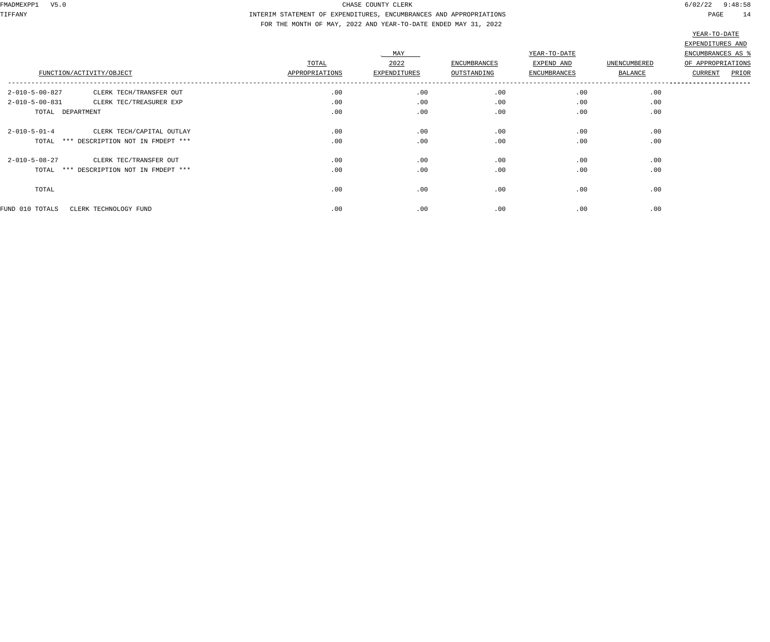CHASE COUNTY CLERK

INTERIM STATEMENT OF EXPENDITURES, ENCUMBRANCES AND APPROPRIATIONS

FOR THE MONTH OF MAY, 2022 AND YEAR-TO-DATE ENDED MAY 31, 2022

| FUNCTION/ACTIVITY/OBJECT | | TOTAL APPROPRIATIONS | MAY 2022 EXPENDITURES | ENCUMBRANCES OUTSTANDING | YEAR-TO-DATE EXPEND AND ENCUMBRANCES | UNENCUMBERED BALANCE | YEAR-TO-DATE EXPENDITURES AND ENCUMBRANCES AS % OF APPROPRIATIONS CURRENT | PRIOR |
|---|---|---|---|---|---|---|---|---|
| 2-010-5-00-827 | CLERK TECH/TRANSFER OUT | .00 | .00 | .00 | .00 | .00 | | |
| 2-010-5-00-831 | CLERK TEC/TREASURER EXP | .00 | .00 | .00 | .00 | .00 | | |
| TOTAL DEPARTMENT | | .00 | .00 | .00 | .00 | .00 | | |
| 2-010-5-01-4 | CLERK TECH/CAPITAL OUTLAY | .00 | .00 | .00 | .00 | .00 | | |
| TOTAL | *** DESCRIPTION NOT IN FMDEPT *** | .00 | .00 | .00 | .00 | .00 | | |
| 2-010-5-08-27 | CLERK TEC/TRANSFER OUT | .00 | .00 | .00 | .00 | .00 | | |
| TOTAL | *** DESCRIPTION NOT IN FMDEPT *** | .00 | .00 | .00 | .00 | .00 | | |
| TOTAL | | .00 | .00 | .00 | .00 | .00 | | |
| FUND 010 TOTALS | CLERK TECHNOLOGY FUND | .00 | .00 | .00 | .00 | .00 | | |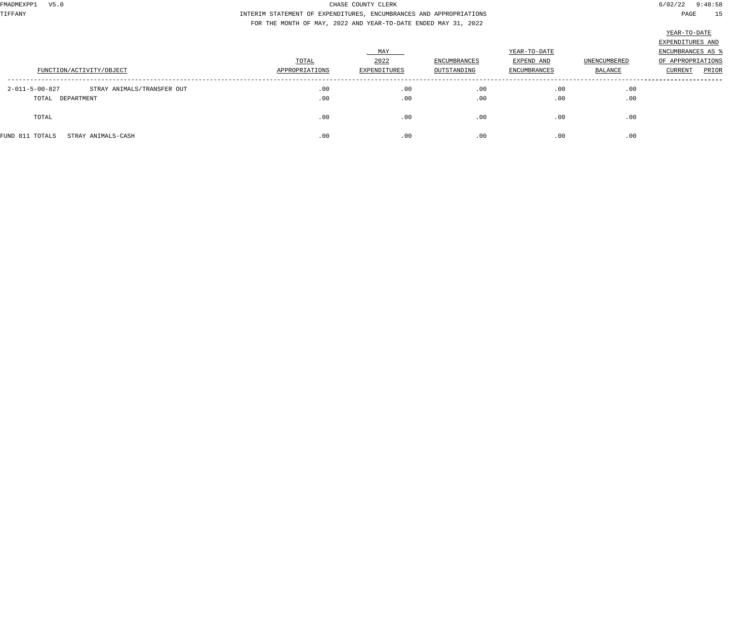CHASE COUNTY CLERK

INTERIM STATEMENT OF EXPENDITURES, ENCUMBRANCES AND APPROPRIATIONS

FOR THE MONTH OF MAY, 2022 AND YEAR-TO-DATE ENDED MAY 31, 2022

| FUNCTION/ACTIVITY/OBJECT | | TOTAL APPROPRIATIONS | MAY 2022 EXPENDITURES | ENCUMBRANCES OUTSTANDING | YEAR-TO-DATE EXPEND AND ENCUMBRANCES | UNENCUMBERED BALANCE | YEAR-TO-DATE EXPENDITURES AND ENCUMBRANCES AS % OF APPROPRIATIONS CURRENT | PRIOR |
|---|---|---|---|---|---|---|---|---|
| 2-011-5-00-827 | STRAY ANIMALS/TRANSFER OUT | .00 | .00 | .00 | .00 | .00 | | |
| TOTAL DEPARTMENT | | .00 | .00 | .00 | .00 | .00 | | |
| TOTAL | | .00 | .00 | .00 | .00 | .00 | | |
| FUND 011 TOTALS | STRAY ANIMALS-CASH | .00 | .00 | .00 | .00 | .00 | | |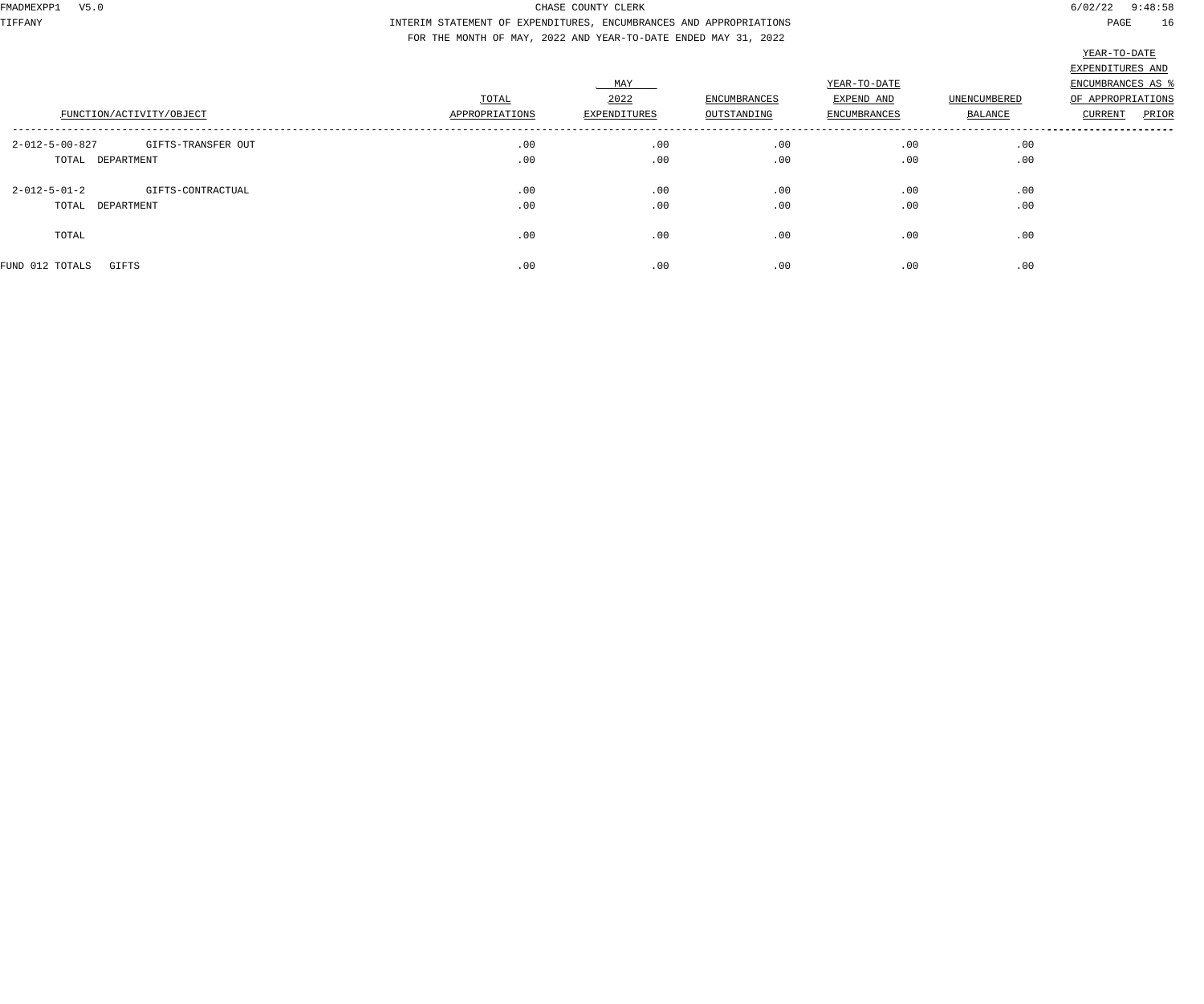CHASE COUNTY CLERK

INTERIM STATEMENT OF EXPENDITURES, ENCUMBRANCES AND APPROPRIATIONS

FOR THE MONTH OF MAY, 2022 AND YEAR-TO-DATE ENDED MAY 31, 2022

| FUNCTION/ACTIVITY/OBJECT | | TOTAL APPROPRIATIONS | MAY 2022 EXPENDITURES | ENCUMBRANCES OUTSTANDING | YEAR-TO-DATE EXPEND AND ENCUMBRANCES | UNENCUMBERED BALANCE | YEAR-TO-DATE EXPENDITURES AND ENCUMBRANCES AS % OF APPROPRIATIONS CURRENT | PRIOR |
|---|---|---|---|---|---|---|---|---|
| 2-012-5-00-827 | GIFTS-TRANSFER OUT | .00 | .00 | .00 | .00 | .00 | | |
| TOTAL DEPARTMENT | | .00 | .00 | .00 | .00 | .00 | | |
| 2-012-5-01-2 | GIFTS-CONTRACTUAL | .00 | .00 | .00 | .00 | .00 | | |
| TOTAL DEPARTMENT | | .00 | .00 | .00 | .00 | .00 | | |
| TOTAL | | .00 | .00 | .00 | .00 | .00 | | |
| FUND 012 TOTALS | GIFTS | .00 | .00 | .00 | .00 | .00 | | |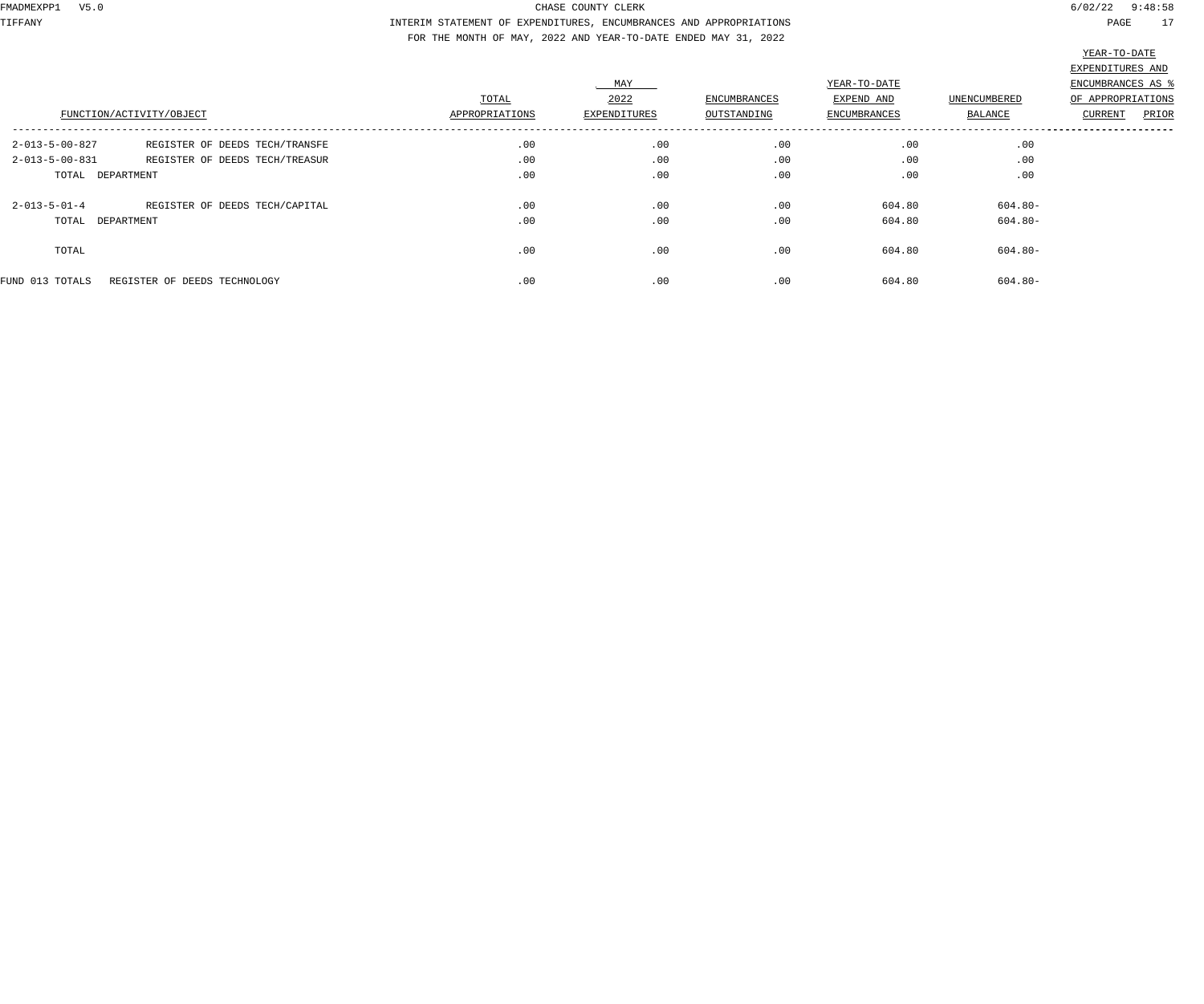CHASE COUNTY CLERK

INTERIM STATEMENT OF EXPENDITURES, ENCUMBRANCES AND APPROPRIATIONS

FOR THE MONTH OF MAY, 2022 AND YEAR-TO-DATE ENDED MAY 31, 2022

| FUNCTION/ACTIVITY/OBJECT | | TOTAL APPROPRIATIONS | MAY 2022 EXPENDITURES | ENCUMBRANCES OUTSTANDING | YEAR-TO-DATE EXPEND AND ENCUMBRANCES | UNENCUMBERED BALANCE | YEAR-TO-DATE EXPENDITURES AND ENCUMBRANCES AS % OF APPROPRIATIONS CURRENT | PRIOR |
|---|---|---|---|---|---|---|---|---|
| 2-013-5-00-827 | REGISTER OF DEEDS TECH/TRANSFE | .00 | .00 | .00 | .00 | .00 | | |
| 2-013-5-00-831 | REGISTER OF DEEDS TECH/TREASUR | .00 | .00 | .00 | .00 | .00 | | |
| TOTAL DEPARTMENT | | .00 | .00 | .00 | .00 | .00 | | |
| 2-013-5-01-4 | REGISTER OF DEEDS TECH/CAPITAL | .00 | .00 | .00 | 604.80 | 604.80- | | |
| TOTAL DEPARTMENT | | .00 | .00 | .00 | 604.80 | 604.80- | | |
| TOTAL | | .00 | .00 | .00 | 604.80 | 604.80- | | |
| FUND 013 TOTALS | REGISTER OF DEEDS TECHNOLOGY | .00 | .00 | .00 | 604.80 | 604.80- | | |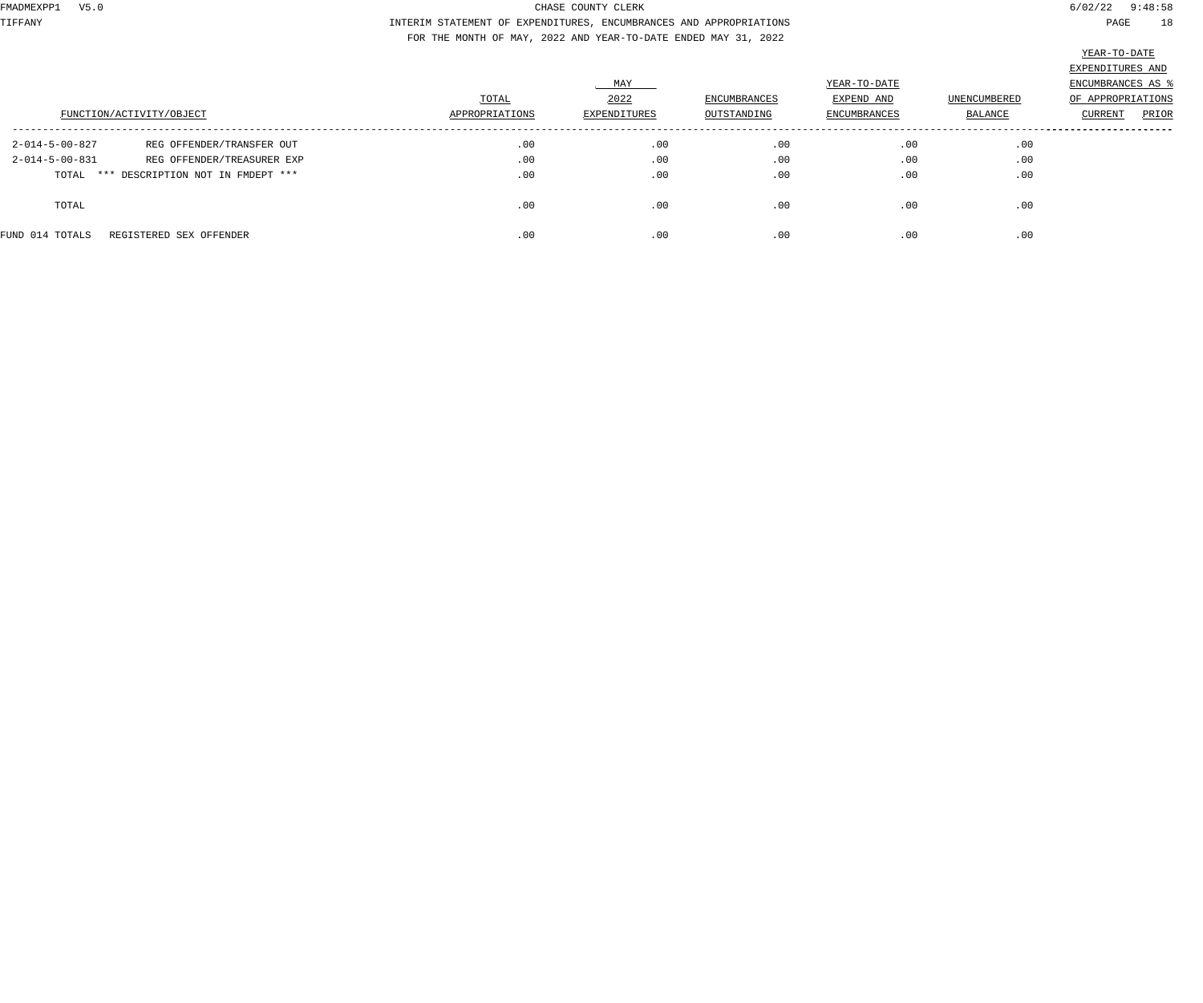CHASE COUNTY CLERK

INTERIM STATEMENT OF EXPENDITURES, ENCUMBRANCES AND APPROPRIATIONS

FOR THE MONTH OF MAY, 2022 AND YEAR-TO-DATE ENDED MAY 31, 2022

| FUNCTION/ACTIVITY/OBJECT | | TOTAL APPROPRIATIONS | MAY 2022 EXPENDITURES | ENCUMBRANCES OUTSTANDING | YEAR-TO-DATE EXPEND AND ENCUMBRANCES | UNENCUMBERED BALANCE | YEAR-TO-DATE EXPENDITURES AND ENCUMBRANCES AS % OF APPROPRIATIONS CURRENT | PRIOR |
|---|---|---|---|---|---|---|---|---|
| 2-014-5-00-827 | REG OFFENDER/TRANSFER OUT | .00 | .00 | .00 | .00 | .00 | | |
| 2-014-5-00-831 | REG OFFENDER/TREASURER EXP | .00 | .00 | .00 | .00 | .00 | | |
| TOTAL | *** DESCRIPTION NOT IN FMDEPT *** | .00 | .00 | .00 | .00 | .00 | | |
| TOTAL | | .00 | .00 | .00 | .00 | .00 | | |
| FUND 014 TOTALS | REGISTERED SEX OFFENDER | .00 | .00 | .00 | .00 | .00 | | |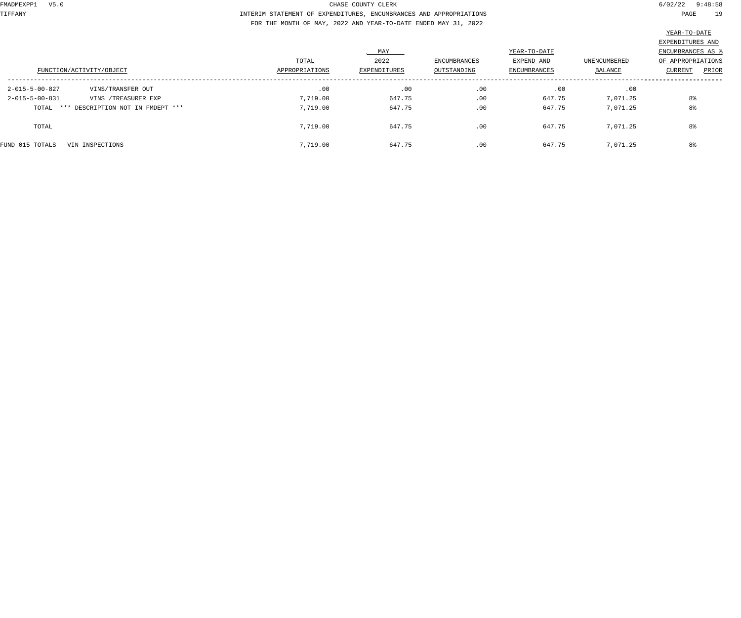CHASE COUNTY CLERK

INTERIM STATEMENT OF EXPENDITURES, ENCUMBRANCES AND APPROPRIATIONS

FOR THE MONTH OF MAY, 2022 AND YEAR-TO-DATE ENDED MAY 31, 2022

| FUNCTION/ACTIVITY/OBJECT | | TOTAL APPROPRIATIONS | MAY 2022 EXPENDITURES | ENCUMBRANCES OUTSTANDING | YEAR-TO-DATE EXPEND AND ENCUMBRANCES | UNENCUMBERED BALANCE | YEAR-TO-DATE EXPENDITURES AND ENCUMBRANCES AS % OF APPROPRIATIONS CURRENT | PRIOR |
|---|---|---|---|---|---|---|---|---|
| 2-015-5-00-827 | VINS/TRANSFER OUT | .00 | .00 | .00 | .00 | .00 | | |
| 2-015-5-00-831 | VINS /TREASURER EXP | 7,719.00 | 647.75 | .00 | 647.75 | 7,071.25 | 8% | |
| TOTAL | *** DESCRIPTION NOT IN FMDEPT *** | 7,719.00 | 647.75 | .00 | 647.75 | 7,071.25 | 8% | |
| TOTAL | | 7,719.00 | 647.75 | .00 | 647.75 | 7,071.25 | 8% | |
| FUND 015 TOTALS | VIN INSPECTIONS | 7,719.00 | 647.75 | .00 | 647.75 | 7,071.25 | 8% | |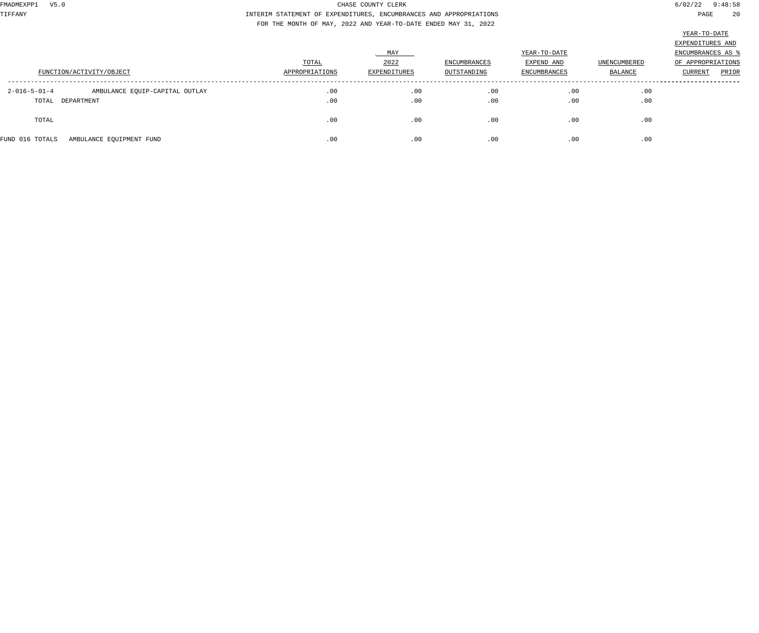CHASE COUNTY CLERK

INTERIM STATEMENT OF EXPENDITURES, ENCUMBRANCES AND APPROPRIATIONS

FOR THE MONTH OF MAY, 2022 AND YEAR-TO-DATE ENDED MAY 31, 2022

| FUNCTION/ACTIVITY/OBJECT | | TOTAL APPROPRIATIONS | MAY 2022 EXPENDITURES | ENCUMBRANCES OUTSTANDING | YEAR-TO-DATE EXPEND AND ENCUMBRANCES | UNENCUMBERED BALANCE | YEAR-TO-DATE EXPENDITURES AND ENCUMBRANCES AS % OF APPROPRIATIONS CURRENT | PRIOR |
|---|---|---|---|---|---|---|---|---|
| 2-016-5-01-4 | AMBULANCE EQUIP-CAPITAL OUTLAY | .00 | .00 | .00 | .00 | .00 | | |
| TOTAL DEPARTMENT | | .00 | .00 | .00 | .00 | .00 | | |
| TOTAL | | .00 | .00 | .00 | .00 | .00 | | |
| FUND 016 TOTALS | AMBULANCE EQUIPMENT FUND | .00 | .00 | .00 | .00 | .00 | | |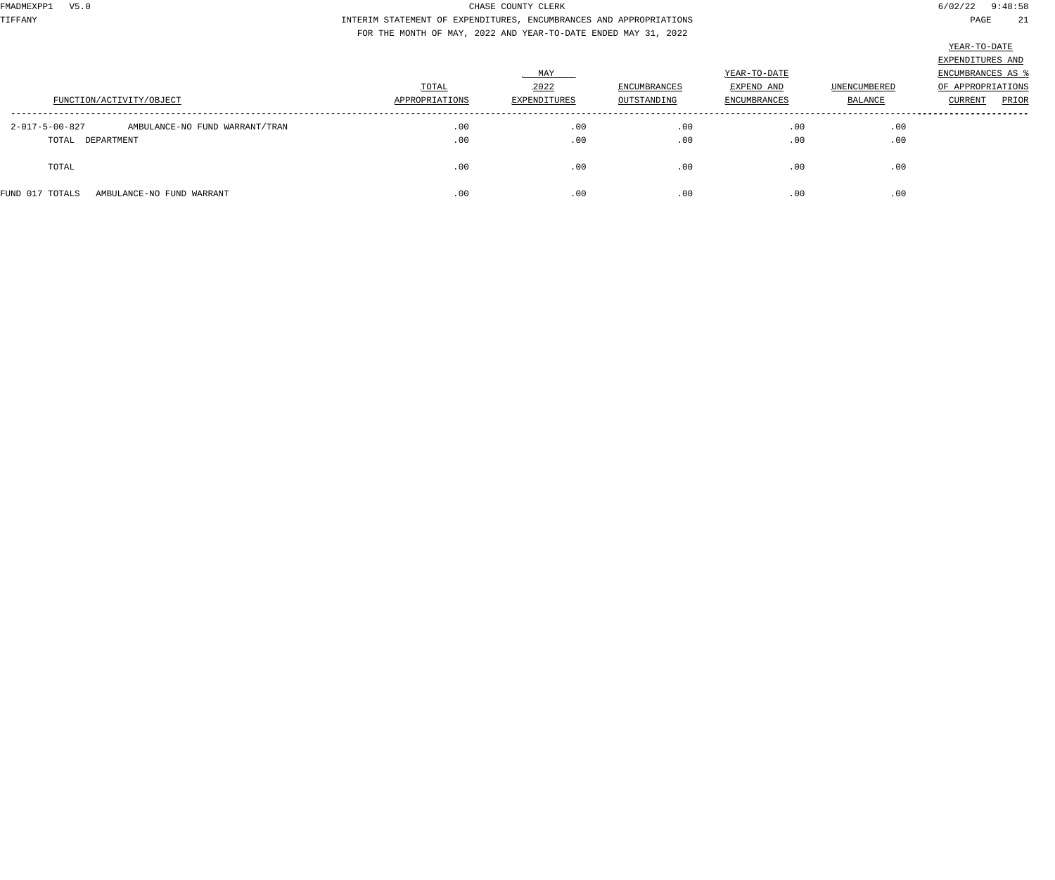CHASE COUNTY CLERK

INTERIM STATEMENT OF EXPENDITURES, ENCUMBRANCES AND APPROPRIATIONS

FOR THE MONTH OF MAY, 2022 AND YEAR-TO-DATE ENDED MAY 31, 2022

| FUNCTION/ACTIVITY/OBJECT | | TOTAL APPROPRIATIONS | MAY 2022 EXPENDITURES | ENCUMBRANCES OUTSTANDING | YEAR-TO-DATE EXPEND AND ENCUMBRANCES | UNENCUMBERED BALANCE | YEAR-TO-DATE EXPENDITURES AND ENCUMBRANCES AS % OF APPROPRIATIONS CURRENT | PRIOR |
|---|---|---|---|---|---|---|---|---|
| 2-017-5-00-827 | AMBULANCE-NO FUND WARRANT/TRAN | .00 | .00 | .00 | .00 | .00 | | |
| TOTAL DEPARTMENT | | .00 | .00 | .00 | .00 | .00 | | |
| TOTAL | | .00 | .00 | .00 | .00 | .00 | | |
| FUND 017 TOTALS | AMBULANCE-NO FUND WARRANT | .00 | .00 | .00 | .00 | .00 | | |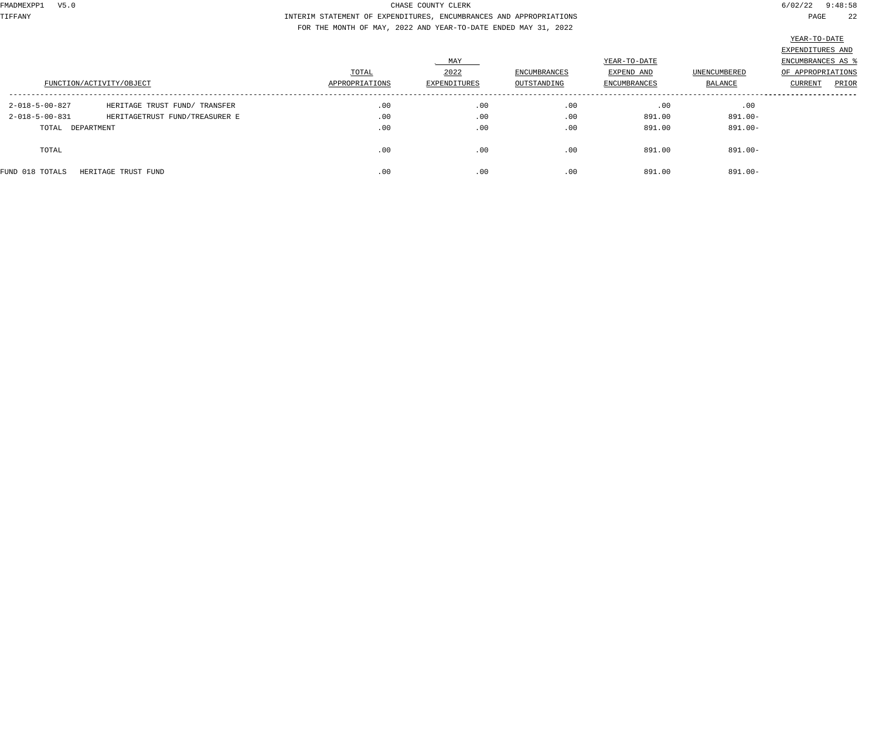CHASE COUNTY CLERK

INTERIM STATEMENT OF EXPENDITURES, ENCUMBRANCES AND APPROPRIATIONS

FOR THE MONTH OF MAY, 2022 AND YEAR-TO-DATE ENDED MAY 31, 2022

| FUNCTION/ACTIVITY/OBJECT | | TOTAL APPROPRIATIONS | MAY 2022 EXPENDITURES | ENCUMBRANCES OUTSTANDING | YEAR-TO-DATE EXPEND AND ENCUMBRANCES | UNENCUMBERED BALANCE | YEAR-TO-DATE EXPENDITURES AND ENCUMBRANCES AS % OF APPROPRIATIONS CURRENT | PRIOR |
|---|---|---|---|---|---|---|---|---|
| 2-018-5-00-827 | HERITAGE TRUST FUND/ TRANSFER | .00 | .00 | .00 | .00 | .00 | | |
| 2-018-5-00-831 | HERITAGETRUST FUND/TREASURER E | .00 | .00 | .00 | 891.00 | 891.00- | | |
| TOTAL DEPARTMENT | | .00 | .00 | .00 | 891.00 | 891.00- | | |
| TOTAL | | .00 | .00 | .00 | 891.00 | 891.00- | | |
| FUND 018 TOTALS | HERITAGE TRUST FUND | .00 | .00 | .00 | 891.00 | 891.00- | | |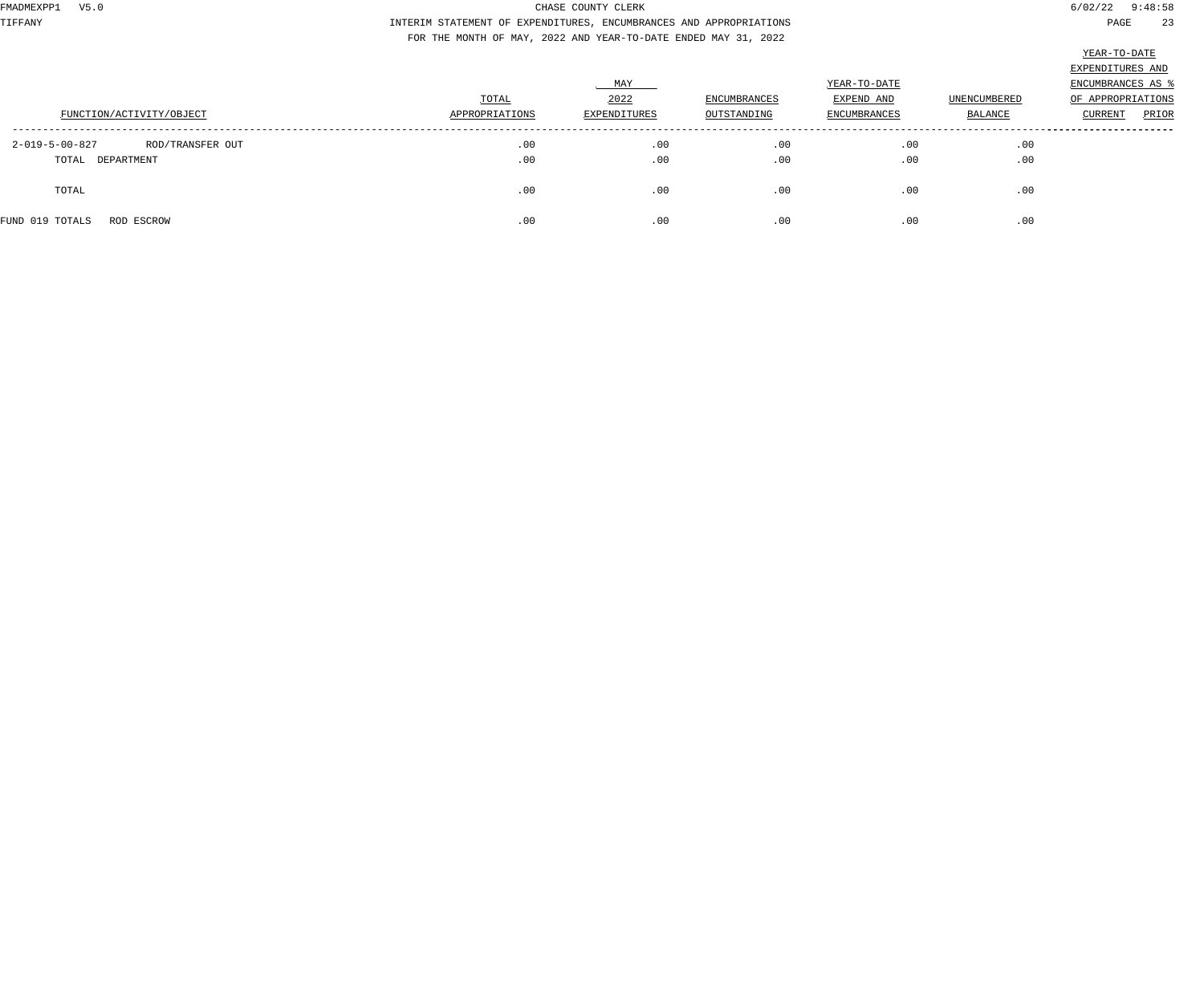CHASE COUNTY CLERK

INTERIM STATEMENT OF EXPENDITURES, ENCUMBRANCES AND APPROPRIATIONS

FOR THE MONTH OF MAY, 2022 AND YEAR-TO-DATE ENDED MAY 31, 2022

| FUNCTION/ACTIVITY/OBJECT | | TOTAL APPROPRIATIONS | MAY 2022 EXPENDITURES | ENCUMBRANCES OUTSTANDING | YEAR-TO-DATE EXPEND AND ENCUMBRANCES | UNENCUMBERED BALANCE | YEAR-TO-DATE EXPENDITURES AND ENCUMBRANCES AS % OF APPROPRIATIONS CURRENT | PRIOR |
|---|---|---|---|---|---|---|---|---|
| 2-019-5-00-827 | ROD/TRANSFER OUT | .00 | .00 | .00 | .00 | .00 | | |
| TOTAL DEPARTMENT | | .00 | .00 | .00 | .00 | .00 | | |
| TOTAL | | .00 | .00 | .00 | .00 | .00 | | |
| FUND 019 TOTALS | ROD ESCROW | .00 | .00 | .00 | .00 | .00 | | |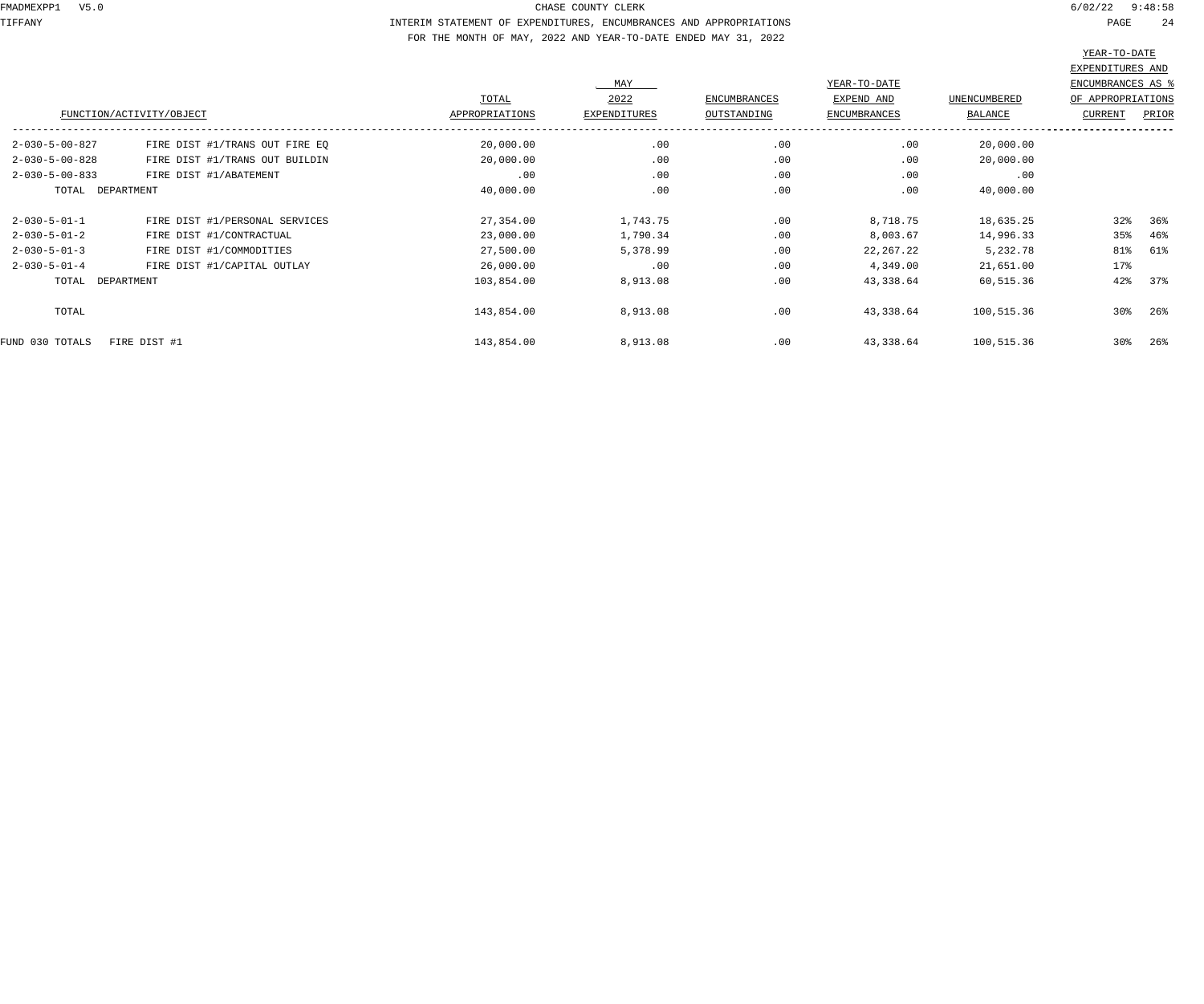CHASE COUNTY CLERK

INTERIM STATEMENT OF EXPENDITURES, ENCUMBRANCES AND APPROPRIATIONS

FOR THE MONTH OF MAY, 2022 AND YEAR-TO-DATE ENDED MAY 31, 2022

| FUNCTION/ACTIVITY/OBJECT | | TOTAL APPROPRIATIONS | MAY 2022 EXPENDITURES | ENCUMBRANCES OUTSTANDING | YEAR-TO-DATE EXPEND AND ENCUMBRANCES | UNENCUMBERED BALANCE | YEAR-TO-DATE EXPENDITURES AND ENCUMBRANCES AS % OF APPROPRIATIONS CURRENT | PRIOR |
|---|---|---|---|---|---|---|---|---|
| 2-030-5-00-827 | FIRE DIST #1/TRANS OUT FIRE EQ | 20,000.00 | .00 | .00 | .00 | 20,000.00 | | |
| 2-030-5-00-828 | FIRE DIST #1/TRANS OUT BUILDIN | 20,000.00 | .00 | .00 | .00 | 20,000.00 | | |
| 2-030-5-00-833 | FIRE DIST #1/ABATEMENT | .00 | .00 | .00 | .00 | .00 | | |
| TOTAL DEPARTMENT | | 40,000.00 | .00 | .00 | .00 | 40,000.00 | | |
| 2-030-5-01-1 | FIRE DIST #1/PERSONAL SERVICES | 27,354.00 | 1,743.75 | .00 | 8,718.75 | 18,635.25 | 32% | 36% |
| 2-030-5-01-2 | FIRE DIST #1/CONTRACTUAL | 23,000.00 | 1,790.34 | .00 | 8,003.67 | 14,996.33 | 35% | 46% |
| 2-030-5-01-3 | FIRE DIST #1/COMMODITIES | 27,500.00 | 5,378.99 | .00 | 22,267.22 | 5,232.78 | 81% | 61% |
| 2-030-5-01-4 | FIRE DIST #1/CAPITAL OUTLAY | 26,000.00 | .00 | .00 | 4,349.00 | 21,651.00 | 17% | |
| TOTAL DEPARTMENT | | 103,854.00 | 8,913.08 | .00 | 43,338.64 | 60,515.36 | 42% | 37% |
| TOTAL | | 143,854.00 | 8,913.08 | .00 | 43,338.64 | 100,515.36 | 30% | 26% |
| FUND 030 TOTALS | FIRE DIST #1 | 143,854.00 | 8,913.08 | .00 | 43,338.64 | 100,515.36 | 30% | 26% |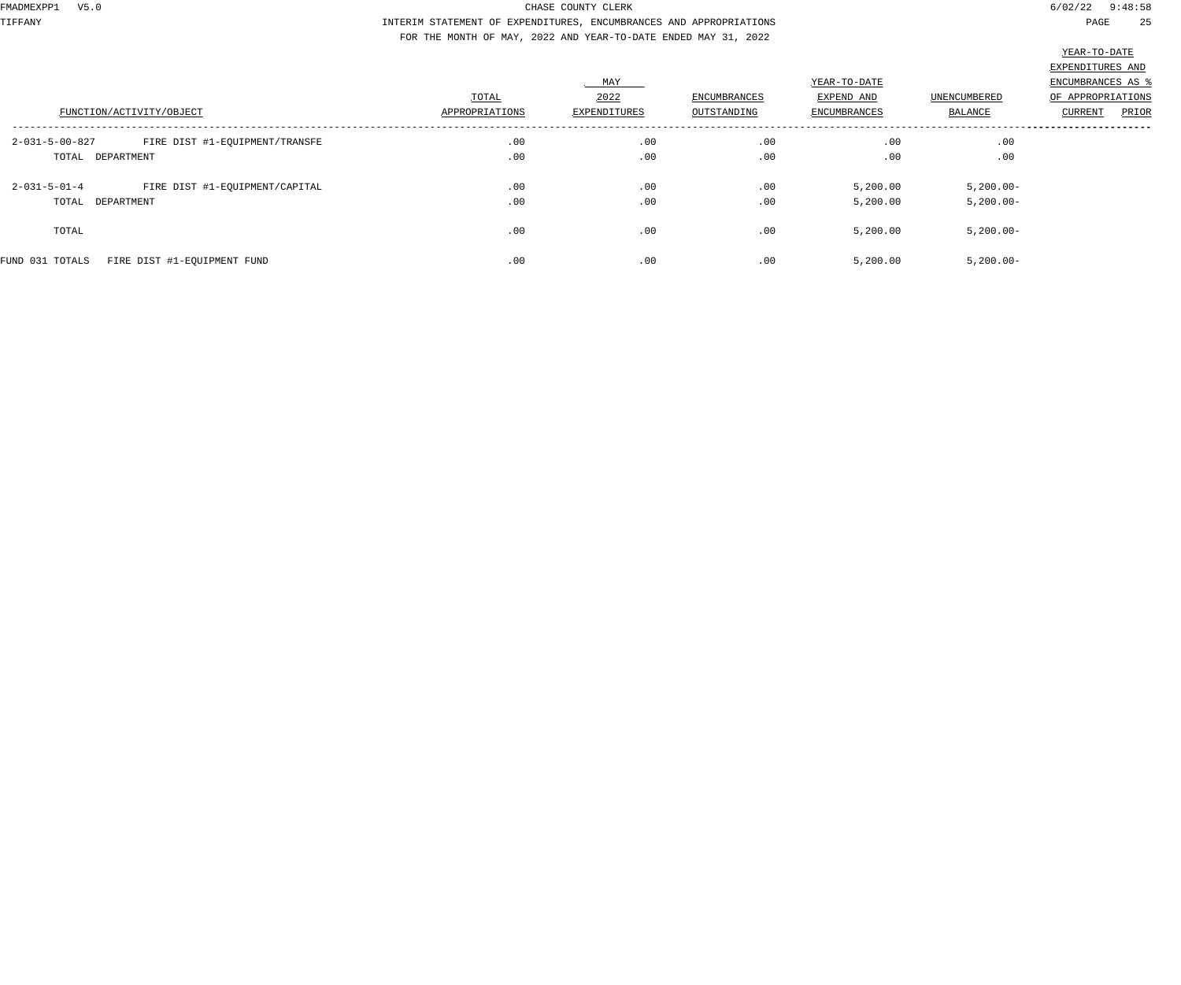CHASE COUNTY CLERK

INTERIM STATEMENT OF EXPENDITURES, ENCUMBRANCES AND APPROPRIATIONS

FOR THE MONTH OF MAY, 2022 AND YEAR-TO-DATE ENDED MAY 31, 2022

| FUNCTION/ACTIVITY/OBJECT | | TOTAL APPROPRIATIONS | MAY 2022 EXPENDITURES | ENCUMBRANCES OUTSTANDING | YEAR-TO-DATE EXPEND AND ENCUMBRANCES | UNENCUMBERED BALANCE | YEAR-TO-DATE EXPENDITURES AND ENCUMBRANCES AS % OF APPROPRIATIONS CURRENT | PRIOR |
|---|---|---|---|---|---|---|---|---|
| 2-031-5-00-827 | FIRE DIST #1-EQUIPMENT/TRANSFE | .00 | .00 | .00 | .00 | .00 | | |
| TOTAL DEPARTMENT | | .00 | .00 | .00 | .00 | .00 | | |
| 2-031-5-01-4 | FIRE DIST #1-EQUIPMENT/CAPITAL | .00 | .00 | .00 | 5,200.00 | 5,200.00- | | |
| TOTAL DEPARTMENT | | .00 | .00 | .00 | 5,200.00 | 5,200.00- | | |
| TOTAL | | .00 | .00 | .00 | 5,200.00 | 5,200.00- | | |
| FUND 031 TOTALS | FIRE DIST #1-EQUIPMENT FUND | .00 | .00 | .00 | 5,200.00 | 5,200.00- | | |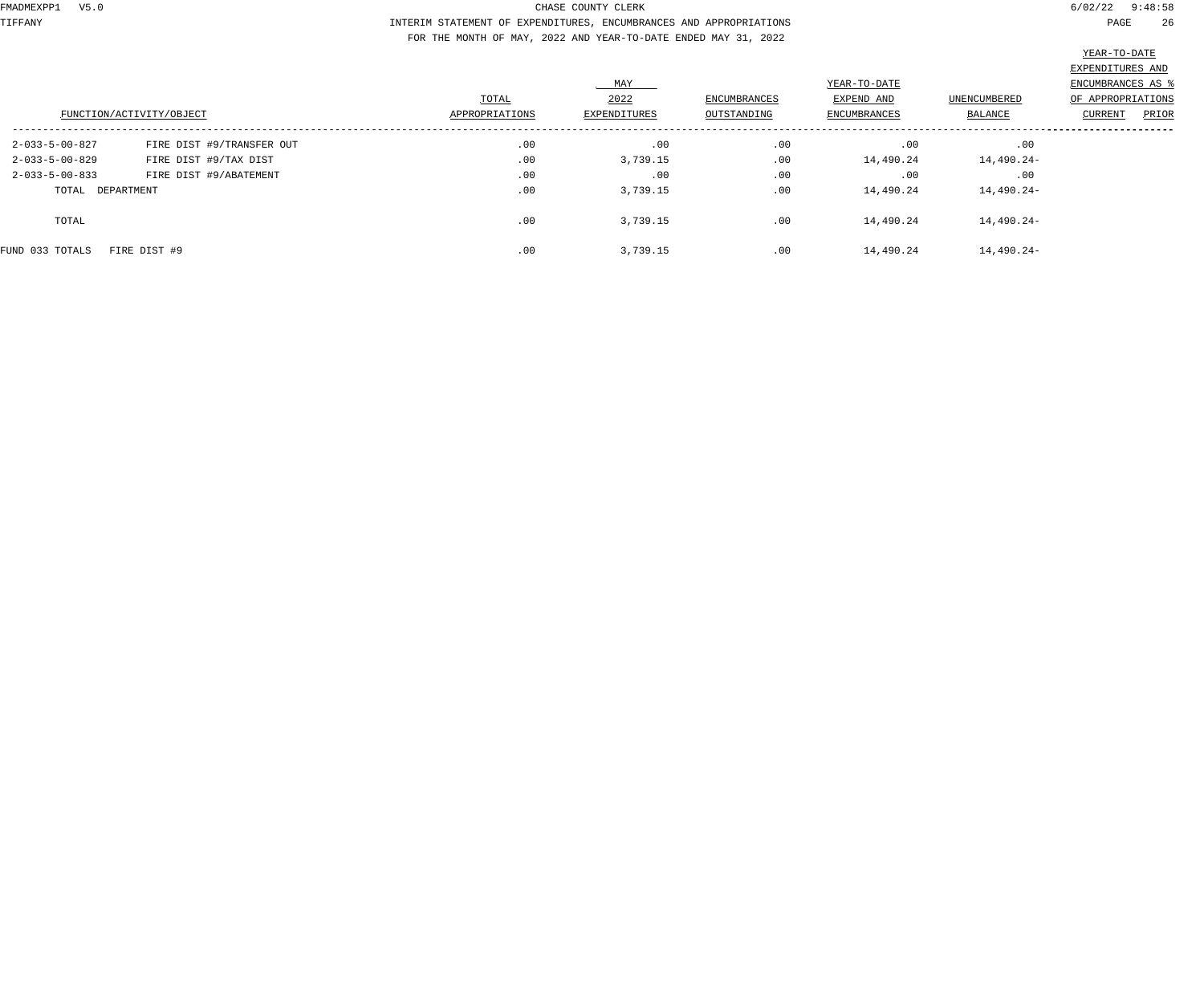CHASE COUNTY CLERK

INTERIM STATEMENT OF EXPENDITURES, ENCUMBRANCES AND APPROPRIATIONS

FOR THE MONTH OF MAY, 2022 AND YEAR-TO-DATE ENDED MAY 31, 2022

| FUNCTION/ACTIVITY/OBJECT | | TOTAL APPROPRIATIONS | MAY 2022 EXPENDITURES | ENCUMBRANCES OUTSTANDING | YEAR-TO-DATE EXPEND AND ENCUMBRANCES | UNENCUMBERED BALANCE | YEAR-TO-DATE EXPENDITURES AND ENCUMBRANCES AS % OF APPROPRIATIONS CURRENT | PRIOR |
|---|---|---|---|---|---|---|---|---|
| 2-033-5-00-827 | FIRE DIST #9/TRANSFER OUT | .00 | .00 | .00 | .00 | .00 | | |
| 2-033-5-00-829 | FIRE DIST #9/TAX DIST | .00 | 3,739.15 | .00 | 14,490.24 | 14,490.24- | | |
| 2-033-5-00-833 | FIRE DIST #9/ABATEMENT | .00 | .00 | .00 | .00 | .00 | | |
| TOTAL DEPARTMENT | | .00 | 3,739.15 | .00 | 14,490.24 | 14,490.24- | | |
| TOTAL | | .00 | 3,739.15 | .00 | 14,490.24 | 14,490.24- | | |
| FUND 033 TOTALS | FIRE DIST #9 | .00 | 3,739.15 | .00 | 14,490.24 | 14,490.24- | | |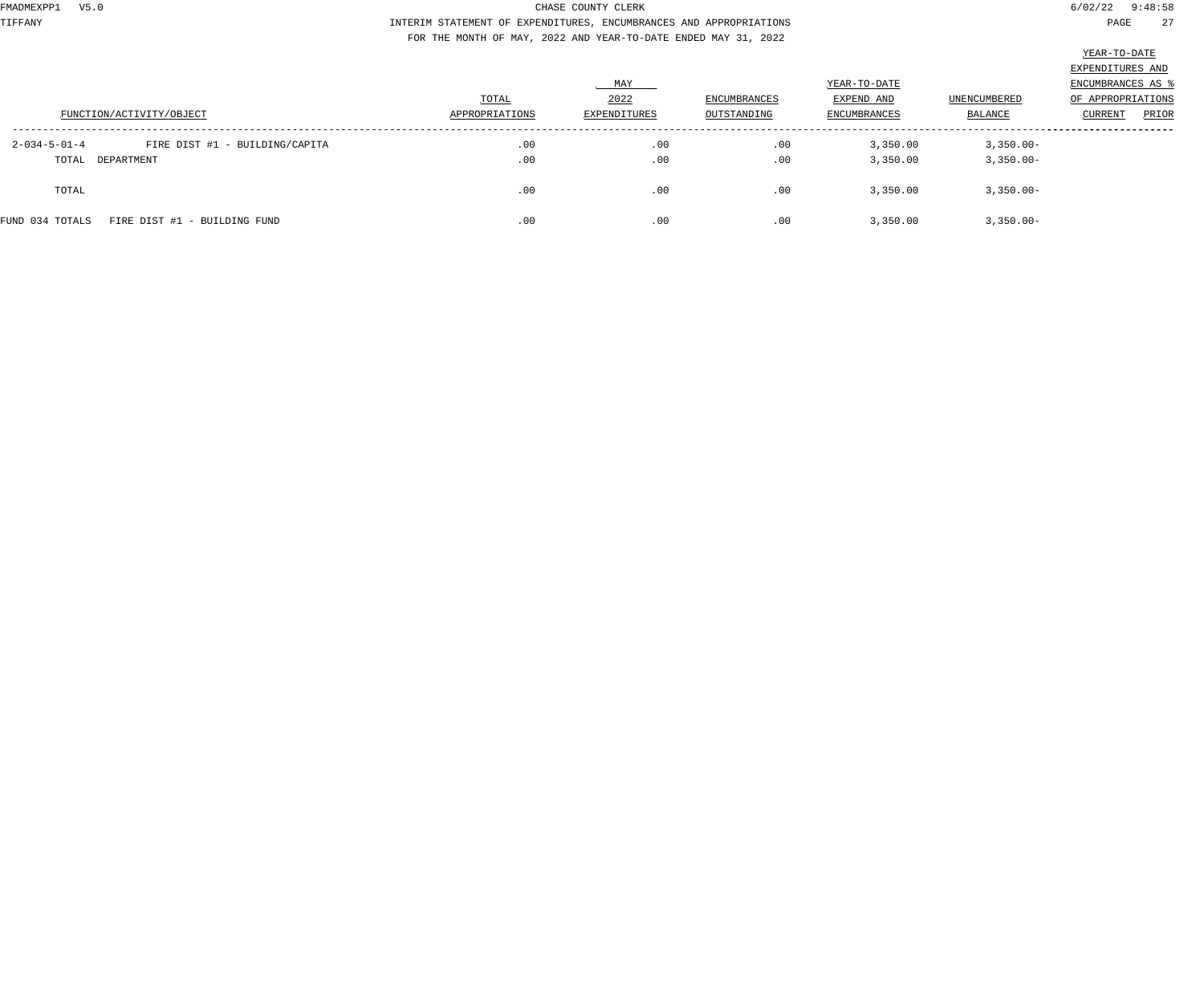CHASE COUNTY CLERK

INTERIM STATEMENT OF EXPENDITURES, ENCUMBRANCES AND APPROPRIATIONS

FOR THE MONTH OF MAY, 2022 AND YEAR-TO-DATE ENDED MAY 31, 2022

| FUNCTION/ACTIVITY/OBJECT | | TOTAL APPROPRIATIONS | MAY 2022 EXPENDITURES | ENCUMBRANCES OUTSTANDING | YEAR-TO-DATE EXPEND AND ENCUMBRANCES | UNENCUMBERED BALANCE | YEAR-TO-DATE EXPENDITURES AND ENCUMBRANCES AS % OF APPROPRIATIONS CURRENT | PRIOR |
|---|---|---|---|---|---|---|---|---|
| 2-034-5-01-4 | FIRE DIST #1 - BUILDING/CAPITA | .00 | .00 | .00 | 3,350.00 | 3,350.00- | | |
| TOTAL DEPARTMENT | | .00 | .00 | .00 | 3,350.00 | 3,350.00- | | |
| TOTAL | | .00 | .00 | .00 | 3,350.00 | 3,350.00- | | |
| FUND 034 TOTALS | FIRE DIST #1 - BUILDING FUND | .00 | .00 | .00 | 3,350.00 | 3,350.00- | | |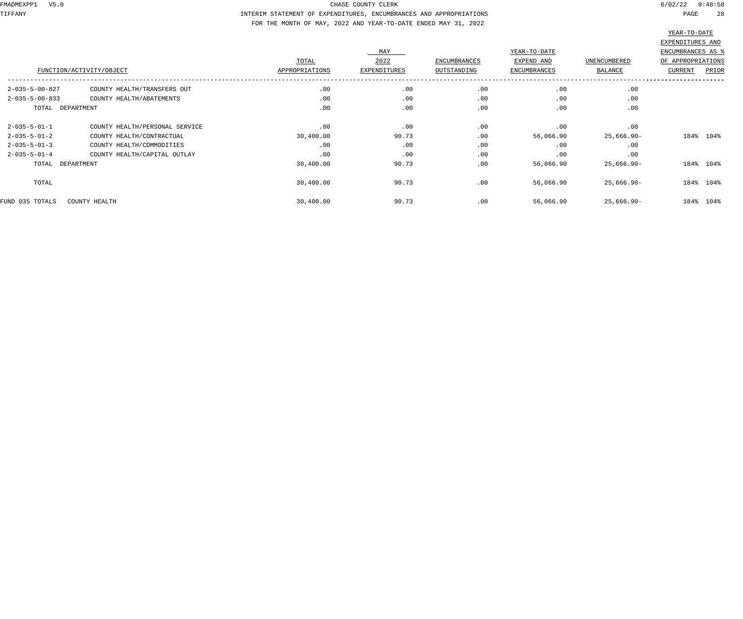CHASE COUNTY CLERK

INTERIM STATEMENT OF EXPENDITURES, ENCUMBRANCES AND APPROPRIATIONS

FOR THE MONTH OF MAY, 2022 AND YEAR-TO-DATE ENDED MAY 31, 2022

| FUNCTION/ACTIVITY/OBJECT | | TOTAL APPROPRIATIONS | MAY 2022 EXPENDITURES | ENCUMBRANCES OUTSTANDING | YEAR-TO-DATE EXPEND AND ENCUMBRANCES | UNENCUMBERED BALANCE | YEAR-TO-DATE EXPENDITURES AND ENCUMBRANCES AS % OF APPROPRIATIONS CURRENT | PRIOR |
|---|---|---|---|---|---|---|---|---|
| 2-035-5-00-827 | COUNTY HEALTH/TRANSFERS OUT | .00 | .00 | .00 | .00 | .00 | | |
| 2-035-5-00-833 | COUNTY HEALTH/ABATEMENTS | .00 | .00 | .00 | .00 | .00 | | |
| TOTAL DEPARTMENT | | .00 | .00 | .00 | .00 | .00 | | |
| 2-035-5-01-1 | COUNTY HEALTH/PERSONAL SERVICE | .00 | .00 | .00 | .00 | .00 | | |
| 2-035-5-01-2 | COUNTY HEALTH/CONTRACTUAL | 30,400.00 | 90.73 | .00 | 56,066.90 | 25,666.90- | 184% | 104% |
| 2-035-5-01-3 | COUNTY HEALTH/COMMODITIES | .00 | .00 | .00 | .00 | .00 | | |
| 2-035-5-01-4 | COUNTY HEALTH/CAPITAL OUTLAY | .00 | .00 | .00 | .00 | .00 | | |
| TOTAL DEPARTMENT | | 30,400.00 | 90.73 | .00 | 56,066.90 | 25,666.90- | 184% | 104% |
| TOTAL | | 30,400.00 | 90.73 | .00 | 56,066.90 | 25,666.90- | 184% | 104% |
| FUND 035 TOTALS | COUNTY HEALTH | 30,400.00 | 90.73 | .00 | 56,066.90 | 25,666.90- | 184% | 104% |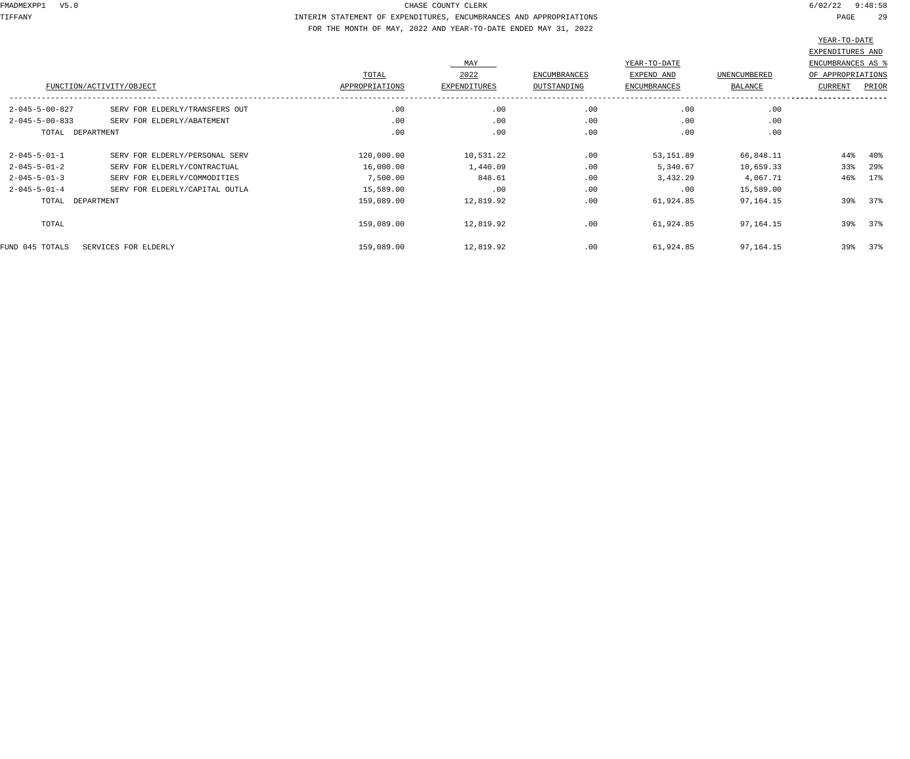CHASE COUNTY CLERK

INTERIM STATEMENT OF EXPENDITURES, ENCUMBRANCES AND APPROPRIATIONS

FOR THE MONTH OF MAY, 2022 AND YEAR-TO-DATE ENDED MAY 31, 2022

| FUNCTION/ACTIVITY/OBJECT | | TOTAL APPROPRIATIONS | MAY 2022 EXPENDITURES | ENCUMBRANCES OUTSTANDING | YEAR-TO-DATE EXPEND AND ENCUMBRANCES | UNENCUMBERED BALANCE | YEAR-TO-DATE EXPENDITURES AND ENCUMBRANCES AS % OF APPROPRIATIONS CURRENT | PRIOR |
|---|---|---|---|---|---|---|---|---|
| 2-045-5-00-827 | SERV FOR ELDERLY/TRANSFERS OUT | .00 | .00 | .00 | .00 | .00 | | |
| 2-045-5-00-833 | SERV FOR ELDERLY/ABATEMENT | .00 | .00 | .00 | .00 | .00 | | |
| TOTAL DEPARTMENT | | .00 | .00 | .00 | .00 | .00 | | |
| 2-045-5-01-1 | SERV FOR ELDERLY/PERSONAL SERV | 120,000.00 | 10,531.22 | .00 | 53,151.89 | 66,848.11 | 44% | 40% |
| 2-045-5-01-2 | SERV FOR ELDERLY/CONTRACTUAL | 16,000.00 | 1,440.09 | .00 | 5,340.67 | 10,659.33 | 33% | 29% |
| 2-045-5-01-3 | SERV FOR ELDERLY/COMMODITIES | 7,500.00 | 848.61 | .00 | 3,432.29 | 4,067.71 | 46% | 17% |
| 2-045-5-01-4 | SERV FOR ELDERLY/CAPITAL OUTLA | 15,589.00 | .00 | .00 | .00 | 15,589.00 | | |
| TOTAL DEPARTMENT | | 159,089.00 | 12,819.92 | .00 | 61,924.85 | 97,164.15 | 39% | 37% |
| TOTAL | | 159,089.00 | 12,819.92 | .00 | 61,924.85 | 97,164.15 | 39% | 37% |
| FUND 045 TOTALS | SERVICES FOR ELDERLY | 159,089.00 | 12,819.92 | .00 | 61,924.85 | 97,164.15 | 39% | 37% |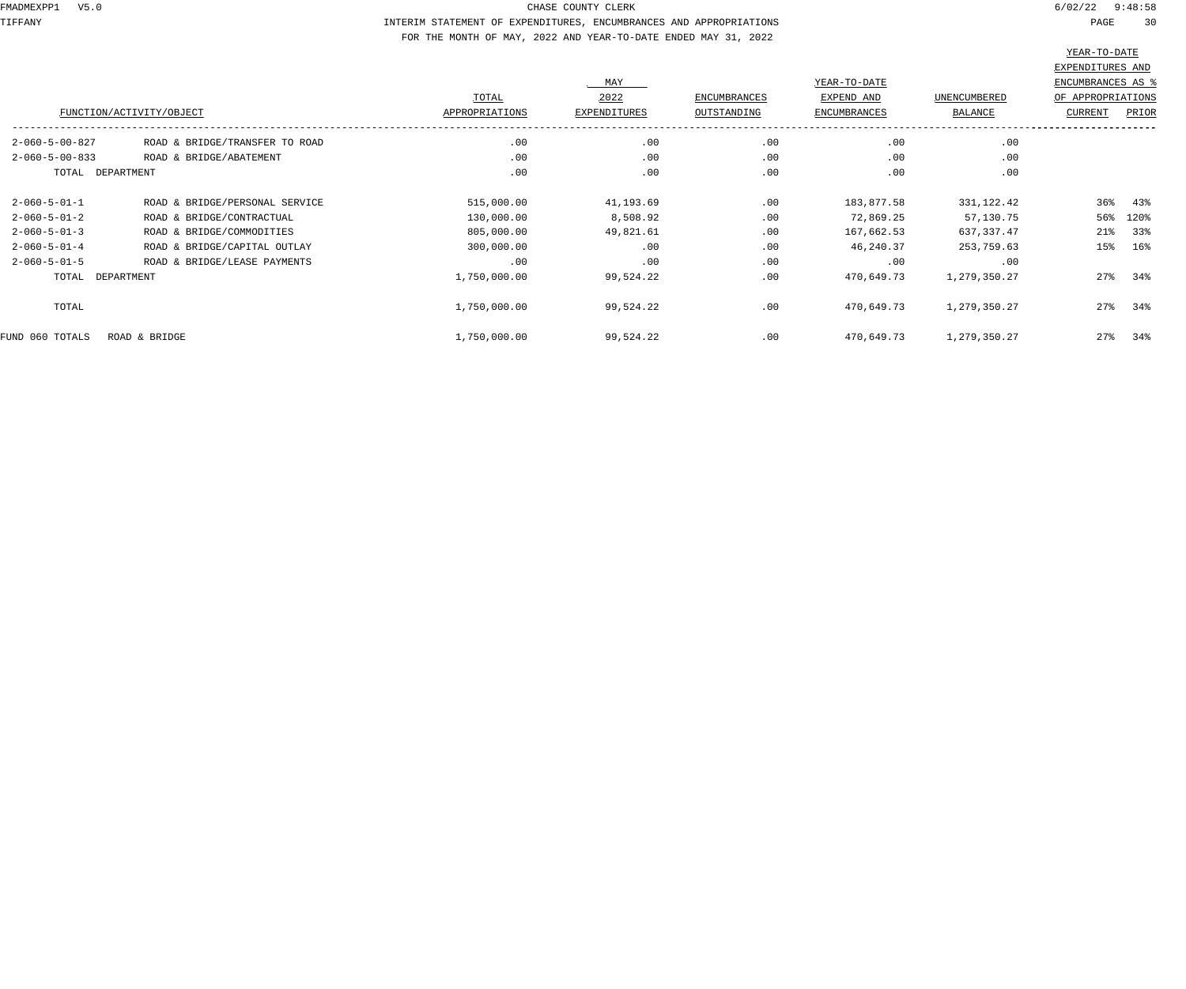CHASE COUNTY CLERK

INTERIM STATEMENT OF EXPENDITURES, ENCUMBRANCES AND APPROPRIATIONS

FOR THE MONTH OF MAY, 2022 AND YEAR-TO-DATE ENDED MAY 31, 2022

| FUNCTION/ACTIVITY/OBJECT | | TOTAL APPROPRIATIONS | MAY 2022 EXPENDITURES | ENCUMBRANCES OUTSTANDING | YEAR-TO-DATE EXPEND AND ENCUMBRANCES | UNENCUMBERED BALANCE | YEAR-TO-DATE EXPENDITURES AND ENCUMBRANCES AS % OF APPROPRIATIONS CURRENT | PRIOR |
|---|---|---|---|---|---|---|---|---|
| 2-060-5-00-827 | ROAD & BRIDGE/TRANSFER TO ROAD | .00 | .00 | .00 | .00 | .00 | | |
| 2-060-5-00-833 | ROAD & BRIDGE/ABATEMENT | .00 | .00 | .00 | .00 | .00 | | |
| TOTAL DEPARTMENT | | .00 | .00 | .00 | .00 | .00 | | |
| 2-060-5-01-1 | ROAD & BRIDGE/PERSONAL SERVICE | 515,000.00 | 41,193.69 | .00 | 183,877.58 | 331,122.42 | 36% | 43% |
| 2-060-5-01-2 | ROAD & BRIDGE/CONTRACTUAL | 130,000.00 | 8,508.92 | .00 | 72,869.25 | 57,130.75 | 56% | 120% |
| 2-060-5-01-3 | ROAD & BRIDGE/COMMODITIES | 805,000.00 | 49,821.61 | .00 | 167,662.53 | 637,337.47 | 21% | 33% |
| 2-060-5-01-4 | ROAD & BRIDGE/CAPITAL OUTLAY | 300,000.00 | .00 | .00 | 46,240.37 | 253,759.63 | 15% | 16% |
| 2-060-5-01-5 | ROAD & BRIDGE/LEASE PAYMENTS | .00 | .00 | .00 | .00 | .00 | | |
| TOTAL DEPARTMENT | | 1,750,000.00 | 99,524.22 | .00 | 470,649.73 | 1,279,350.27 | 27% | 34% |
| TOTAL | | 1,750,000.00 | 99,524.22 | .00 | 470,649.73 | 1,279,350.27 | 27% | 34% |
| FUND 060 TOTALS | ROAD & BRIDGE | 1,750,000.00 | 99,524.22 | .00 | 470,649.73 | 1,279,350.27 | 27% | 34% |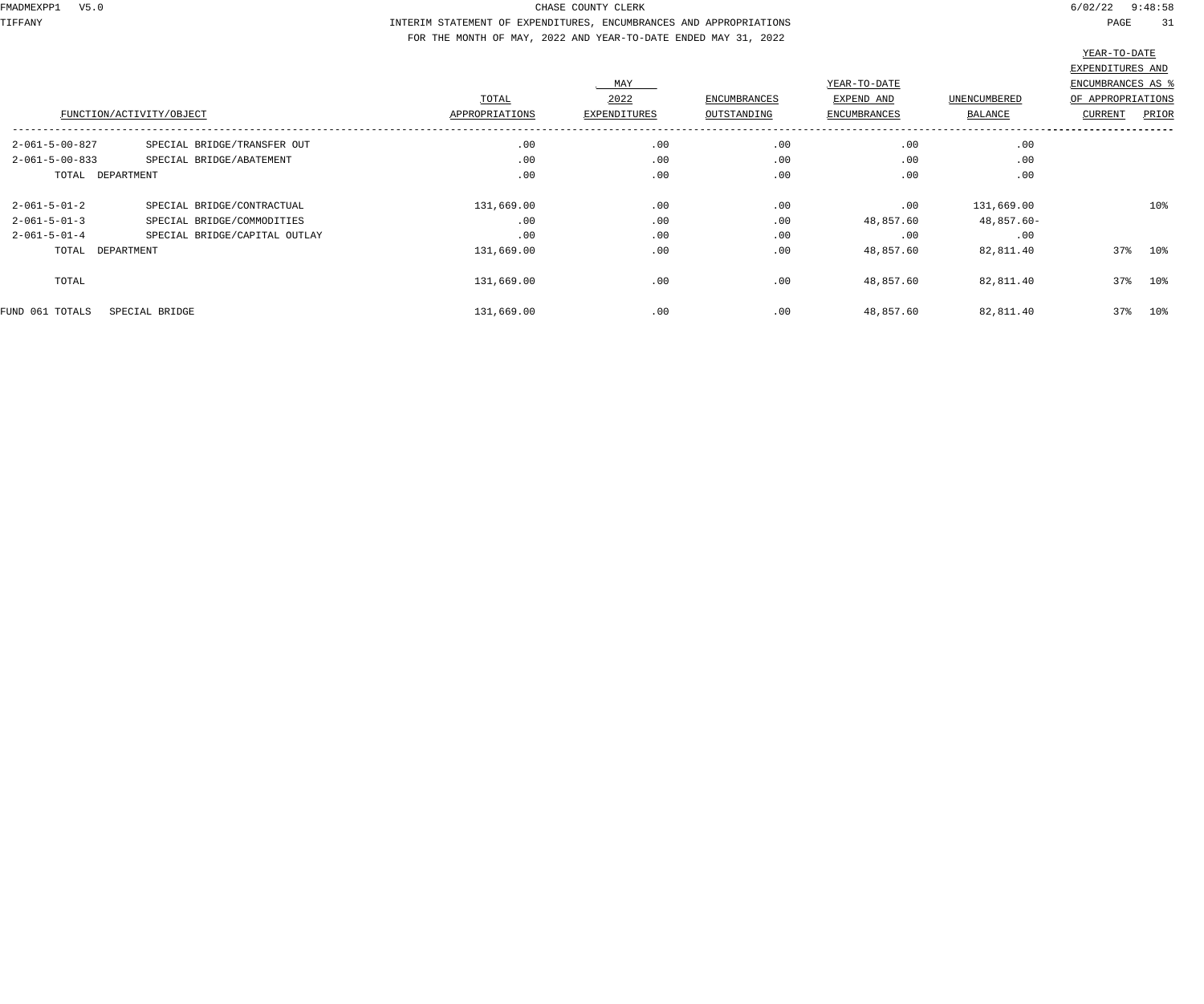CHASE COUNTY CLERK

INTERIM STATEMENT OF EXPENDITURES, ENCUMBRANCES AND APPROPRIATIONS

FOR THE MONTH OF MAY, 2022 AND YEAR-TO-DATE ENDED MAY 31, 2022

| FUNCTION/ACTIVITY/OBJECT | | TOTAL APPROPRIATIONS | MAY 2022 EXPENDITURES | ENCUMBRANCES OUTSTANDING | YEAR-TO-DATE EXPEND AND ENCUMBRANCES | UNENCUMBERED BALANCE | YEAR-TO-DATE EXPENDITURES AND ENCUMBRANCES AS % OF APPROPRIATIONS CURRENT | PRIOR |
|---|---|---|---|---|---|---|---|---|
| 2-061-5-00-827 | SPECIAL BRIDGE/TRANSFER OUT | .00 | .00 | .00 | .00 | .00 | | |
| 2-061-5-00-833 | SPECIAL BRIDGE/ABATEMENT | .00 | .00 | .00 | .00 | .00 | | |
| TOTAL DEPARTMENT | | .00 | .00 | .00 | .00 | .00 | | |
| 2-061-5-01-2 | SPECIAL BRIDGE/CONTRACTUAL | 131,669.00 | .00 | .00 | .00 | 131,669.00 | | 10% |
| 2-061-5-01-3 | SPECIAL BRIDGE/COMMODITIES | .00 | .00 | .00 | 48,857.60 | 48,857.60- | | |
| 2-061-5-01-4 | SPECIAL BRIDGE/CAPITAL OUTLAY | .00 | .00 | .00 | .00 | .00 | | |
| TOTAL DEPARTMENT | | 131,669.00 | .00 | .00 | 48,857.60 | 82,811.40 | 37% | 10% |
| TOTAL | | 131,669.00 | .00 | .00 | 48,857.60 | 82,811.40 | 37% | 10% |
| FUND 061 TOTALS | SPECIAL BRIDGE | 131,669.00 | .00 | .00 | 48,857.60 | 82,811.40 | 37% | 10% |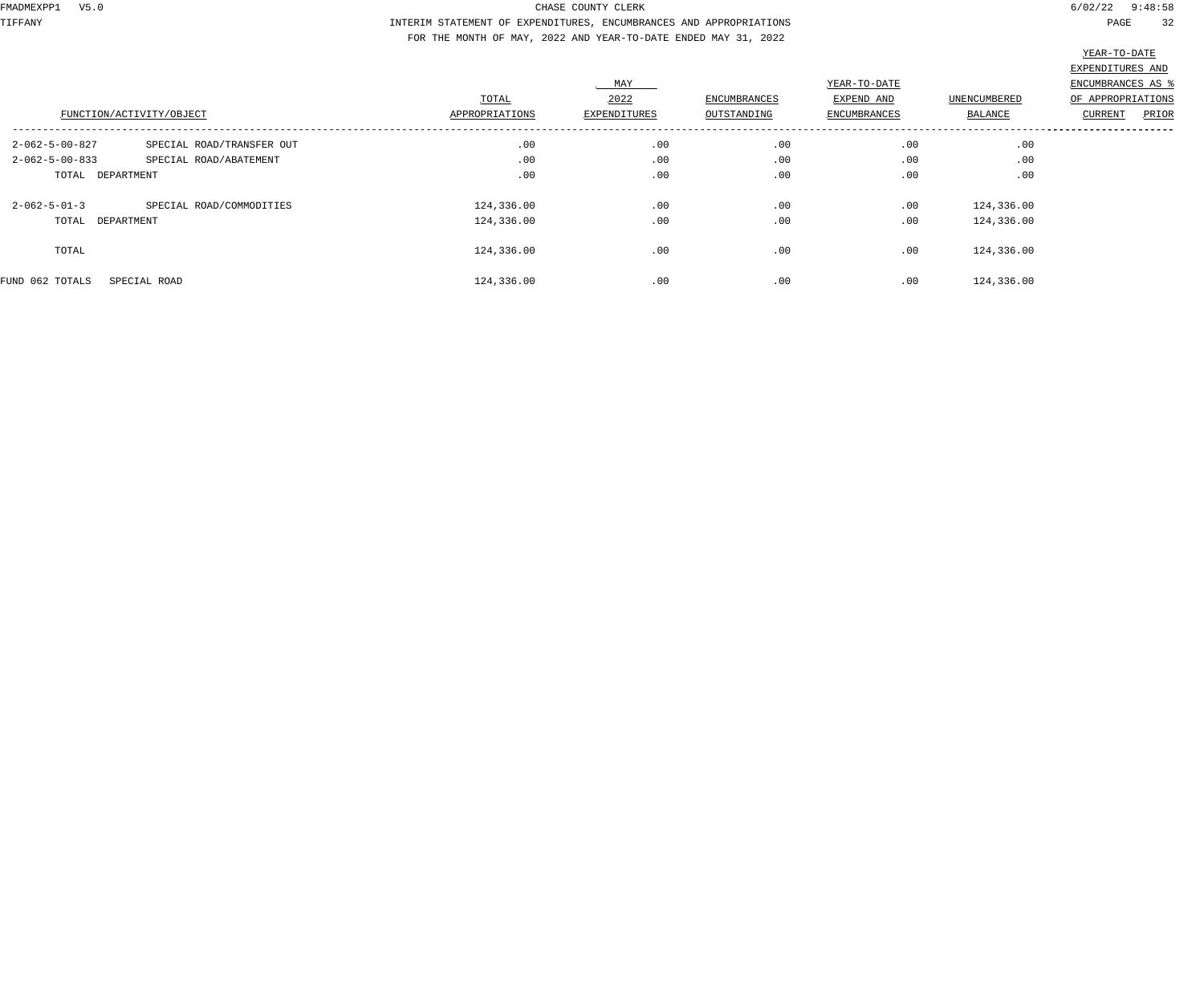CHASE COUNTY CLERK

INTERIM STATEMENT OF EXPENDITURES, ENCUMBRANCES AND APPROPRIATIONS

FOR THE MONTH OF MAY, 2022 AND YEAR-TO-DATE ENDED MAY 31, 2022

| FUNCTION/ACTIVITY/OBJECT | | TOTAL APPROPRIATIONS | MAY 2022 EXPENDITURES | ENCUMBRANCES OUTSTANDING | YEAR-TO-DATE EXPEND AND ENCUMBRANCES | UNENCUMBERED BALANCE | YEAR-TO-DATE EXPENDITURES AND ENCUMBRANCES AS % OF APPROPRIATIONS CURRENT | PRIOR |
|---|---|---|---|---|---|---|---|---|
| 2-062-5-00-827 | SPECIAL ROAD/TRANSFER OUT | .00 | .00 | .00 | .00 | .00 | | |
| 2-062-5-00-833 | SPECIAL ROAD/ABATEMENT | .00 | .00 | .00 | .00 | .00 | | |
| TOTAL DEPARTMENT | | .00 | .00 | .00 | .00 | .00 | | |
| 2-062-5-01-3 | SPECIAL ROAD/COMMODITIES | 124,336.00 | .00 | .00 | .00 | 124,336.00 | | |
| TOTAL DEPARTMENT | | 124,336.00 | .00 | .00 | .00 | 124,336.00 | | |
| TOTAL | | 124,336.00 | .00 | .00 | .00 | 124,336.00 | | |
| FUND 062 TOTALS | SPECIAL ROAD | 124,336.00 | .00 | .00 | .00 | 124,336.00 | | |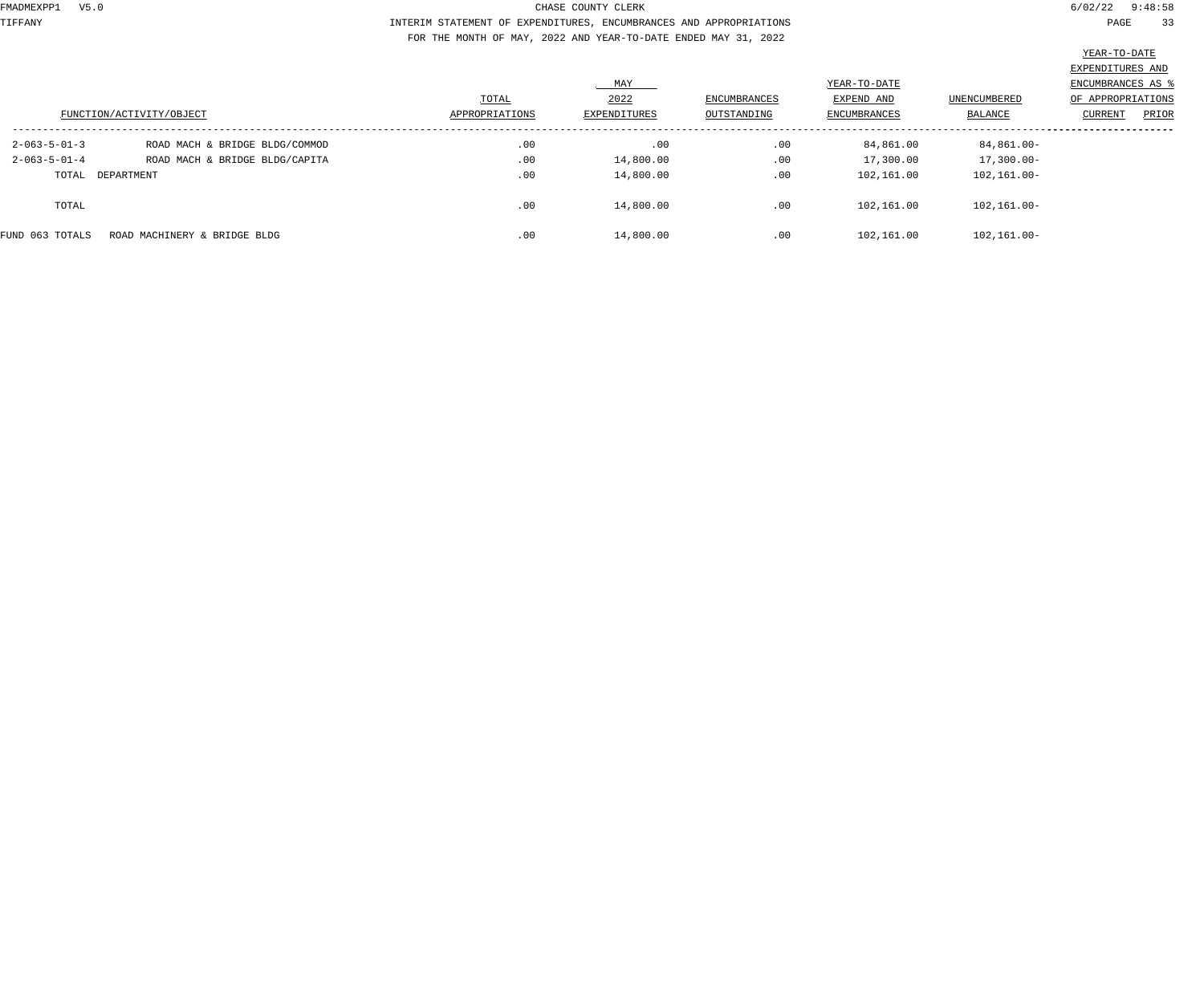CHASE COUNTY CLERK

INTERIM STATEMENT OF EXPENDITURES, ENCUMBRANCES AND APPROPRIATIONS

FOR THE MONTH OF MAY, 2022 AND YEAR-TO-DATE ENDED MAY 31, 2022

| FUNCTION/ACTIVITY/OBJECT | | TOTAL APPROPRIATIONS | MAY 2022 EXPENDITURES | ENCUMBRANCES OUTSTANDING | YEAR-TO-DATE EXPEND AND ENCUMBRANCES | UNENCUMBERED BALANCE | YEAR-TO-DATE EXPENDITURES AND ENCUMBRANCES AS % OF APPROPRIATIONS CURRENT | PRIOR |
|---|---|---|---|---|---|---|---|---|
| 2-063-5-01-3 | ROAD MACH & BRIDGE BLDG/COMMOD | .00 | .00 | .00 | 84,861.00 | 84,861.00- | | |
| 2-063-5-01-4 | ROAD MACH & BRIDGE BLDG/CAPITA | .00 | 14,800.00 | .00 | 17,300.00 | 17,300.00- | | |
| TOTAL DEPARTMENT | | .00 | 14,800.00 | .00 | 102,161.00 | 102,161.00- | | |
| TOTAL | | .00 | 14,800.00 | .00 | 102,161.00 | 102,161.00- | | |
| FUND 063 TOTALS | ROAD MACHINERY & BRIDGE BLDG | .00 | 14,800.00 | .00 | 102,161.00 | 102,161.00- | | |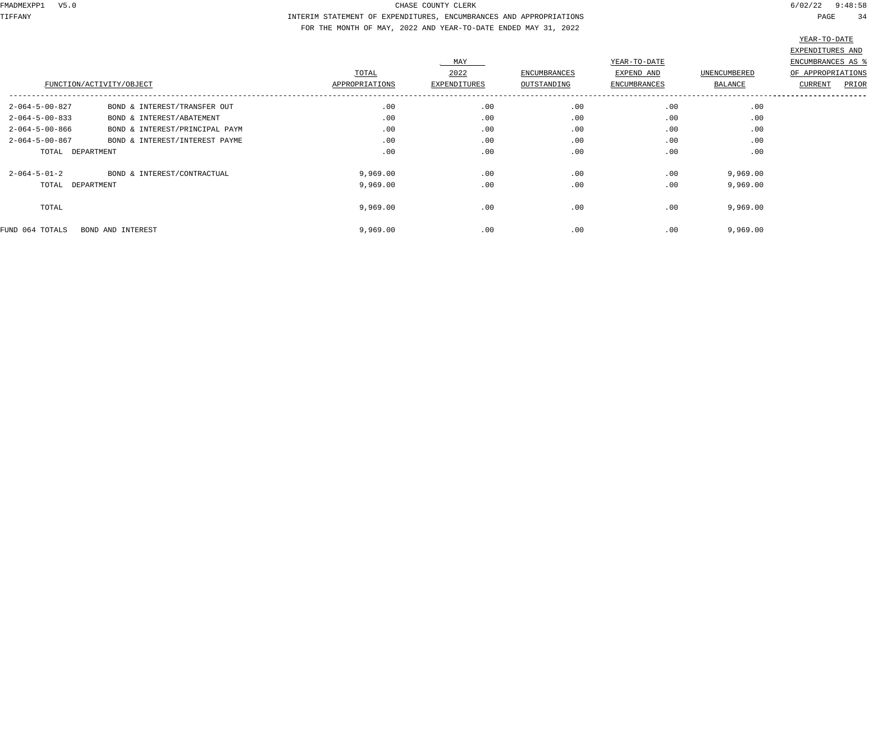CHASE COUNTY CLERK

INTERIM STATEMENT OF EXPENDITURES, ENCUMBRANCES AND APPROPRIATIONS

FOR THE MONTH OF MAY, 2022 AND YEAR-TO-DATE ENDED MAY 31, 2022

| FUNCTION/ACTIVITY/OBJECT | | TOTAL APPROPRIATIONS | MAY 2022 EXPENDITURES | ENCUMBRANCES OUTSTANDING | YEAR-TO-DATE EXPEND AND ENCUMBRANCES | UNENCUMBERED BALANCE | YEAR-TO-DATE EXPENDITURES AND ENCUMBRANCES AS % OF APPROPRIATIONS CURRENT | PRIOR |
|---|---|---|---|---|---|---|---|---|
| 2-064-5-00-827 | BOND & INTEREST/TRANSFER OUT | .00 | .00 | .00 | .00 | .00 | | |
| 2-064-5-00-833 | BOND & INTEREST/ABATEMENT | .00 | .00 | .00 | .00 | .00 | | |
| 2-064-5-00-866 | BOND & INTEREST/PRINCIPAL PAYM | .00 | .00 | .00 | .00 | .00 | | |
| 2-064-5-00-867 | BOND & INTEREST/INTEREST PAYME | .00 | .00 | .00 | .00 | .00 | | |
| TOTAL DEPARTMENT | | .00 | .00 | .00 | .00 | .00 | | |
| 2-064-5-01-2 | BOND & INTEREST/CONTRACTUAL | 9,969.00 | .00 | .00 | .00 | 9,969.00 | | |
| TOTAL DEPARTMENT | | 9,969.00 | .00 | .00 | .00 | 9,969.00 | | |
| TOTAL | | 9,969.00 | .00 | .00 | .00 | 9,969.00 | | |
| FUND 064 TOTALS | BOND AND INTEREST | 9,969.00 | .00 | .00 | .00 | 9,969.00 | | |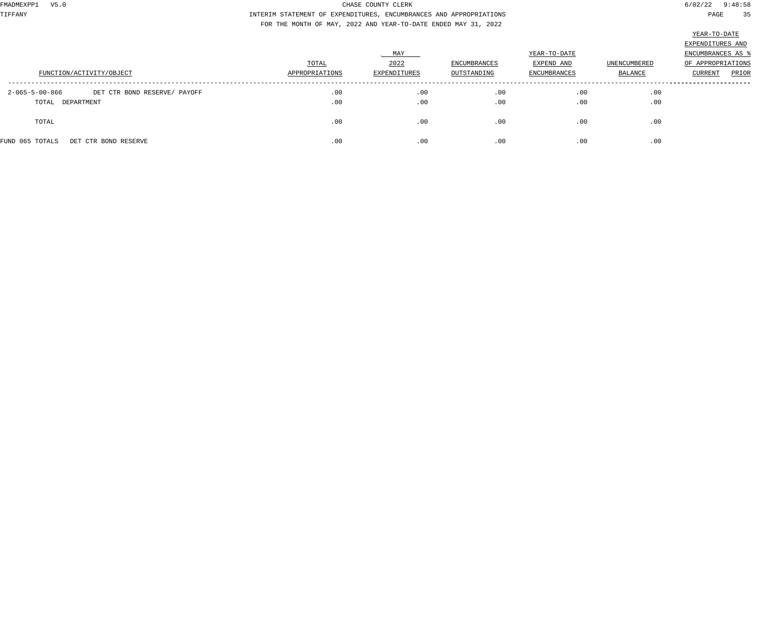CHASE COUNTY CLERK

INTERIM STATEMENT OF EXPENDITURES, ENCUMBRANCES AND APPROPRIATIONS

FOR THE MONTH OF MAY, 2022 AND YEAR-TO-DATE ENDED MAY 31, 2022

| FUNCTION/ACTIVITY/OBJECT | | TOTAL APPROPRIATIONS | MAY 2022 EXPENDITURES | ENCUMBRANCES OUTSTANDING | YEAR-TO-DATE EXPEND AND ENCUMBRANCES | UNENCUMBERED BALANCE | YEAR-TO-DATE EXPENDITURES AND ENCUMBRANCES AS % OF APPROPRIATIONS CURRENT | PRIOR |
|---|---|---|---|---|---|---|---|---|
| 2-065-5-00-866 | DET CTR BOND RESERVE/ PAYOFF | .00 | .00 | .00 | .00 | .00 | | |
| TOTAL DEPARTMENT | | .00 | .00 | .00 | .00 | .00 | | |
| TOTAL | | .00 | .00 | .00 | .00 | .00 | | |
| FUND 065 TOTALS | DET CTR BOND RESERVE | .00 | .00 | .00 | .00 | .00 | | |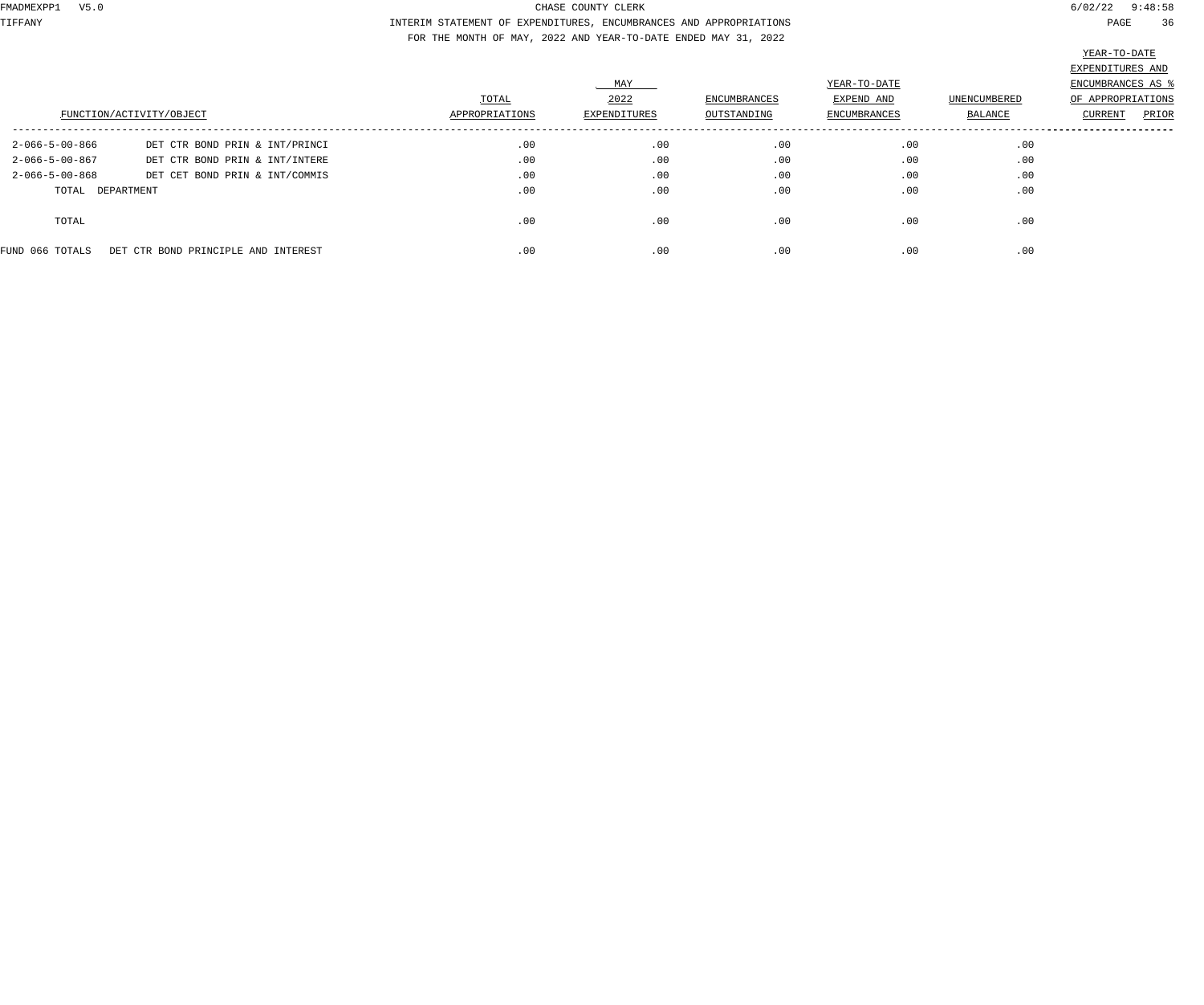CHASE COUNTY CLERK

INTERIM STATEMENT OF EXPENDITURES, ENCUMBRANCES AND APPROPRIATIONS

FOR THE MONTH OF MAY, 2022 AND YEAR-TO-DATE ENDED MAY 31, 2022

| FUNCTION/ACTIVITY/OBJECT | | TOTAL APPROPRIATIONS | MAY 2022 EXPENDITURES | ENCUMBRANCES OUTSTANDING | YEAR-TO-DATE EXPEND AND ENCUMBRANCES | UNENCUMBERED BALANCE | YEAR-TO-DATE EXPENDITURES AND ENCUMBRANCES AS % OF APPROPRIATIONS CURRENT | PRIOR |
|---|---|---|---|---|---|---|---|---|
| 2-066-5-00-866 | DET CTR BOND PRIN & INT/PRINCI | .00 | .00 | .00 | .00 | .00 | | |
| 2-066-5-00-867 | DET CTR BOND PRIN & INT/INTERE | .00 | .00 | .00 | .00 | .00 | | |
| 2-066-5-00-868 | DET CET BOND PRIN & INT/COMMIS | .00 | .00 | .00 | .00 | .00 | | |
| TOTAL DEPARTMENT | | .00 | .00 | .00 | .00 | .00 | | |
| TOTAL | | .00 | .00 | .00 | .00 | .00 | | |
| FUND 066 TOTALS | DET CTR BOND PRINCIPLE AND INTEREST | .00 | .00 | .00 | .00 | .00 | | |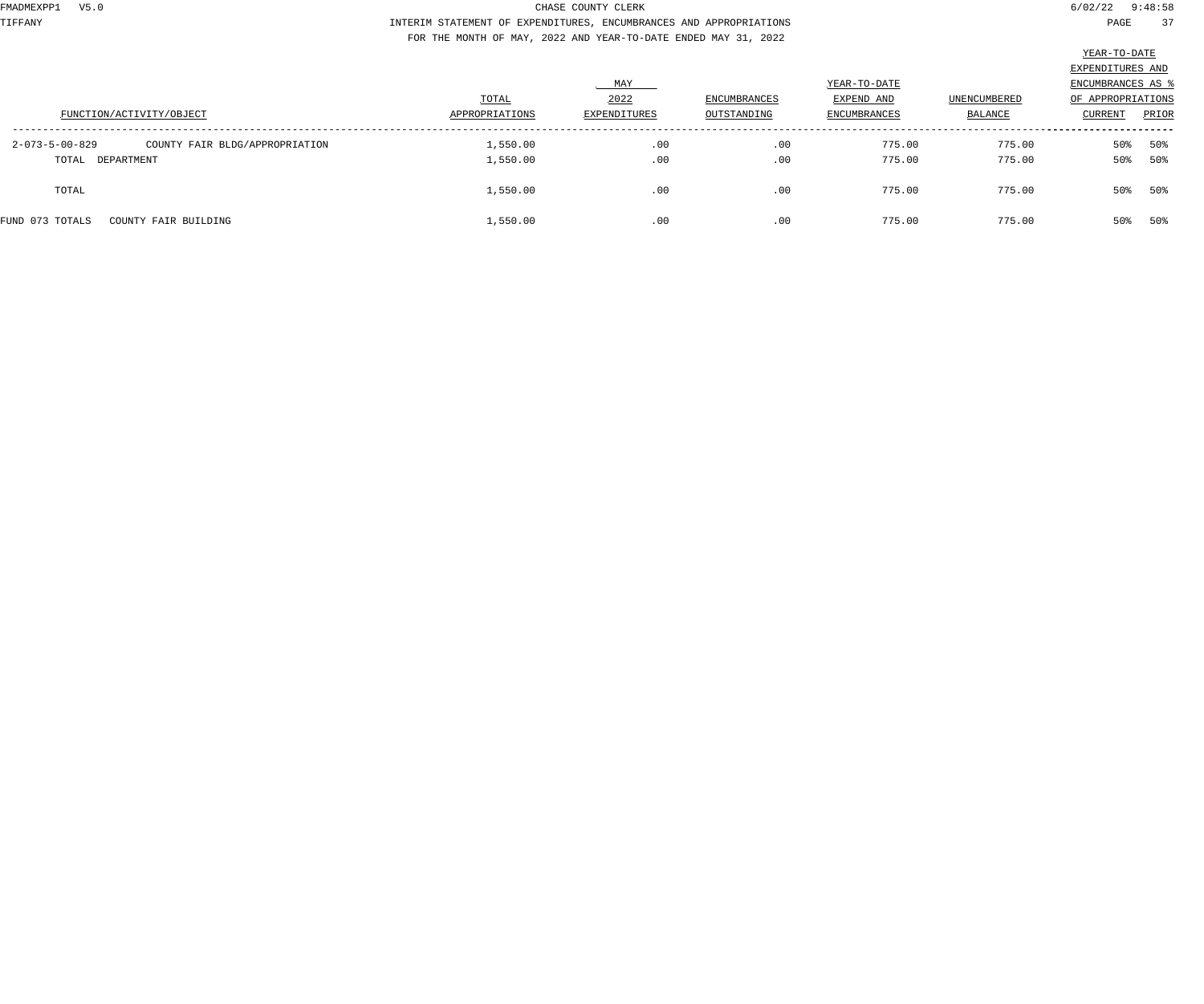CHASE COUNTY CLERK

INTERIM STATEMENT OF EXPENDITURES, ENCUMBRANCES AND APPROPRIATIONS

FOR THE MONTH OF MAY, 2022 AND YEAR-TO-DATE ENDED MAY 31, 2022

| FUNCTION/ACTIVITY/OBJECT | | TOTAL APPROPRIATIONS | MAY 2022 EXPENDITURES | ENCUMBRANCES OUTSTANDING | YEAR-TO-DATE EXPEND AND ENCUMBRANCES | UNENCUMBERED BALANCE | YEAR-TO-DATE EXPENDITURES AND ENCUMBRANCES AS % OF APPROPRIATIONS CURRENT | PRIOR |
|---|---|---|---|---|---|---|---|---|
| 2-073-5-00-829 | COUNTY FAIR BLDG/APPROPRIATION | 1,550.00 | .00 | .00 | 775.00 | 775.00 | 50% | 50% |
| TOTAL DEPARTMENT | | 1,550.00 | .00 | .00 | 775.00 | 775.00 | 50% | 50% |
| TOTAL | | 1,550.00 | .00 | .00 | 775.00 | 775.00 | 50% | 50% |
| FUND 073 TOTALS | COUNTY FAIR BUILDING | 1,550.00 | .00 | .00 | 775.00 | 775.00 | 50% | 50% |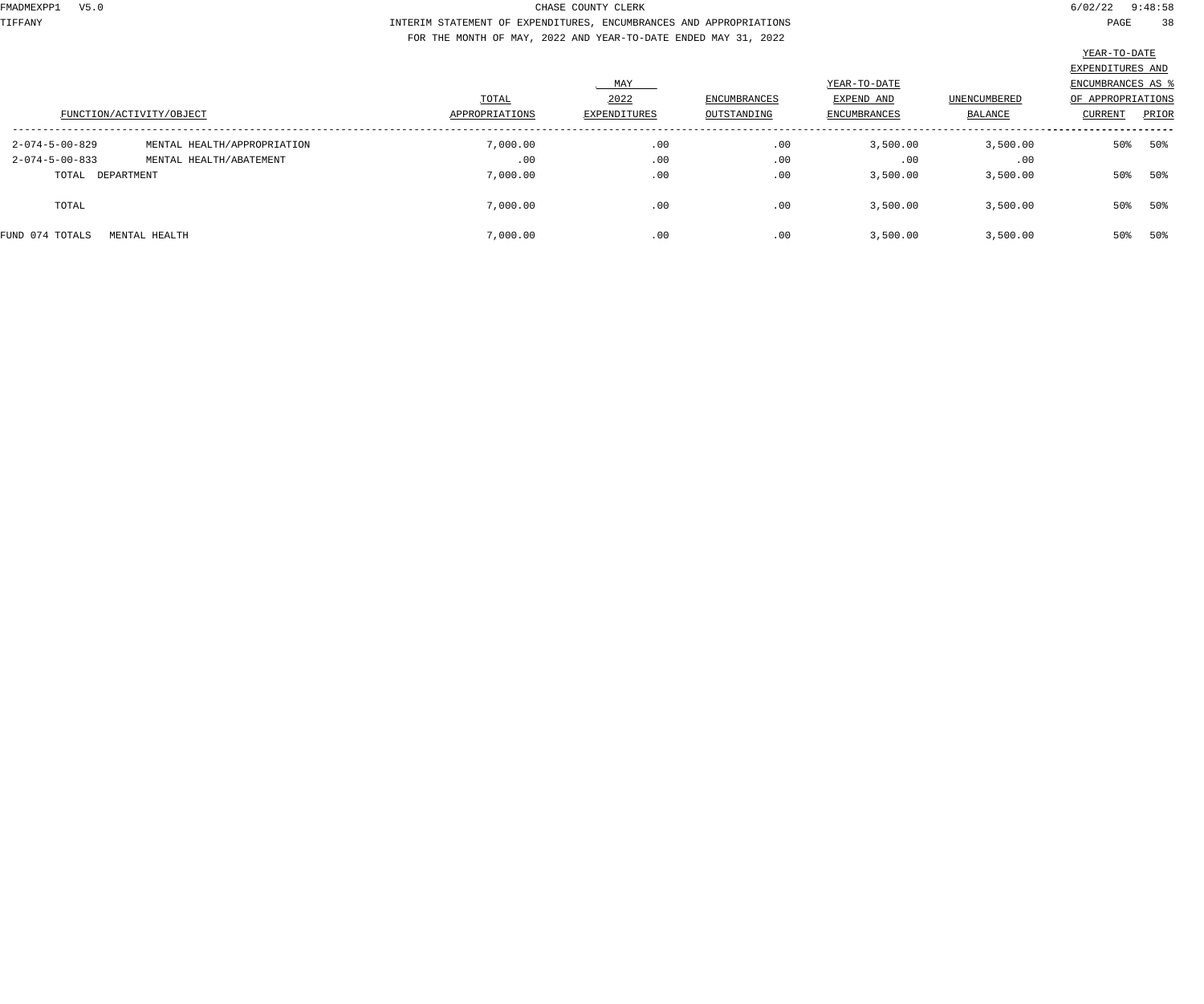CHASE COUNTY CLERK

INTERIM STATEMENT OF EXPENDITURES, ENCUMBRANCES AND APPROPRIATIONS

FOR THE MONTH OF MAY, 2022 AND YEAR-TO-DATE ENDED MAY 31, 2022

| FUNCTION/ACTIVITY/OBJECT | | TOTAL APPROPRIATIONS | MAY 2022 EXPENDITURES | ENCUMBRANCES OUTSTANDING | YEAR-TO-DATE EXPEND AND ENCUMBRANCES | UNENCUMBERED BALANCE | YEAR-TO-DATE EXPENDITURES AND ENCUMBRANCES AS % OF APPROPRIATIONS CURRENT | PRIOR |
|---|---|---|---|---|---|---|---|---|
| 2-074-5-00-829 | MENTAL HEALTH/APPROPRIATION | 7,000.00 | .00 | .00 | 3,500.00 | 3,500.00 | 50% | 50% |
| 2-074-5-00-833 | MENTAL HEALTH/ABATEMENT | .00 | .00 | .00 | .00 | .00 | | |
| TOTAL DEPARTMENT | | 7,000.00 | .00 | .00 | 3,500.00 | 3,500.00 | 50% | 50% |
| TOTAL | | 7,000.00 | .00 | .00 | 3,500.00 | 3,500.00 | 50% | 50% |
| FUND 074 TOTALS | MENTAL HEALTH | 7,000.00 | .00 | .00 | 3,500.00 | 3,500.00 | 50% | 50% |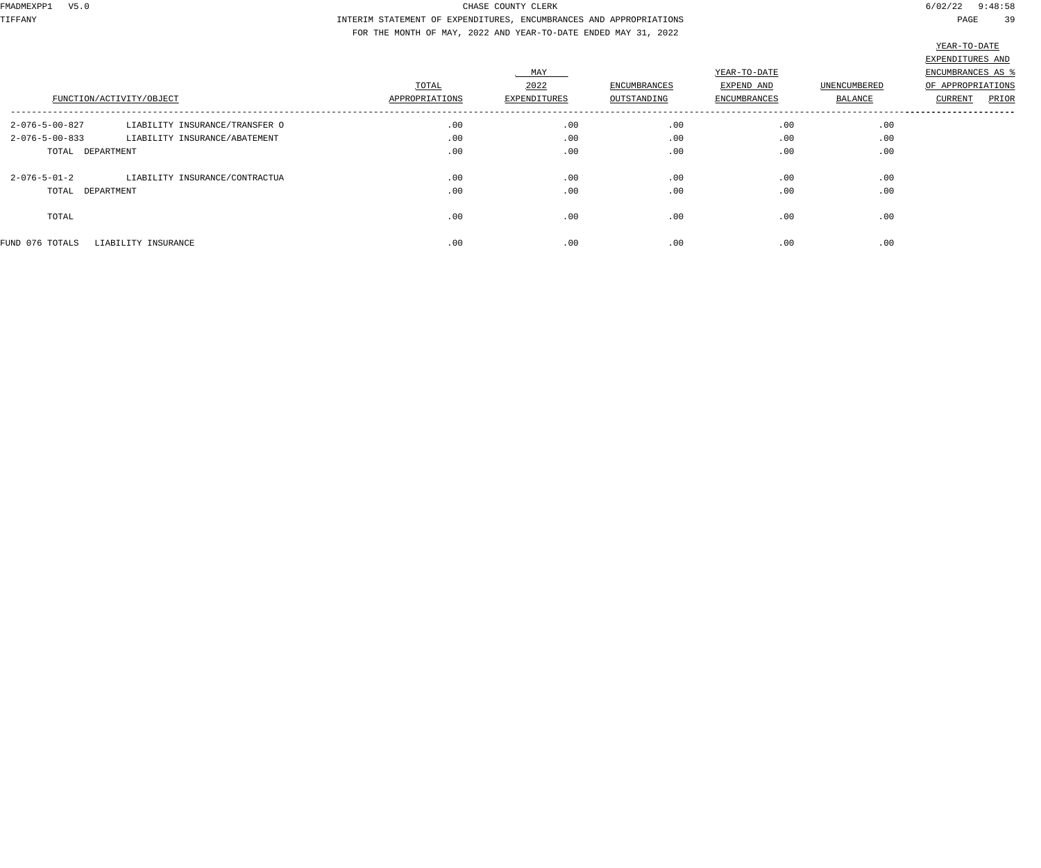CHASE COUNTY CLERK

INTERIM STATEMENT OF EXPENDITURES, ENCUMBRANCES AND APPROPRIATIONS

FOR THE MONTH OF MAY, 2022 AND YEAR-TO-DATE ENDED MAY 31, 2022

| FUNCTION/ACTIVITY/OBJECT | | TOTAL APPROPRIATIONS | MAY 2022 EXPENDITURES | ENCUMBRANCES OUTSTANDING | YEAR-TO-DATE EXPEND AND ENCUMBRANCES | UNENCUMBERED BALANCE | YEAR-TO-DATE EXPENDITURES AND ENCUMBRANCES AS % OF APPROPRIATIONS CURRENT | PRIOR |
|---|---|---|---|---|---|---|---|---|
| 2-076-5-00-827 | LIABILITY INSURANCE/TRANSFER O | .00 | .00 | .00 | .00 | .00 | | |
| 2-076-5-00-833 | LIABILITY INSURANCE/ABATEMENT | .00 | .00 | .00 | .00 | .00 | | |
| TOTAL DEPARTMENT | | .00 | .00 | .00 | .00 | .00 | | |
| 2-076-5-01-2 | LIABILITY INSURANCE/CONTRACTUA | .00 | .00 | .00 | .00 | .00 | | |
| TOTAL DEPARTMENT | | .00 | .00 | .00 | .00 | .00 | | |
| TOTAL | | .00 | .00 | .00 | .00 | .00 | | |
| FUND 076 TOTALS | LIABILITY INSURANCE | .00 | .00 | .00 | .00 | .00 | | |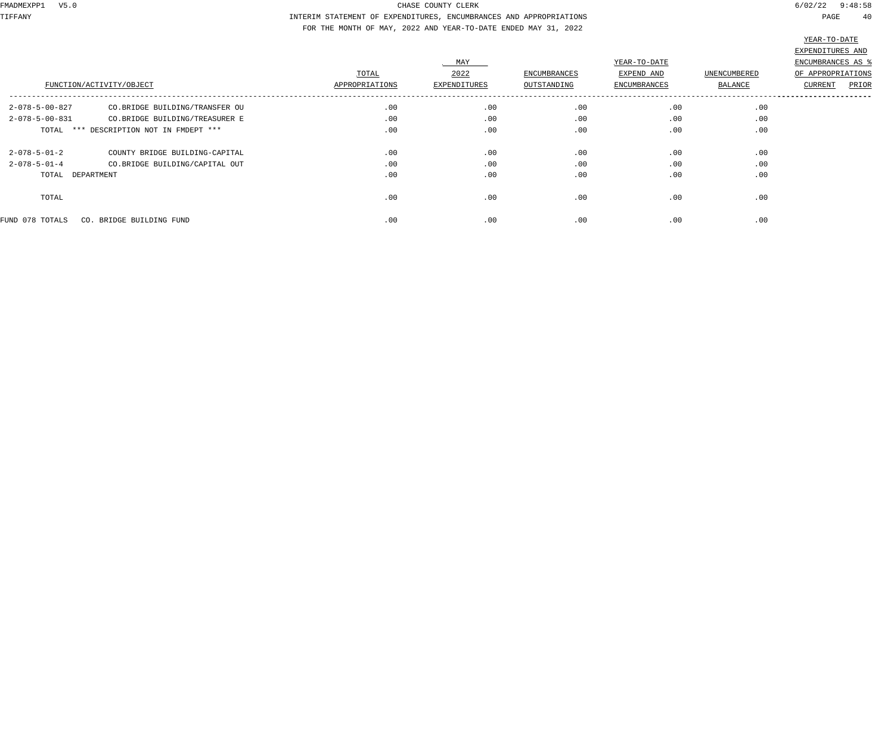CHASE COUNTY CLERK

INTERIM STATEMENT OF EXPENDITURES, ENCUMBRANCES AND APPROPRIATIONS

FOR THE MONTH OF MAY, 2022 AND YEAR-TO-DATE ENDED MAY 31, 2022

| FUNCTION/ACTIVITY/OBJECT | | TOTAL APPROPRIATIONS | MAY 2022 EXPENDITURES | ENCUMBRANCES OUTSTANDING | YEAR-TO-DATE EXPEND AND ENCUMBRANCES | UNENCUMBERED BALANCE | YEAR-TO-DATE EXPENDITURES AND ENCUMBRANCES AS % OF APPROPRIATIONS CURRENT | PRIOR |
|---|---|---|---|---|---|---|---|---|
| 2-078-5-00-827 | CO.BRIDGE BUILDING/TRANSFER OU | .00 | .00 | .00 | .00 | .00 | | |
| 2-078-5-00-831 | CO.BRIDGE BUILDING/TREASURER E | .00 | .00 | .00 | .00 | .00 | | |
| TOTAL | *** DESCRIPTION NOT IN FMDEPT *** | .00 | .00 | .00 | .00 | .00 | | |
| 2-078-5-01-2 | COUNTY BRIDGE BUILDING-CAPITAL | .00 | .00 | .00 | .00 | .00 | | |
| 2-078-5-01-4 | CO.BRIDGE BUILDING/CAPITAL OUT | .00 | .00 | .00 | .00 | .00 | | |
| TOTAL | DEPARTMENT | .00 | .00 | .00 | .00 | .00 | | |
| TOTAL | | .00 | .00 | .00 | .00 | .00 | | |
| FUND 078 TOTALS | CO. BRIDGE BUILDING FUND | .00 | .00 | .00 | .00 | .00 | | |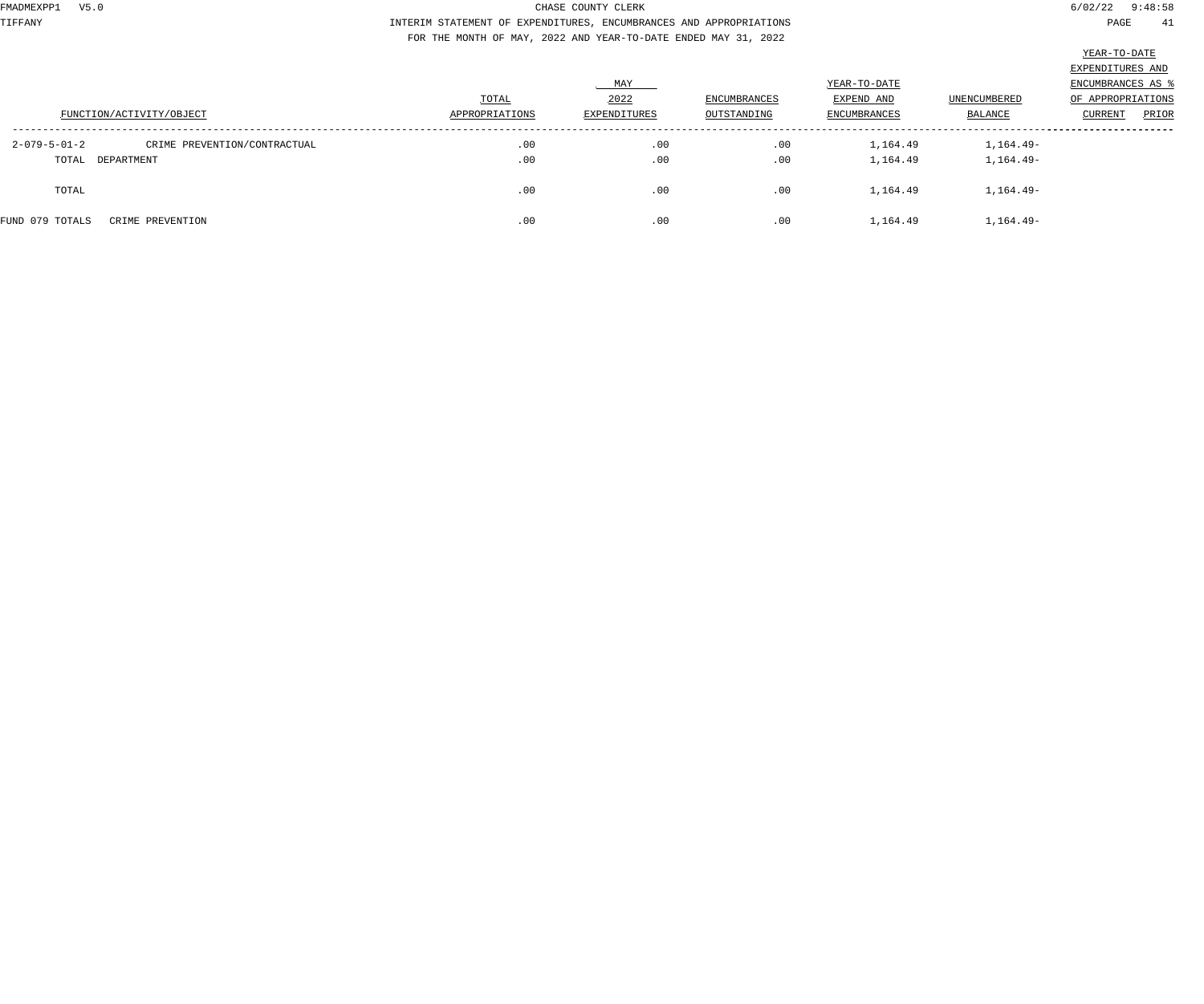CHASE COUNTY CLERK

INTERIM STATEMENT OF EXPENDITURES, ENCUMBRANCES AND APPROPRIATIONS

FOR THE MONTH OF MAY, 2022 AND YEAR-TO-DATE ENDED MAY 31, 2022

| FUNCTION/ACTIVITY/OBJECT | | TOTAL APPROPRIATIONS | MAY 2022 EXPENDITURES | ENCUMBRANCES OUTSTANDING | YEAR-TO-DATE EXPEND AND ENCUMBRANCES | UNENCUMBERED BALANCE | YEAR-TO-DATE EXPENDITURES AND ENCUMBRANCES AS % OF APPROPRIATIONS CURRENT | PRIOR |
|---|---|---|---|---|---|---|---|---|
| 2-079-5-01-2 | CRIME PREVENTION/CONTRACTUAL | .00 | .00 | .00 | 1,164.49 | 1,164.49- | | |
| TOTAL DEPARTMENT | | .00 | .00 | .00 | 1,164.49 | 1,164.49- | | |
| TOTAL | | .00 | .00 | .00 | 1,164.49 | 1,164.49- | | |
| FUND 079 TOTALS | CRIME PREVENTION | .00 | .00 | .00 | 1,164.49 | 1,164.49- | | |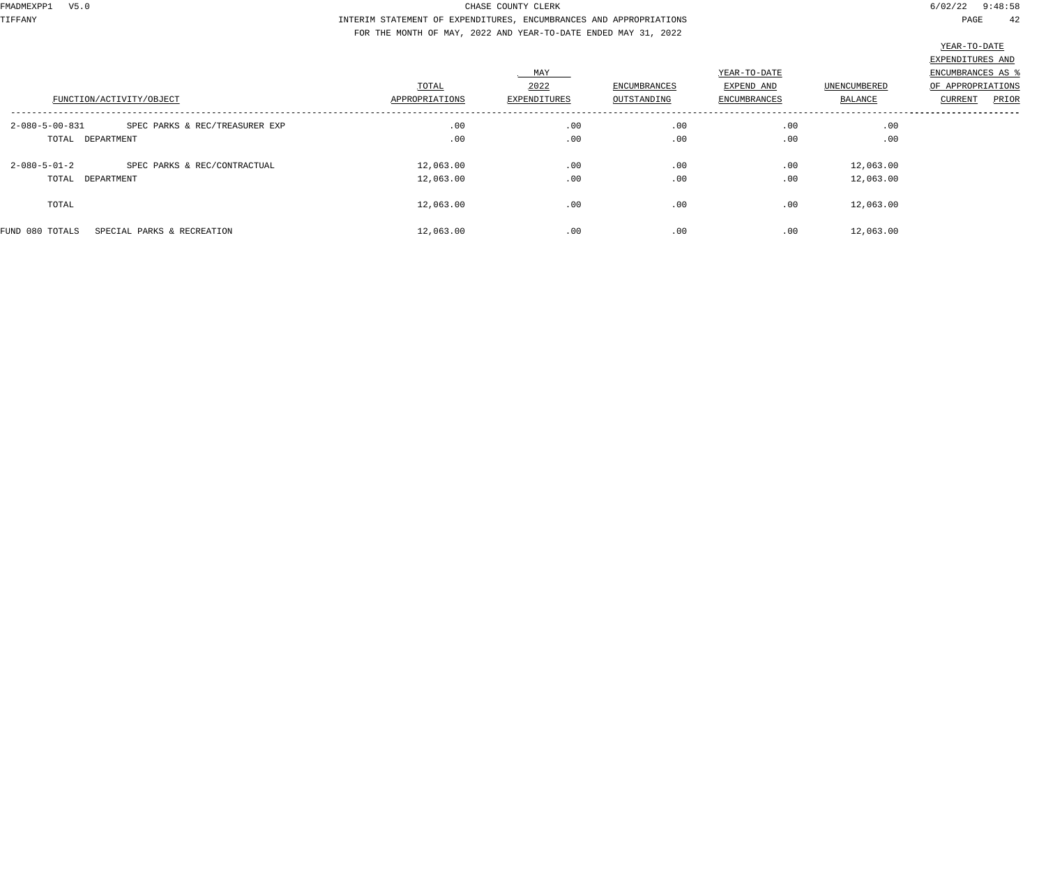CHASE COUNTY CLERK

INTERIM STATEMENT OF EXPENDITURES, ENCUMBRANCES AND APPROPRIATIONS

FOR THE MONTH OF MAY, 2022 AND YEAR-TO-DATE ENDED MAY 31, 2022

| FUNCTION/ACTIVITY/OBJECT | | TOTAL APPROPRIATIONS | MAY 2022 EXPENDITURES | ENCUMBRANCES OUTSTANDING | YEAR-TO-DATE EXPEND AND ENCUMBRANCES | UNENCUMBERED BALANCE | YEAR-TO-DATE EXPENDITURES AND ENCUMBRANCES AS % OF APPROPRIATIONS CURRENT | PRIOR |
|---|---|---|---|---|---|---|---|---|
| 2-080-5-00-831 | SPEC PARKS & REC/TREASURER EXP | .00 | .00 | .00 | .00 | .00 | | |
| TOTAL DEPARTMENT | | .00 | .00 | .00 | .00 | .00 | | |
| 2-080-5-01-2 | SPEC PARKS & REC/CONTRACTUAL | 12,063.00 | .00 | .00 | .00 | 12,063.00 | | |
| TOTAL DEPARTMENT | | 12,063.00 | .00 | .00 | .00 | 12,063.00 | | |
| TOTAL | | 12,063.00 | .00 | .00 | .00 | 12,063.00 | | |
| FUND 080 TOTALS | SPECIAL PARKS & RECREATION | 12,063.00 | .00 | .00 | .00 | 12,063.00 | | |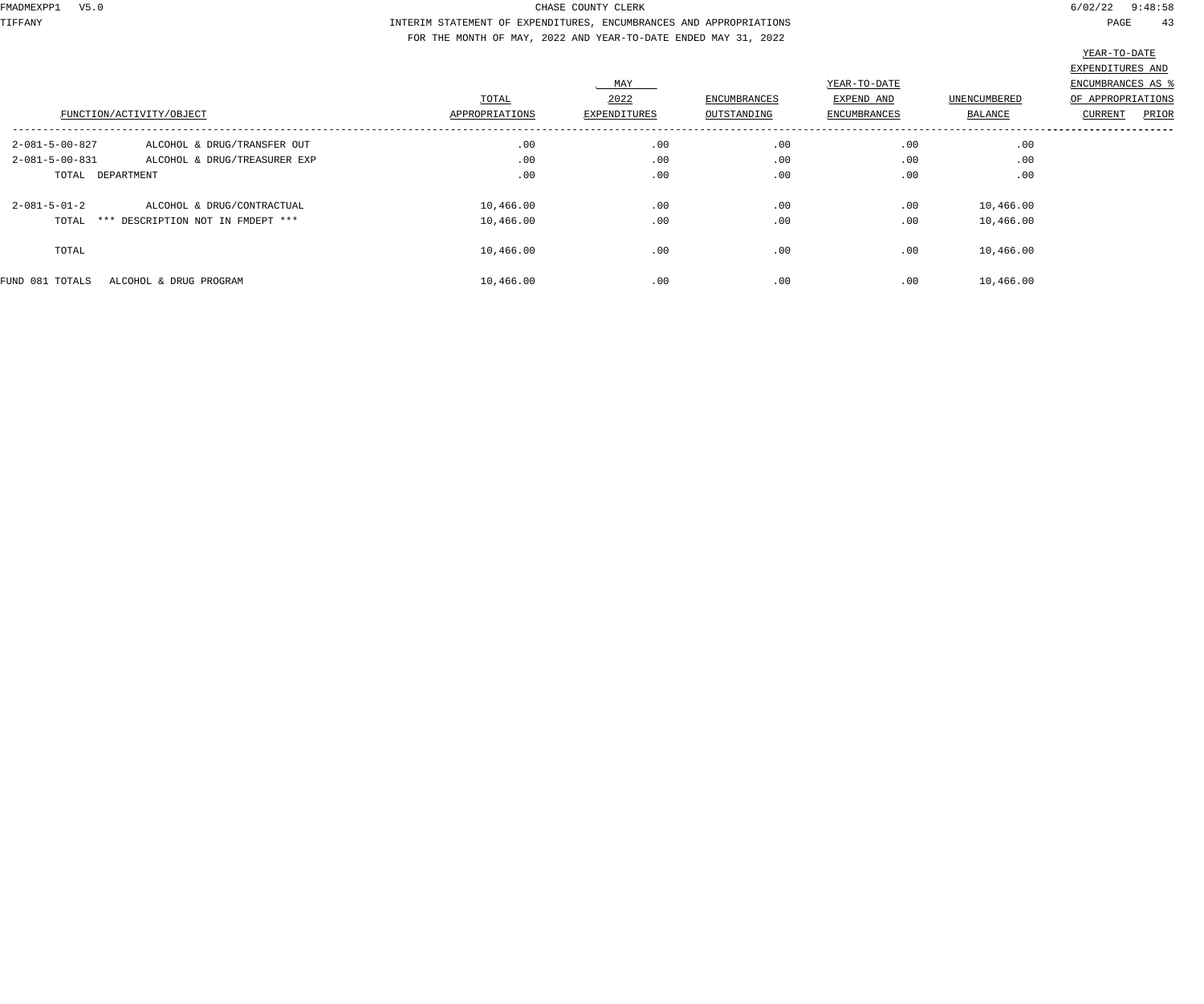# CHASE COUNTY CLERK

## INTERIM STATEMENT OF EXPENDITURES, ENCUMBRANCES AND APPROPRIATIONS

FOR THE MONTH OF MAY, 2022 AND YEAR-TO-DATE ENDED MAY 31, 2022

| FUNCTION/ACTIVITY/OBJECT | | TOTAL APPROPRIATIONS | MAY 2022 EXPENDITURES | ENCUMBRANCES OUTSTANDING | YEAR-TO-DATE EXPEND AND ENCUMBRANCES | UNENCUMBERED BALANCE | YEAR-TO-DATE EXPENDITURES AND ENCUMBRANCES AS % OF APPROPRIATIONS CURRENT | PRIOR |
|---|---|---|---|---|---|---|---|---|
| 2-081-5-00-827 | ALCOHOL & DRUG/TRANSFER OUT | .00 | .00 | .00 | .00 | .00 | | |
| 2-081-5-00-831 | ALCOHOL & DRUG/TREASURER EXP | .00 | .00 | .00 | .00 | .00 | | |
| TOTAL DEPARTMENT | | .00 | .00 | .00 | .00 | .00 | | |
| 2-081-5-01-2 | ALCOHOL & DRUG/CONTRACTUAL | 10,466.00 | .00 | .00 | .00 | 10,466.00 | | |
| TOTAL *** DESCRIPTION NOT IN FMDEPT *** | | 10,466.00 | .00 | .00 | .00 | 10,466.00 | | |
| TOTAL | | 10,466.00 | .00 | .00 | .00 | 10,466.00 | | |
| FUND 081 TOTALS | ALCOHOL & DRUG PROGRAM | 10,466.00 | .00 | .00 | .00 | 10,466.00 | | |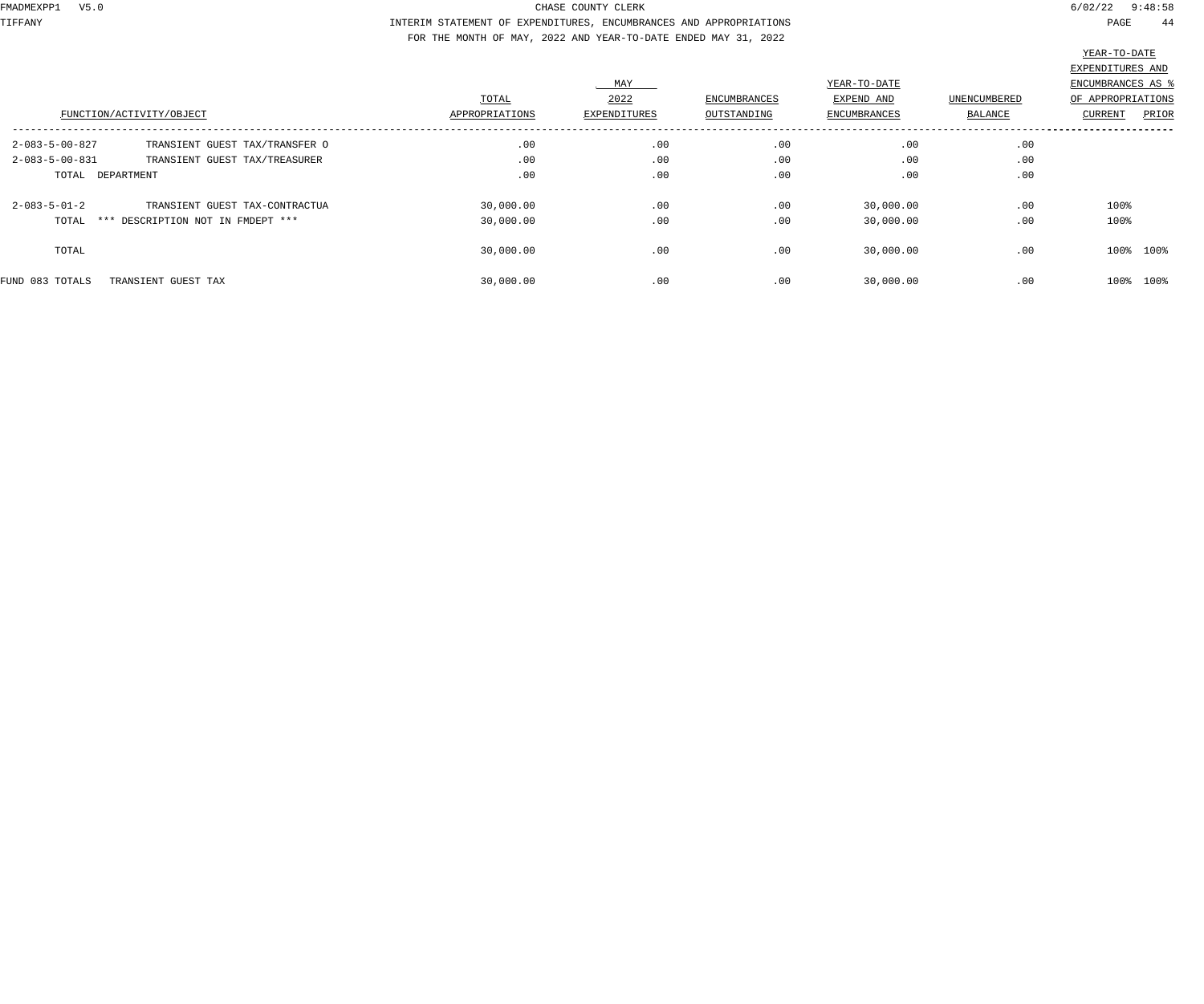CHASE COUNTY CLERK

INTERIM STATEMENT OF EXPENDITURES, ENCUMBRANCES AND APPROPRIATIONS

FOR THE MONTH OF MAY, 2022 AND YEAR-TO-DATE ENDED MAY 31, 2022

| FUNCTION/ACTIVITY/OBJECT | | TOTAL APPROPRIATIONS | MAY 2022 EXPENDITURES | ENCUMBRANCES OUTSTANDING | YEAR-TO-DATE EXPEND AND ENCUMBRANCES | UNENCUMBERED BALANCE | YEAR-TO-DATE EXPENDITURES AND ENCUMBRANCES AS % OF APPROPRIATIONS CURRENT | PRIOR |
|---|---|---|---|---|---|---|---|---|
| 2-083-5-00-827 | TRANSIENT GUEST TAX/TRANSFER O | .00 | .00 | .00 | .00 | .00 | | |
| 2-083-5-00-831 | TRANSIENT GUEST TAX/TREASURER | .00 | .00 | .00 | .00 | .00 | | |
| TOTAL DEPARTMENT | | .00 | .00 | .00 | .00 | .00 | | |
| 2-083-5-01-2 | TRANSIENT GUEST TAX-CONTRACTUA | 30,000.00 | .00 | .00 | 30,000.00 | .00 | 100% | |
| TOTAL | *** DESCRIPTION NOT IN FMDEPT *** | 30,000.00 | .00 | .00 | 30,000.00 | .00 | 100% | |
| TOTAL | | 30,000.00 | .00 | .00 | 30,000.00 | .00 | 100% | 100% |
| FUND 083 TOTALS | TRANSIENT GUEST TAX | 30,000.00 | .00 | .00 | 30,000.00 | .00 | 100% | 100% |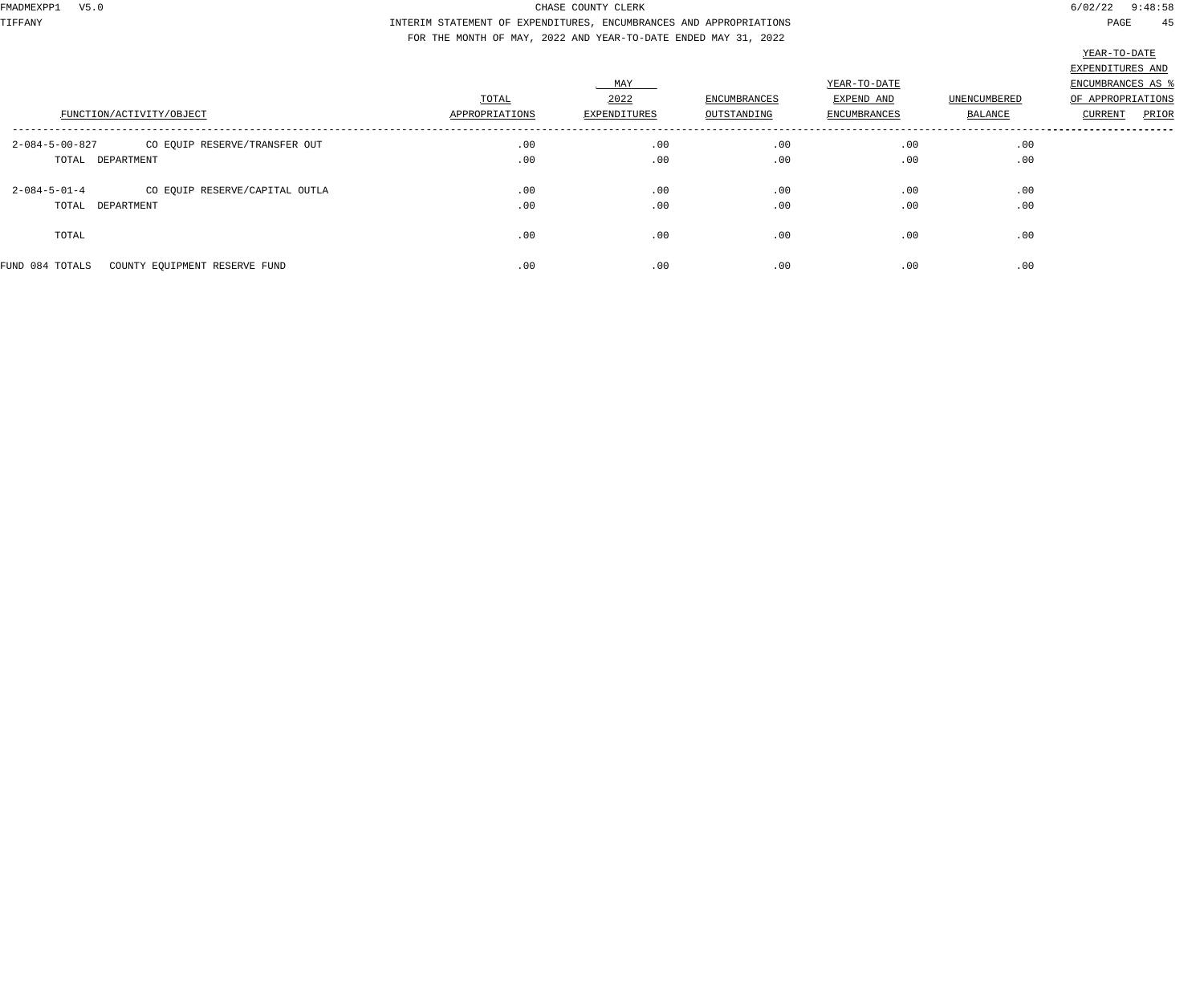CHASE COUNTY CLERK

INTERIM STATEMENT OF EXPENDITURES, ENCUMBRANCES AND APPROPRIATIONS

FOR THE MONTH OF MAY, 2022 AND YEAR-TO-DATE ENDED MAY 31, 2022

| FUNCTION/ACTIVITY/OBJECT | | TOTAL APPROPRIATIONS | MAY 2022 EXPENDITURES | ENCUMBRANCES OUTSTANDING | YEAR-TO-DATE EXPEND AND ENCUMBRANCES | UNENCUMBERED BALANCE | YEAR-TO-DATE EXPENDITURES AND ENCUMBRANCES AS % OF APPROPRIATIONS CURRENT | PRIOR |
|---|---|---|---|---|---|---|---|---|
| 2-084-5-00-827 | CO EQUIP RESERVE/TRANSFER OUT | .00 | .00 | .00 | .00 | .00 | | |
| TOTAL DEPARTMENT | | .00 | .00 | .00 | .00 | .00 | | |
| 2-084-5-01-4 | CO EQUIP RESERVE/CAPITAL OUTLA | .00 | .00 | .00 | .00 | .00 | | |
| TOTAL DEPARTMENT | | .00 | .00 | .00 | .00 | .00 | | |
| TOTAL | | .00 | .00 | .00 | .00 | .00 | | |
| FUND 084 TOTALS | COUNTY EQUIPMENT RESERVE FUND | .00 | .00 | .00 | .00 | .00 | | |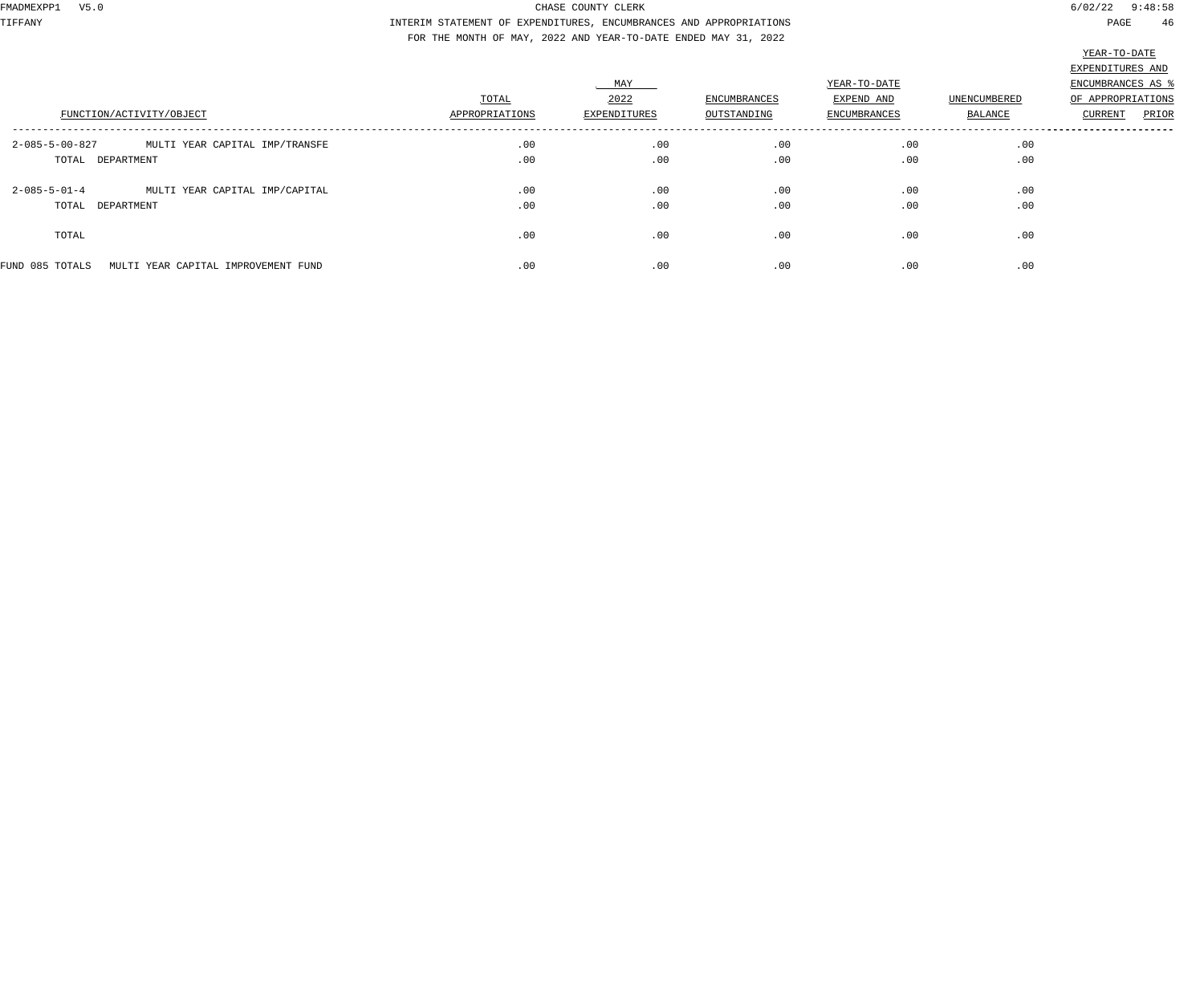CHASE COUNTY CLERK

INTERIM STATEMENT OF EXPENDITURES, ENCUMBRANCES AND APPROPRIATIONS

FOR THE MONTH OF MAY, 2022 AND YEAR-TO-DATE ENDED MAY 31, 2022

| FUNCTION/ACTIVITY/OBJECT | | TOTAL APPROPRIATIONS | MAY 2022 EXPENDITURES | ENCUMBRANCES OUTSTANDING | YEAR-TO-DATE EXPEND AND ENCUMBRANCES | UNENCUMBERED BALANCE | YEAR-TO-DATE EXPENDITURES AND ENCUMBRANCES AS % OF APPROPRIATIONS CURRENT | PRIOR |
|---|---|---|---|---|---|---|---|---|
| 2-085-5-00-827 | MULTI YEAR CAPITAL IMP/TRANSFE | .00 | .00 | .00 | .00 | .00 | | |
| TOTAL DEPARTMENT | | .00 | .00 | .00 | .00 | .00 | | |
| 2-085-5-01-4 | MULTI YEAR CAPITAL IMP/CAPITAL | .00 | .00 | .00 | .00 | .00 | | |
| TOTAL DEPARTMENT | | .00 | .00 | .00 | .00 | .00 | | |
| TOTAL | | .00 | .00 | .00 | .00 | .00 | | |
| FUND 085 TOTALS | MULTI YEAR CAPITAL IMPROVEMENT FUND | .00 | .00 | .00 | .00 | .00 | | |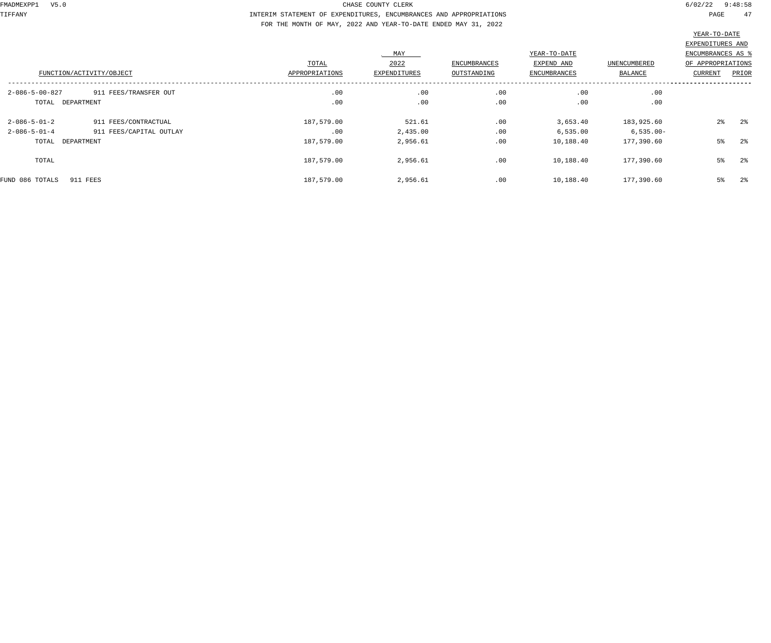CHASE COUNTY CLERK

INTERIM STATEMENT OF EXPENDITURES, ENCUMBRANCES AND APPROPRIATIONS

FOR THE MONTH OF MAY, 2022 AND YEAR-TO-DATE ENDED MAY 31, 2022

| FUNCTION/ACTIVITY/OBJECT | | TOTAL APPROPRIATIONS | MAY 2022 EXPENDITURES | ENCUMBRANCES OUTSTANDING | YEAR-TO-DATE EXPEND AND ENCUMBRANCES | UNENCUMBERED BALANCE | YEAR-TO-DATE EXPENDITURES AND ENCUMBRANCES AS % OF APPROPRIATIONS CURRENT | PRIOR |
|---|---|---|---|---|---|---|---|---|
| 2-086-5-00-827 | 911 FEES/TRANSFER OUT | .00 | .00 | .00 | .00 | .00 | | |
| TOTAL DEPARTMENT | | .00 | .00 | .00 | .00 | .00 | | |
| 2-086-5-01-2 | 911 FEES/CONTRACTUAL | 187,579.00 | 521.61 | .00 | 3,653.40 | 183,925.60 | 2% | 2% |
| 2-086-5-01-4 | 911 FEES/CAPITAL OUTLAY | .00 | 2,435.00 | .00 | 6,535.00 | 6,535.00- | | |
| TOTAL DEPARTMENT | | 187,579.00 | 2,956.61 | .00 | 10,188.40 | 177,390.60 | 5% | 2% |
| TOTAL | | 187,579.00 | 2,956.61 | .00 | 10,188.40 | 177,390.60 | 5% | 2% |
| FUND 086 TOTALS | 911 FEES | 187,579.00 | 2,956.61 | .00 | 10,188.40 | 177,390.60 | 5% | 2% |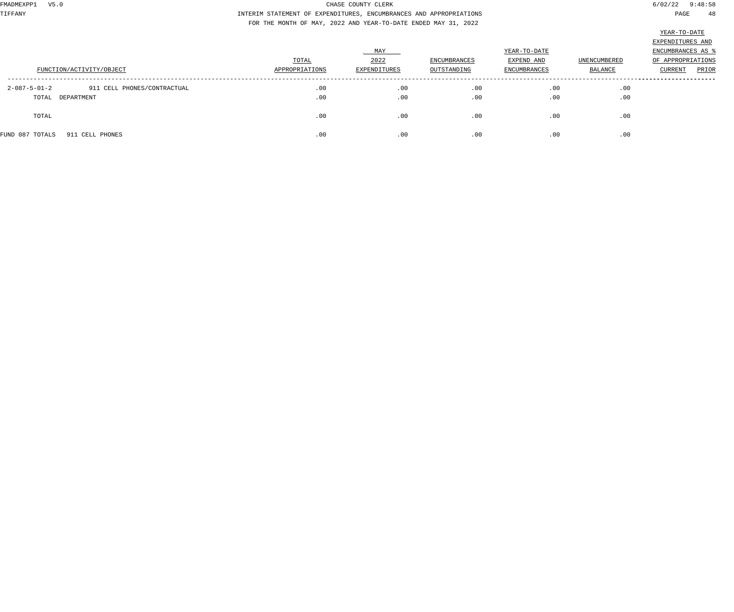CHASE COUNTY CLERK

INTERIM STATEMENT OF EXPENDITURES, ENCUMBRANCES AND APPROPRIATIONS

FOR THE MONTH OF MAY, 2022 AND YEAR-TO-DATE ENDED MAY 31, 2022

| FUNCTION/ACTIVITY/OBJECT | | TOTAL APPROPRIATIONS | MAY 2022 EXPENDITURES | ENCUMBRANCES OUTSTANDING | YEAR-TO-DATE EXPEND AND ENCUMBRANCES | UNENCUMBERED BALANCE | YEAR-TO-DATE EXPENDITURES AND ENCUMBRANCES AS % OF APPROPRIATIONS CURRENT | PRIOR |
|---|---|---|---|---|---|---|---|---|
| 2-087-5-01-2 | 911 CELL PHONES/CONTRACTUAL | .00 | .00 | .00 | .00 | .00 | | |
| TOTAL DEPARTMENT | | .00 | .00 | .00 | .00 | .00 | | |
| TOTAL | | .00 | .00 | .00 | .00 | .00 | | |
| FUND 087 TOTALS | 911 CELL PHONES | .00 | .00 | .00 | .00 | .00 | | |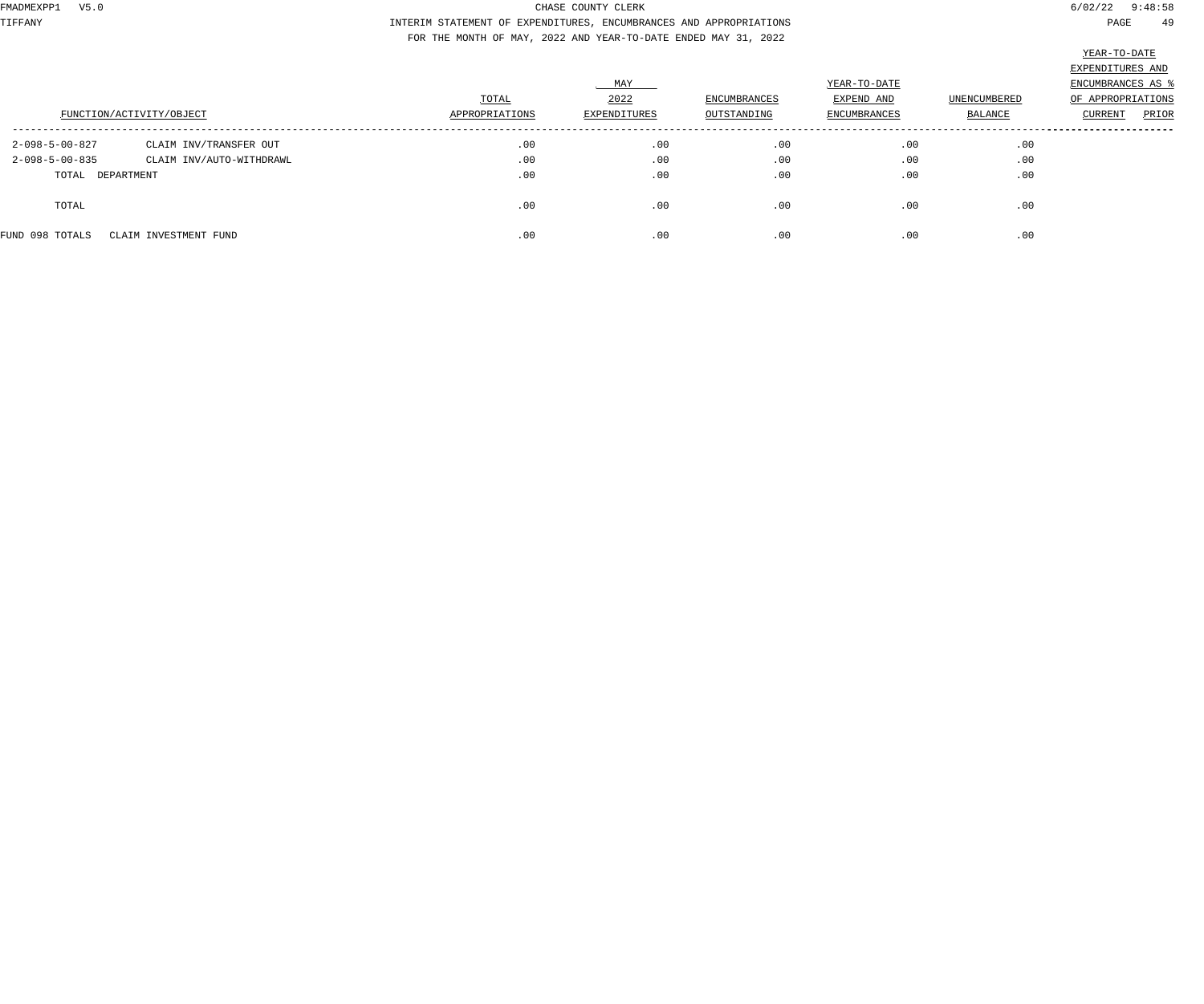CHASE COUNTY CLERK

INTERIM STATEMENT OF EXPENDITURES, ENCUMBRANCES AND APPROPRIATIONS

FOR THE MONTH OF MAY, 2022 AND YEAR-TO-DATE ENDED MAY 31, 2022

| FUNCTION/ACTIVITY/OBJECT | | TOTAL APPROPRIATIONS | MAY 2022 EXPENDITURES | ENCUMBRANCES OUTSTANDING | YEAR-TO-DATE EXPEND AND ENCUMBRANCES | UNENCUMBERED BALANCE | YEAR-TO-DATE EXPENDITURES AND ENCUMBRANCES AS % OF APPROPRIATIONS CURRENT | PRIOR |
|---|---|---|---|---|---|---|---|---|
| 2-098-5-00-827 | CLAIM INV/TRANSFER OUT | .00 | .00 | .00 | .00 | .00 | | |
| 2-098-5-00-835 | CLAIM INV/AUTO-WITHDRAWL | .00 | .00 | .00 | .00 | .00 | | |
| TOTAL DEPARTMENT | | .00 | .00 | .00 | .00 | .00 | | |
| TOTAL | | .00 | .00 | .00 | .00 | .00 | | |
| FUND 098 TOTALS | CLAIM INVESTMENT FUND | .00 | .00 | .00 | .00 | .00 | | |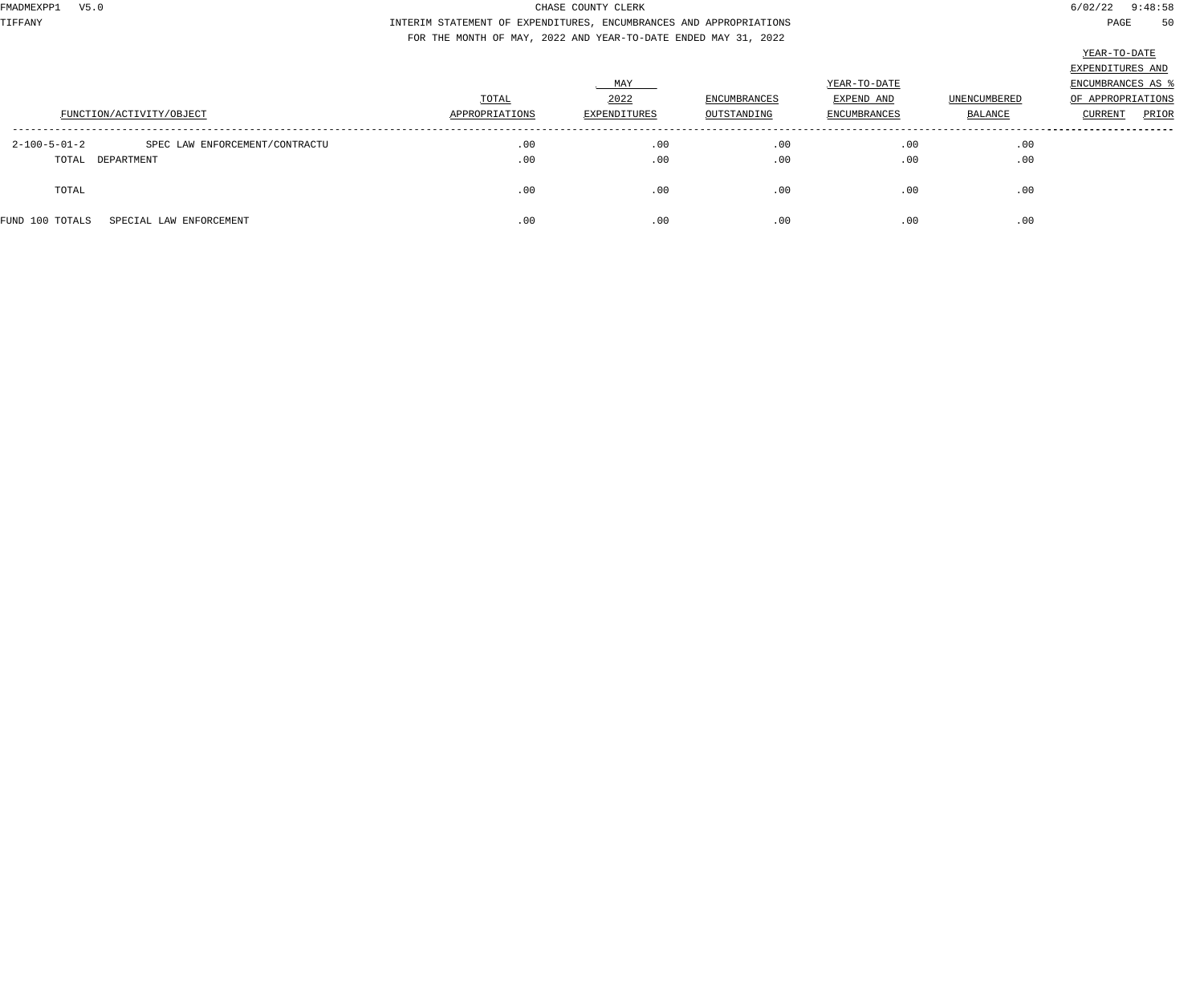CHASE COUNTY CLERK

INTERIM STATEMENT OF EXPENDITURES, ENCUMBRANCES AND APPROPRIATIONS

FOR THE MONTH OF MAY, 2022 AND YEAR-TO-DATE ENDED MAY 31, 2022

| FUNCTION/ACTIVITY/OBJECT | | TOTAL APPROPRIATIONS | MAY 2022 EXPENDITURES | ENCUMBRANCES OUTSTANDING | YEAR-TO-DATE EXPEND AND ENCUMBRANCES | UNENCUMBERED BALANCE | YEAR-TO-DATE EXPENDITURES AND ENCUMBRANCES AS % OF APPROPRIATIONS CURRENT | PRIOR |
|---|---|---|---|---|---|---|---|---|
| 2-100-5-01-2 | SPEC LAW ENFORCEMENT/CONTRACTU | .00 | .00 | .00 | .00 | .00 | | |
| TOTAL DEPARTMENT | | .00 | .00 | .00 | .00 | .00 | | |
| TOTAL | | .00 | .00 | .00 | .00 | .00 | | |
| FUND 100 TOTALS | SPECIAL LAW ENFORCEMENT | .00 | .00 | .00 | .00 | .00 | | |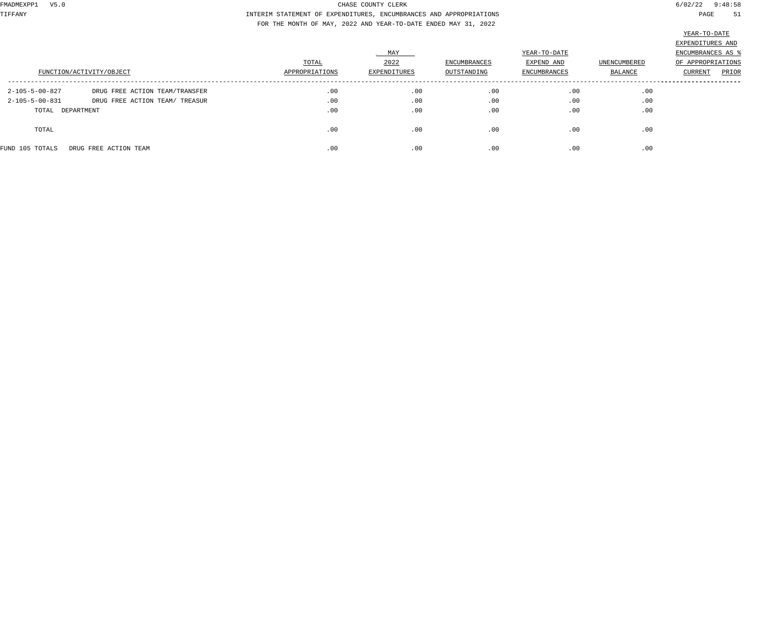CHASE COUNTY CLERK

INTERIM STATEMENT OF EXPENDITURES, ENCUMBRANCES AND APPROPRIATIONS

FOR THE MONTH OF MAY, 2022 AND YEAR-TO-DATE ENDED MAY 31, 2022

| FUNCTION/ACTIVITY/OBJECT | | TOTAL APPROPRIATIONS | MAY 2022 EXPENDITURES | ENCUMBRANCES OUTSTANDING | YEAR-TO-DATE EXPEND AND ENCUMBRANCES | UNENCUMBERED BALANCE | YEAR-TO-DATE EXPENDITURES AND ENCUMBRANCES AS % OF APPROPRIATIONS CURRENT | PRIOR |
|---|---|---|---|---|---|---|---|---|
| 2-105-5-00-827 | DRUG FREE ACTION TEAM/TRANSFER | .00 | .00 | .00 | .00 | .00 | | |
| 2-105-5-00-831 | DRUG FREE ACTION TEAM/ TREASUR | .00 | .00 | .00 | .00 | .00 | | |
| TOTAL DEPARTMENT | | .00 | .00 | .00 | .00 | .00 | | |
| TOTAL | | .00 | .00 | .00 | .00 | .00 | | |
| FUND 105 TOTALS | DRUG FREE ACTION TEAM | .00 | .00 | .00 | .00 | .00 | | |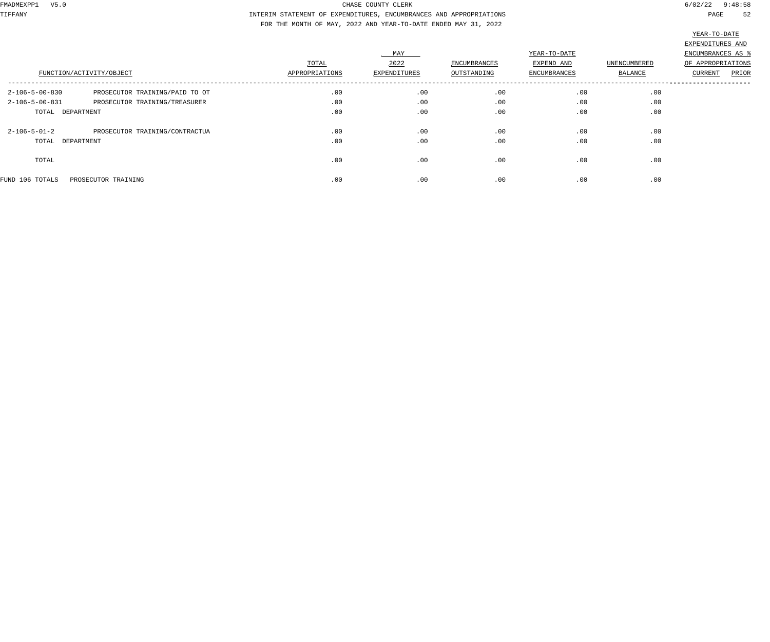CHASE COUNTY CLERK

INTERIM STATEMENT OF EXPENDITURES, ENCUMBRANCES AND APPROPRIATIONS

FOR THE MONTH OF MAY, 2022 AND YEAR-TO-DATE ENDED MAY 31, 2022

| FUNCTION/ACTIVITY/OBJECT | | TOTAL APPROPRIATIONS | MAY 2022 EXPENDITURES | ENCUMBRANCES OUTSTANDING | YEAR-TO-DATE EXPEND AND ENCUMBRANCES | UNENCUMBERED BALANCE | YEAR-TO-DATE EXPENDITURES AND ENCUMBRANCES AS % OF APPROPRIATIONS CURRENT | PRIOR |
|---|---|---|---|---|---|---|---|---|
| 2-106-5-00-830 | PROSECUTOR TRAINING/PAID TO OT | .00 | .00 | .00 | .00 | .00 | | |
| 2-106-5-00-831 | PROSECUTOR TRAINING/TREASURER | .00 | .00 | .00 | .00 | .00 | | |
| TOTAL DEPARTMENT | | .00 | .00 | .00 | .00 | .00 | | |
| 2-106-5-01-2 | PROSECUTOR TRAINING/CONTRACTUA | .00 | .00 | .00 | .00 | .00 | | |
| TOTAL DEPARTMENT | | .00 | .00 | .00 | .00 | .00 | | |
| TOTAL | | .00 | .00 | .00 | .00 | .00 | | |
| FUND 106 TOTALS | PROSECUTOR TRAINING | .00 | .00 | .00 | .00 | .00 | | |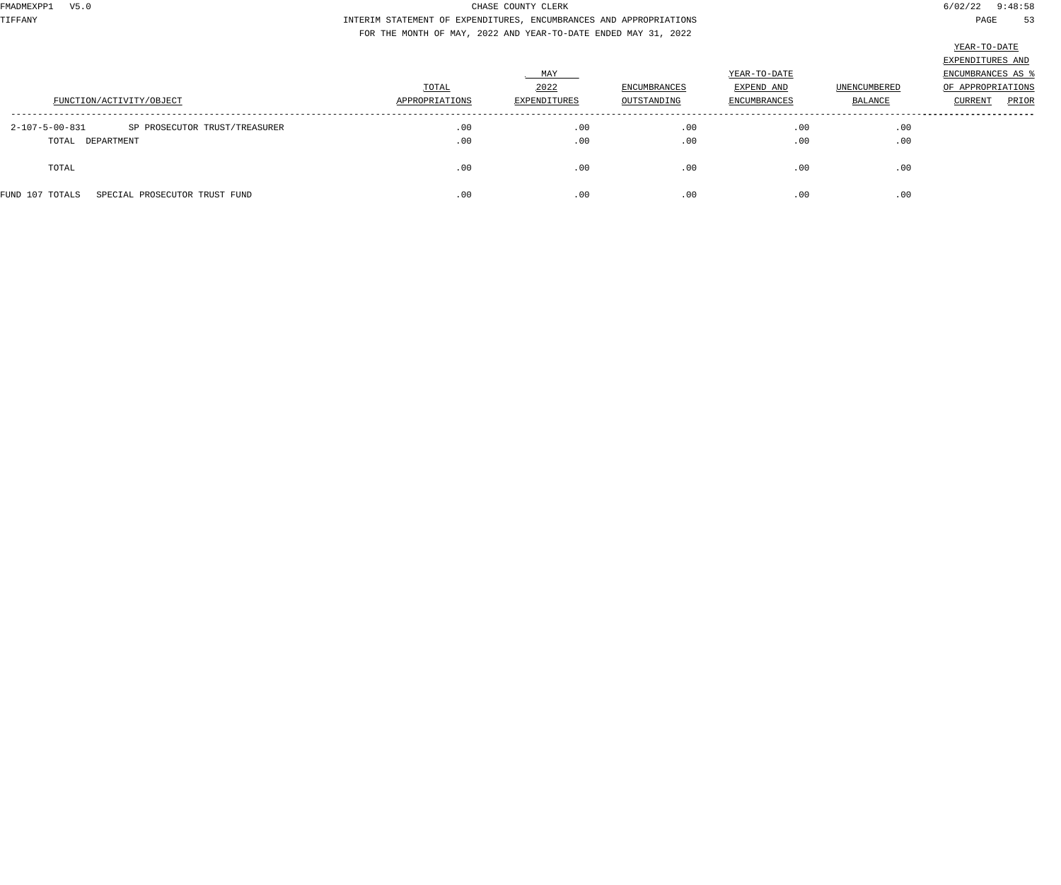CHASE COUNTY CLERK

INTERIM STATEMENT OF EXPENDITURES, ENCUMBRANCES AND APPROPRIATIONS

FOR THE MONTH OF MAY, 2022 AND YEAR-TO-DATE ENDED MAY 31, 2022

| FUNCTION/ACTIVITY/OBJECT | | TOTAL APPROPRIATIONS | MAY 2022 EXPENDITURES | ENCUMBRANCES OUTSTANDING | YEAR-TO-DATE EXPEND AND ENCUMBRANCES | UNENCUMBERED BALANCE | YEAR-TO-DATE EXPENDITURES AND ENCUMBRANCES AS % OF APPROPRIATIONS CURRENT | PRIOR |
|---|---|---|---|---|---|---|---|---|
| 2-107-5-00-831 | SP PROSECUTOR TRUST/TREASURER | .00 | .00 | .00 | .00 | .00 | | |
| TOTAL DEPARTMENT | | .00 | .00 | .00 | .00 | .00 | | |
| TOTAL | | .00 | .00 | .00 | .00 | .00 | | |
| FUND 107 TOTALS | SPECIAL PROSECUTOR TRUST FUND | .00 | .00 | .00 | .00 | .00 | | |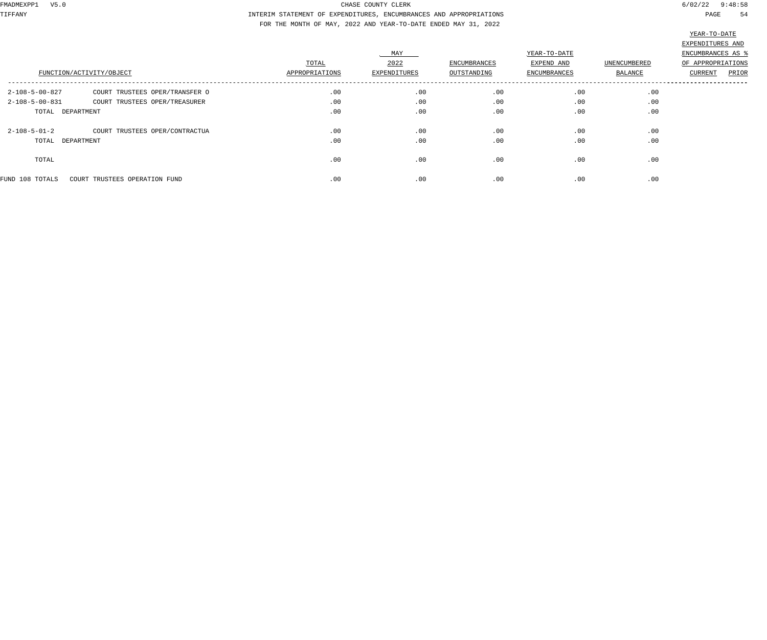CHASE COUNTY CLERK

INTERIM STATEMENT OF EXPENDITURES, ENCUMBRANCES AND APPROPRIATIONS

FOR THE MONTH OF MAY, 2022 AND YEAR-TO-DATE ENDED MAY 31, 2022

| FUNCTION/ACTIVITY/OBJECT | | TOTAL APPROPRIATIONS | MAY 2022 EXPENDITURES | ENCUMBRANCES OUTSTANDING | YEAR-TO-DATE EXPEND AND ENCUMBRANCES | UNENCUMBERED BALANCE | YEAR-TO-DATE EXPENDITURES AND ENCUMBRANCES AS % OF APPROPRIATIONS CURRENT | PRIOR |
|---|---|---|---|---|---|---|---|---|
| 2-108-5-00-827 | COURT TRUSTEES OPER/TRANSFER O | .00 | .00 | .00 | .00 | .00 | | |
| 2-108-5-00-831 | COURT TRUSTEES OPER/TREASURER | .00 | .00 | .00 | .00 | .00 | | |
| TOTAL DEPARTMENT | | .00 | .00 | .00 | .00 | .00 | | |
| 2-108-5-01-2 | COURT TRUSTEES OPER/CONTRACTUA | .00 | .00 | .00 | .00 | .00 | | |
| TOTAL DEPARTMENT | | .00 | .00 | .00 | .00 | .00 | | |
| TOTAL | | .00 | .00 | .00 | .00 | .00 | | |
| FUND 108 TOTALS | COURT TRUSTEES OPERATION FUND | .00 | .00 | .00 | .00 | .00 | | |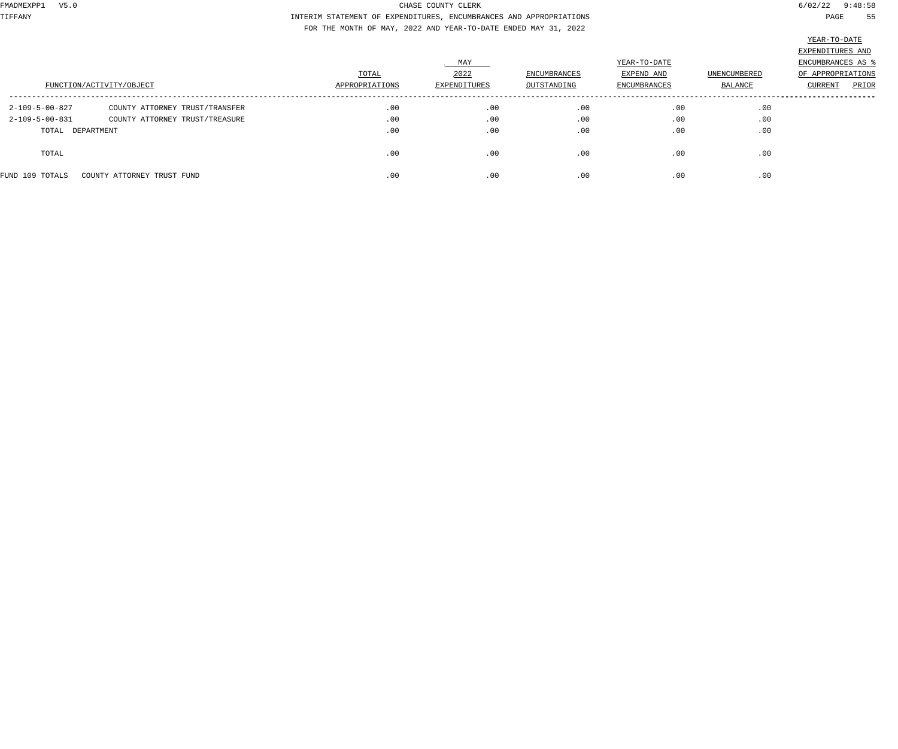CHASE COUNTY CLERK

INTERIM STATEMENT OF EXPENDITURES, ENCUMBRANCES AND APPROPRIATIONS

FOR THE MONTH OF MAY, 2022 AND YEAR-TO-DATE ENDED MAY 31, 2022

| FUNCTION/ACTIVITY/OBJECT | | TOTAL APPROPRIATIONS | MAY 2022 EXPENDITURES | ENCUMBRANCES OUTSTANDING | YEAR-TO-DATE EXPEND AND ENCUMBRANCES | UNENCUMBERED BALANCE | YEAR-TO-DATE EXPENDITURES AND ENCUMBRANCES AS % OF APPROPRIATIONS CURRENT | PRIOR |
|---|---|---|---|---|---|---|---|---|
| 2-109-5-00-827 | COUNTY ATTORNEY TRUST/TRANSFER | .00 | .00 | .00 | .00 | .00 | | |
| 2-109-5-00-831 | COUNTY ATTORNEY TRUST/TREASURE | .00 | .00 | .00 | .00 | .00 | | |
| TOTAL DEPARTMENT | | .00 | .00 | .00 | .00 | .00 | | |
| TOTAL | | .00 | .00 | .00 | .00 | .00 | | |
| FUND 109 TOTALS | COUNTY ATTORNEY TRUST FUND | .00 | .00 | .00 | .00 | .00 | | |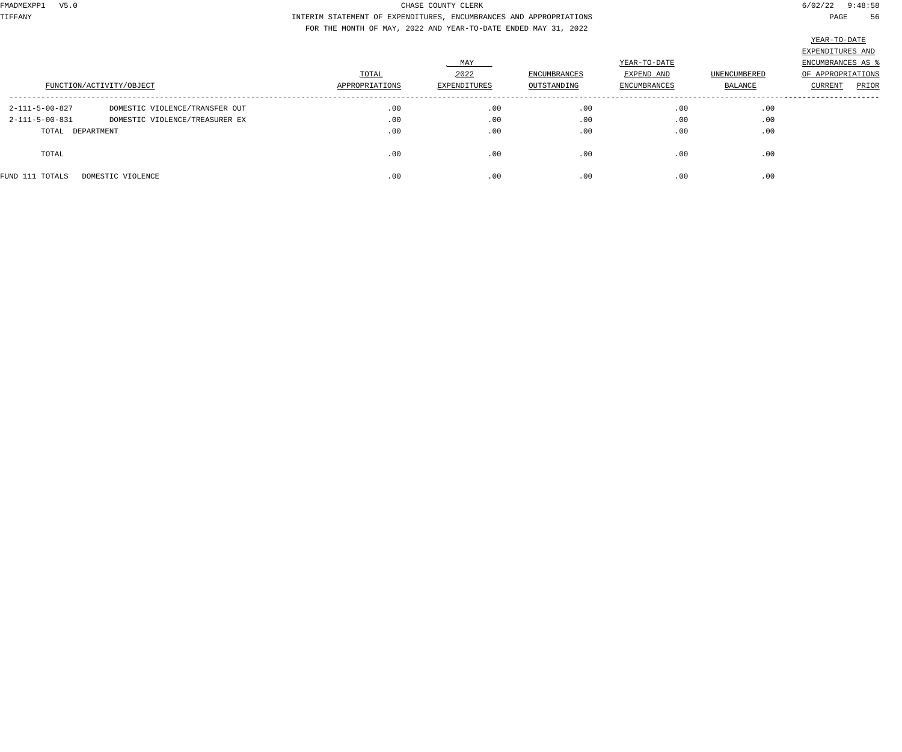CHASE COUNTY CLERK

INTERIM STATEMENT OF EXPENDITURES, ENCUMBRANCES AND APPROPRIATIONS

FOR THE MONTH OF MAY, 2022 AND YEAR-TO-DATE ENDED MAY 31, 2022

| FUNCTION/ACTIVITY/OBJECT | | TOTAL APPROPRIATIONS | MAY 2022 EXPENDITURES | ENCUMBRANCES OUTSTANDING | YEAR-TO-DATE EXPEND AND ENCUMBRANCES | UNENCUMBERED BALANCE | YEAR-TO-DATE EXPENDITURES AND ENCUMBRANCES AS % OF APPROPRIATIONS CURRENT | PRIOR |
|---|---|---|---|---|---|---|---|---|
| 2-111-5-00-827 | DOMESTIC VIOLENCE/TRANSFER OUT | .00 | .00 | .00 | .00 | .00 | | |
| 2-111-5-00-831 | DOMESTIC VIOLENCE/TREASURER EX | .00 | .00 | .00 | .00 | .00 | | |
| TOTAL DEPARTMENT | | .00 | .00 | .00 | .00 | .00 | | |
| TOTAL | | .00 | .00 | .00 | .00 | .00 | | |
| FUND 111 TOTALS | DOMESTIC VIOLENCE | .00 | .00 | .00 | .00 | .00 | | |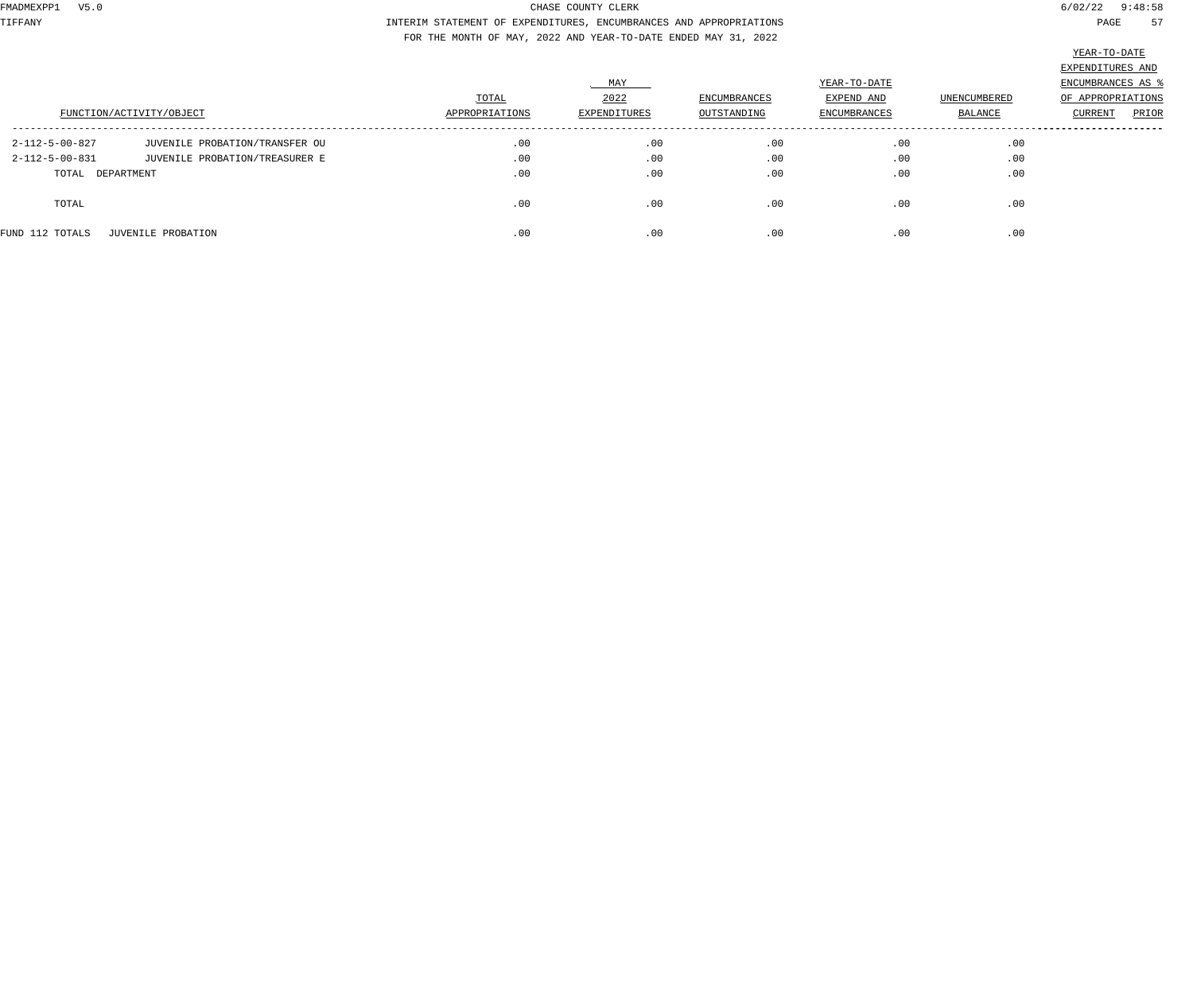CHASE COUNTY CLERK

INTERIM STATEMENT OF EXPENDITURES, ENCUMBRANCES AND APPROPRIATIONS

FOR THE MONTH OF MAY, 2022 AND YEAR-TO-DATE ENDED MAY 31, 2022

| FUNCTION/ACTIVITY/OBJECT | | TOTAL APPROPRIATIONS | MAY 2022 EXPENDITURES | ENCUMBRANCES OUTSTANDING | YEAR-TO-DATE EXPEND AND ENCUMBRANCES | UNENCUMBERED BALANCE | YEAR-TO-DATE EXPENDITURES AND ENCUMBRANCES AS % OF APPROPRIATIONS CURRENT | PRIOR |
|---|---|---|---|---|---|---|---|---|
| 2-112-5-00-827 | JUVENILE PROBATION/TRANSFER OU | .00 | .00 | .00 | .00 | .00 | | |
| 2-112-5-00-831 | JUVENILE PROBATION/TREASURER E | .00 | .00 | .00 | .00 | .00 | | |
| TOTAL DEPARTMENT | | .00 | .00 | .00 | .00 | .00 | | |
| TOTAL | | .00 | .00 | .00 | .00 | .00 | | |
| FUND 112 TOTALS | JUVENILE PROBATION | .00 | .00 | .00 | .00 | .00 | | |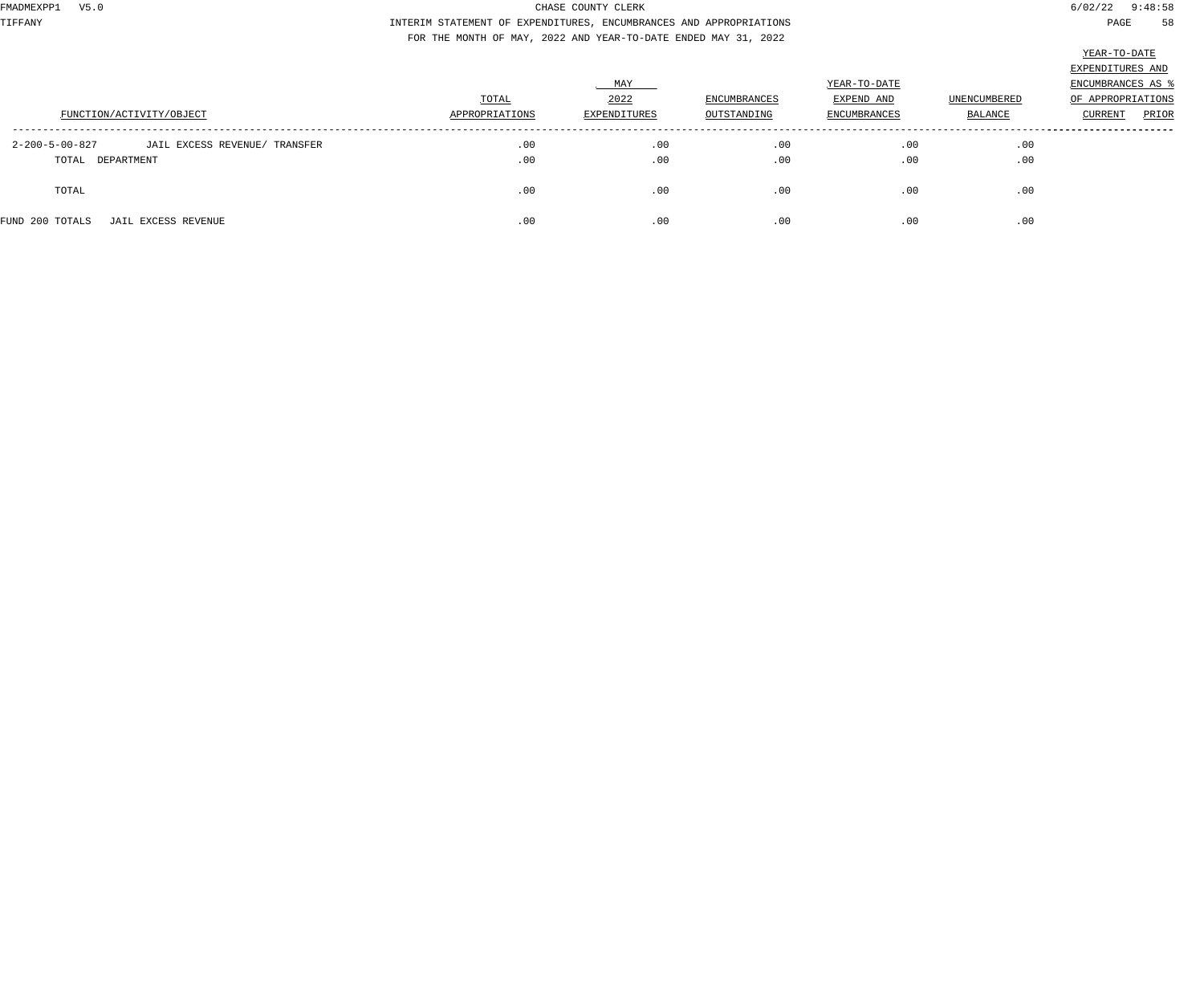CHASE COUNTY CLERK

INTERIM STATEMENT OF EXPENDITURES, ENCUMBRANCES AND APPROPRIATIONS

FOR THE MONTH OF MAY, 2022 AND YEAR-TO-DATE ENDED MAY 31, 2022

| FUNCTION/ACTIVITY/OBJECT | | TOTAL APPROPRIATIONS | MAY 2022 EXPENDITURES | ENCUMBRANCES OUTSTANDING | YEAR-TO-DATE EXPEND AND ENCUMBRANCES | UNENCUMBERED BALANCE | YEAR-TO-DATE EXPENDITURES AND ENCUMBRANCES AS % OF APPROPRIATIONS CURRENT | PRIOR |
|---|---|---|---|---|---|---|---|---|
| 2-200-5-00-827 | JAIL EXCESS REVENUE/ TRANSFER | .00 | .00 | .00 | .00 | .00 | | |
| TOTAL DEPARTMENT | | .00 | .00 | .00 | .00 | .00 | | |
| TOTAL | | .00 | .00 | .00 | .00 | .00 | | |
| FUND 200 TOTALS | JAIL EXCESS REVENUE | .00 | .00 | .00 | .00 | .00 | | |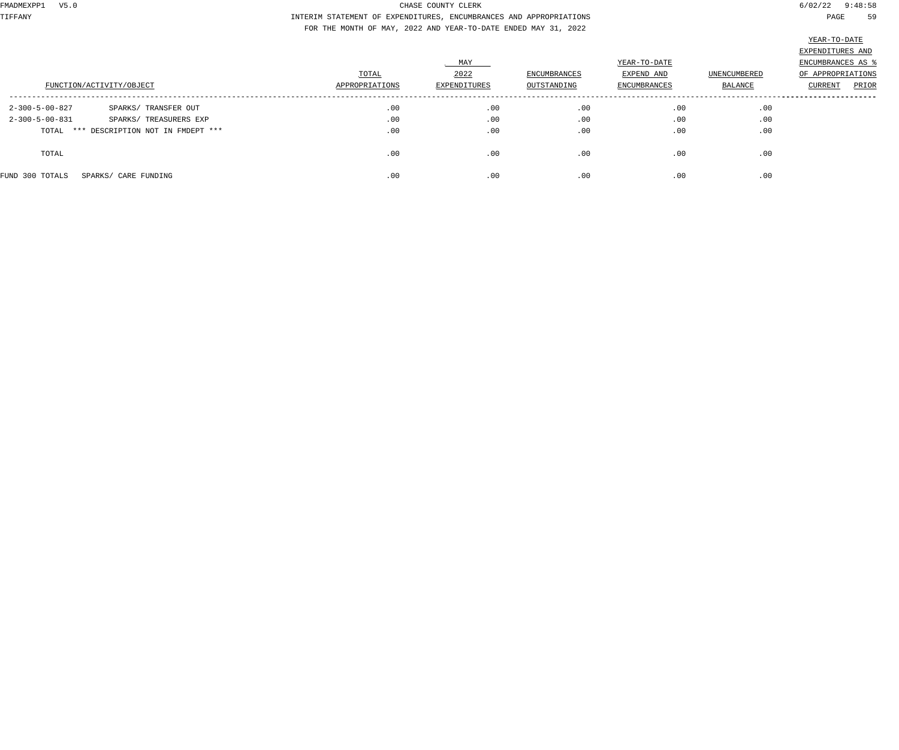INTERIM STATEMENT OF EXPENDITURES, ENCUMBRANCES AND APPROPRIATIONS
FOR THE MONTH OF MAY, 2022 AND YEAR-TO-DATE ENDED MAY 31, 2022

| FUNCTION/ACTIVITY/OBJECT | | TOTAL APPROPRIATIONS | MAY 2022 EXPENDITURES | ENCUMBRANCES OUTSTANDING | YEAR-TO-DATE EXPEND AND ENCUMBRANCES | UNENCUMBERED BALANCE | YEAR-TO-DATE EXPENDITURES AND ENCUMBRANCES AS % OF APPROPRIATIONS CURRENT | PRIOR |
|---|---|---|---|---|---|---|---|---|
| 2-300-5-00-827 | SPARKS/ TRANSFER OUT | .00 | .00 | .00 | .00 | .00 | | |
| 2-300-5-00-831 | SPARKS/ TREASURERS EXP | .00 | .00 | .00 | .00 | .00 | | |
| TOTAL | *** DESCRIPTION NOT IN FMDEPT *** | .00 | .00 | .00 | .00 | .00 | | |
| TOTAL | | .00 | .00 | .00 | .00 | .00 | | |
| FUND 300 TOTALS | SPARKS/ CARE FUNDING | .00 | .00 | .00 | .00 | .00 | | |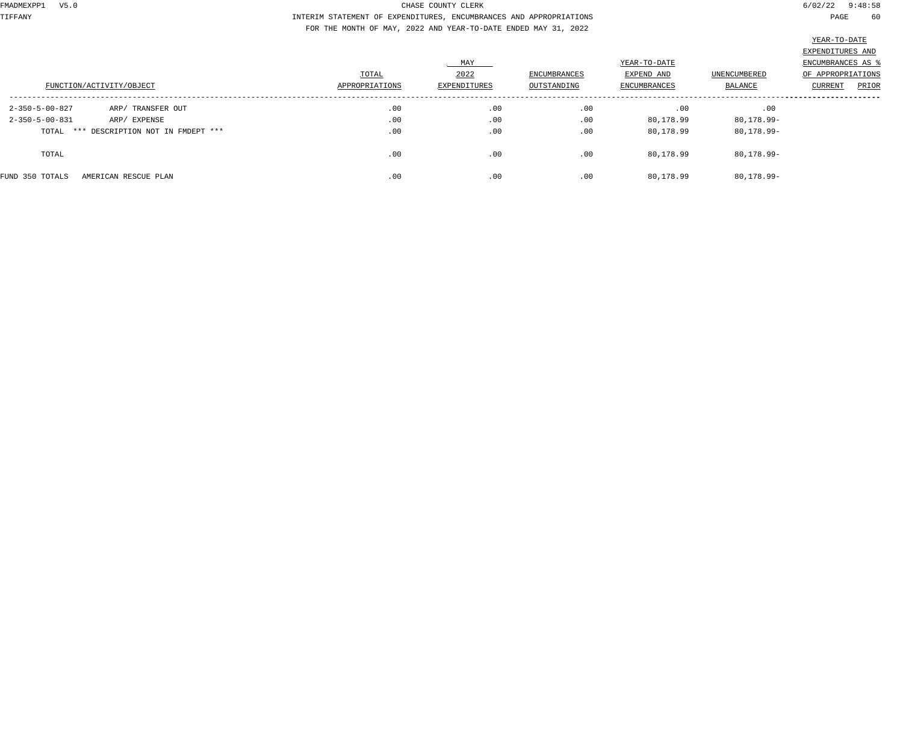CHASE COUNTY CLERK

INTERIM STATEMENT OF EXPENDITURES, ENCUMBRANCES AND APPROPRIATIONS

FOR THE MONTH OF MAY, 2022 AND YEAR-TO-DATE ENDED MAY 31, 2022

| FUNCTION/ACTIVITY/OBJECT | | TOTAL APPROPRIATIONS | MAY 2022 EXPENDITURES | ENCUMBRANCES OUTSTANDING | YEAR-TO-DATE EXPEND AND ENCUMBRANCES | UNENCUMBERED BALANCE | YEAR-TO-DATE EXPENDITURES AND ENCUMBRANCES AS % OF APPROPRIATIONS CURRENT | PRIOR |
|---|---|---|---|---|---|---|---|---|
| 2-350-5-00-827 | ARP/ TRANSFER OUT | .00 | .00 | .00 | .00 | .00 | | |
| 2-350-5-00-831 | ARP/ EXPENSE | .00 | .00 | .00 | 80,178.99 | 80,178.99- | | |
| TOTAL | *** DESCRIPTION NOT IN FMDEPT *** | .00 | .00 | .00 | 80,178.99 | 80,178.99- | | |
| TOTAL | | .00 | .00 | .00 | 80,178.99 | 80,178.99- | | |
| FUND 350 TOTALS | AMERICAN RESCUE PLAN | .00 | .00 | .00 | 80,178.99 | 80,178.99- | | |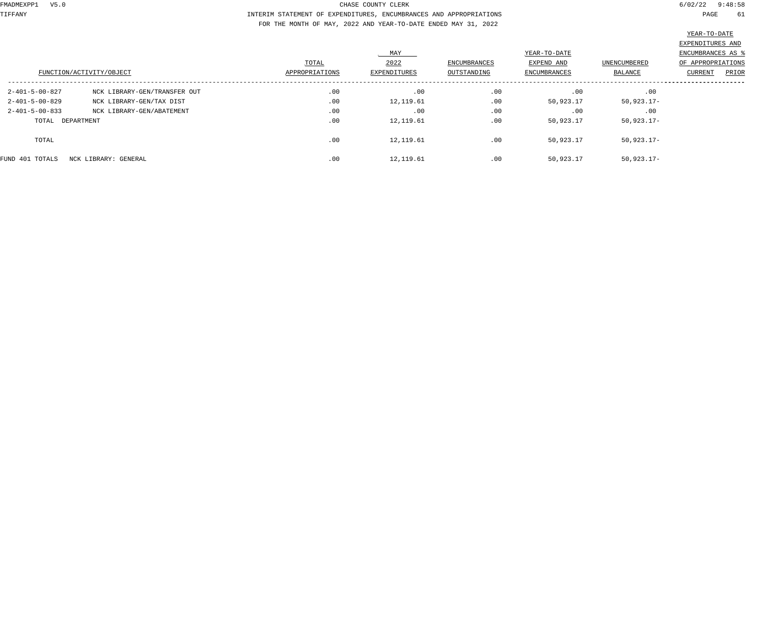CHASE COUNTY CLERK

INTERIM STATEMENT OF EXPENDITURES, ENCUMBRANCES AND APPROPRIATIONS

FOR THE MONTH OF MAY, 2022 AND YEAR-TO-DATE ENDED MAY 31, 2022

| FUNCTION/ACTIVITY/OBJECT | | TOTAL APPROPRIATIONS | MAY 2022 EXPENDITURES | ENCUMBRANCES OUTSTANDING | YEAR-TO-DATE EXPEND AND ENCUMBRANCES | UNENCUMBERED BALANCE | YEAR-TO-DATE EXPENDITURES AND ENCUMBRANCES AS % OF APPROPRIATIONS CURRENT | PRIOR |
|---|---|---|---|---|---|---|---|---|
| 2-401-5-00-827 | NCK LIBRARY-GEN/TRANSFER OUT | .00 | .00 | .00 | .00 | .00 | | |
| 2-401-5-00-829 | NCK LIBRARY-GEN/TAX DIST | .00 | 12,119.61 | .00 | 50,923.17 | 50,923.17- | | |
| 2-401-5-00-833 | NCK LIBRARY-GEN/ABATEMENT | .00 | .00 | .00 | .00 | .00 | | |
| TOTAL DEPARTMENT | | .00 | 12,119.61 | .00 | 50,923.17 | 50,923.17- | | |
| TOTAL | | .00 | 12,119.61 | .00 | 50,923.17 | 50,923.17- | | |
| FUND 401 TOTALS | NCK LIBRARY: GENERAL | .00 | 12,119.61 | .00 | 50,923.17 | 50,923.17- | | |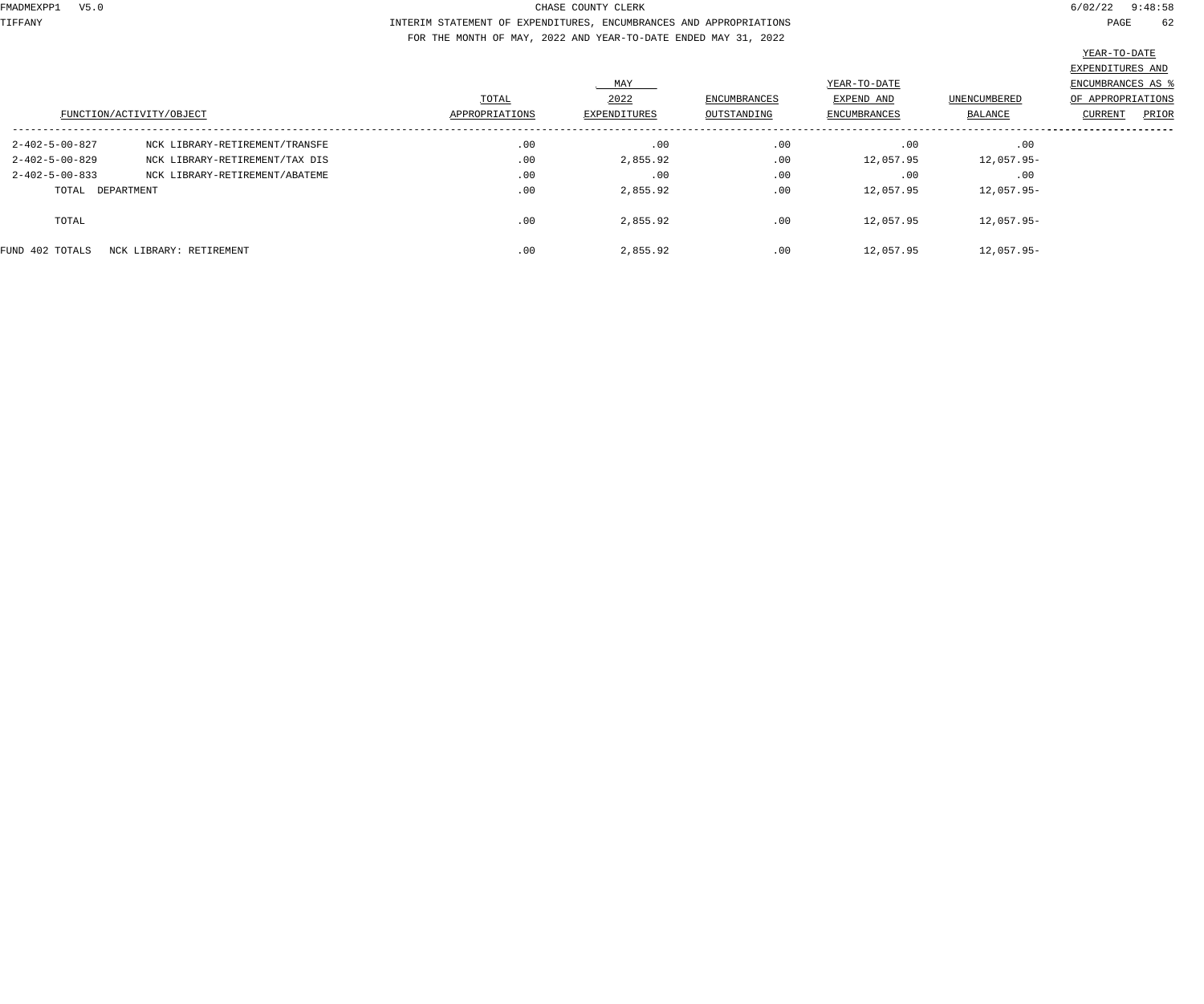CHASE COUNTY CLERK

INTERIM STATEMENT OF EXPENDITURES, ENCUMBRANCES AND APPROPRIATIONS

FOR THE MONTH OF MAY, 2022 AND YEAR-TO-DATE ENDED MAY 31, 2022

| FUNCTION/ACTIVITY/OBJECT | | TOTAL APPROPRIATIONS | MAY 2022 EXPENDITURES | ENCUMBRANCES OUTSTANDING | YEAR-TO-DATE EXPEND AND ENCUMBRANCES | UNENCUMBERED BALANCE | YEAR-TO-DATE EXPENDITURES AND ENCUMBRANCES AS % OF APPROPRIATIONS CURRENT | PRIOR |
|---|---|---|---|---|---|---|---|---|
| 2-402-5-00-827 | NCK LIBRARY-RETIREMENT/TRANSFE | .00 | .00 | .00 | .00 | .00 | | |
| 2-402-5-00-829 | NCK LIBRARY-RETIREMENT/TAX DIS | .00 | 2,855.92 | .00 | 12,057.95 | 12,057.95- | | |
| 2-402-5-00-833 | NCK LIBRARY-RETIREMENT/ABATEME | .00 | .00 | .00 | .00 | .00 | | |
| TOTAL DEPARTMENT | | .00 | 2,855.92 | .00 | 12,057.95 | 12,057.95- | | |
| TOTAL | | .00 | 2,855.92 | .00 | 12,057.95 | 12,057.95- | | |
| FUND 402 TOTALS | NCK LIBRARY: RETIREMENT | .00 | 2,855.92 | .00 | 12,057.95 | 12,057.95- | | |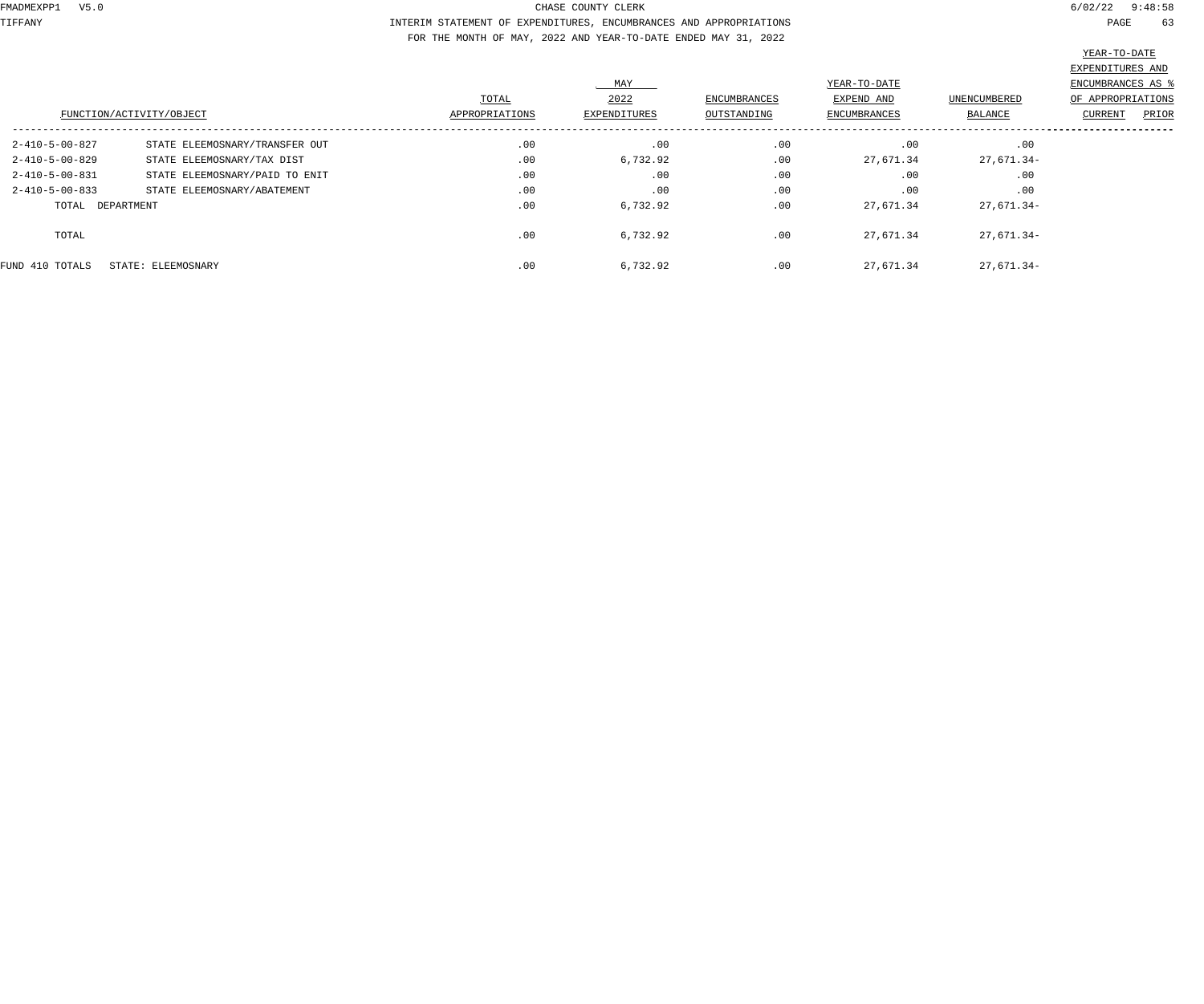CHASE COUNTY CLERK

INTERIM STATEMENT OF EXPENDITURES, ENCUMBRANCES AND APPROPRIATIONS

FOR THE MONTH OF MAY, 2022 AND YEAR-TO-DATE ENDED MAY 31, 2022

| FUNCTION/ACTIVITY/OBJECT | | TOTAL APPROPRIATIONS | MAY 2022 EXPENDITURES | ENCUMBRANCES OUTSTANDING | YEAR-TO-DATE EXPEND AND ENCUMBRANCES | UNENCUMBERED BALANCE | YEAR-TO-DATE EXPENDITURES AND ENCUMBRANCES AS % OF APPROPRIATIONS CURRENT | PRIOR |
|---|---|---|---|---|---|---|---|---|
| 2-410-5-00-827 | STATE ELEEMOSNARY/TRANSFER OUT | .00 | .00 | .00 | .00 | .00 | | |
| 2-410-5-00-829 | STATE ELEEMOSNARY/TAX DIST | .00 | 6,732.92 | .00 | 27,671.34 | 27,671.34- | | |
| 2-410-5-00-831 | STATE ELEEMOSNARY/PAID TO ENIT | .00 | .00 | .00 | .00 | .00 | | |
| 2-410-5-00-833 | STATE ELEEMOSNARY/ABATEMENT | .00 | .00 | .00 | .00 | .00 | | |
| TOTAL DEPARTMENT | | .00 | 6,732.92 | .00 | 27,671.34 | 27,671.34- | | |
| TOTAL | | .00 | 6,732.92 | .00 | 27,671.34 | 27,671.34- | | |
| FUND 410 TOTALS | STATE: ELEEMOSNARY | .00 | 6,732.92 | .00 | 27,671.34 | 27,671.34- | | |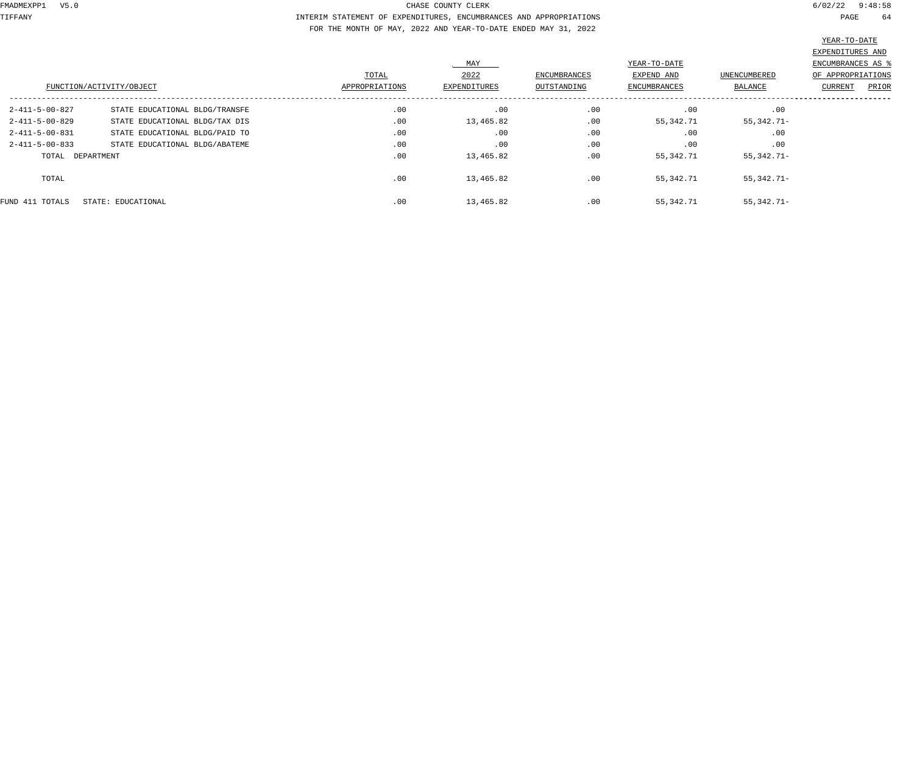CHASE COUNTY CLERK

INTERIM STATEMENT OF EXPENDITURES, ENCUMBRANCES AND APPROPRIATIONS

FOR THE MONTH OF MAY, 2022 AND YEAR-TO-DATE ENDED MAY 31, 2022

| FUNCTION/ACTIVITY/OBJECT | | TOTAL APPROPRIATIONS | MAY 2022 EXPENDITURES | ENCUMBRANCES OUTSTANDING | YEAR-TO-DATE EXPEND AND ENCUMBRANCES | UNENCUMBERED BALANCE | YEAR-TO-DATE EXPENDITURES AND ENCUMBRANCES AS % OF APPROPRIATIONS CURRENT | PRIOR |
|---|---|---|---|---|---|---|---|---|
| 2-411-5-00-827 | STATE EDUCATIONAL BLDG/TRANSFE | .00 | .00 | .00 | .00 | .00 | | |
| 2-411-5-00-829 | STATE EDUCATIONAL BLDG/TAX DIS | .00 | 13,465.82 | .00 | 55,342.71 | 55,342.71- | | |
| 2-411-5-00-831 | STATE EDUCATIONAL BLDG/PAID TO | .00 | .00 | .00 | .00 | .00 | | |
| 2-411-5-00-833 | STATE EDUCATIONAL BLDG/ABATEME | .00 | .00 | .00 | .00 | .00 | | |
| TOTAL DEPARTMENT | | .00 | 13,465.82 | .00 | 55,342.71 | 55,342.71- | | |
| TOTAL | | .00 | 13,465.82 | .00 | 55,342.71 | 55,342.71- | | |
| FUND 411 TOTALS | STATE: EDUCATIONAL | .00 | 13,465.82 | .00 | 55,342.71 | 55,342.71- | | |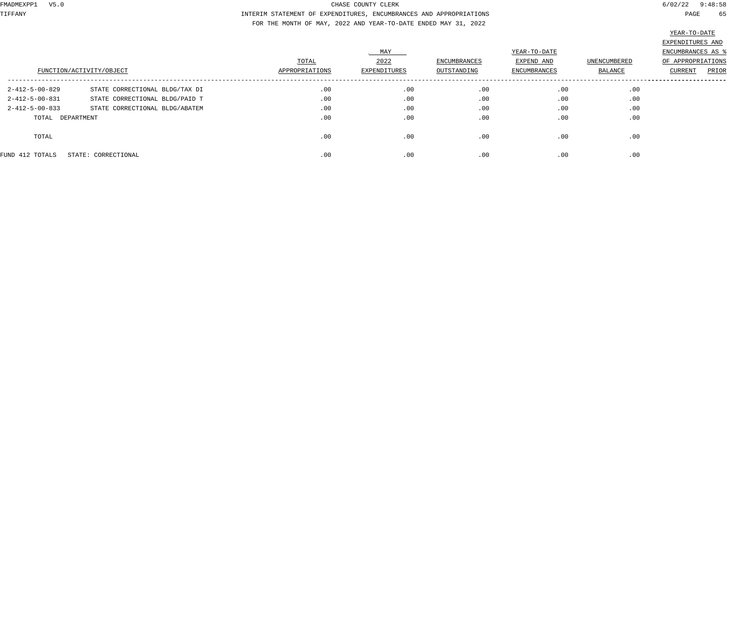CHASE COUNTY CLERK

INTERIM STATEMENT OF EXPENDITURES, ENCUMBRANCES AND APPROPRIATIONS

FOR THE MONTH OF MAY, 2022 AND YEAR-TO-DATE ENDED MAY 31, 2022

| FUNCTION/ACTIVITY/OBJECT | | TOTAL APPROPRIATIONS | MAY 2022 EXPENDITURES | ENCUMBRANCES OUTSTANDING | YEAR-TO-DATE EXPEND AND ENCUMBRANCES | UNENCUMBERED BALANCE | YEAR-TO-DATE EXPENDITURES AND ENCUMBRANCES AS % OF APPROPRIATIONS CURRENT | PRIOR |
|---|---|---|---|---|---|---|---|---|
| 2-412-5-00-829 | STATE CORRECTIONAL BLDG/TAX DI | .00 | .00 | .00 | .00 | .00 | | |
| 2-412-5-00-831 | STATE CORRECTIONAL BLDG/PAID T | .00 | .00 | .00 | .00 | .00 | | |
| 2-412-5-00-833 | STATE CORRECTIONAL BLDG/ABATEM | .00 | .00 | .00 | .00 | .00 | | |
| TOTAL DEPARTMENT | | .00 | .00 | .00 | .00 | .00 | | |
| TOTAL | | .00 | .00 | .00 | .00 | .00 | | |
| FUND 412 TOTALS | STATE: CORRECTIONAL | .00 | .00 | .00 | .00 | .00 | | |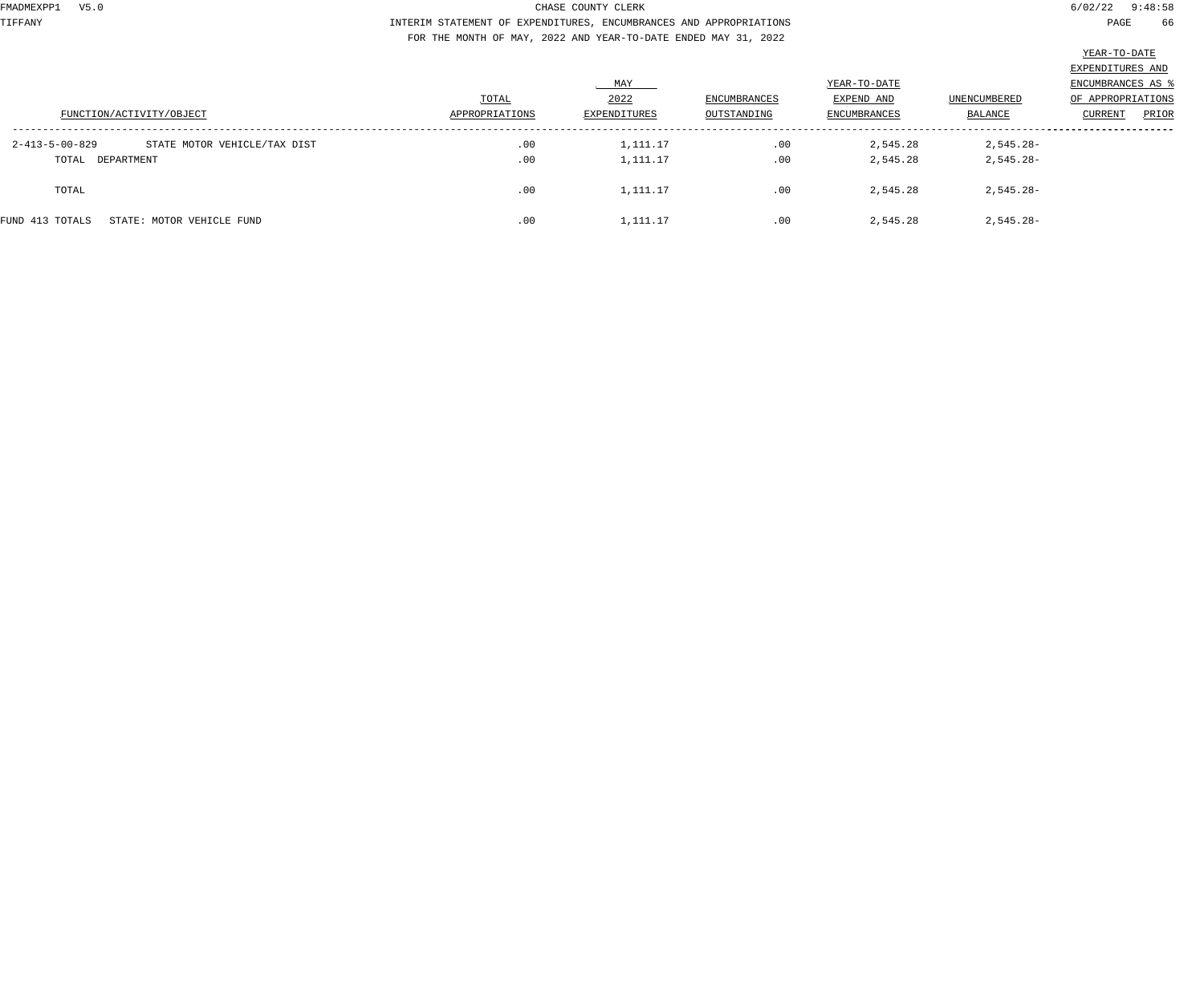CHASE COUNTY CLERK

INTERIM STATEMENT OF EXPENDITURES, ENCUMBRANCES AND APPROPRIATIONS

FOR THE MONTH OF MAY, 2022 AND YEAR-TO-DATE ENDED MAY 31, 2022

| FUNCTION/ACTIVITY/OBJECT | | TOTAL APPROPRIATIONS | MAY 2022 EXPENDITURES | ENCUMBRANCES OUTSTANDING | YEAR-TO-DATE EXPEND AND ENCUMBRANCES | UNENCUMBERED BALANCE | YEAR-TO-DATE EXPENDITURES AND ENCUMBRANCES AS % OF APPROPRIATIONS CURRENT | PRIOR |
|---|---|---|---|---|---|---|---|---|
| 2-413-5-00-829 | STATE MOTOR VEHICLE/TAX DIST | .00 | 1,111.17 | .00 | 2,545.28 | 2,545.28- | | |
| TOTAL DEPARTMENT | | .00 | 1,111.17 | .00 | 2,545.28 | 2,545.28- | | |
| TOTAL | | .00 | 1,111.17 | .00 | 2,545.28 | 2,545.28- | | |
| FUND 413 TOTALS | STATE: MOTOR VEHICLE FUND | .00 | 1,111.17 | .00 | 2,545.28 | 2,545.28- | | |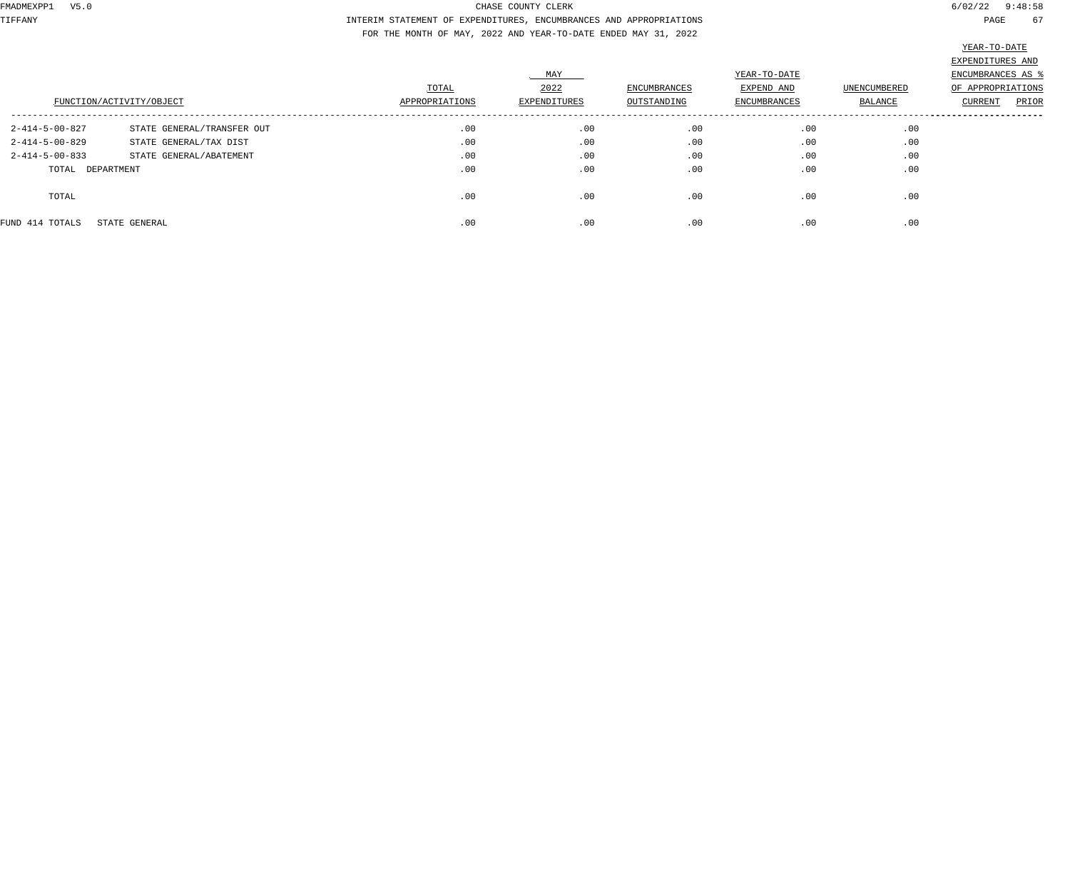CHASE COUNTY CLERK

INTERIM STATEMENT OF EXPENDITURES, ENCUMBRANCES AND APPROPRIATIONS

FOR THE MONTH OF MAY, 2022 AND YEAR-TO-DATE ENDED MAY 31, 2022

| FUNCTION/ACTIVITY/OBJECT | | TOTAL APPROPRIATIONS | MAY 2022 EXPENDITURES | ENCUMBRANCES OUTSTANDING | YEAR-TO-DATE EXPEND AND ENCUMBRANCES | UNENCUMBERED BALANCE | YEAR-TO-DATE EXPENDITURES AND ENCUMBRANCES AS % OF APPROPRIATIONS CURRENT | PRIOR |
|---|---|---|---|---|---|---|---|---|
| 2-414-5-00-827 | STATE GENERAL/TRANSFER OUT | .00 | .00 | .00 | .00 | .00 | | |
| 2-414-5-00-829 | STATE GENERAL/TAX DIST | .00 | .00 | .00 | .00 | .00 | | |
| 2-414-5-00-833 | STATE GENERAL/ABATEMENT | .00 | .00 | .00 | .00 | .00 | | |
| TOTAL DEPARTMENT | | .00 | .00 | .00 | .00 | .00 | | |
| TOTAL | | .00 | .00 | .00 | .00 | .00 | | |
| FUND 414 TOTALS | STATE GENERAL | .00 | .00 | .00 | .00 | .00 | | |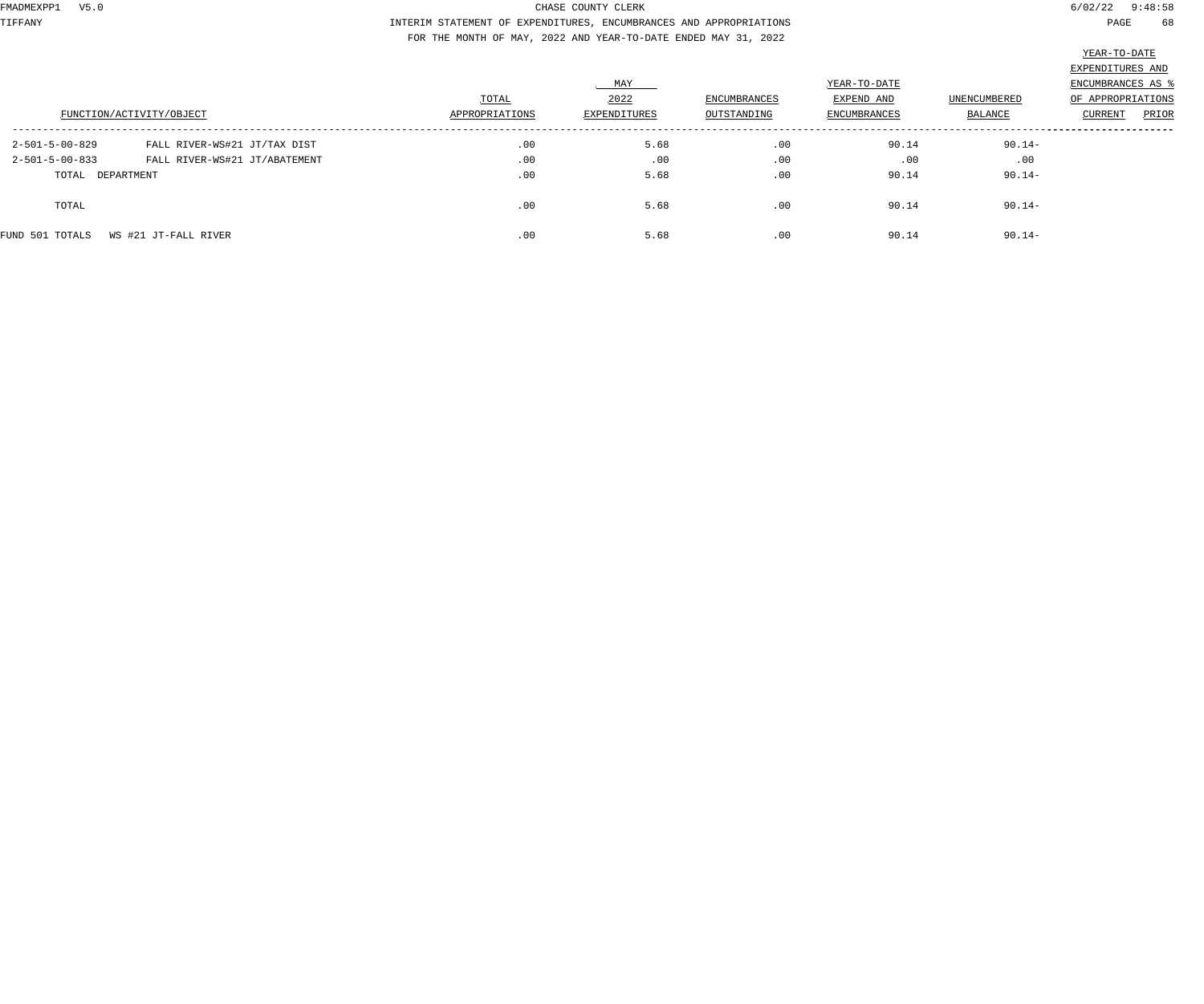CHASE COUNTY CLERK

INTERIM STATEMENT OF EXPENDITURES, ENCUMBRANCES AND APPROPRIATIONS

FOR THE MONTH OF MAY, 2022 AND YEAR-TO-DATE ENDED MAY 31, 2022

| FUNCTION/ACTIVITY/OBJECT | | TOTAL APPROPRIATIONS | MAY 2022 EXPENDITURES | ENCUMBRANCES OUTSTANDING | YEAR-TO-DATE EXPEND AND ENCUMBRANCES | UNENCUMBERED BALANCE | YEAR-TO-DATE EXPENDITURES AND ENCUMBRANCES AS % OF APPROPRIATIONS CURRENT | PRIOR |
|---|---|---|---|---|---|---|---|---|
| 2-501-5-00-829 | FALL RIVER-WS#21 JT/TAX DIST | .00 | 5.68 | .00 | 90.14 | 90.14- | | |
| 2-501-5-00-833 | FALL RIVER-WS#21 JT/ABATEMENT | .00 | .00 | .00 | .00 | .00 | | |
| TOTAL DEPARTMENT | | .00 | 5.68 | .00 | 90.14 | 90.14- | | |
| TOTAL | | .00 | 5.68 | .00 | 90.14 | 90.14- | | |
| FUND 501 TOTALS | WS #21 JT-FALL RIVER | .00 | 5.68 | .00 | 90.14 | 90.14- | | |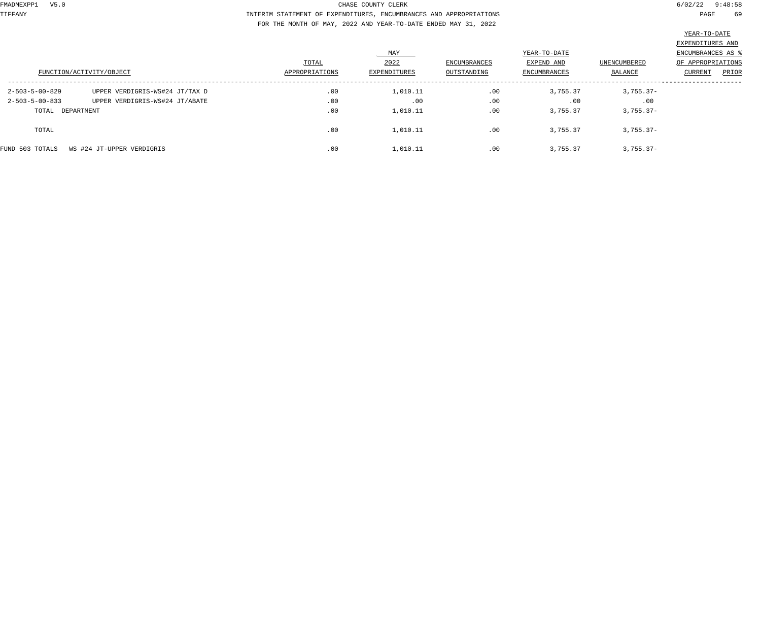CHASE COUNTY CLERK

INTERIM STATEMENT OF EXPENDITURES, ENCUMBRANCES AND APPROPRIATIONS

FOR THE MONTH OF MAY, 2022 AND YEAR-TO-DATE ENDED MAY 31, 2022

| FUNCTION/ACTIVITY/OBJECT | | TOTAL APPROPRIATIONS | MAY 2022 EXPENDITURES | ENCUMBRANCES OUTSTANDING | YEAR-TO-DATE EXPEND AND ENCUMBRANCES | UNENCUMBERED BALANCE | YEAR-TO-DATE EXPENDITURES AND ENCUMBRANCES AS % OF APPROPRIATIONS CURRENT | PRIOR |
|---|---|---|---|---|---|---|---|---|
| 2-503-5-00-829 | UPPER VERDIGRIS-WS#24 JT/TAX D | .00 | 1,010.11 | .00 | 3,755.37 | 3,755.37- | | |
| 2-503-5-00-833 | UPPER VERDIGRIS-WS#24 JT/ABATE | .00 | .00 | .00 | .00 | .00 | | |
| TOTAL DEPARTMENT | | .00 | 1,010.11 | .00 | 3,755.37 | 3,755.37- | | |
| TOTAL | | .00 | 1,010.11 | .00 | 3,755.37 | 3,755.37- | | |
| FUND 503 TOTALS | WS #24 JT-UPPER VERDIGRIS | .00 | 1,010.11 | .00 | 3,755.37 | 3,755.37- | | |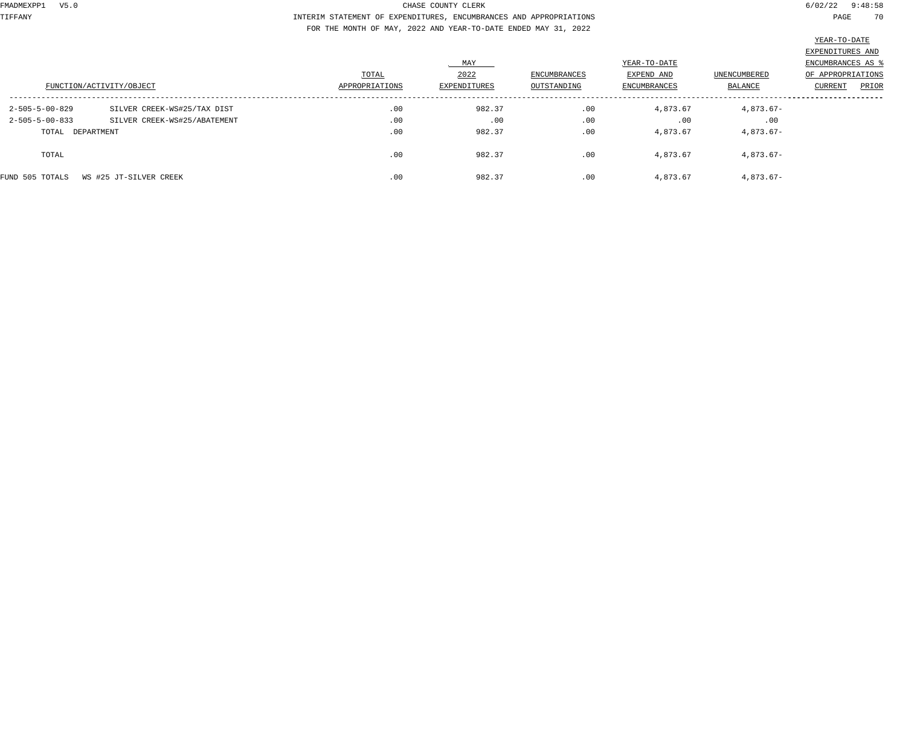CHASE COUNTY CLERK

INTERIM STATEMENT OF EXPENDITURES, ENCUMBRANCES AND APPROPRIATIONS

FOR THE MONTH OF MAY, 2022 AND YEAR-TO-DATE ENDED MAY 31, 2022

| FUNCTION/ACTIVITY/OBJECT | | TOTAL APPROPRIATIONS | MAY 2022 EXPENDITURES | ENCUMBRANCES OUTSTANDING | YEAR-TO-DATE EXPEND AND ENCUMBRANCES | UNENCUMBERED BALANCE | YEAR-TO-DATE EXPENDITURES AND ENCUMBRANCES AS % OF APPROPRIATIONS CURRENT | PRIOR |
|---|---|---|---|---|---|---|---|---|
| 2-505-5-00-829 | SILVER CREEK-WS#25/TAX DIST | .00 | 982.37 | .00 | 4,873.67 | 4,873.67- | | |
| 2-505-5-00-833 | SILVER CREEK-WS#25/ABATEMENT | .00 | .00 | .00 | .00 | .00 | | |
| TOTAL DEPARTMENT | | .00 | 982.37 | .00 | 4,873.67 | 4,873.67- | | |
| TOTAL | | .00 | 982.37 | .00 | 4,873.67 | 4,873.67- | | |
| FUND 505 TOTALS | WS #25 JT-SILVER CREEK | .00 | 982.37 | .00 | 4,873.67 | 4,873.67- | | |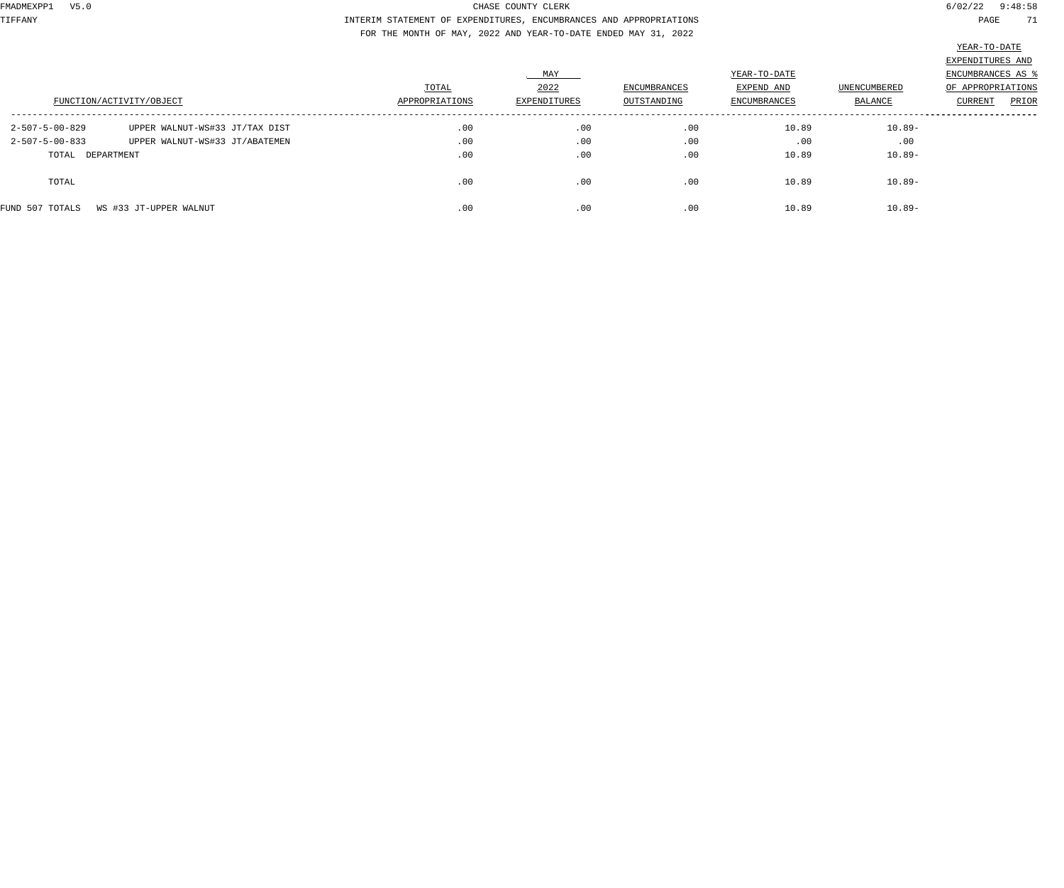CHASE COUNTY CLERK

INTERIM STATEMENT OF EXPENDITURES, ENCUMBRANCES AND APPROPRIATIONS

FOR THE MONTH OF MAY, 2022 AND YEAR-TO-DATE ENDED MAY 31, 2022

| FUNCTION/ACTIVITY/OBJECT | | TOTAL APPROPRIATIONS | MAY 2022 EXPENDITURES | ENCUMBRANCES OUTSTANDING | YEAR-TO-DATE EXPEND AND ENCUMBRANCES | UNENCUMBERED BALANCE | YEAR-TO-DATE EXPENDITURES AND ENCUMBRANCES AS % OF APPROPRIATIONS CURRENT | PRIOR |
|---|---|---|---|---|---|---|---|---|
| 2-507-5-00-829 | UPPER WALNUT-WS#33 JT/TAX DIST | .00 | .00 | .00 | 10.89 | 10.89- | | |
| 2-507-5-00-833 | UPPER WALNUT-WS#33 JT/ABATEMEN | .00 | .00 | .00 | .00 | .00 | | |
| TOTAL DEPARTMENT | | .00 | .00 | .00 | 10.89 | 10.89- | | |
| TOTAL | | .00 | .00 | .00 | 10.89 | 10.89- | | |
| FUND 507 TOTALS | WS #33 JT-UPPER WALNUT | .00 | .00 | .00 | 10.89 | 10.89- | | |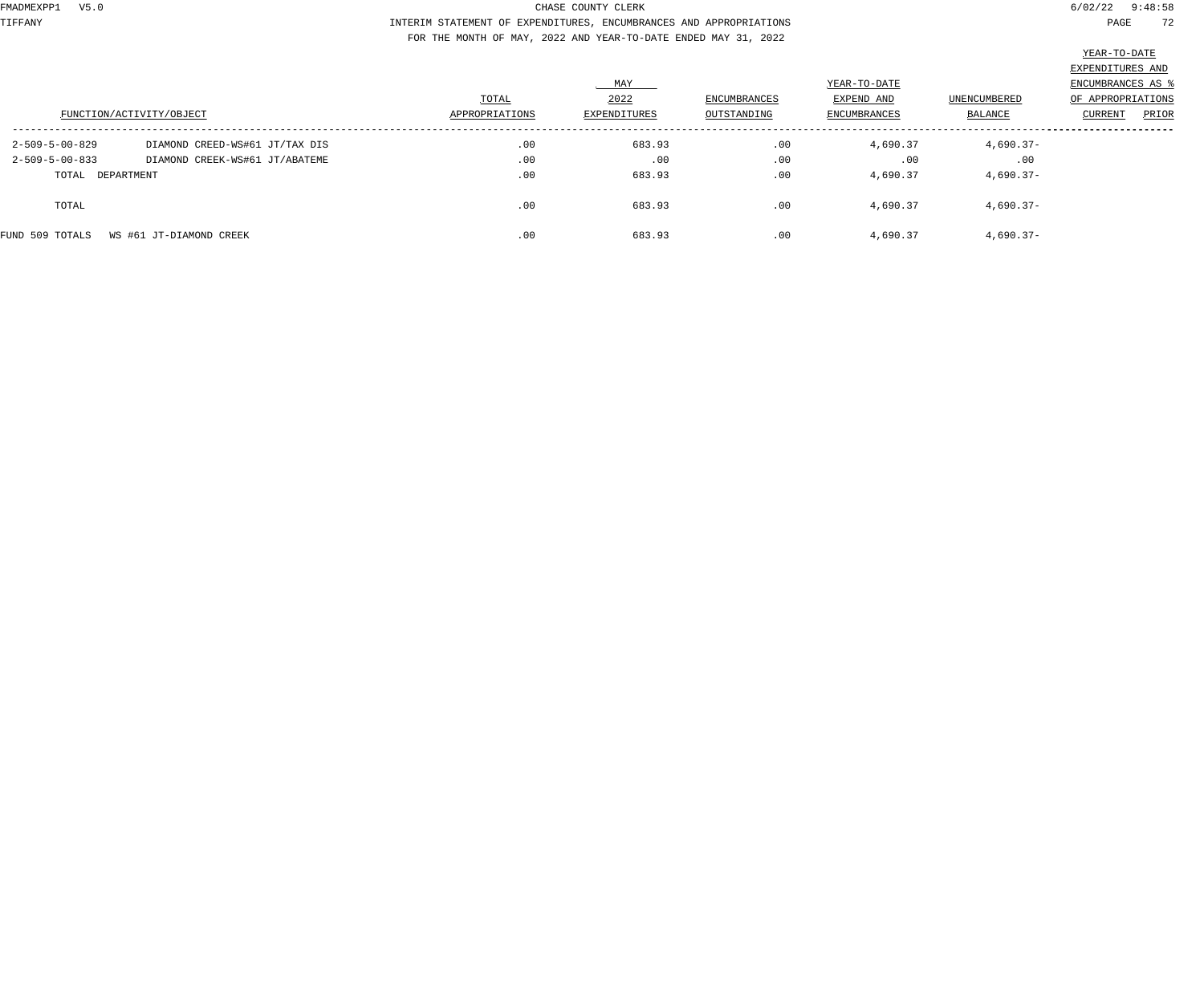CHASE COUNTY CLERK

INTERIM STATEMENT OF EXPENDITURES, ENCUMBRANCES AND APPROPRIATIONS

FOR THE MONTH OF MAY, 2022 AND YEAR-TO-DATE ENDED MAY 31, 2022

| FUNCTION/ACTIVITY/OBJECT | | TOTAL APPROPRIATIONS | MAY 2022 EXPENDITURES | ENCUMBRANCES OUTSTANDING | YEAR-TO-DATE EXPEND AND ENCUMBRANCES | UNENCUMBERED BALANCE | YEAR-TO-DATE EXPENDITURES AND ENCUMBRANCES AS % OF APPROPRIATIONS CURRENT | PRIOR |
|---|---|---|---|---|---|---|---|---|
| 2-509-5-00-829 | DIAMOND CREED-WS#61 JT/TAX DIS | .00 | 683.93 | .00 | 4,690.37 | 4,690.37- | | |
| 2-509-5-00-833 | DIAMOND CREEK-WS#61 JT/ABATEME | .00 | .00 | .00 | .00 | .00 | | |
| TOTAL DEPARTMENT | | .00 | 683.93 | .00 | 4,690.37 | 4,690.37- | | |
| TOTAL | | .00 | 683.93 | .00 | 4,690.37 | 4,690.37- | | |
| FUND 509 TOTALS | WS #61 JT-DIAMOND CREEK | .00 | 683.93 | .00 | 4,690.37 | 4,690.37- | | |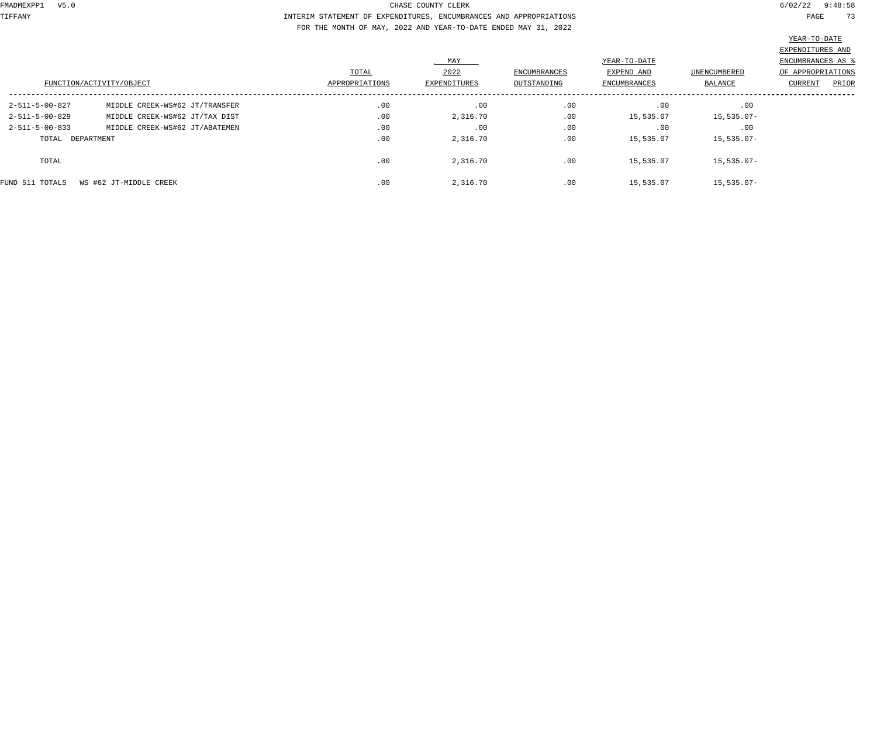CHASE COUNTY CLERK

INTERIM STATEMENT OF EXPENDITURES, ENCUMBRANCES AND APPROPRIATIONS

FOR THE MONTH OF MAY, 2022 AND YEAR-TO-DATE ENDED MAY 31, 2022

| FUNCTION/ACTIVITY/OBJECT | | TOTAL APPROPRIATIONS | MAY 2022 EXPENDITURES | ENCUMBRANCES OUTSTANDING | YEAR-TO-DATE EXPEND AND ENCUMBRANCES | UNENCUMBERED BALANCE | YEAR-TO-DATE EXPENDITURES AND ENCUMBRANCES AS % OF APPROPRIATIONS CURRENT | PRIOR |
|---|---|---|---|---|---|---|---|---|
| 2-511-5-00-827 | MIDDLE CREEK-WS#62 JT/TRANSFER | .00 | .00 | .00 | .00 | .00 | | |
| 2-511-5-00-829 | MIDDLE CREEK-WS#62 JT/TAX DIST | .00 | 2,316.70 | .00 | 15,535.07 | 15,535.07- | | |
| 2-511-5-00-833 | MIDDLE CREEK-WS#62 JT/ABATEMEN | .00 | .00 | .00 | .00 | .00 | | |
| TOTAL DEPARTMENT | | .00 | 2,316.70 | .00 | 15,535.07 | 15,535.07- | | |
| TOTAL | | .00 | 2,316.70 | .00 | 15,535.07 | 15,535.07- | | |
| FUND 511 TOTALS | WS #62 JT-MIDDLE CREEK | .00 | 2,316.70 | .00 | 15,535.07 | 15,535.07- | | |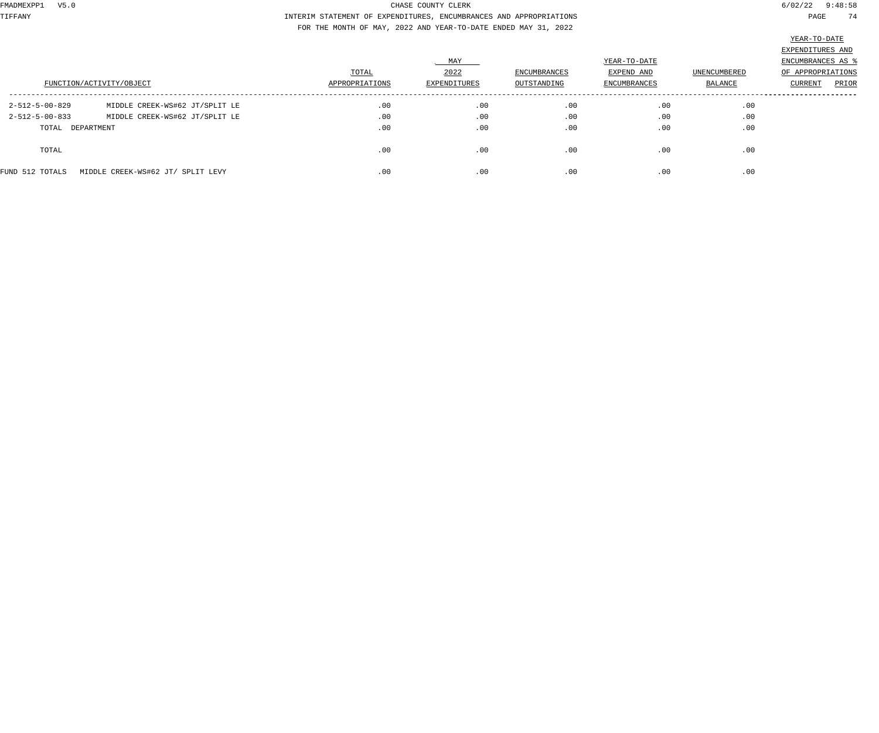CHASE COUNTY CLERK

INTERIM STATEMENT OF EXPENDITURES, ENCUMBRANCES AND APPROPRIATIONS

FOR THE MONTH OF MAY, 2022 AND YEAR-TO-DATE ENDED MAY 31, 2022

| FUNCTION/ACTIVITY/OBJECT | | TOTAL APPROPRIATIONS | MAY 2022 EXPENDITURES | ENCUMBRANCES OUTSTANDING | YEAR-TO-DATE EXPEND AND ENCUMBRANCES | UNENCUMBERED BALANCE | YEAR-TO-DATE EXPENDITURES AND ENCUMBRANCES AS % OF APPROPRIATIONS CURRENT | PRIOR |
|---|---|---|---|---|---|---|---|---|
| 2-512-5-00-829 | MIDDLE CREEK-WS#62 JT/SPLIT LE | .00 | .00 | .00 | .00 | .00 | | |
| 2-512-5-00-833 | MIDDLE CREEK-WS#62 JT/SPLIT LE | .00 | .00 | .00 | .00 | .00 | | |
| TOTAL DEPARTMENT | | .00 | .00 | .00 | .00 | .00 | | |
| TOTAL | | .00 | .00 | .00 | .00 | .00 | | |
| FUND 512 TOTALS | MIDDLE CREEK-WS#62 JT/ SPLIT LEVY | .00 | .00 | .00 | .00 | .00 | | |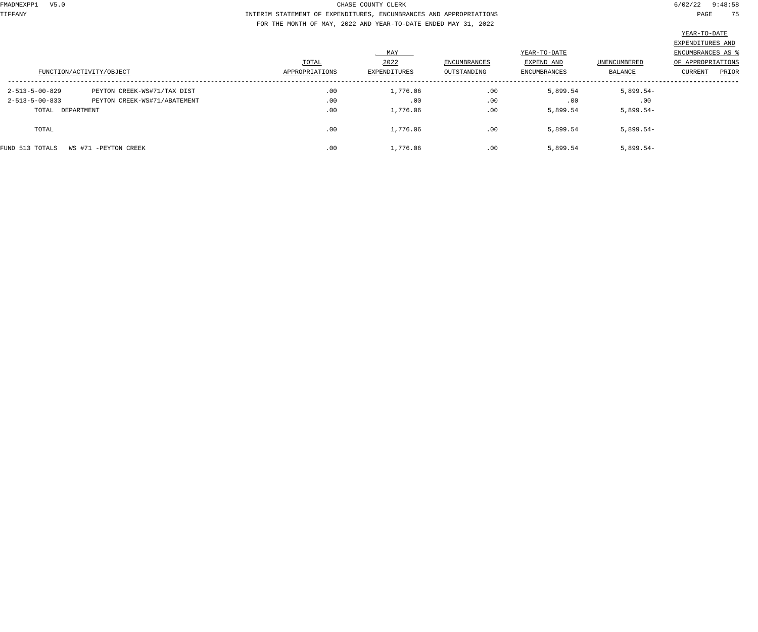CHASE COUNTY CLERK

INTERIM STATEMENT OF EXPENDITURES, ENCUMBRANCES AND APPROPRIATIONS

FOR THE MONTH OF MAY, 2022 AND YEAR-TO-DATE ENDED MAY 31, 2022

| FUNCTION/ACTIVITY/OBJECT | | TOTAL APPROPRIATIONS | MAY 2022 EXPENDITURES | ENCUMBRANCES OUTSTANDING | YEAR-TO-DATE EXPEND AND ENCUMBRANCES | UNENCUMBERED BALANCE | YEAR-TO-DATE EXPENDITURES AND ENCUMBRANCES AS % OF APPROPRIATIONS CURRENT | PRIOR |
|---|---|---|---|---|---|---|---|---|
| 2-513-5-00-829 | PEYTON CREEK-WS#71/TAX DIST | .00 | 1,776.06 | .00 | 5,899.54 | 5,899.54- | | |
| 2-513-5-00-833 | PEYTON CREEK-WS#71/ABATEMENT | .00 | .00 | .00 | .00 | .00 | | |
| TOTAL DEPARTMENT | | .00 | 1,776.06 | .00 | 5,899.54 | 5,899.54- | | |
| TOTAL | | .00 | 1,776.06 | .00 | 5,899.54 | 5,899.54- | | |
| FUND 513 TOTALS | WS #71 -PEYTON CREEK | .00 | 1,776.06 | .00 | 5,899.54 | 5,899.54- | | |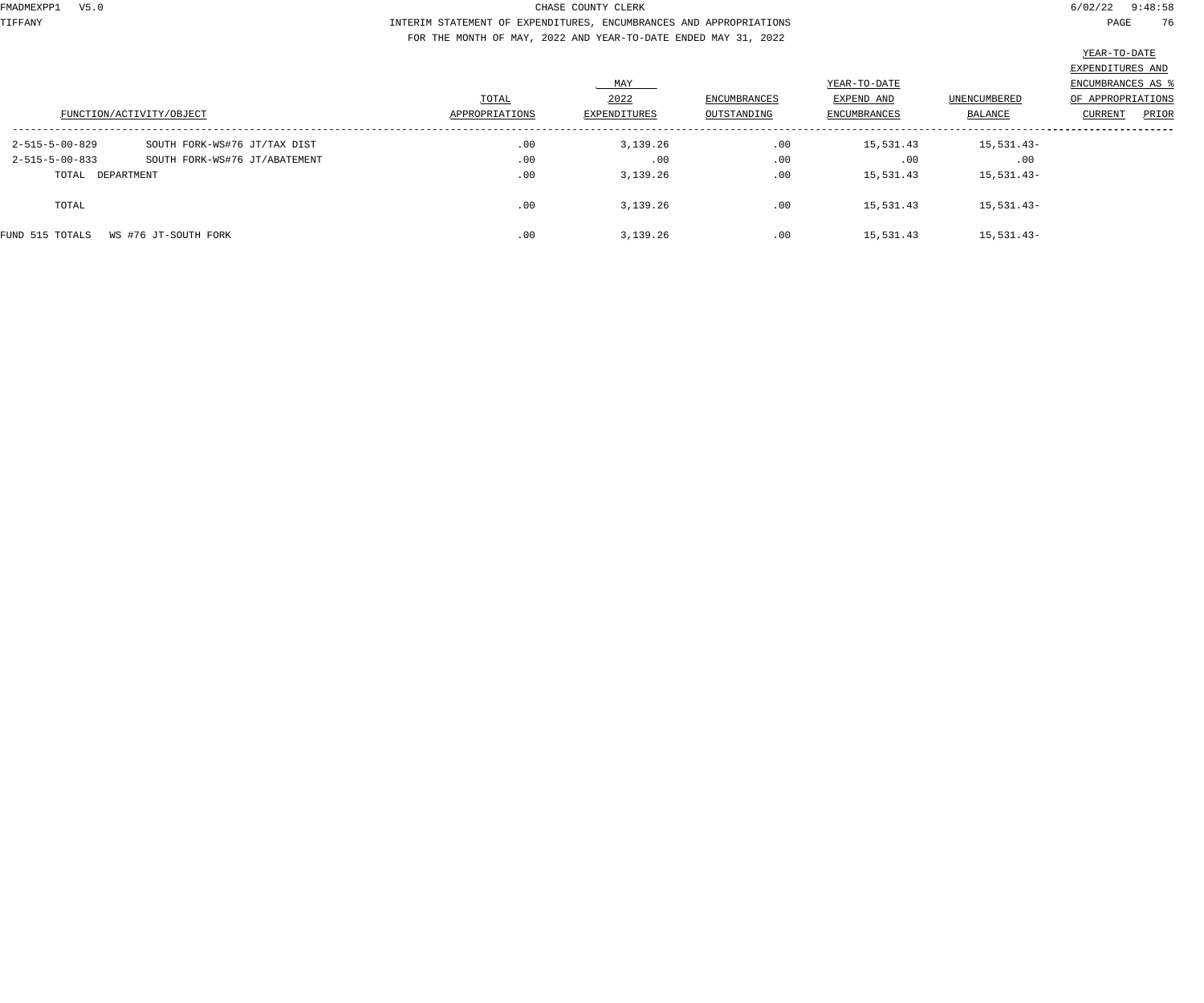CHASE COUNTY CLERK

INTERIM STATEMENT OF EXPENDITURES, ENCUMBRANCES AND APPROPRIATIONS

FOR THE MONTH OF MAY, 2022 AND YEAR-TO-DATE ENDED MAY 31, 2022

| FUNCTION/ACTIVITY/OBJECT | | TOTAL APPROPRIATIONS | MAY 2022 EXPENDITURES | ENCUMBRANCES OUTSTANDING | YEAR-TO-DATE EXPEND AND ENCUMBRANCES | UNENCUMBERED BALANCE | YEAR-TO-DATE EXPENDITURES AND ENCUMBRANCES AS % OF APPROPRIATIONS CURRENT | PRIOR |
|---|---|---|---|---|---|---|---|---|
| 2-515-5-00-829 | SOUTH FORK-WS#76 JT/TAX DIST | .00 | 3,139.26 | .00 | 15,531.43 | 15,531.43- | | |
| 2-515-5-00-833 | SOUTH FORK-WS#76 JT/ABATEMENT | .00 | .00 | .00 | .00 | .00 | | |
| TOTAL DEPARTMENT | | .00 | 3,139.26 | .00 | 15,531.43 | 15,531.43- | | |
| TOTAL | | .00 | 3,139.26 | .00 | 15,531.43 | 15,531.43- | | |
| FUND 515 TOTALS | WS #76 JT-SOUTH FORK | .00 | 3,139.26 | .00 | 15,531.43 | 15,531.43- | | |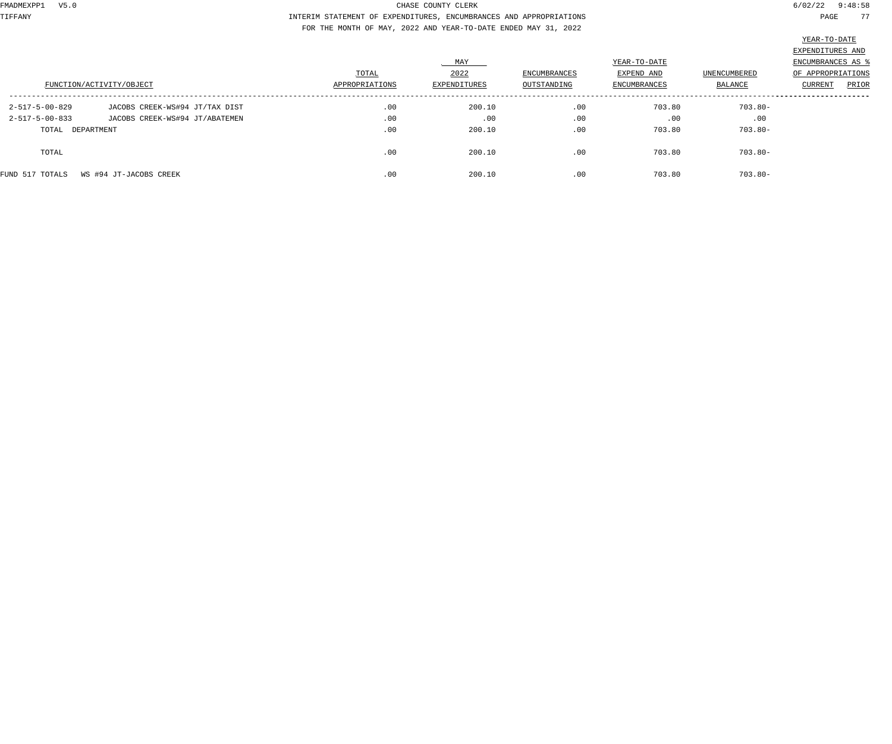CHASE COUNTY CLERK

INTERIM STATEMENT OF EXPENDITURES, ENCUMBRANCES AND APPROPRIATIONS

FOR THE MONTH OF MAY, 2022 AND YEAR-TO-DATE ENDED MAY 31, 2022

| FUNCTION/ACTIVITY/OBJECT | | TOTAL APPROPRIATIONS | MAY 2022 EXPENDITURES | ENCUMBRANCES OUTSTANDING | YEAR-TO-DATE EXPEND AND ENCUMBRANCES | UNENCUMBERED BALANCE | YEAR-TO-DATE EXPENDITURES AND ENCUMBRANCES AS % OF APPROPRIATIONS CURRENT | PRIOR |
|---|---|---|---|---|---|---|---|---|
| 2-517-5-00-829 | JACOBS CREEK-WS#94 JT/TAX DIST | .00 | 200.10 | .00 | 703.80 | 703.80- | | |
| 2-517-5-00-833 | JACOBS CREEK-WS#94 JT/ABATEMEN | .00 | .00 | .00 | .00 | .00 | | |
| TOTAL DEPARTMENT | | .00 | 200.10 | .00 | 703.80 | 703.80- | | |
| TOTAL | | .00 | 200.10 | .00 | 703.80 | 703.80- | | |
| FUND 517 TOTALS | WS #94 JT-JACOBS CREEK | .00 | 200.10 | .00 | 703.80 | 703.80- | | |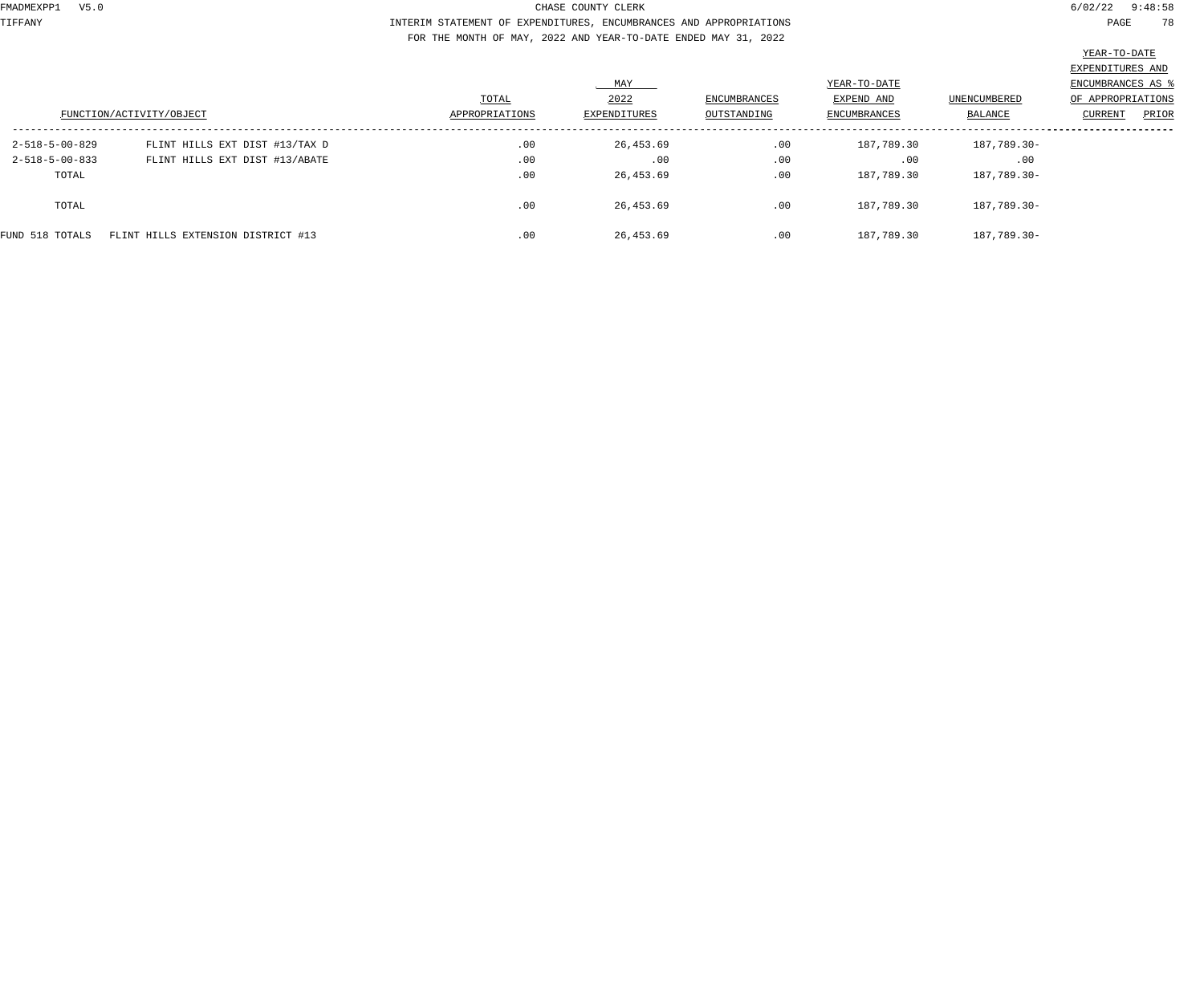CHASE COUNTY CLERK

INTERIM STATEMENT OF EXPENDITURES, ENCUMBRANCES AND APPROPRIATIONS

FOR THE MONTH OF MAY, 2022 AND YEAR-TO-DATE ENDED MAY 31, 2022

| FUNCTION/ACTIVITY/OBJECT | | TOTAL APPROPRIATIONS | MAY 2022 EXPENDITURES | ENCUMBRANCES OUTSTANDING | YEAR-TO-DATE EXPEND AND ENCUMBRANCES | UNENCUMBERED BALANCE | YEAR-TO-DATE EXPENDITURES AND ENCUMBRANCES AS % OF APPROPRIATIONS CURRENT | PRIOR |
|---|---|---|---|---|---|---|---|---|
| 2-518-5-00-829 | FLINT HILLS EXT DIST #13/TAX D | .00 | 26,453.69 | .00 | 187,789.30 | 187,789.30- | | |
| 2-518-5-00-833 | FLINT HILLS EXT DIST #13/ABATE | .00 | .00 | .00 | .00 | .00 | | |
| TOTAL | | .00 | 26,453.69 | .00 | 187,789.30 | 187,789.30- | | |
| TOTAL | | .00 | 26,453.69 | .00 | 187,789.30 | 187,789.30- | | |
| FUND 518 TOTALS | FLINT HILLS EXTENSION DISTRICT #13 | .00 | 26,453.69 | .00 | 187,789.30 | 187,789.30- | | |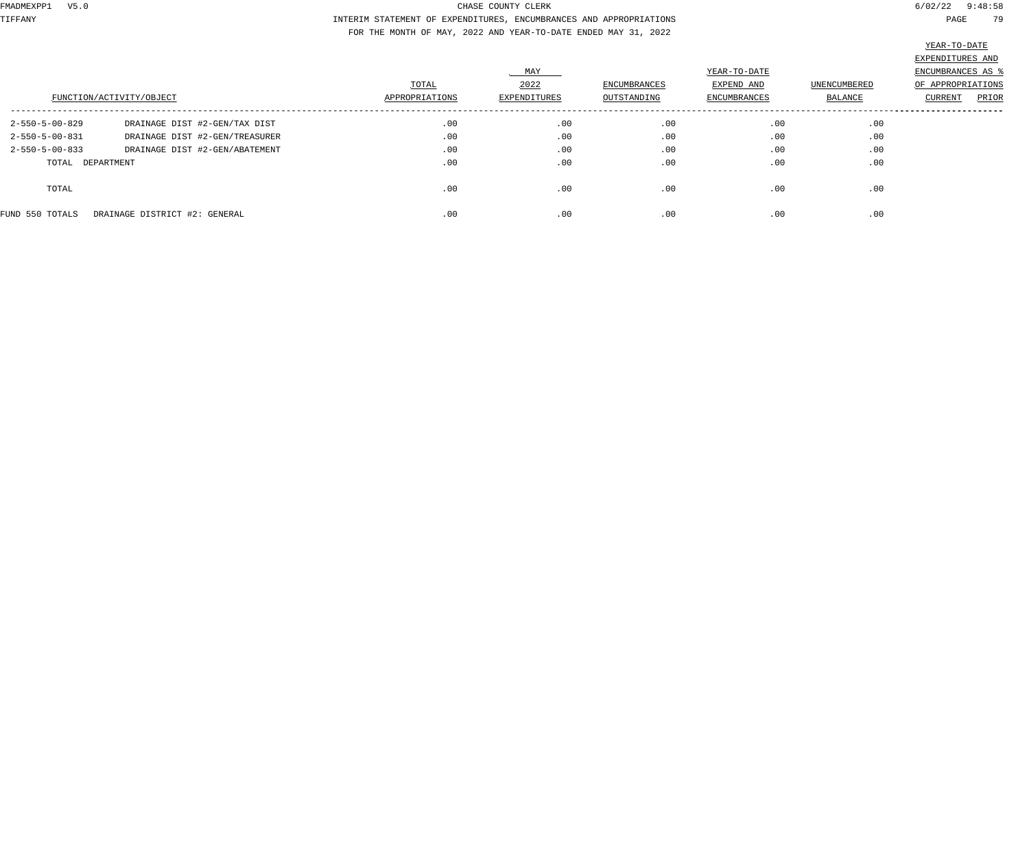CHASE COUNTY CLERK

INTERIM STATEMENT OF EXPENDITURES, ENCUMBRANCES AND APPROPRIATIONS

FOR THE MONTH OF MAY, 2022 AND YEAR-TO-DATE ENDED MAY 31, 2022

| FUNCTION/ACTIVITY/OBJECT | | TOTAL APPROPRIATIONS | MAY 2022 EXPENDITURES | ENCUMBRANCES OUTSTANDING | YEAR-TO-DATE EXPEND AND ENCUMBRANCES | UNENCUMBERED BALANCE | YEAR-TO-DATE EXPENDITURES AND ENCUMBRANCES AS % OF APPROPRIATIONS CURRENT | PRIOR |
|---|---|---|---|---|---|---|---|---|
| 2-550-5-00-829 | DRAINAGE DIST #2-GEN/TAX DIST | .00 | .00 | .00 | .00 | .00 | | |
| 2-550-5-00-831 | DRAINAGE DIST #2-GEN/TREASURER | .00 | .00 | .00 | .00 | .00 | | |
| 2-550-5-00-833 | DRAINAGE DIST #2-GEN/ABATEMENT | .00 | .00 | .00 | .00 | .00 | | |
| TOTAL DEPARTMENT | | .00 | .00 | .00 | .00 | .00 | | |
| TOTAL | | .00 | .00 | .00 | .00 | .00 | | |
| FUND 550 TOTALS | DRAINAGE DISTRICT #2: GENERAL | .00 | .00 | .00 | .00 | .00 | | |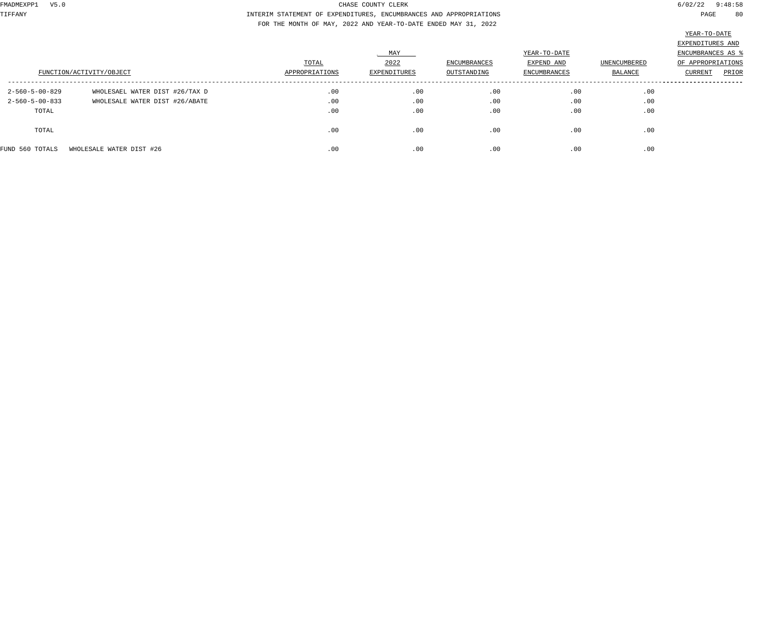CHASE COUNTY CLERK

INTERIM STATEMENT OF EXPENDITURES, ENCUMBRANCES AND APPROPRIATIONS

FOR THE MONTH OF MAY, 2022 AND YEAR-TO-DATE ENDED MAY 31, 2022

| FUNCTION/ACTIVITY/OBJECT | | TOTAL APPROPRIATIONS | MAY 2022 EXPENDITURES | ENCUMBRANCES OUTSTANDING | YEAR-TO-DATE EXPEND AND ENCUMBRANCES | UNENCUMBERED BALANCE | YEAR-TO-DATE EXPENDITURES AND ENCUMBRANCES AS % OF APPROPRIATIONS CURRENT | PRIOR |
|---|---|---|---|---|---|---|---|---|
| 2-560-5-00-829 | WHOLESAEL WATER DIST #26/TAX D | .00 | .00 | .00 | .00 | .00 | | |
| 2-560-5-00-833 | WHOLESALE WATER DIST #26/ABATE | .00 | .00 | .00 | .00 | .00 | | |
| TOTAL | | .00 | .00 | .00 | .00 | .00 | | |
| TOTAL | | .00 | .00 | .00 | .00 | .00 | | |
| FUND 560 TOTALS | WHOLESALE WATER DIST #26 | .00 | .00 | .00 | .00 | .00 | | |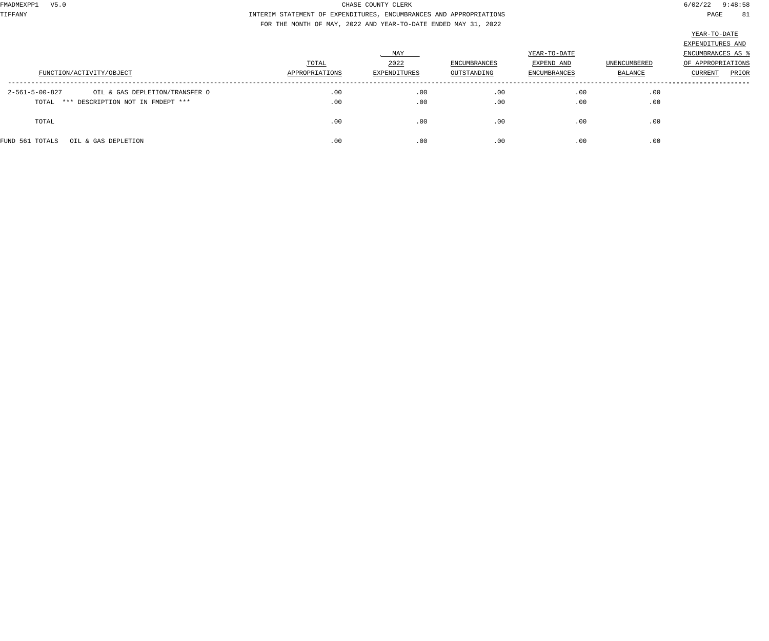CHASE COUNTY CLERK

INTERIM STATEMENT OF EXPENDITURES, ENCUMBRANCES AND APPROPRIATIONS

FOR THE MONTH OF MAY, 2022 AND YEAR-TO-DATE ENDED MAY 31, 2022

| FUNCTION/ACTIVITY/OBJECT | | TOTAL APPROPRIATIONS | MAY 2022 EXPENDITURES | ENCUMBRANCES OUTSTANDING | YEAR-TO-DATE EXPEND AND ENCUMBRANCES | UNENCUMBERED BALANCE | YEAR-TO-DATE EXPENDITURES AND ENCUMBRANCES AS % OF APPROPRIATIONS CURRENT | PRIOR |
|---|---|---|---|---|---|---|---|---|
| 2-561-5-00-827 | OIL & GAS DEPLETION/TRANSFER O | .00 | .00 | .00 | .00 | .00 | | |
| TOTAL | *** DESCRIPTION NOT IN FMDEPT *** | .00 | .00 | .00 | .00 | .00 | | |
| TOTAL | | .00 | .00 | .00 | .00 | .00 | | |
| FUND 561 TOTALS | OIL & GAS DEPLETION | .00 | .00 | .00 | .00 | .00 | | |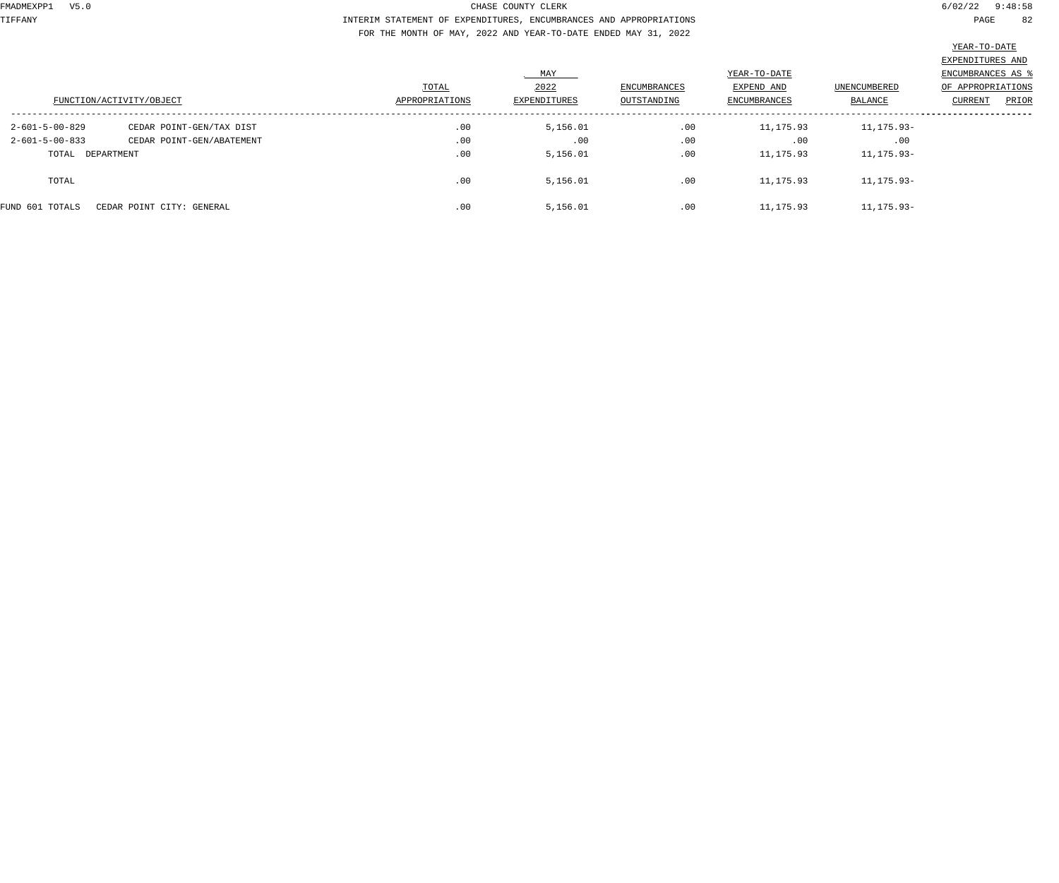CHASE COUNTY CLERK

INTERIM STATEMENT OF EXPENDITURES, ENCUMBRANCES AND APPROPRIATIONS

FOR THE MONTH OF MAY, 2022 AND YEAR-TO-DATE ENDED MAY 31, 2022

| FUNCTION/ACTIVITY/OBJECT | | TOTAL APPROPRIATIONS | MAY 2022 EXPENDITURES | ENCUMBRANCES OUTSTANDING | YEAR-TO-DATE EXPEND AND ENCUMBRANCES | UNENCUMBERED BALANCE | YEAR-TO-DATE EXPENDITURES AND ENCUMBRANCES AS % OF APPROPRIATIONS CURRENT | PRIOR |
|---|---|---|---|---|---|---|---|---|
| 2-601-5-00-829 | CEDAR POINT-GEN/TAX DIST | .00 | 5,156.01 | .00 | 11,175.93 | 11,175.93- | | |
| 2-601-5-00-833 | CEDAR POINT-GEN/ABATEMENT | .00 | .00 | .00 | .00 | .00 | | |
| TOTAL DEPARTMENT | | .00 | 5,156.01 | .00 | 11,175.93 | 11,175.93- | | |
| TOTAL | | .00 | 5,156.01 | .00 | 11,175.93 | 11,175.93- | | |
| FUND 601 TOTALS | CEDAR POINT CITY: GENERAL | .00 | 5,156.01 | .00 | 11,175.93 | 11,175.93- | | |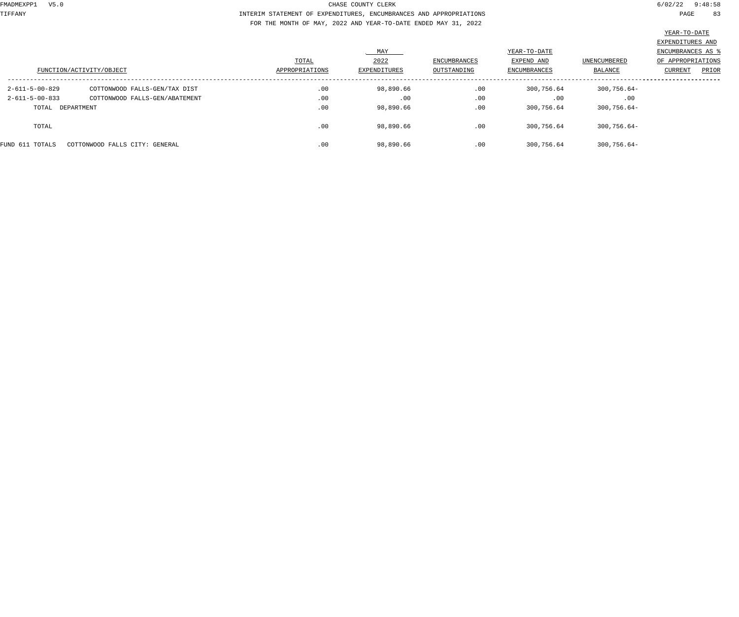CHASE COUNTY CLERK

INTERIM STATEMENT OF EXPENDITURES, ENCUMBRANCES AND APPROPRIATIONS

FOR THE MONTH OF MAY, 2022 AND YEAR-TO-DATE ENDED MAY 31, 2022

| FUNCTION/ACTIVITY/OBJECT | | TOTAL APPROPRIATIONS | MAY 2022 EXPENDITURES | ENCUMBRANCES OUTSTANDING | YEAR-TO-DATE EXPEND AND ENCUMBRANCES | UNENCUMBERED BALANCE | YEAR-TO-DATE EXPENDITURES AND ENCUMBRANCES AS % OF APPROPRIATIONS CURRENT | PRIOR |
|---|---|---|---|---|---|---|---|---|
| 2-611-5-00-829 | COTTONWOOD FALLS-GEN/TAX DIST | .00 | 98,890.66 | .00 | 300,756.64 | 300,756.64- | | |
| 2-611-5-00-833 | COTTONWOOD FALLS-GEN/ABATEMENT | .00 | .00 | .00 | .00 | .00 | | |
| TOTAL DEPARTMENT | | .00 | 98,890.66 | .00 | 300,756.64 | 300,756.64- | | |
| TOTAL | | .00 | 98,890.66 | .00 | 300,756.64 | 300,756.64- | | |
| FUND 611 TOTALS | COTTONWOOD FALLS CITY: GENERAL | .00 | 98,890.66 | .00 | 300,756.64 | 300,756.64- | | |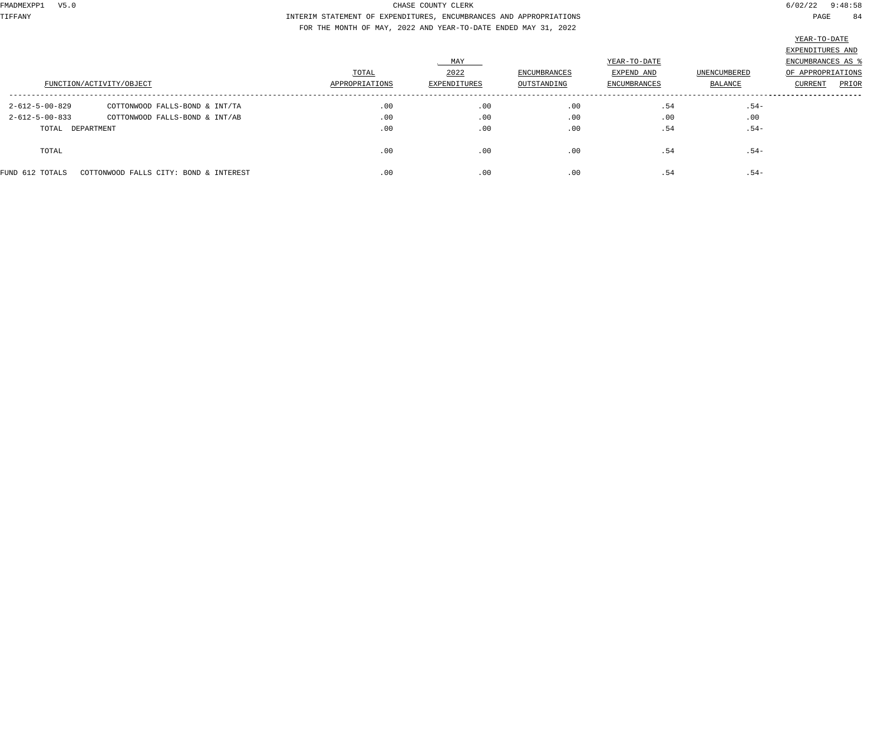CHASE COUNTY CLERK

INTERIM STATEMENT OF EXPENDITURES, ENCUMBRANCES AND APPROPRIATIONS

FOR THE MONTH OF MAY, 2022 AND YEAR-TO-DATE ENDED MAY 31, 2022

| FUNCTION/ACTIVITY/OBJECT | | TOTAL APPROPRIATIONS | MAY 2022 EXPENDITURES | ENCUMBRANCES OUTSTANDING | YEAR-TO-DATE EXPEND AND ENCUMBRANCES | UNENCUMBERED BALANCE | YEAR-TO-DATE EXPENDITURES AND ENCUMBRANCES AS % OF APPROPRIATIONS CURRENT | PRIOR |
|---|---|---|---|---|---|---|---|---|
| 2-612-5-00-829 | COTTONWOOD FALLS-BOND & INT/TA | .00 | .00 | .00 | .54 | .54- | | |
| 2-612-5-00-833 | COTTONWOOD FALLS-BOND & INT/AB | .00 | .00 | .00 | .00 | .00 | | |
| TOTAL DEPARTMENT | | .00 | .00 | .00 | .54 | .54- | | |
| TOTAL | | .00 | .00 | .00 | .54 | .54- | | |
| FUND 612 TOTALS | COTTONWOOD FALLS CITY: BOND & INTEREST | .00 | .00 | .00 | .54 | .54- | | |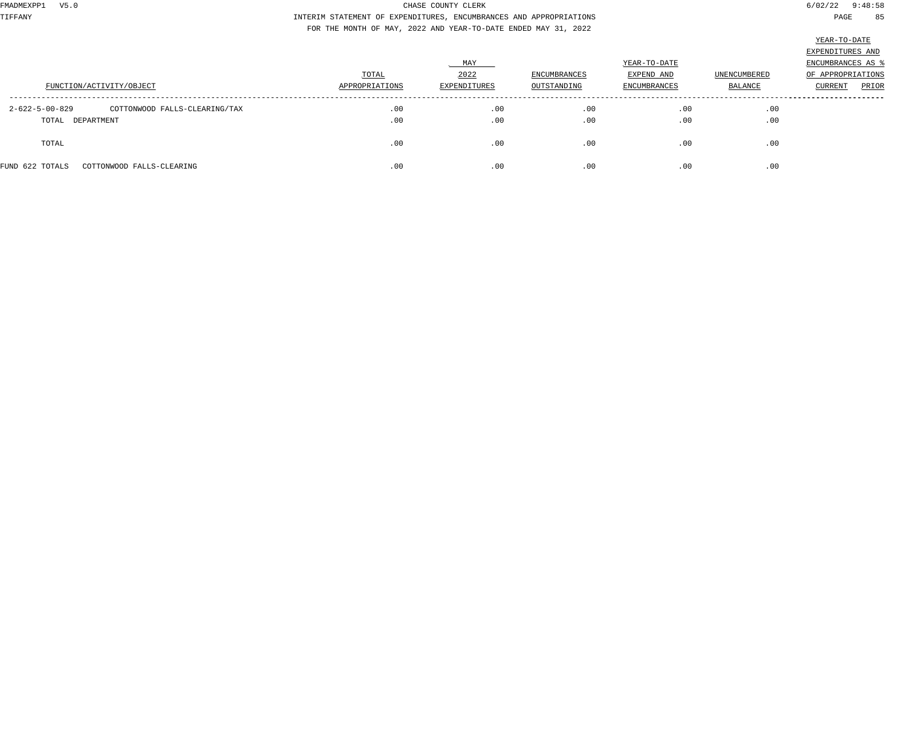CHASE COUNTY CLERK

INTERIM STATEMENT OF EXPENDITURES, ENCUMBRANCES AND APPROPRIATIONS

FOR THE MONTH OF MAY, 2022 AND YEAR-TO-DATE ENDED MAY 31, 2022

| FUNCTION/ACTIVITY/OBJECT | | TOTAL APPROPRIATIONS | MAY 2022 EXPENDITURES | ENCUMBRANCES OUTSTANDING | YEAR-TO-DATE EXPEND AND ENCUMBRANCES | UNENCUMBERED BALANCE | YEAR-TO-DATE EXPENDITURES AND ENCUMBRANCES AS % OF APPROPRIATIONS CURRENT | PRIOR |
|---|---|---|---|---|---|---|---|---|
| 2-622-5-00-829 | COTTONWOOD FALLS-CLEARING/TAX | .00 | .00 | .00 | .00 | .00 | | |
| TOTAL DEPARTMENT | | .00 | .00 | .00 | .00 | .00 | | |
| TOTAL | | .00 | .00 | .00 | .00 | .00 | | |
| FUND 622 TOTALS | COTTONWOOD FALLS-CLEARING | .00 | .00 | .00 | .00 | .00 | | |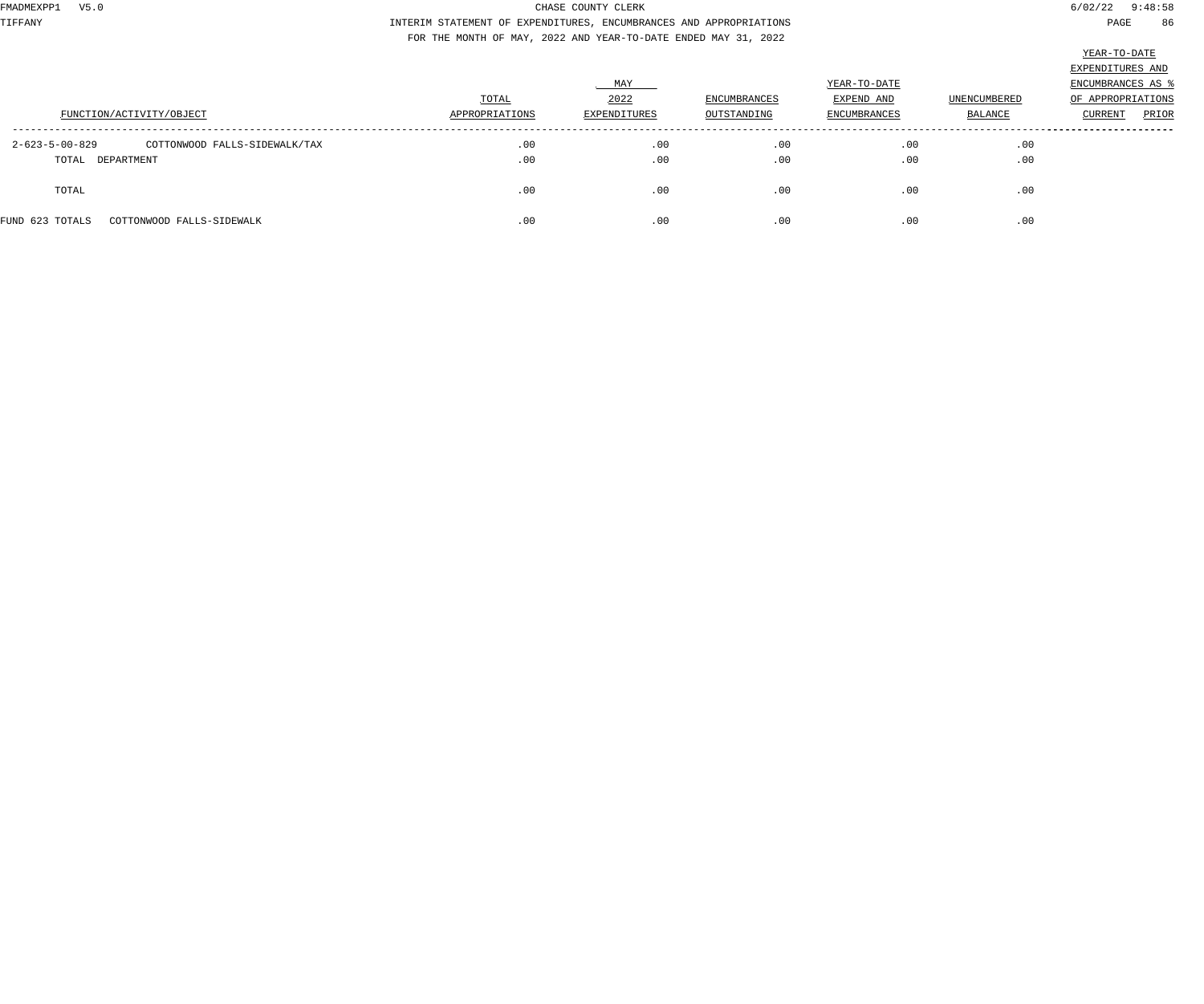CHASE COUNTY CLERK

INTERIM STATEMENT OF EXPENDITURES, ENCUMBRANCES AND APPROPRIATIONS

FOR THE MONTH OF MAY, 2022 AND YEAR-TO-DATE ENDED MAY 31, 2022

| FUNCTION/ACTIVITY/OBJECT | | TOTAL APPROPRIATIONS | MAY 2022 EXPENDITURES | ENCUMBRANCES OUTSTANDING | YEAR-TO-DATE EXPEND AND ENCUMBRANCES | UNENCUMBERED BALANCE | YEAR-TO-DATE EXPENDITURES AND ENCUMBRANCES AS % OF APPROPRIATIONS CURRENT | PRIOR |
|---|---|---|---|---|---|---|---|---|
| 2-623-5-00-829 | COTTONWOOD FALLS-SIDEWALK/TAX | .00 | .00 | .00 | .00 | .00 | | |
| TOTAL DEPARTMENT | | .00 | .00 | .00 | .00 | .00 | | |
| TOTAL | | .00 | .00 | .00 | .00 | .00 | | |
| FUND 623 TOTALS | COTTONWOOD FALLS-SIDEWALK | .00 | .00 | .00 | .00 | .00 | | |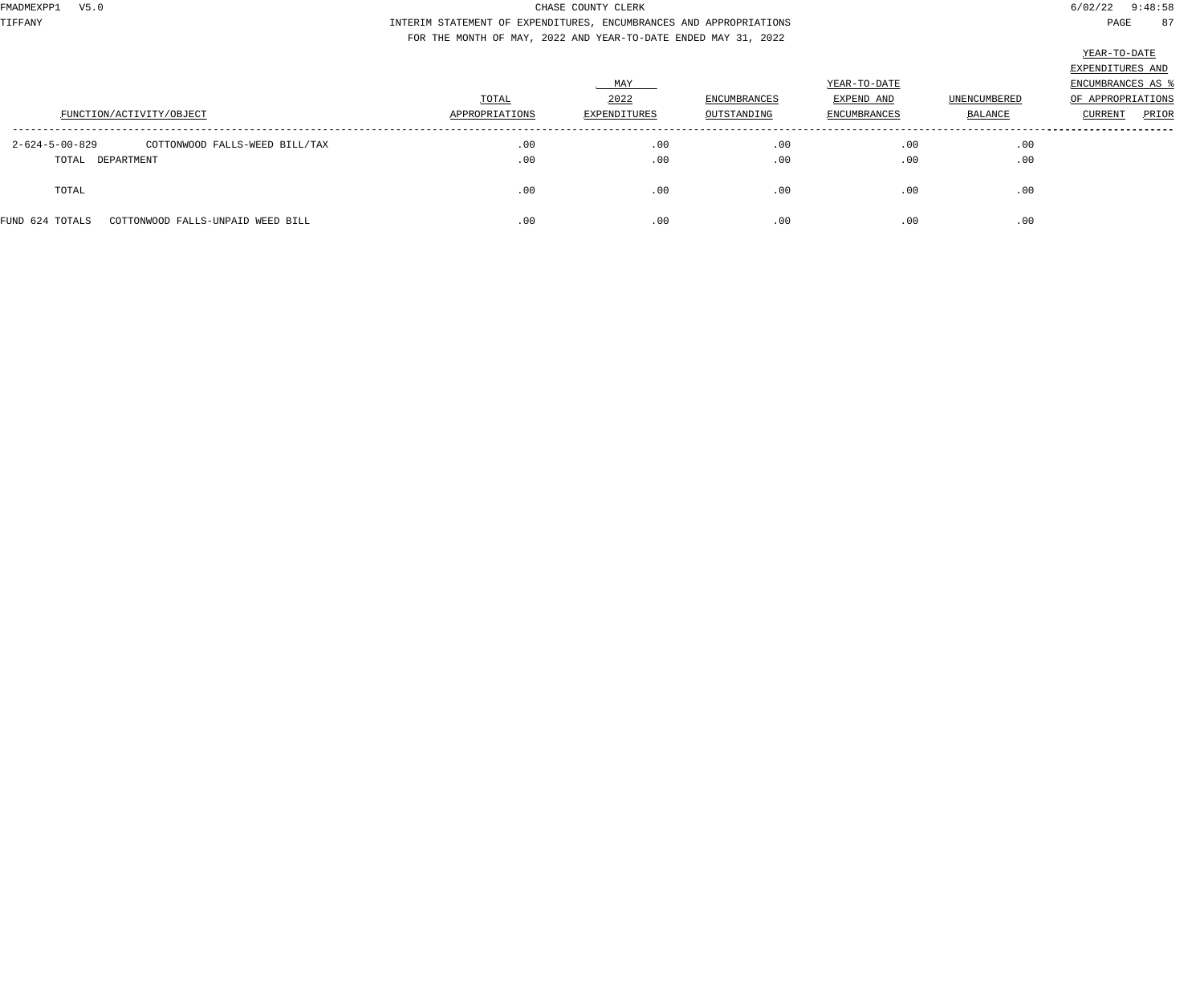CHASE COUNTY CLERK

INTERIM STATEMENT OF EXPENDITURES, ENCUMBRANCES AND APPROPRIATIONS

FOR THE MONTH OF MAY, 2022 AND YEAR-TO-DATE ENDED MAY 31, 2022

| FUNCTION/ACTIVITY/OBJECT | | TOTAL APPROPRIATIONS | MAY 2022 EXPENDITURES | ENCUMBRANCES OUTSTANDING | YEAR-TO-DATE EXPEND AND ENCUMBRANCES | UNENCUMBERED BALANCE | YEAR-TO-DATE EXPENDITURES AND ENCUMBRANCES AS % OF APPROPRIATIONS CURRENT | PRIOR |
|---|---|---|---|---|---|---|---|---|
| 2-624-5-00-829 | COTTONWOOD FALLS-WEED BILL/TAX | .00 | .00 | .00 | .00 | .00 | | |
| TOTAL DEPARTMENT | | .00 | .00 | .00 | .00 | .00 | | |
| TOTAL | | .00 | .00 | .00 | .00 | .00 | | |
| FUND 624 TOTALS | COTTONWOOD FALLS-UNPAID WEED BILL | .00 | .00 | .00 | .00 | .00 | | |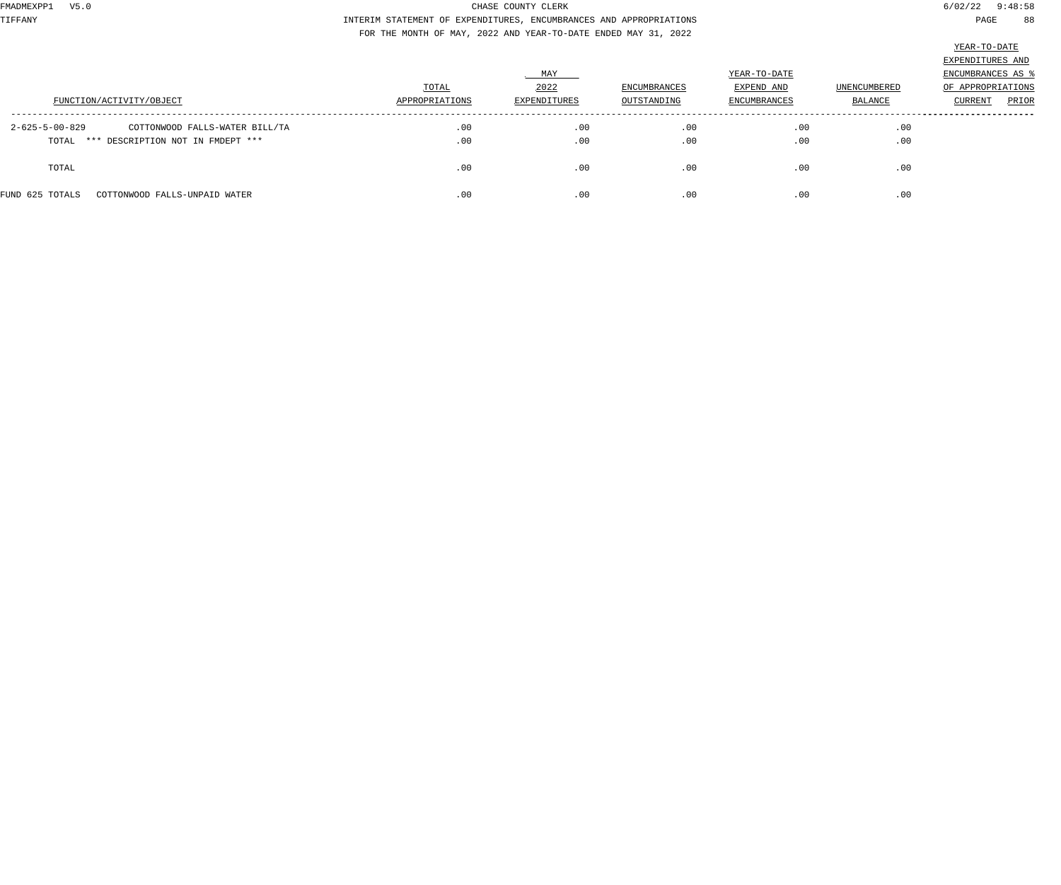CHASE COUNTY CLERK

INTERIM STATEMENT OF EXPENDITURES, ENCUMBRANCES AND APPROPRIATIONS

FOR THE MONTH OF MAY, 2022 AND YEAR-TO-DATE ENDED MAY 31, 2022

| FUNCTION/ACTIVITY/OBJECT | | TOTAL APPROPRIATIONS | MAY 2022 EXPENDITURES | ENCUMBRANCES OUTSTANDING | YEAR-TO-DATE EXPEND AND ENCUMBRANCES | UNENCUMBERED BALANCE | YEAR-TO-DATE EXPENDITURES AND ENCUMBRANCES AS % OF APPROPRIATIONS CURRENT | PRIOR |
|---|---|---|---|---|---|---|---|---|
| 2-625-5-00-829 | COTTONWOOD FALLS-WATER BILL/TA | .00 | .00 | .00 | .00 | .00 | | |
| TOTAL | *** DESCRIPTION NOT IN FMDEPT *** | .00 | .00 | .00 | .00 | .00 | | |
| TOTAL | | .00 | .00 | .00 | .00 | .00 | | |
| FUND 625 TOTALS | COTTONWOOD FALLS-UNPAID WATER | .00 | .00 | .00 | .00 | .00 | | |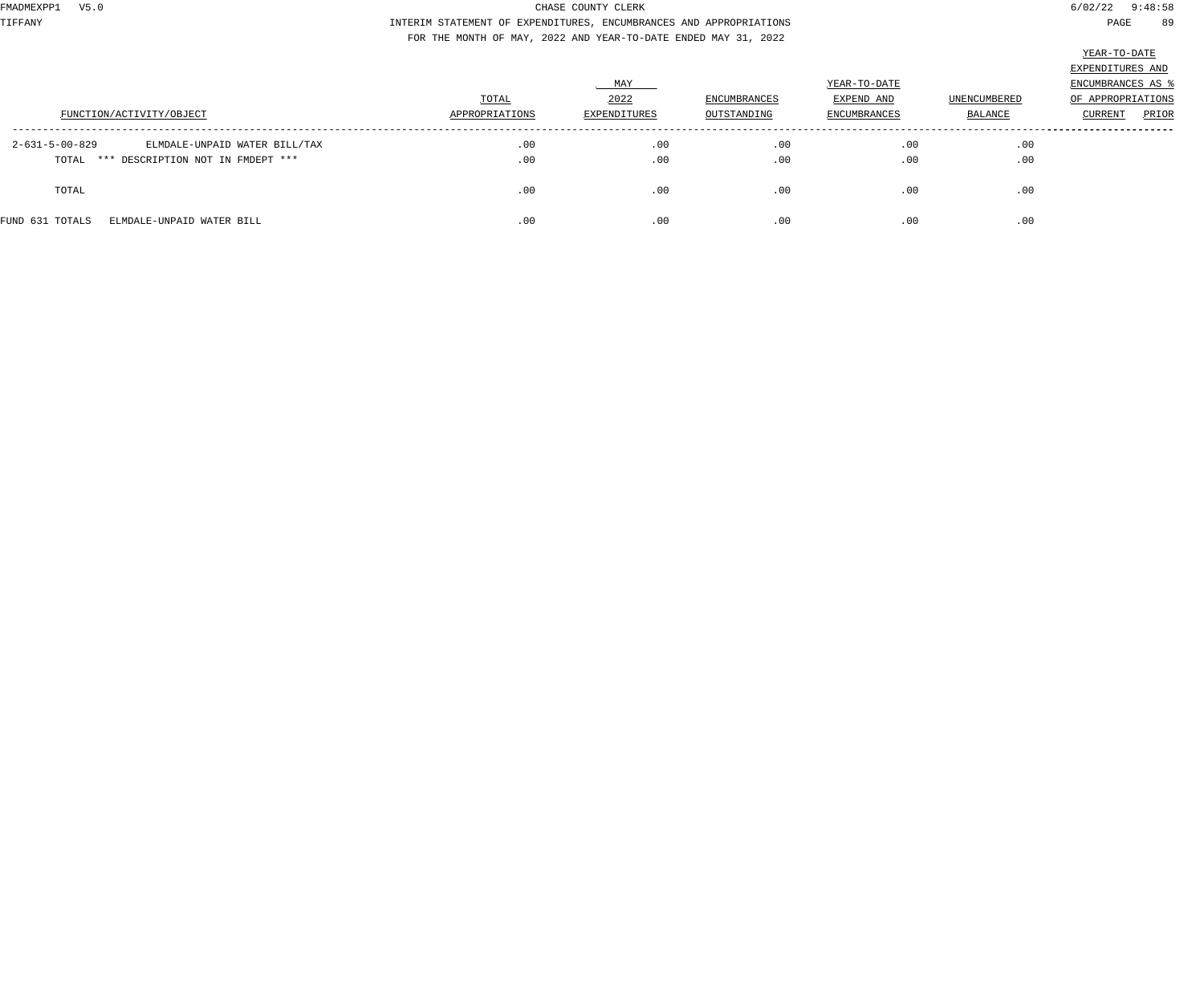CHASE COUNTY CLERK

INTERIM STATEMENT OF EXPENDITURES, ENCUMBRANCES AND APPROPRIATIONS

FOR THE MONTH OF MAY, 2022 AND YEAR-TO-DATE ENDED MAY 31, 2022

| FUNCTION/ACTIVITY/OBJECT | | TOTAL APPROPRIATIONS | MAY 2022 EXPENDITURES | ENCUMBRANCES OUTSTANDING | YEAR-TO-DATE EXPEND AND ENCUMBRANCES | UNENCUMBERED BALANCE | YEAR-TO-DATE EXPENDITURES AND ENCUMBRANCES AS % OF APPROPRIATIONS CURRENT | PRIOR |
|---|---|---|---|---|---|---|---|---|
| 2-631-5-00-829 | ELMDALE-UNPAID WATER BILL/TAX | .00 | .00 | .00 | .00 | .00 | | |
| TOTAL | *** DESCRIPTION NOT IN FMDEPT *** | .00 | .00 | .00 | .00 | .00 | | |
| TOTAL | | .00 | .00 | .00 | .00 | .00 | | |
| FUND 631 TOTALS | ELMDALE-UNPAID WATER BILL | .00 | .00 | .00 | .00 | .00 | | |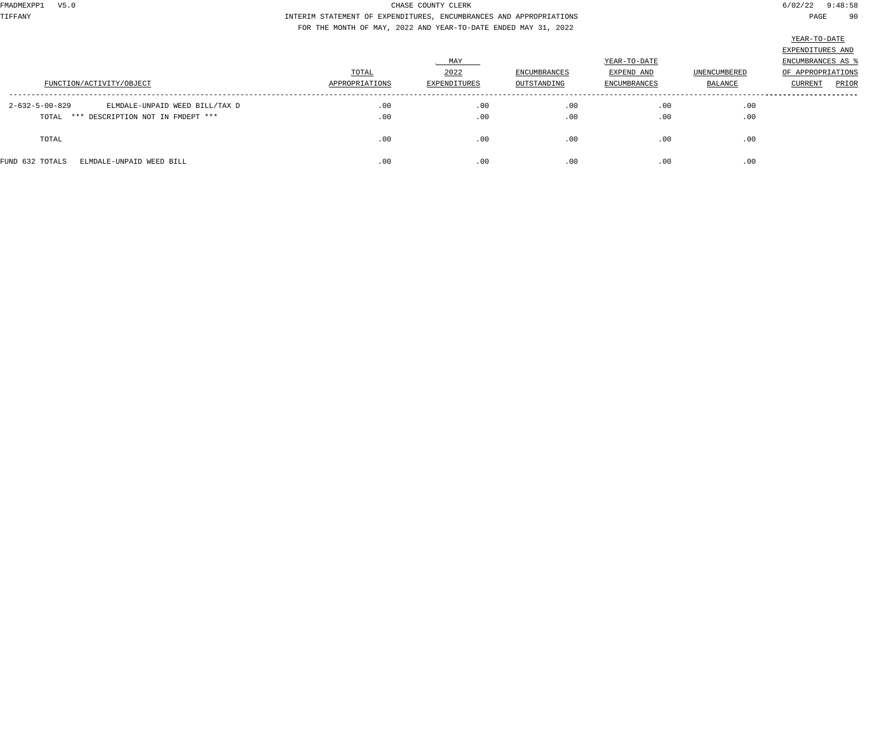CHASE COUNTY CLERK

INTERIM STATEMENT OF EXPENDITURES, ENCUMBRANCES AND APPROPRIATIONS

FOR THE MONTH OF MAY, 2022 AND YEAR-TO-DATE ENDED MAY 31, 2022

| FUNCTION/ACTIVITY/OBJECT | | TOTAL APPROPRIATIONS | MAY 2022 EXPENDITURES | ENCUMBRANCES OUTSTANDING | YEAR-TO-DATE EXPEND AND ENCUMBRANCES | UNENCUMBERED BALANCE | YEAR-TO-DATE EXPENDITURES AND ENCUMBRANCES AS % OF APPROPRIATIONS CURRENT | PRIOR |
|---|---|---|---|---|---|---|---|---|
| 2-632-5-00-829 | ELMDALE-UNPAID WEED BILL/TAX D | .00 | .00 | .00 | .00 | .00 | | |
| TOTAL | *** DESCRIPTION NOT IN FMDEPT *** | .00 | .00 | .00 | .00 | .00 | | |
| TOTAL | | .00 | .00 | .00 | .00 | .00 | | |
| FUND 632 TOTALS | ELMDALE-UNPAID WEED BILL | .00 | .00 | .00 | .00 | .00 | | |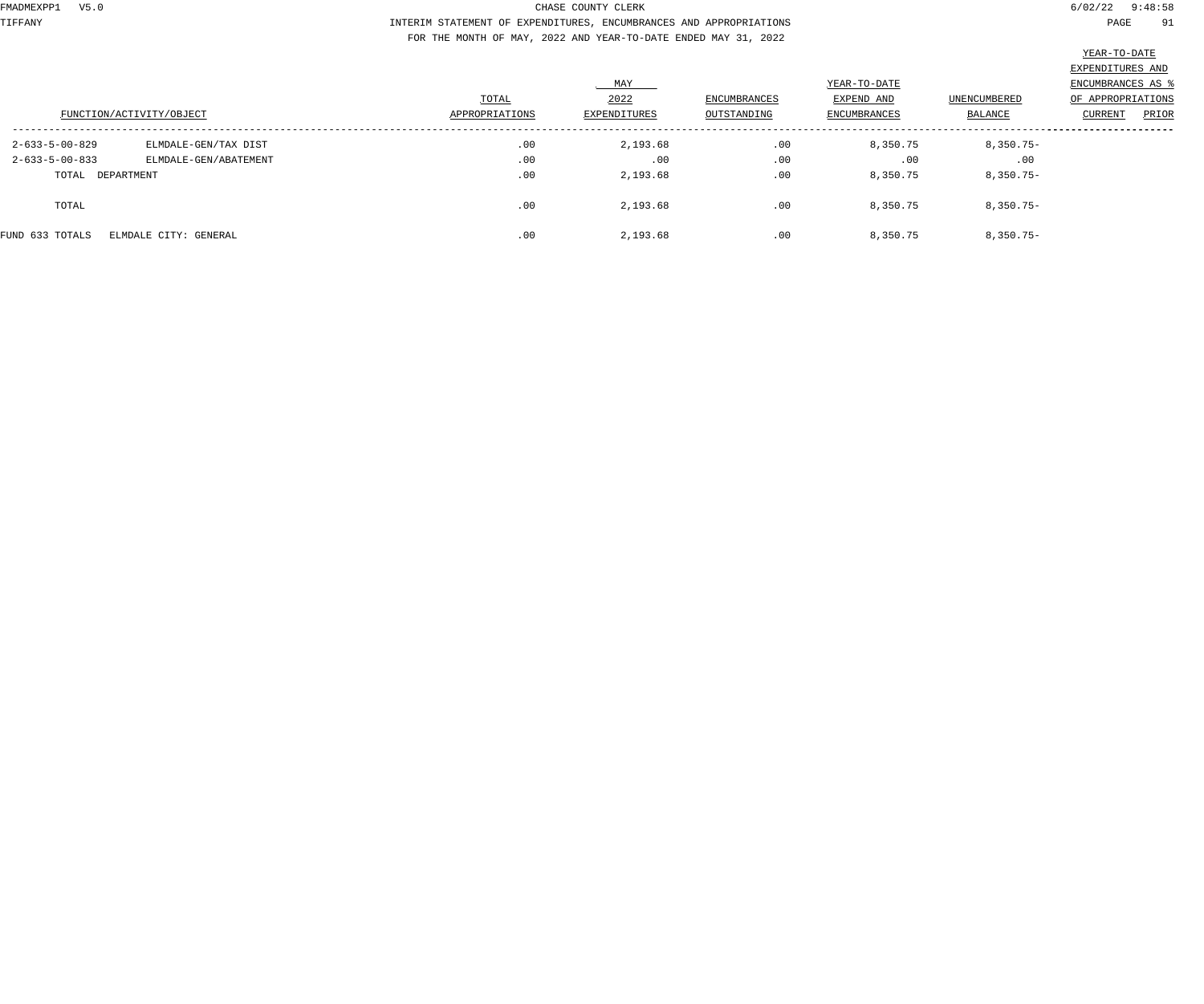CHASE COUNTY CLERK

INTERIM STATEMENT OF EXPENDITURES, ENCUMBRANCES AND APPROPRIATIONS

FOR THE MONTH OF MAY, 2022 AND YEAR-TO-DATE ENDED MAY 31, 2022

| FUNCTION/ACTIVITY/OBJECT | | TOTAL APPROPRIATIONS | MAY 2022 EXPENDITURES | ENCUMBRANCES OUTSTANDING | YEAR-TO-DATE EXPEND AND ENCUMBRANCES | UNENCUMBERED BALANCE | YEAR-TO-DATE EXPENDITURES AND ENCUMBRANCES AS % OF APPROPRIATIONS CURRENT | PRIOR |
|---|---|---|---|---|---|---|---|---|
| 2-633-5-00-829 | ELMDALE-GEN/TAX DIST | .00 | 2,193.68 | .00 | 8,350.75 | 8,350.75- | | |
| 2-633-5-00-833 | ELMDALE-GEN/ABATEMENT | .00 | .00 | .00 | .00 | .00 | | |
| TOTAL DEPARTMENT | | .00 | 2,193.68 | .00 | 8,350.75 | 8,350.75- | | |
| TOTAL | | .00 | 2,193.68 | .00 | 8,350.75 | 8,350.75- | | |
| FUND 633 TOTALS | ELMDALE CITY: GENERAL | .00 | 2,193.68 | .00 | 8,350.75 | 8,350.75- | | |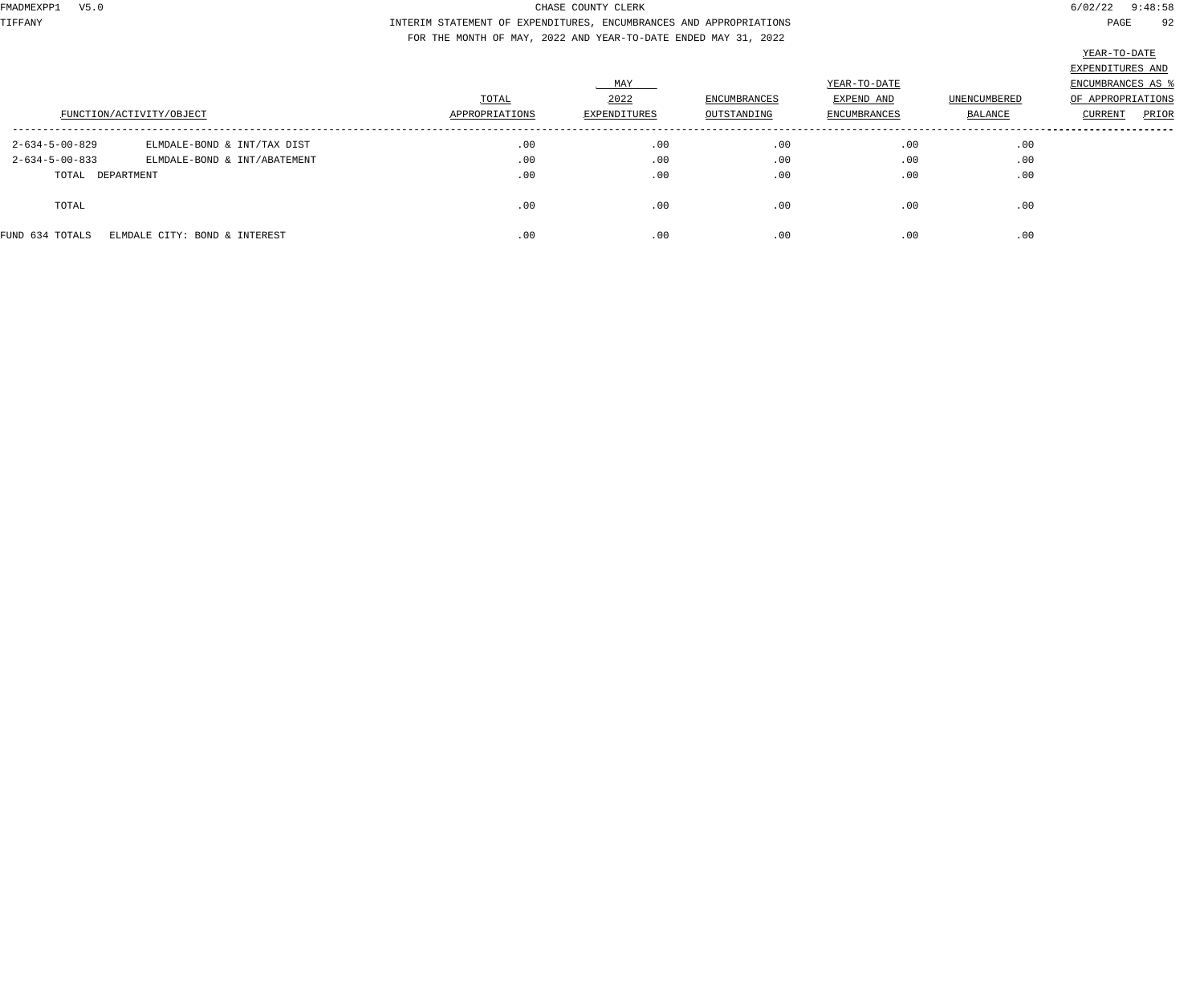CHASE COUNTY CLERK

INTERIM STATEMENT OF EXPENDITURES, ENCUMBRANCES AND APPROPRIATIONS

FOR THE MONTH OF MAY, 2022 AND YEAR-TO-DATE ENDED MAY 31, 2022

| FUNCTION/ACTIVITY/OBJECT | | TOTAL APPROPRIATIONS | MAY 2022 EXPENDITURES | ENCUMBRANCES OUTSTANDING | YEAR-TO-DATE EXPEND AND ENCUMBRANCES | UNENCUMBERED BALANCE | YEAR-TO-DATE EXPENDITURES AND ENCUMBRANCES AS % OF APPROPRIATIONS CURRENT | PRIOR |
|---|---|---|---|---|---|---|---|---|
| 2-634-5-00-829 | ELMDALE-BOND & INT/TAX DIST | .00 | .00 | .00 | .00 | .00 | | |
| 2-634-5-00-833 | ELMDALE-BOND & INT/ABATEMENT | .00 | .00 | .00 | .00 | .00 | | |
| TOTAL DEPARTMENT | | .00 | .00 | .00 | .00 | .00 | | |
| TOTAL | | .00 | .00 | .00 | .00 | .00 | | |
| FUND 634 TOTALS | ELMDALE CITY: BOND & INTEREST | .00 | .00 | .00 | .00 | .00 | | |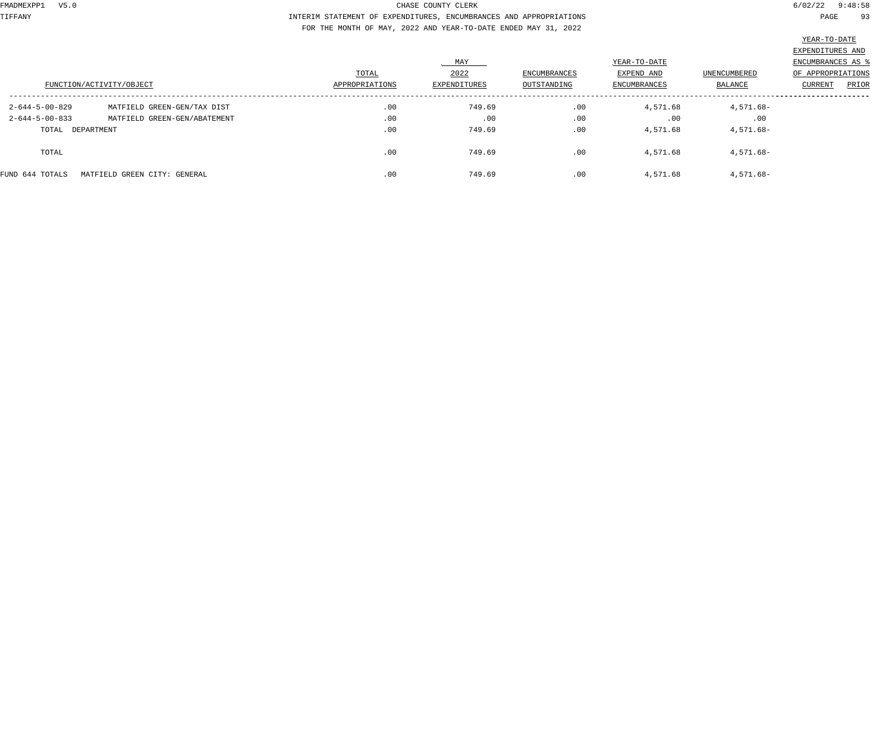CHASE COUNTY CLERK

INTERIM STATEMENT OF EXPENDITURES, ENCUMBRANCES AND APPROPRIATIONS

FOR THE MONTH OF MAY, 2022 AND YEAR-TO-DATE ENDED MAY 31, 2022

| FUNCTION/ACTIVITY/OBJECT | | TOTAL APPROPRIATIONS | MAY 2022 EXPENDITURES | ENCUMBRANCES OUTSTANDING | YEAR-TO-DATE EXPEND AND ENCUMBRANCES | UNENCUMBERED BALANCE | YEAR-TO-DATE EXPENDITURES AND ENCUMBRANCES AS % OF APPROPRIATIONS CURRENT | PRIOR |
|---|---|---|---|---|---|---|---|---|
| 2-644-5-00-829 | MATFIELD GREEN-GEN/TAX DIST | .00 | 749.69 | .00 | 4,571.68 | 4,571.68- | | |
| 2-644-5-00-833 | MATFIELD GREEN-GEN/ABATEMENT | .00 | .00 | .00 | .00 | .00 | | |
| TOTAL DEPARTMENT | | .00 | 749.69 | .00 | 4,571.68 | 4,571.68- | | |
| TOTAL | | .00 | 749.69 | .00 | 4,571.68 | 4,571.68- | | |
| FUND 644 TOTALS | MATFIELD GREEN CITY: GENERAL | .00 | 749.69 | .00 | 4,571.68 | 4,571.68- | | |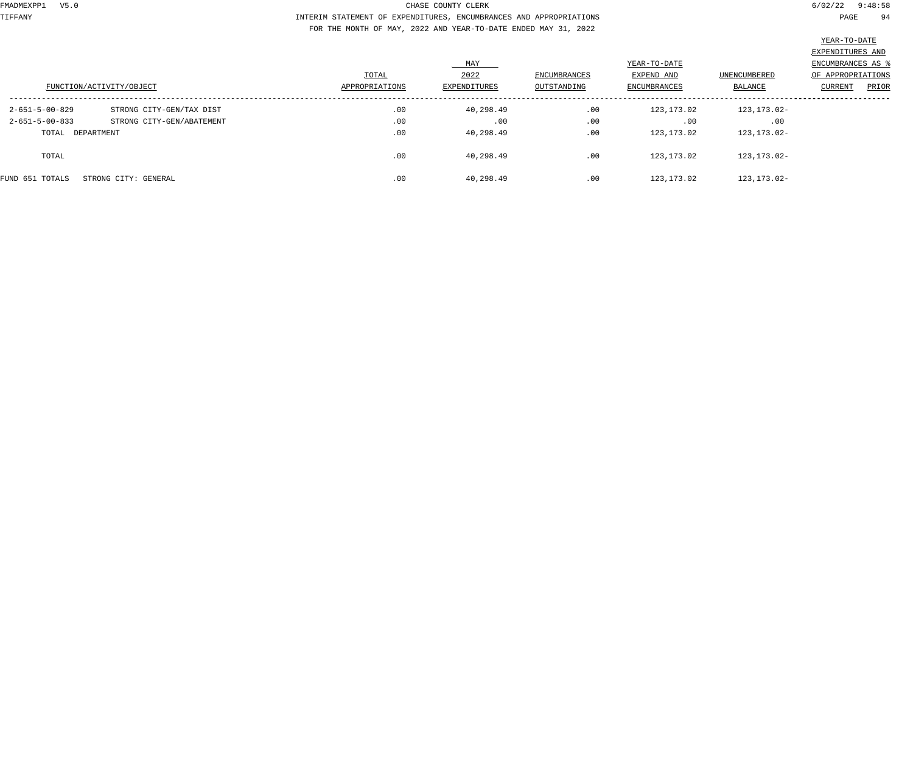CHASE COUNTY CLERK

INTERIM STATEMENT OF EXPENDITURES, ENCUMBRANCES AND APPROPRIATIONS

FOR THE MONTH OF MAY, 2022 AND YEAR-TO-DATE ENDED MAY 31, 2022

| FUNCTION/ACTIVITY/OBJECT | | TOTAL APPROPRIATIONS | MAY 2022 EXPENDITURES | ENCUMBRANCES OUTSTANDING | YEAR-TO-DATE EXPEND AND ENCUMBRANCES | UNENCUMBERED BALANCE | YEAR-TO-DATE EXPENDITURES AND ENCUMBRANCES AS % OF APPROPRIATIONS CURRENT | PRIOR |
|---|---|---|---|---|---|---|---|---|
| 2-651-5-00-829 | STRONG CITY-GEN/TAX DIST | .00 | 40,298.49 | .00 | 123,173.02 | 123,173.02- | | |
| 2-651-5-00-833 | STRONG CITY-GEN/ABATEMENT | .00 | .00 | .00 | .00 | .00 | | |
| TOTAL DEPARTMENT | | .00 | 40,298.49 | .00 | 123,173.02 | 123,173.02- | | |
| TOTAL | | .00 | 40,298.49 | .00 | 123,173.02 | 123,173.02- | | |
| FUND 651 TOTALS | STRONG CITY: GENERAL | .00 | 40,298.49 | .00 | 123,173.02 | 123,173.02- | | |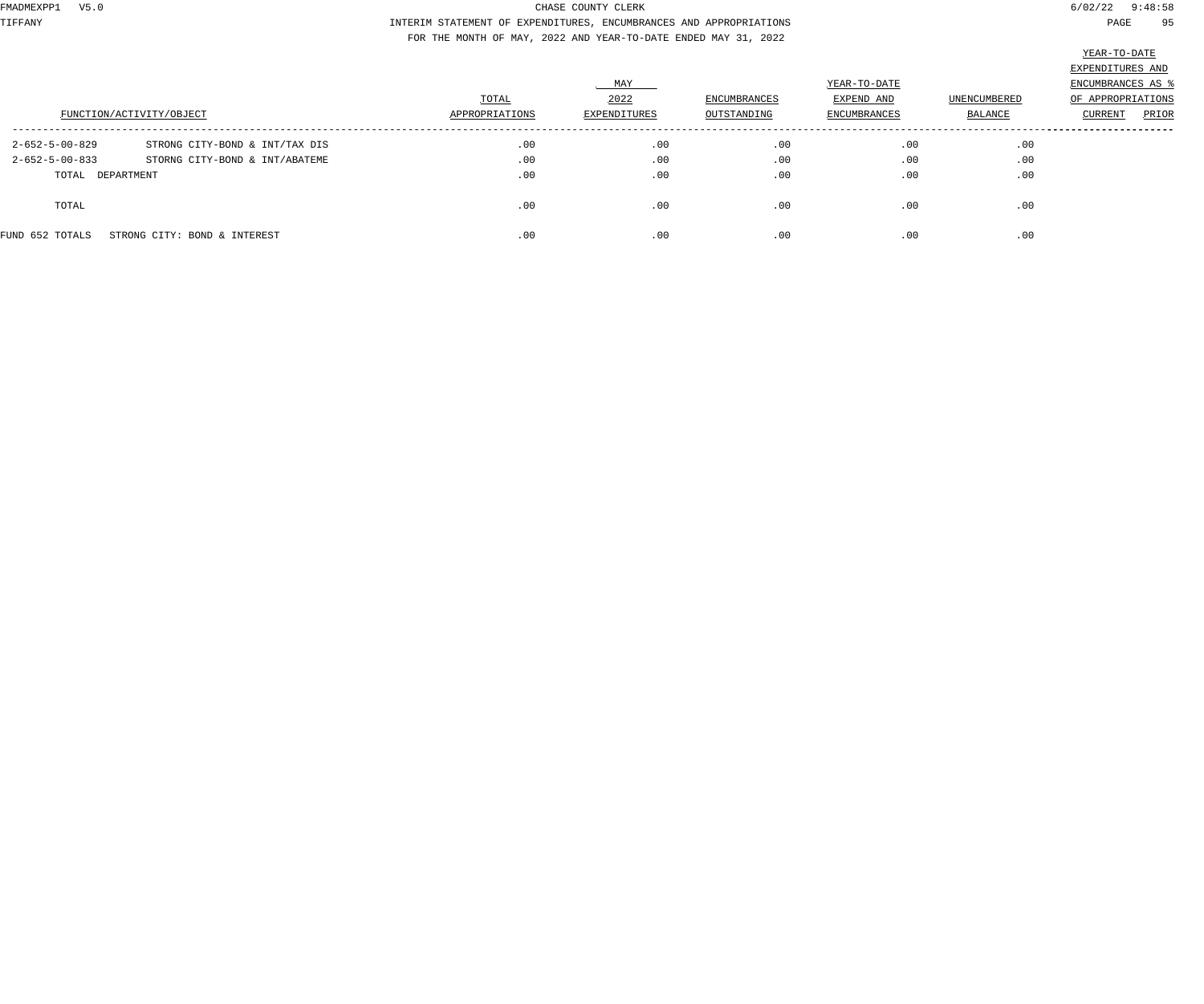CHASE COUNTY CLERK

INTERIM STATEMENT OF EXPENDITURES, ENCUMBRANCES AND APPROPRIATIONS

FOR THE MONTH OF MAY, 2022 AND YEAR-TO-DATE ENDED MAY 31, 2022

| FUNCTION/ACTIVITY/OBJECT | | TOTAL APPROPRIATIONS | MAY 2022 EXPENDITURES | ENCUMBRANCES OUTSTANDING | YEAR-TO-DATE EXPEND AND ENCUMBRANCES | UNENCUMBERED BALANCE | YEAR-TO-DATE EXPENDITURES AND ENCUMBRANCES AS % OF APPROPRIATIONS CURRENT | PRIOR |
|---|---|---|---|---|---|---|---|---|
| 2-652-5-00-829 | STRONG CITY-BOND & INT/TAX DIS | .00 | .00 | .00 | .00 | .00 | | |
| 2-652-5-00-833 | STORNG CITY-BOND & INT/ABATEME | .00 | .00 | .00 | .00 | .00 | | |
| TOTAL DEPARTMENT | | .00 | .00 | .00 | .00 | .00 | | |
| TOTAL | | .00 | .00 | .00 | .00 | .00 | | |
| FUND 652 TOTALS | STRONG CITY: BOND & INTEREST | .00 | .00 | .00 | .00 | .00 | | |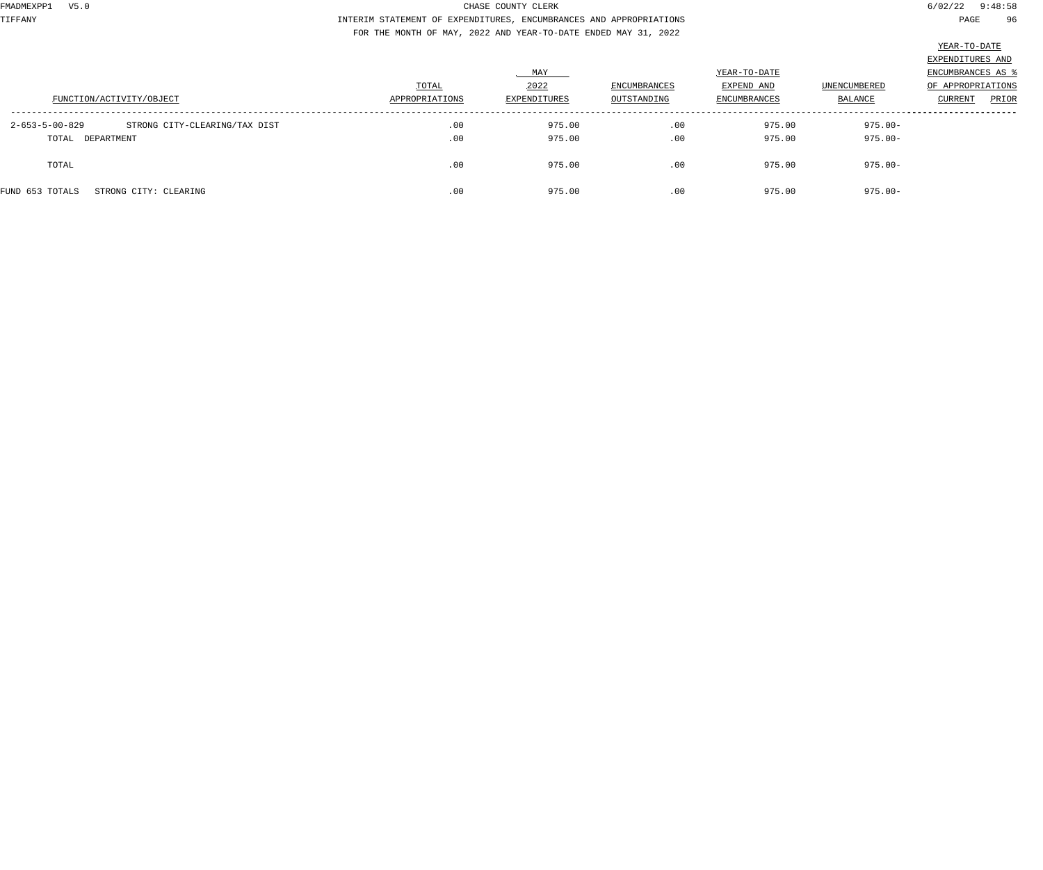CHASE COUNTY CLERK

INTERIM STATEMENT OF EXPENDITURES, ENCUMBRANCES AND APPROPRIATIONS

FOR THE MONTH OF MAY, 2022 AND YEAR-TO-DATE ENDED MAY 31, 2022

| FUNCTION/ACTIVITY/OBJECT | | TOTAL APPROPRIATIONS | MAY 2022 EXPENDITURES | ENCUMBRANCES OUTSTANDING | YEAR-TO-DATE EXPEND AND ENCUMBRANCES | UNENCUMBERED BALANCE | YEAR-TO-DATE EXPENDITURES AND ENCUMBRANCES AS % OF APPROPRIATIONS CURRENT | PRIOR |
|---|---|---|---|---|---|---|---|---|
| 2-653-5-00-829 | STRONG CITY-CLEARING/TAX DIST | .00 | 975.00 | .00 | 975.00 | 975.00- | | |
| TOTAL DEPARTMENT | | .00 | 975.00 | .00 | 975.00 | 975.00- | | |
| TOTAL | | .00 | 975.00 | .00 | 975.00 | 975.00- | | |
| FUND 653 TOTALS | STRONG CITY: CLEARING | .00 | 975.00 | .00 | 975.00 | 975.00- | | |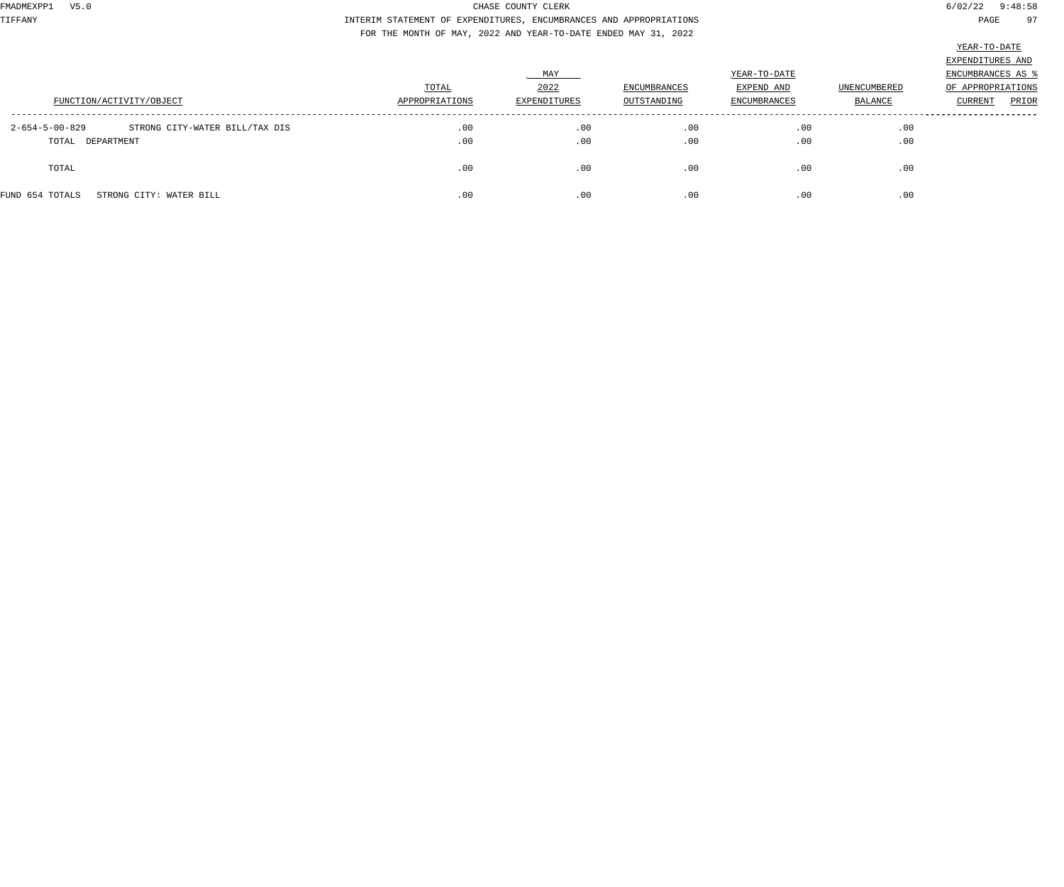CHASE COUNTY CLERK

INTERIM STATEMENT OF EXPENDITURES, ENCUMBRANCES AND APPROPRIATIONS

FOR THE MONTH OF MAY, 2022 AND YEAR-TO-DATE ENDED MAY 31, 2022

| FUNCTION/ACTIVITY/OBJECT | | TOTAL APPROPRIATIONS | MAY 2022 EXPENDITURES | ENCUMBRANCES OUTSTANDING | YEAR-TO-DATE EXPEND AND ENCUMBRANCES | UNENCUMBERED BALANCE | YEAR-TO-DATE EXPENDITURES AND ENCUMBRANCES AS % OF APPROPRIATIONS CURRENT | PRIOR |
|---|---|---|---|---|---|---|---|---|
| 2-654-5-00-829 | STRONG CITY-WATER BILL/TAX DIS | .00 | .00 | .00 | .00 | .00 | | |
| TOTAL DEPARTMENT | | .00 | .00 | .00 | .00 | .00 | | |
| TOTAL | | .00 | .00 | .00 | .00 | .00 | | |
| FUND 654 TOTALS | STRONG CITY: WATER BILL | .00 | .00 | .00 | .00 | .00 | | |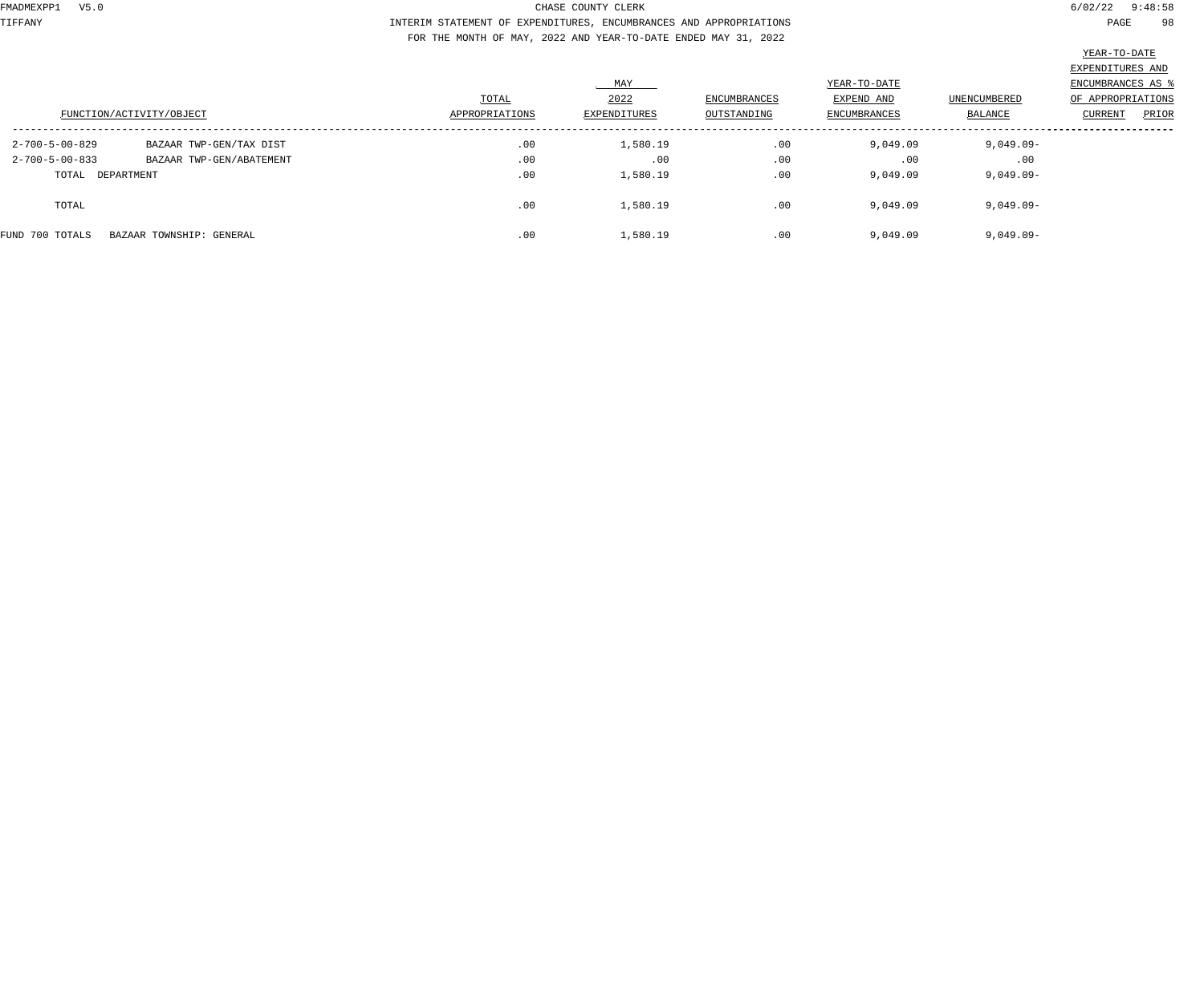CHASE COUNTY CLERK

INTERIM STATEMENT OF EXPENDITURES, ENCUMBRANCES AND APPROPRIATIONS

FOR THE MONTH OF MAY, 2022 AND YEAR-TO-DATE ENDED MAY 31, 2022

| FUNCTION/ACTIVITY/OBJECT | | TOTAL APPROPRIATIONS | MAY 2022 EXPENDITURES | ENCUMBRANCES OUTSTANDING | YEAR-TO-DATE EXPEND AND ENCUMBRANCES | UNENCUMBERED BALANCE | YEAR-TO-DATE EXPENDITURES AND ENCUMBRANCES AS % OF APPROPRIATIONS CURRENT | PRIOR |
|---|---|---|---|---|---|---|---|---|
| 2-700-5-00-829 | BAZAAR TWP-GEN/TAX DIST | .00 | 1,580.19 | .00 | 9,049.09 | 9,049.09- | | |
| 2-700-5-00-833 | BAZAAR TWP-GEN/ABATEMENT | .00 | .00 | .00 | .00 | .00 | | |
| TOTAL DEPARTMENT | | .00 | 1,580.19 | .00 | 9,049.09 | 9,049.09- | | |
| TOTAL | | .00 | 1,580.19 | .00 | 9,049.09 | 9,049.09- | | |
| FUND 700 TOTALS | BAZAAR TOWNSHIP: GENERAL | .00 | 1,580.19 | .00 | 9,049.09 | 9,049.09- | | |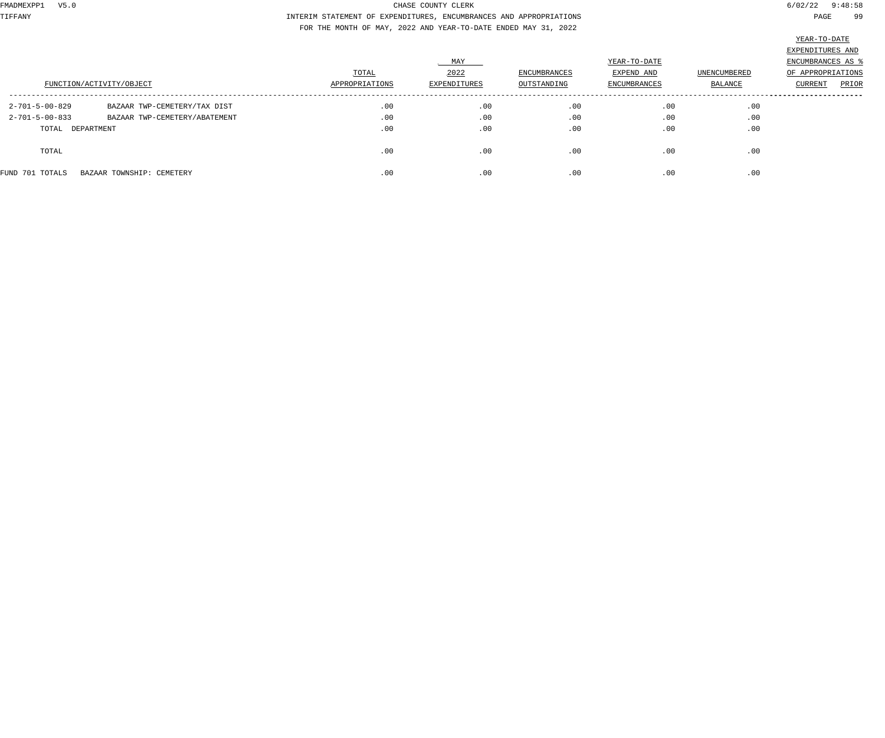CHASE COUNTY CLERK

INTERIM STATEMENT OF EXPENDITURES, ENCUMBRANCES AND APPROPRIATIONS

FOR THE MONTH OF MAY, 2022 AND YEAR-TO-DATE ENDED MAY 31, 2022

| FUNCTION/ACTIVITY/OBJECT | | TOTAL APPROPRIATIONS | MAY 2022 EXPENDITURES | ENCUMBRANCES OUTSTANDING | YEAR-TO-DATE EXPEND AND ENCUMBRANCES | UNENCUMBERED BALANCE | YEAR-TO-DATE EXPENDITURES AND ENCUMBRANCES AS % OF APPROPRIATIONS CURRENT | PRIOR |
|---|---|---|---|---|---|---|---|---|
| 2-701-5-00-829 | BAZAAR TWP-CEMETERY/TAX DIST | .00 | .00 | .00 | .00 | .00 | | |
| 2-701-5-00-833 | BAZAAR TWP-CEMETERY/ABATEMENT | .00 | .00 | .00 | .00 | .00 | | |
| TOTAL DEPARTMENT | | .00 | .00 | .00 | .00 | .00 | | |
| TOTAL | | .00 | .00 | .00 | .00 | .00 | | |
| FUND 701 TOTALS | BAZAAR TOWNSHIP: CEMETERY | .00 | .00 | .00 | .00 | .00 | | |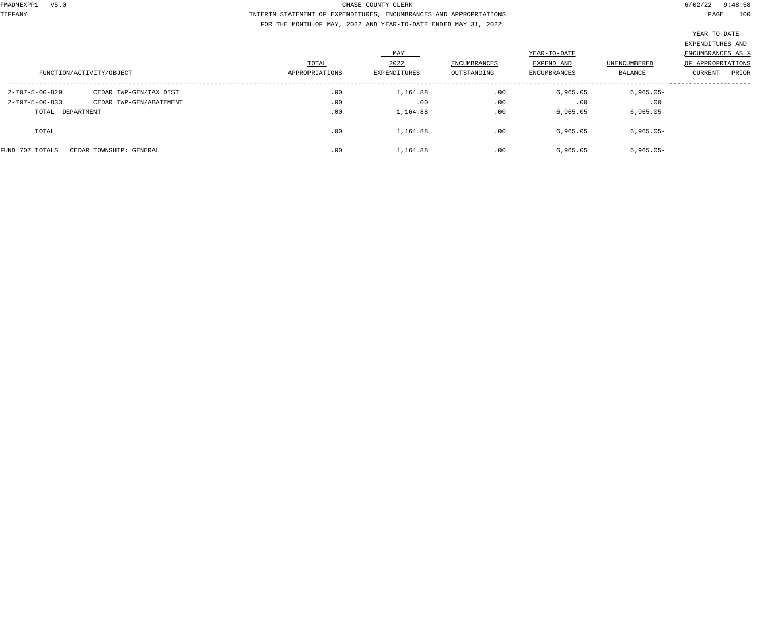CHASE COUNTY CLERK

INTERIM STATEMENT OF EXPENDITURES, ENCUMBRANCES AND APPROPRIATIONS

FOR THE MONTH OF MAY, 2022 AND YEAR-TO-DATE ENDED MAY 31, 2022

| FUNCTION/ACTIVITY/OBJECT | | TOTAL APPROPRIATIONS | MAY 2022 EXPENDITURES | ENCUMBRANCES OUTSTANDING | YEAR-TO-DATE EXPEND AND ENCUMBRANCES | UNENCUMBERED BALANCE | YEAR-TO-DATE EXPENDITURES AND ENCUMBRANCES AS % OF APPROPRIATIONS CURRENT | PRIOR |
|---|---|---|---|---|---|---|---|---|
| 2-707-5-00-829 | CEDAR TWP-GEN/TAX DIST | .00 | 1,164.88 | .00 | 6,965.05 | 6,965.05- | | |
| 2-707-5-00-833 | CEDAR TWP-GEN/ABATEMENT | .00 | .00 | .00 | .00 | .00 | | |
| TOTAL DEPARTMENT | | .00 | 1,164.88 | .00 | 6,965.05 | 6,965.05- | | |
| TOTAL | | .00 | 1,164.88 | .00 | 6,965.05 | 6,965.05- | | |
| FUND 707 TOTALS | CEDAR TOWNSHIP: GENERAL | .00 | 1,164.88 | .00 | 6,965.05 | 6,965.05- | | |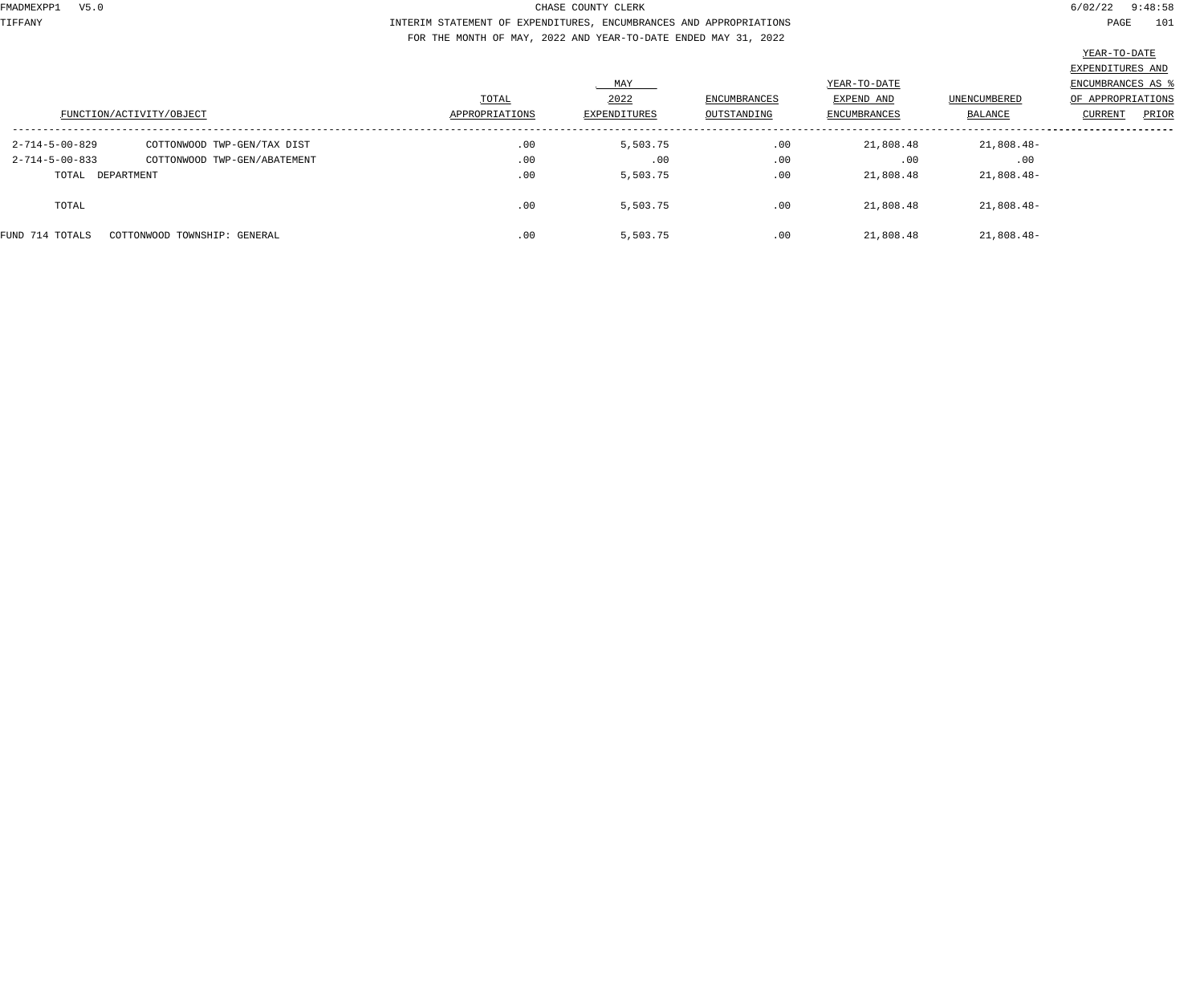CHASE COUNTY CLERK

INTERIM STATEMENT OF EXPENDITURES, ENCUMBRANCES AND APPROPRIATIONS

FOR THE MONTH OF MAY, 2022 AND YEAR-TO-DATE ENDED MAY 31, 2022

| FUNCTION/ACTIVITY/OBJECT | | TOTAL APPROPRIATIONS | MAY 2022 EXPENDITURES | ENCUMBRANCES OUTSTANDING | YEAR-TO-DATE EXPEND AND ENCUMBRANCES | UNENCUMBERED BALANCE | YEAR-TO-DATE EXPENDITURES AND ENCUMBRANCES AS % OF APPROPRIATIONS CURRENT | PRIOR |
|---|---|---|---|---|---|---|---|---|
| 2-714-5-00-829 | COTTONWOOD TWP-GEN/TAX DIST | .00 | 5,503.75 | .00 | 21,808.48 | 21,808.48- | | |
| 2-714-5-00-833 | COTTONWOOD TWP-GEN/ABATEMENT | .00 | .00 | .00 | .00 | .00 | | |
| TOTAL DEPARTMENT | | .00 | 5,503.75 | .00 | 21,808.48 | 21,808.48- | | |
| TOTAL | | .00 | 5,503.75 | .00 | 21,808.48 | 21,808.48- | | |
| FUND 714 TOTALS | COTTONWOOD TOWNSHIP: GENERAL | .00 | 5,503.75 | .00 | 21,808.48 | 21,808.48- | | |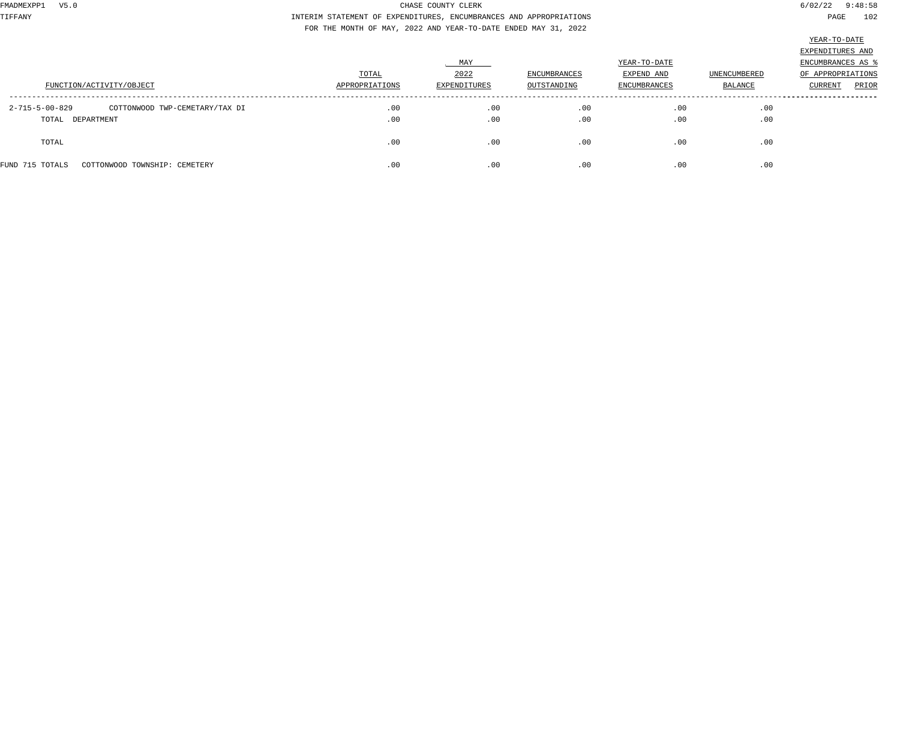CHASE COUNTY CLERK

INTERIM STATEMENT OF EXPENDITURES, ENCUMBRANCES AND APPROPRIATIONS

FOR THE MONTH OF MAY, 2022 AND YEAR-TO-DATE ENDED MAY 31, 2022

| FUNCTION/ACTIVITY/OBJECT | | TOTAL APPROPRIATIONS | MAY 2022 EXPENDITURES | ENCUMBRANCES OUTSTANDING | YEAR-TO-DATE EXPEND AND ENCUMBRANCES | UNENCUMBERED BALANCE | YEAR-TO-DATE EXPENDITURES AND ENCUMBRANCES AS % OF APPROPRIATIONS CURRENT | PRIOR |
|---|---|---|---|---|---|---|---|---|
| 2-715-5-00-829 | COTTONWOOD TWP-CEMETARY/TAX DI | .00 | .00 | .00 | .00 | .00 | | |
| TOTAL DEPARTMENT | | .00 | .00 | .00 | .00 | .00 | | |
| TOTAL | | .00 | .00 | .00 | .00 | .00 | | |
| FUND 715 TOTALS | COTTONWOOD TOWNSHIP: CEMETERY | .00 | .00 | .00 | .00 | .00 | | |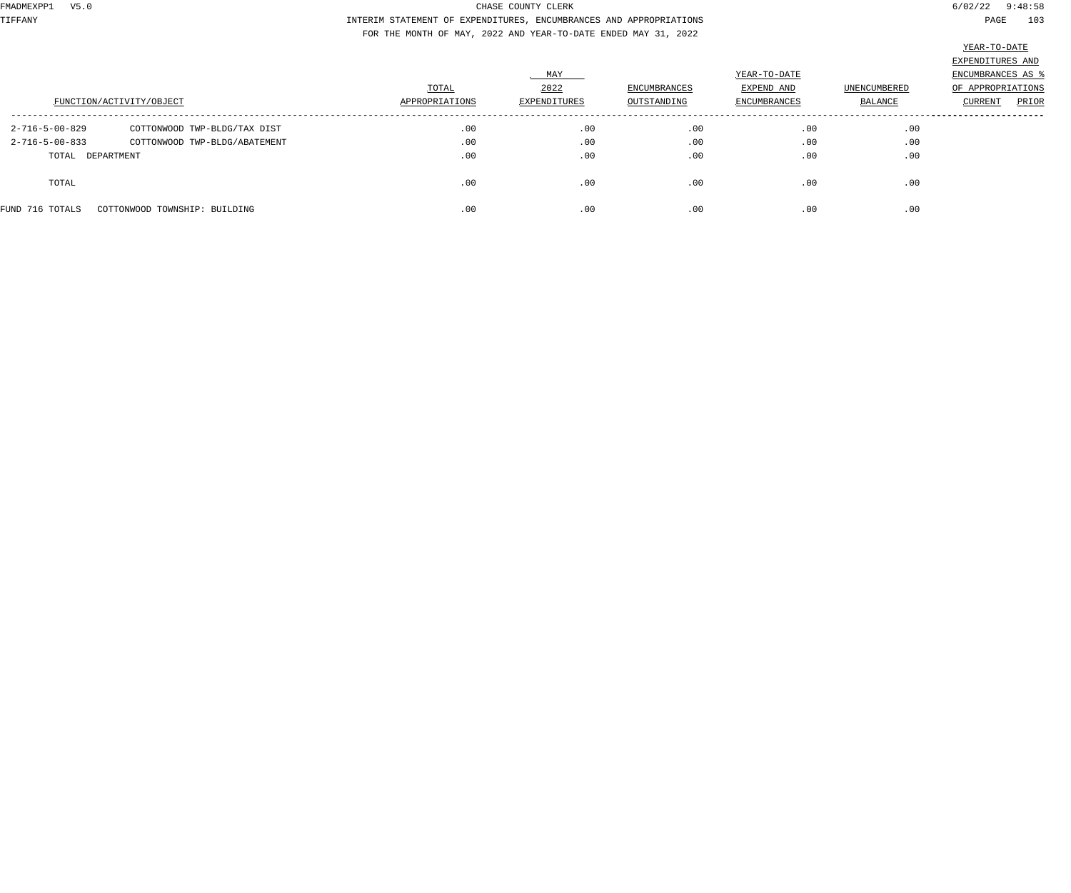CHASE COUNTY CLERK

INTERIM STATEMENT OF EXPENDITURES, ENCUMBRANCES AND APPROPRIATIONS

FOR THE MONTH OF MAY, 2022 AND YEAR-TO-DATE ENDED MAY 31, 2022

| FUNCTION/ACTIVITY/OBJECT | | TOTAL APPROPRIATIONS | MAY 2022 EXPENDITURES | ENCUMBRANCES OUTSTANDING | YEAR-TO-DATE EXPEND AND ENCUMBRANCES | UNENCUMBERED BALANCE | YEAR-TO-DATE EXPENDITURES AND ENCUMBRANCES AS % OF APPROPRIATIONS CURRENT | PRIOR |
|---|---|---|---|---|---|---|---|---|
| 2-716-5-00-829 | COTTONWOOD TWP-BLDG/TAX DIST | .00 | .00 | .00 | .00 | .00 | | |
| 2-716-5-00-833 | COTTONWOOD TWP-BLDG/ABATEMENT | .00 | .00 | .00 | .00 | .00 | | |
| TOTAL DEPARTMENT | | .00 | .00 | .00 | .00 | .00 | | |
| TOTAL | | .00 | .00 | .00 | .00 | .00 | | |
| FUND 716 TOTALS | COTTONWOOD TOWNSHIP: BUILDING | .00 | .00 | .00 | .00 | .00 | | |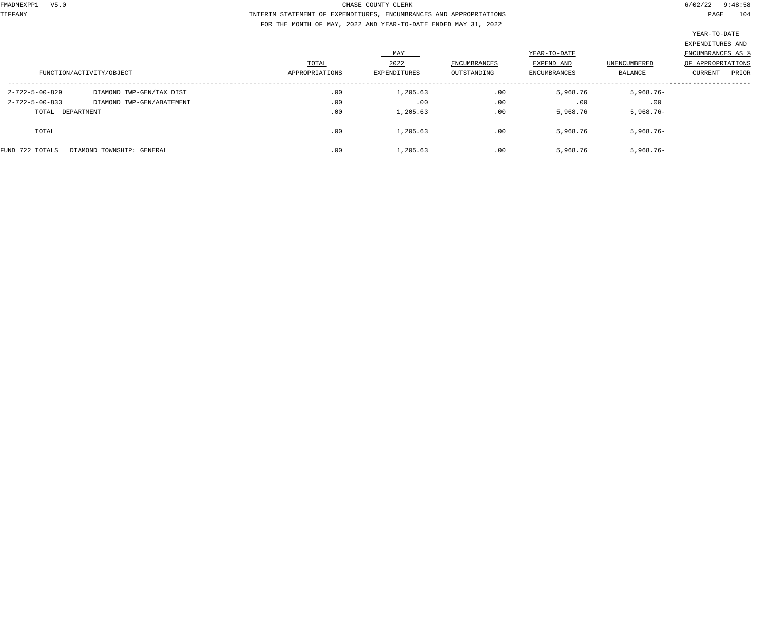CHASE COUNTY CLERK

INTERIM STATEMENT OF EXPENDITURES, ENCUMBRANCES AND APPROPRIATIONS

FOR THE MONTH OF MAY, 2022 AND YEAR-TO-DATE ENDED MAY 31, 2022

| FUNCTION/ACTIVITY/OBJECT | | TOTAL APPROPRIATIONS | MAY 2022 EXPENDITURES | ENCUMBRANCES OUTSTANDING | YEAR-TO-DATE EXPEND AND ENCUMBRANCES | UNENCUMBERED BALANCE | YEAR-TO-DATE EXPENDITURES AND ENCUMBRANCES AS % OF APPROPRIATIONS CURRENT | PRIOR |
|---|---|---|---|---|---|---|---|---|
| 2-722-5-00-829 | DIAMOND TWP-GEN/TAX DIST | .00 | 1,205.63 | .00 | 5,968.76 | 5,968.76- | | |
| 2-722-5-00-833 | DIAMOND TWP-GEN/ABATEMENT | .00 | .00 | .00 | .00 | .00 | | |
| TOTAL DEPARTMENT | | .00 | 1,205.63 | .00 | 5,968.76 | 5,968.76- | | |
| TOTAL | | .00 | 1,205.63 | .00 | 5,968.76 | 5,968.76- | | |
| FUND 722 TOTALS | DIAMOND TOWNSHIP: GENERAL | .00 | 1,205.63 | .00 | 5,968.76 | 5,968.76- | | |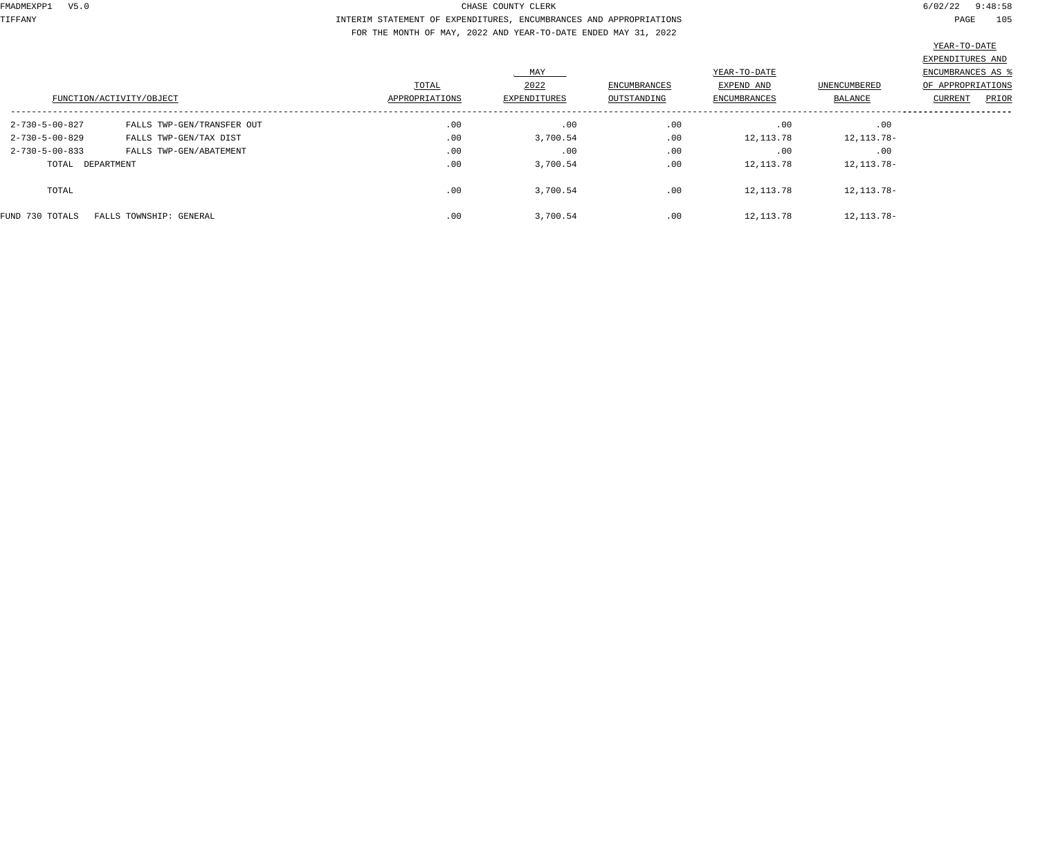CHASE COUNTY CLERK

INTERIM STATEMENT OF EXPENDITURES, ENCUMBRANCES AND APPROPRIATIONS

FOR THE MONTH OF MAY, 2022 AND YEAR-TO-DATE ENDED MAY 31, 2022

| FUNCTION/ACTIVITY/OBJECT | | TOTAL APPROPRIATIONS | MAY 2022 EXPENDITURES | ENCUMBRANCES OUTSTANDING | YEAR-TO-DATE EXPEND AND ENCUMBRANCES | UNENCUMBERED BALANCE | YEAR-TO-DATE EXPENDITURES AND ENCUMBRANCES AS % OF APPROPRIATIONS CURRENT | PRIOR |
|---|---|---|---|---|---|---|---|---|
| 2-730-5-00-827 | FALLS TWP-GEN/TRANSFER OUT | .00 | .00 | .00 | .00 | .00 | | |
| 2-730-5-00-829 | FALLS TWP-GEN/TAX DIST | .00 | 3,700.54 | .00 | 12,113.78 | 12,113.78- | | |
| 2-730-5-00-833 | FALLS TWP-GEN/ABATEMENT | .00 | .00 | .00 | .00 | .00 | | |
| TOTAL DEPARTMENT | | .00 | 3,700.54 | .00 | 12,113.78 | 12,113.78- | | |
| TOTAL | | .00 | 3,700.54 | .00 | 12,113.78 | 12,113.78- | | |
| FUND 730 TOTALS | FALLS TOWNSHIP: GENERAL | .00 | 3,700.54 | .00 | 12,113.78 | 12,113.78- | | |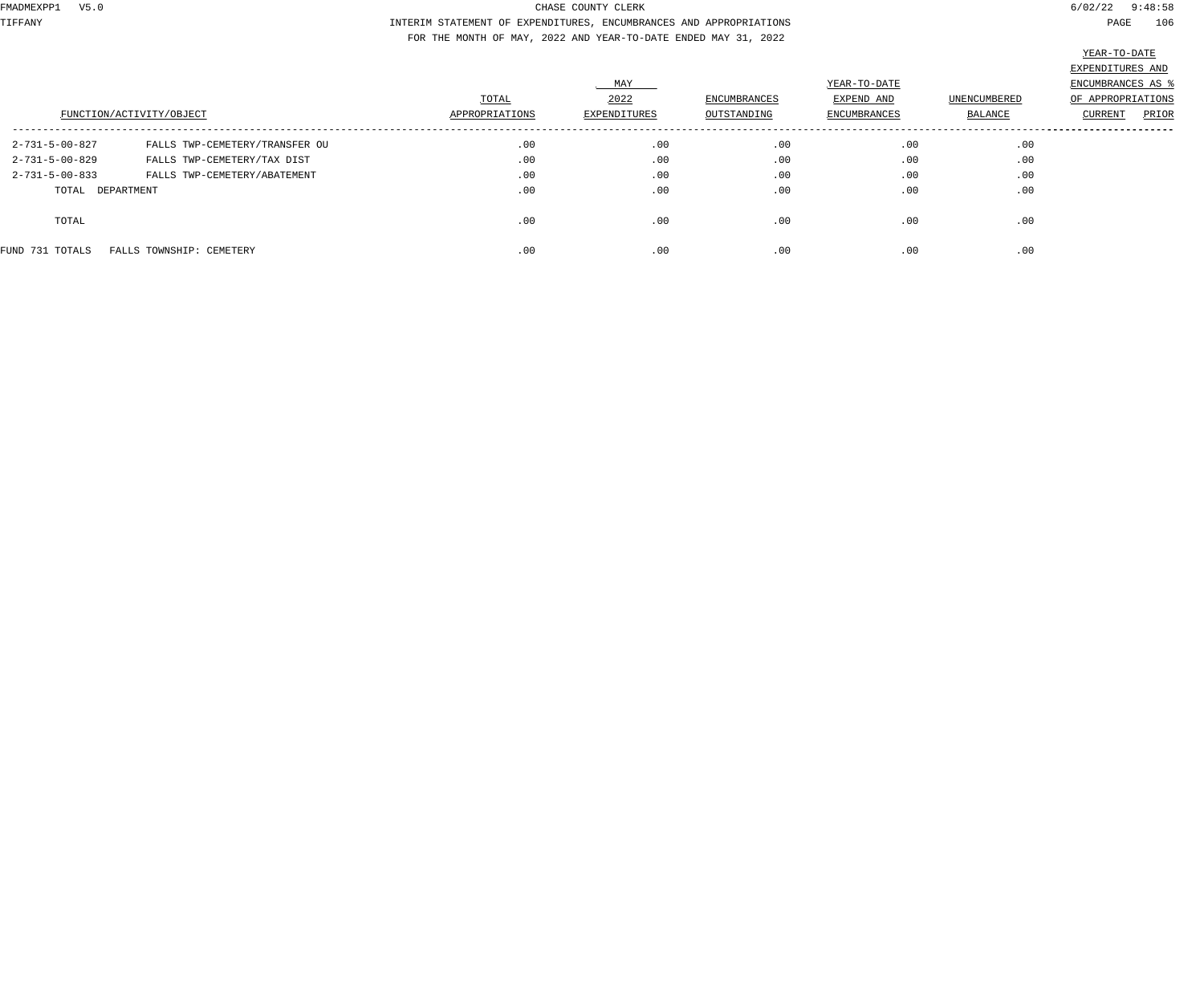CHASE COUNTY CLERK

INTERIM STATEMENT OF EXPENDITURES, ENCUMBRANCES AND APPROPRIATIONS

FOR THE MONTH OF MAY, 2022 AND YEAR-TO-DATE ENDED MAY 31, 2022

| FUNCTION/ACTIVITY/OBJECT | | TOTAL APPROPRIATIONS | MAY 2022 EXPENDITURES | ENCUMBRANCES OUTSTANDING | YEAR-TO-DATE EXPEND AND ENCUMBRANCES | UNENCUMBERED BALANCE | YEAR-TO-DATE EXPENDITURES AND ENCUMBRANCES AS % OF APPROPRIATIONS CURRENT | PRIOR |
|---|---|---|---|---|---|---|---|---|
| 2-731-5-00-827 | FALLS TWP-CEMETERY/TRANSFER OU | .00 | .00 | .00 | .00 | .00 | | |
| 2-731-5-00-829 | FALLS TWP-CEMETERY/TAX DIST | .00 | .00 | .00 | .00 | .00 | | |
| 2-731-5-00-833 | FALLS TWP-CEMETERY/ABATEMENT | .00 | .00 | .00 | .00 | .00 | | |
| TOTAL DEPARTMENT | | .00 | .00 | .00 | .00 | .00 | | |
| TOTAL | | .00 | .00 | .00 | .00 | .00 | | |
| FUND 731 TOTALS | FALLS TOWNSHIP: CEMETERY | .00 | .00 | .00 | .00 | .00 | | |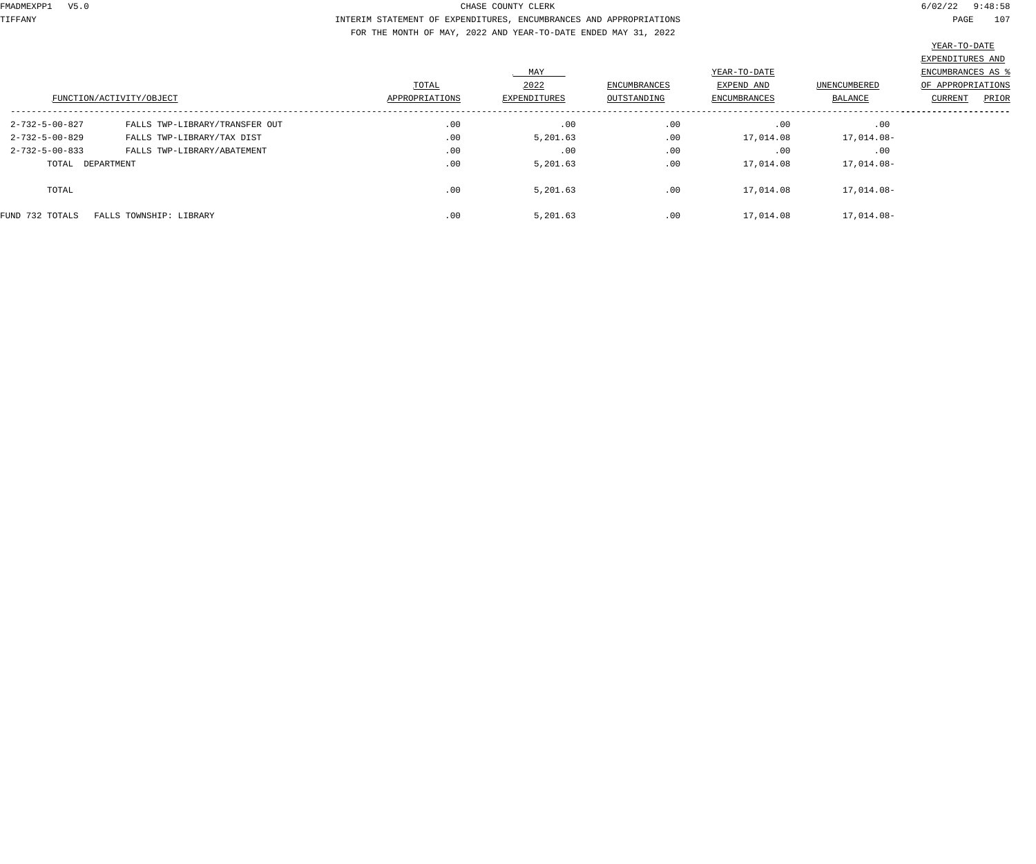CHASE COUNTY CLERK

INTERIM STATEMENT OF EXPENDITURES, ENCUMBRANCES AND APPROPRIATIONS

FOR THE MONTH OF MAY, 2022 AND YEAR-TO-DATE ENDED MAY 31, 2022

| FUNCTION/ACTIVITY/OBJECT | | TOTAL APPROPRIATIONS | MAY 2022 EXPENDITURES | ENCUMBRANCES OUTSTANDING | YEAR-TO-DATE EXPEND AND ENCUMBRANCES | UNENCUMBERED BALANCE | YEAR-TO-DATE EXPENDITURES AND ENCUMBRANCES AS % OF APPROPRIATIONS CURRENT | PRIOR |
|---|---|---|---|---|---|---|---|---|
| 2-732-5-00-827 | FALLS TWP-LIBRARY/TRANSFER OUT | .00 | .00 | .00 | .00 | .00 | | |
| 2-732-5-00-829 | FALLS TWP-LIBRARY/TAX DIST | .00 | 5,201.63 | .00 | 17,014.08 | 17,014.08- | | |
| 2-732-5-00-833 | FALLS TWP-LIBRARY/ABATEMENT | .00 | .00 | .00 | .00 | .00 | | |
| TOTAL DEPARTMENT | | .00 | 5,201.63 | .00 | 17,014.08 | 17,014.08- | | |
| TOTAL | | .00 | 5,201.63 | .00 | 17,014.08 | 17,014.08- | | |
| FUND 732 TOTALS | FALLS TOWNSHIP: LIBRARY | .00 | 5,201.63 | .00 | 17,014.08 | 17,014.08- | | |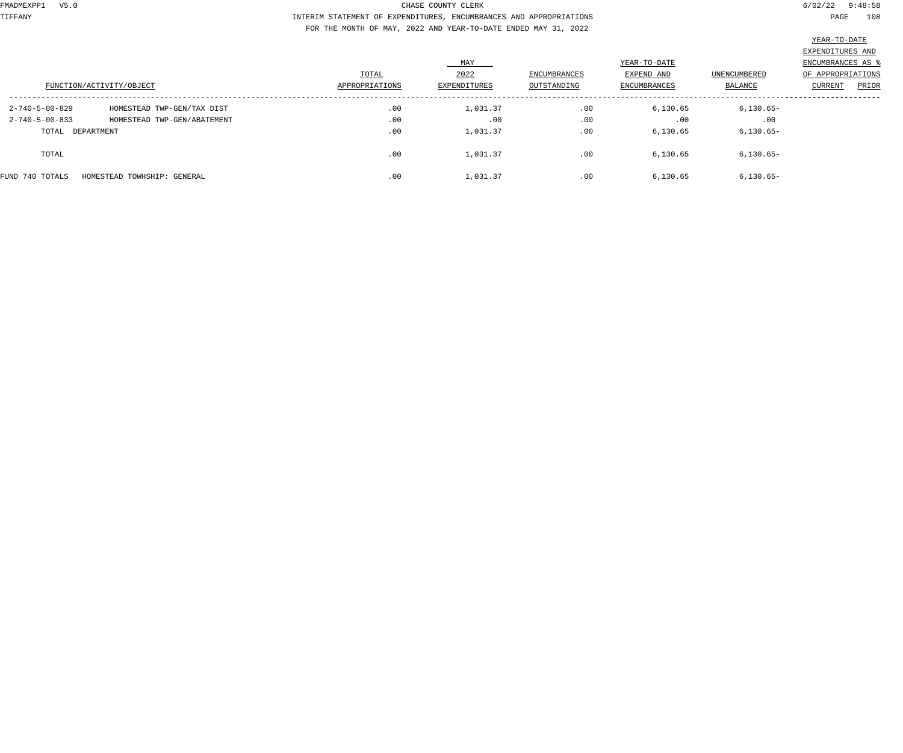CHASE COUNTY CLERK

INTERIM STATEMENT OF EXPENDITURES, ENCUMBRANCES AND APPROPRIATIONS

FOR THE MONTH OF MAY, 2022 AND YEAR-TO-DATE ENDED MAY 31, 2022

| FUNCTION/ACTIVITY/OBJECT | | TOTAL APPROPRIATIONS | MAY 2022 EXPENDITURES | ENCUMBRANCES OUTSTANDING | YEAR-TO-DATE EXPEND AND ENCUMBRANCES | UNENCUMBERED BALANCE | YEAR-TO-DATE EXPENDITURES AND ENCUMBRANCES AS % OF APPROPRIATIONS CURRENT | PRIOR |
|---|---|---|---|---|---|---|---|---|
| 2-740-5-00-829 | HOMESTEAD TWP-GEN/TAX DIST | .00 | 1,031.37 | .00 | 6,130.65 | 6,130.65- | | |
| 2-740-5-00-833 | HOMESTEAD TWP-GEN/ABATEMENT | .00 | .00 | .00 | .00 | .00 | | |
| TOTAL DEPARTMENT | | .00 | 1,031.37 | .00 | 6,130.65 | 6,130.65- | | |
| TOTAL | | .00 | 1,031.37 | .00 | 6,130.65 | 6,130.65- | | |
| FUND 740 TOTALS | HOMESTEAD TOWHSHIP: GENERAL | .00 | 1,031.37 | .00 | 6,130.65 | 6,130.65- | | |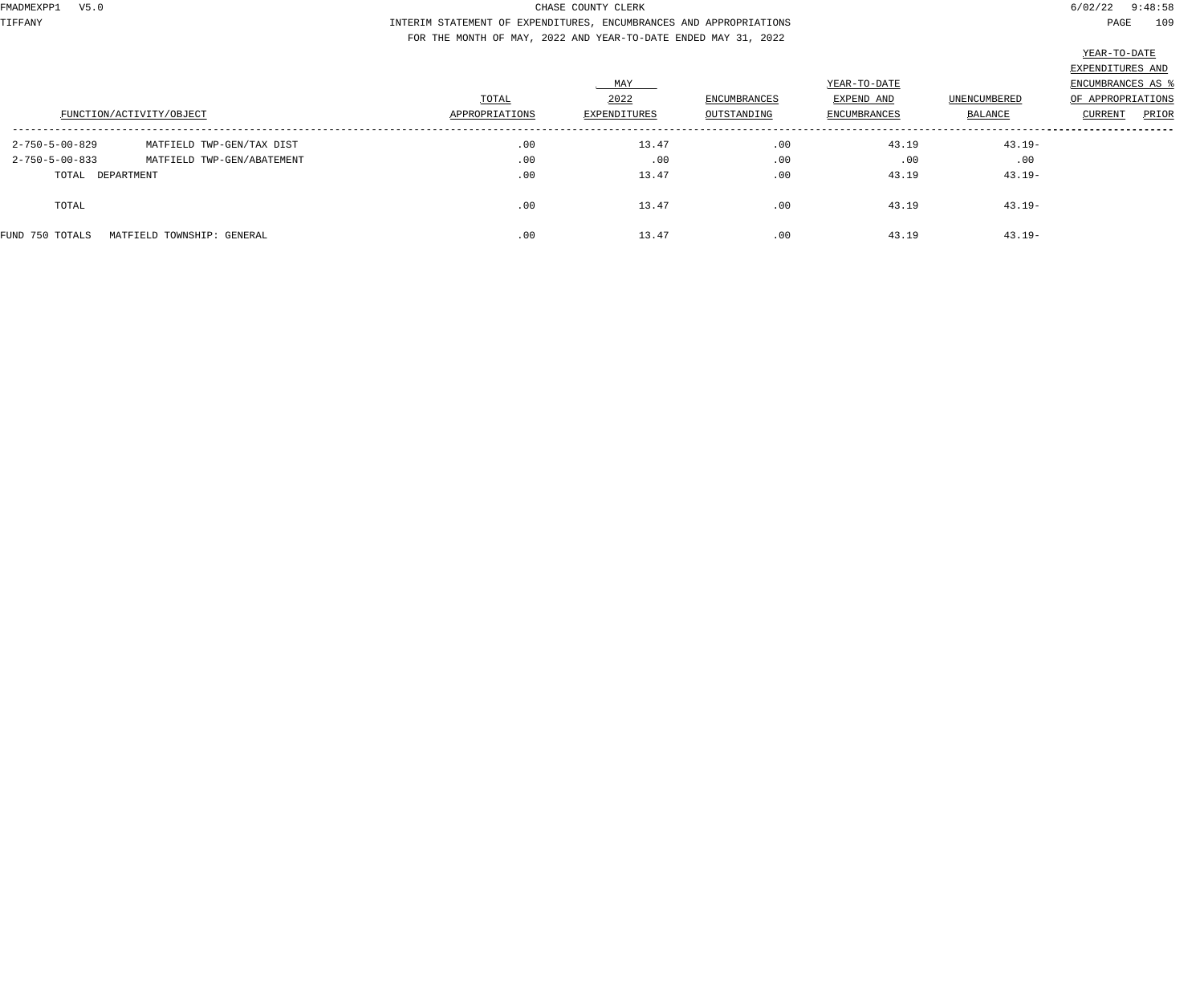CHASE COUNTY CLERK

INTERIM STATEMENT OF EXPENDITURES, ENCUMBRANCES AND APPROPRIATIONS

FOR THE MONTH OF MAY, 2022 AND YEAR-TO-DATE ENDED MAY 31, 2022

| FUNCTION/ACTIVITY/OBJECT | | TOTAL APPROPRIATIONS | MAY 2022 EXPENDITURES | ENCUMBRANCES OUTSTANDING | YEAR-TO-DATE EXPEND AND ENCUMBRANCES | UNENCUMBERED BALANCE | YEAR-TO-DATE EXPENDITURES AND ENCUMBRANCES AS % OF APPROPRIATIONS CURRENT | PRIOR |
|---|---|---|---|---|---|---|---|---|
| 2-750-5-00-829 | MATFIELD TWP-GEN/TAX DIST | .00 | 13.47 | .00 | 43.19 | 43.19- | | |
| 2-750-5-00-833 | MATFIELD TWP-GEN/ABATEMENT | .00 | .00 | .00 | .00 | .00 | | |
| TOTAL DEPARTMENT | | .00 | 13.47 | .00 | 43.19 | 43.19- | | |
| TOTAL | | .00 | 13.47 | .00 | 43.19 | 43.19- | | |
| FUND 750 TOTALS | MATFIELD TOWNSHIP: GENERAL | .00 | 13.47 | .00 | 43.19 | 43.19- | | |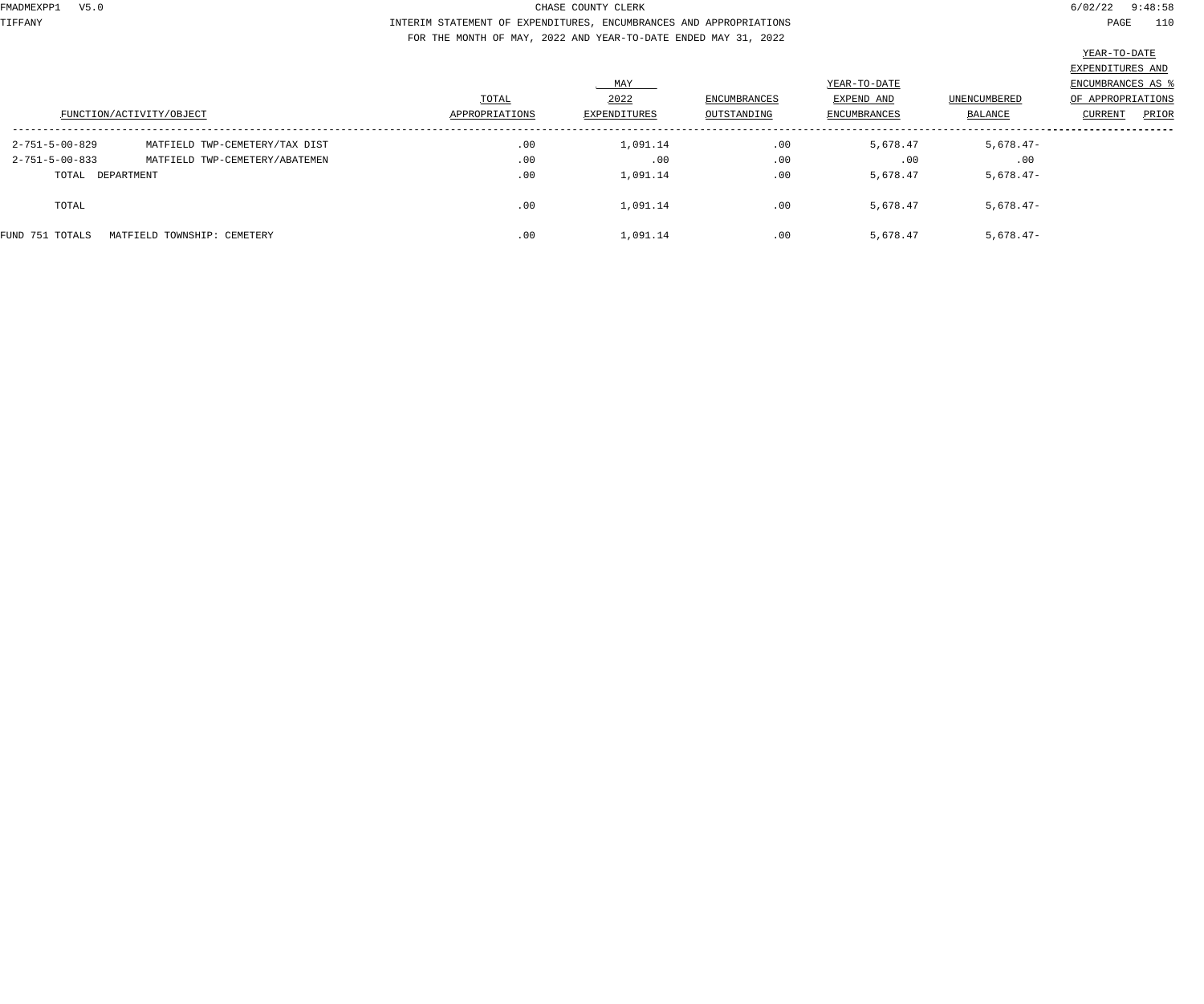CHASE COUNTY CLERK

INTERIM STATEMENT OF EXPENDITURES, ENCUMBRANCES AND APPROPRIATIONS

FOR THE MONTH OF MAY, 2022 AND YEAR-TO-DATE ENDED MAY 31, 2022

| FUNCTION/ACTIVITY/OBJECT | | TOTAL APPROPRIATIONS | MAY 2022 EXPENDITURES | ENCUMBRANCES OUTSTANDING | YEAR-TO-DATE EXPEND AND ENCUMBRANCES | UNENCUMBERED BALANCE | YEAR-TO-DATE EXPENDITURES AND ENCUMBRANCES AS % OF APPROPRIATIONS CURRENT | PRIOR |
|---|---|---|---|---|---|---|---|---|
| 2-751-5-00-829 | MATFIELD TWP-CEMETERY/TAX DIST | .00 | 1,091.14 | .00 | 5,678.47 | 5,678.47- | | |
| 2-751-5-00-833 | MATFIELD TWP-CEMETERY/ABATEMEN | .00 | .00 | .00 | .00 | .00 | | |
| TOTAL DEPARTMENT | | .00 | 1,091.14 | .00 | 5,678.47 | 5,678.47- | | |
| TOTAL | | .00 | 1,091.14 | .00 | 5,678.47 | 5,678.47- | | |
| FUND 751 TOTALS | MATFIELD TOWNSHIP: CEMETERY | .00 | 1,091.14 | .00 | 5,678.47 | 5,678.47- | | |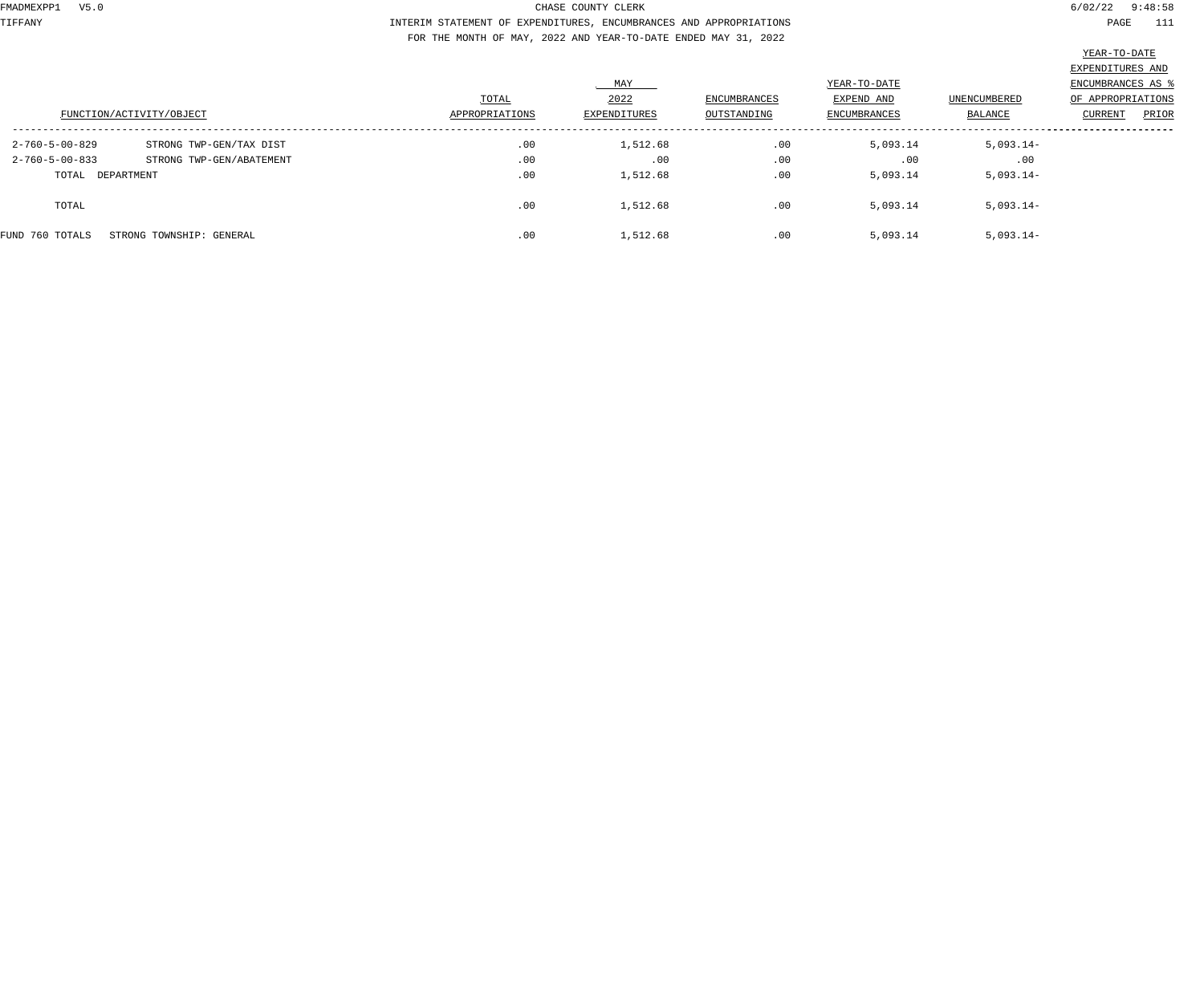CHASE COUNTY CLERK

INTERIM STATEMENT OF EXPENDITURES, ENCUMBRANCES AND APPROPRIATIONS

FOR THE MONTH OF MAY, 2022 AND YEAR-TO-DATE ENDED MAY 31, 2022

| FUNCTION/ACTIVITY/OBJECT | | TOTAL APPROPRIATIONS | MAY 2022 EXPENDITURES | ENCUMBRANCES OUTSTANDING | YEAR-TO-DATE EXPEND AND ENCUMBRANCES | UNENCUMBERED BALANCE | YEAR-TO-DATE EXPENDITURES AND ENCUMBRANCES AS % OF APPROPRIATIONS CURRENT | PRIOR |
|---|---|---|---|---|---|---|---|---|
| 2-760-5-00-829 | STRONG TWP-GEN/TAX DIST | .00 | 1,512.68 | .00 | 5,093.14 | 5,093.14- | | |
| 2-760-5-00-833 | STRONG TWP-GEN/ABATEMENT | .00 | .00 | .00 | .00 | .00 | | |
| TOTAL DEPARTMENT | | .00 | 1,512.68 | .00 | 5,093.14 | 5,093.14- | | |
| TOTAL | | .00 | 1,512.68 | .00 | 5,093.14 | 5,093.14- | | |
| FUND 760 TOTALS | STRONG TOWNSHIP: GENERAL | .00 | 1,512.68 | .00 | 5,093.14 | 5,093.14- | | |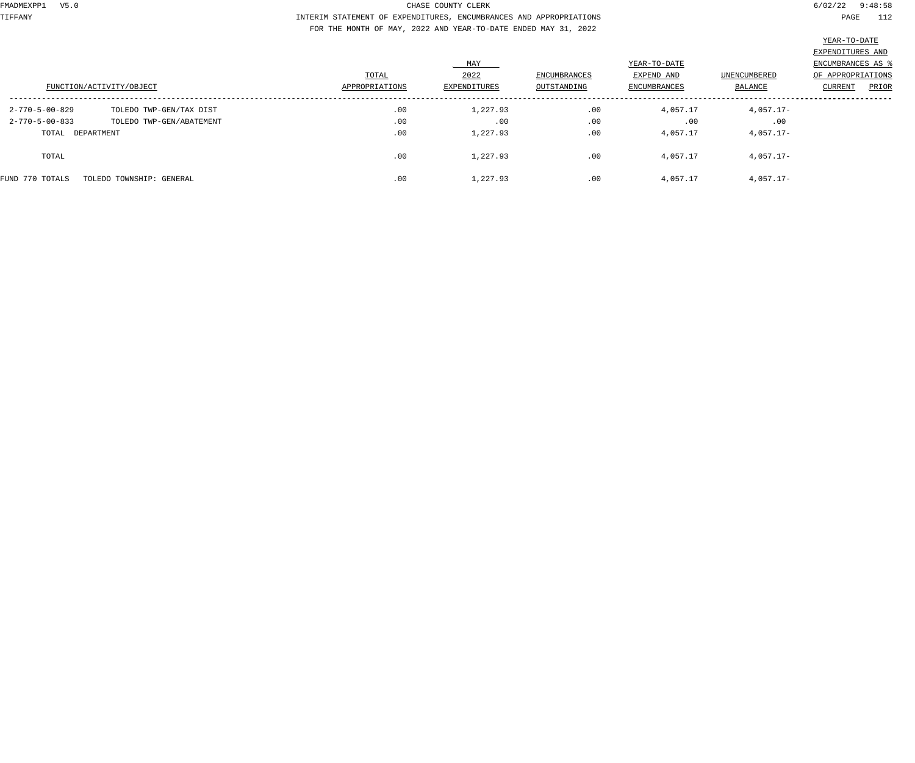CHASE COUNTY CLERK

INTERIM STATEMENT OF EXPENDITURES, ENCUMBRANCES AND APPROPRIATIONS

FOR THE MONTH OF MAY, 2022 AND YEAR-TO-DATE ENDED MAY 31, 2022

| FUNCTION/ACTIVITY/OBJECT | | TOTAL APPROPRIATIONS | MAY 2022 EXPENDITURES | ENCUMBRANCES OUTSTANDING | YEAR-TO-DATE EXPEND AND ENCUMBRANCES | UNENCUMBERED BALANCE | YEAR-TO-DATE EXPENDITURES AND ENCUMBRANCES AS % OF APPROPRIATIONS CURRENT | PRIOR |
|---|---|---|---|---|---|---|---|---|
| 2-770-5-00-829 | TOLEDO TWP-GEN/TAX DIST | .00 | 1,227.93 | .00 | 4,057.17 | 4,057.17- | | |
| 2-770-5-00-833 | TOLEDO TWP-GEN/ABATEMENT | .00 | .00 | .00 | .00 | .00 | | |
| TOTAL DEPARTMENT | | .00 | 1,227.93 | .00 | 4,057.17 | 4,057.17- | | |
| TOTAL | | .00 | 1,227.93 | .00 | 4,057.17 | 4,057.17- | | |
| FUND 770 TOTALS | TOLEDO TOWNSHIP: GENERAL | .00 | 1,227.93 | .00 | 4,057.17 | 4,057.17- | | |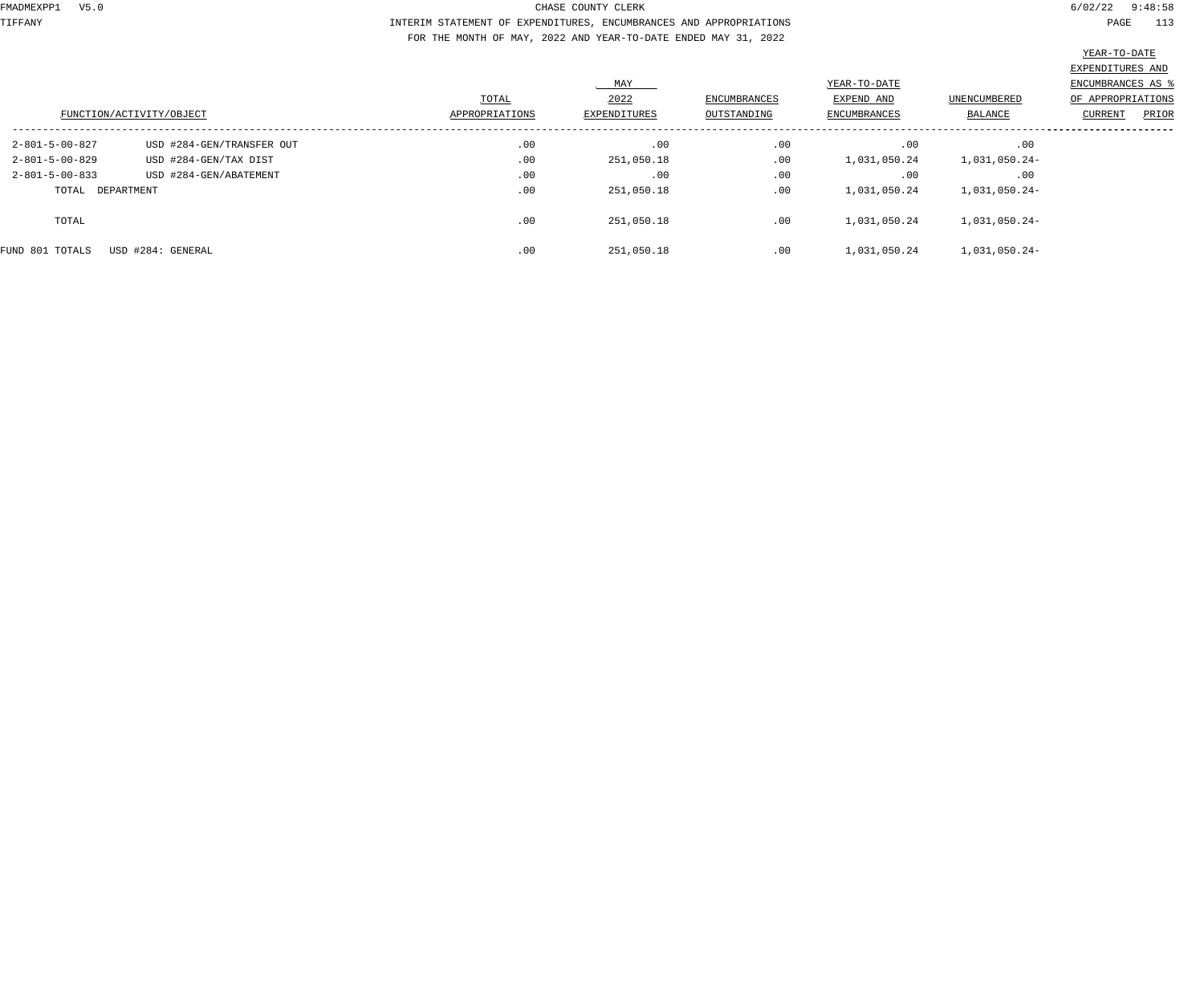CHASE COUNTY CLERK

INTERIM STATEMENT OF EXPENDITURES, ENCUMBRANCES AND APPROPRIATIONS

FOR THE MONTH OF MAY, 2022 AND YEAR-TO-DATE ENDED MAY 31, 2022

| FUNCTION/ACTIVITY/OBJECT | | TOTAL APPROPRIATIONS | MAY 2022 EXPENDITURES | ENCUMBRANCES OUTSTANDING | YEAR-TO-DATE EXPEND AND ENCUMBRANCES | UNENCUMBERED BALANCE | YEAR-TO-DATE EXPENDITURES AND ENCUMBRANCES AS % OF APPROPRIATIONS CURRENT | PRIOR |
|---|---|---|---|---|---|---|---|---|
| 2-801-5-00-827 | USD #284-GEN/TRANSFER OUT | .00 | .00 | .00 | .00 | .00 | | |
| 2-801-5-00-829 | USD #284-GEN/TAX DIST | .00 | 251,050.18 | .00 | 1,031,050.24 | 1,031,050.24- | | |
| 2-801-5-00-833 | USD #284-GEN/ABATEMENT | .00 | .00 | .00 | .00 | .00 | | |
| TOTAL DEPARTMENT | | .00 | 251,050.18 | .00 | 1,031,050.24 | 1,031,050.24- | | |
| TOTAL | | .00 | 251,050.18 | .00 | 1,031,050.24 | 1,031,050.24- | | |
| FUND 801 TOTALS | USD #284: GENERAL | .00 | 251,050.18 | .00 | 1,031,050.24 | 1,031,050.24- | | |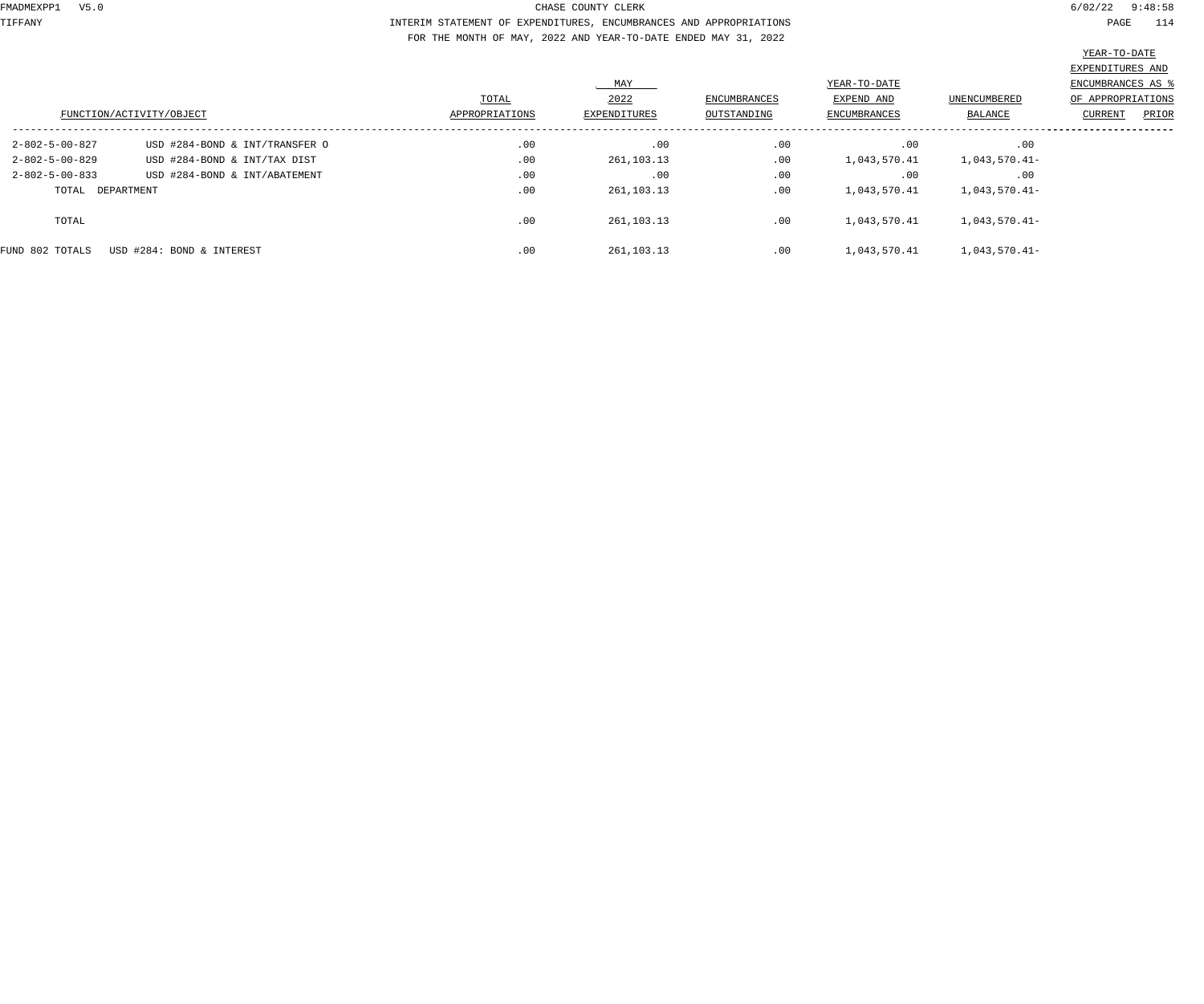CHASE COUNTY CLERK

INTERIM STATEMENT OF EXPENDITURES, ENCUMBRANCES AND APPROPRIATIONS

FOR THE MONTH OF MAY, 2022 AND YEAR-TO-DATE ENDED MAY 31, 2022

| FUNCTION/ACTIVITY/OBJECT | | TOTAL APPROPRIATIONS | MAY 2022 EXPENDITURES | ENCUMBRANCES OUTSTANDING | YEAR-TO-DATE EXPEND AND ENCUMBRANCES | UNENCUMBERED BALANCE | YEAR-TO-DATE EXPENDITURES AND ENCUMBRANCES AS % OF APPROPRIATIONS CURRENT | PRIOR |
|---|---|---|---|---|---|---|---|---|
| 2-802-5-00-827 | USD #284-BOND & INT/TRANSFER O | .00 | .00 | .00 | .00 | .00 | | |
| 2-802-5-00-829 | USD #284-BOND & INT/TAX DIST | .00 | 261,103.13 | .00 | 1,043,570.41 | 1,043,570.41- | | |
| 2-802-5-00-833 | USD #284-BOND & INT/ABATEMENT | .00 | .00 | .00 | .00 | .00 | | |
| TOTAL DEPARTMENT | | .00 | 261,103.13 | .00 | 1,043,570.41 | 1,043,570.41- | | |
| TOTAL | | .00 | 261,103.13 | .00 | 1,043,570.41 | 1,043,570.41- | | |
| FUND 802 TOTALS | USD #284: BOND & INTEREST | .00 | 261,103.13 | .00 | 1,043,570.41 | 1,043,570.41- | | |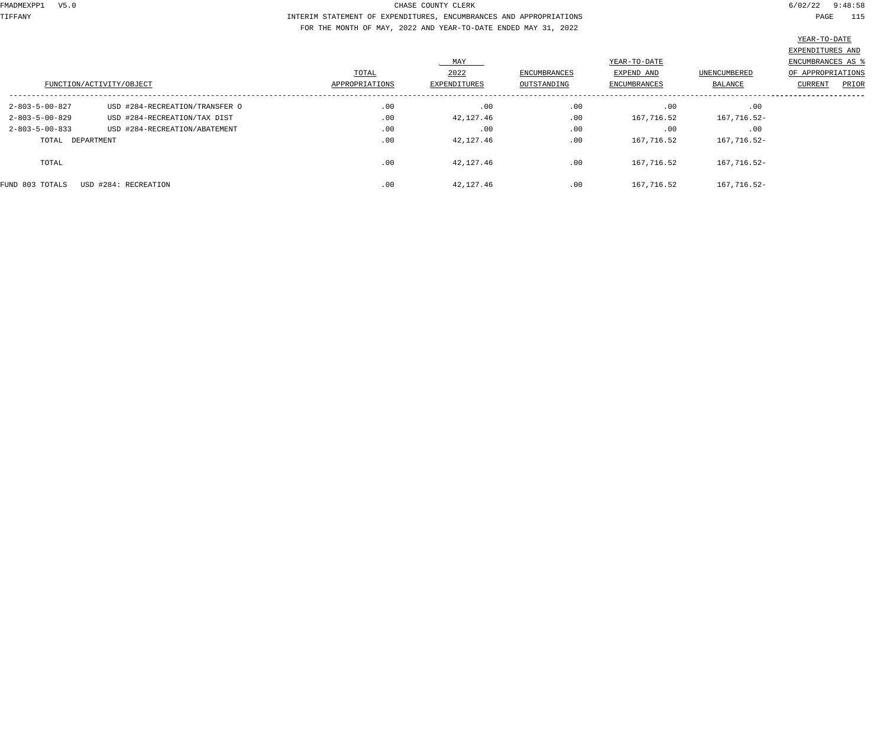CHASE COUNTY CLERK

INTERIM STATEMENT OF EXPENDITURES, ENCUMBRANCES AND APPROPRIATIONS

FOR THE MONTH OF MAY, 2022 AND YEAR-TO-DATE ENDED MAY 31, 2022

| FUNCTION/ACTIVITY/OBJECT | | TOTAL APPROPRIATIONS | MAY 2022 EXPENDITURES | ENCUMBRANCES OUTSTANDING | YEAR-TO-DATE EXPEND AND ENCUMBRANCES | UNENCUMBERED BALANCE | YEAR-TO-DATE EXPENDITURES AND ENCUMBRANCES AS % OF APPROPRIATIONS CURRENT | PRIOR |
|---|---|---|---|---|---|---|---|---|
| 2-803-5-00-827 | USD #284-RECREATION/TRANSFER O | .00 | .00 | .00 | .00 | .00 | | |
| 2-803-5-00-829 | USD #284-RECREATION/TAX DIST | .00 | 42,127.46 | .00 | 167,716.52 | 167,716.52- | | |
| 2-803-5-00-833 | USD #284-RECREATION/ABATEMENT | .00 | .00 | .00 | .00 | .00 | | |
| TOTAL DEPARTMENT | | .00 | 42,127.46 | .00 | 167,716.52 | 167,716.52- | | |
| TOTAL | | .00 | 42,127.46 | .00 | 167,716.52 | 167,716.52- | | |
| FUND 803 TOTALS | USD #284: RECREATION | .00 | 42,127.46 | .00 | 167,716.52 | 167,716.52- | | |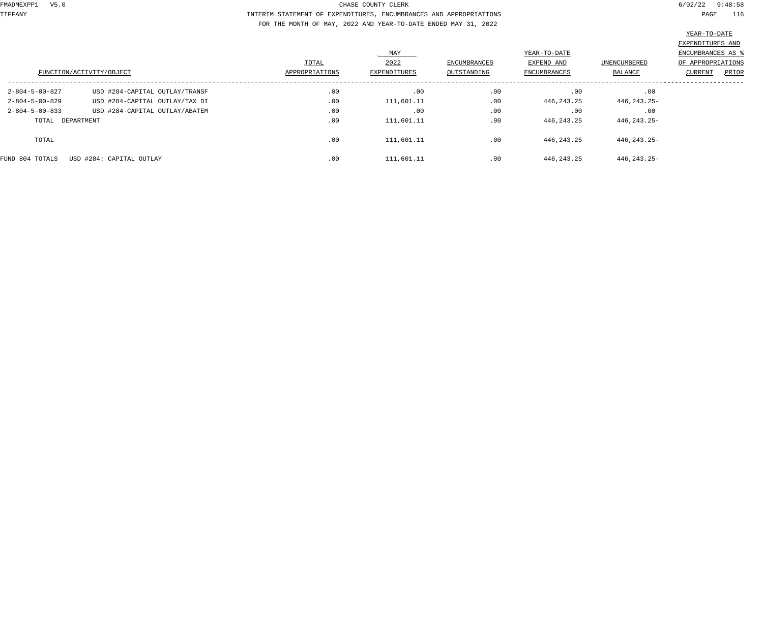CHASE COUNTY CLERK

INTERIM STATEMENT OF EXPENDITURES, ENCUMBRANCES AND APPROPRIATIONS

FOR THE MONTH OF MAY, 2022 AND YEAR-TO-DATE ENDED MAY 31, 2022

| FUNCTION/ACTIVITY/OBJECT | | TOTAL APPROPRIATIONS | MAY 2022 EXPENDITURES | ENCUMBRANCES OUTSTANDING | YEAR-TO-DATE EXPEND AND ENCUMBRANCES | UNENCUMBERED BALANCE | YEAR-TO-DATE EXPENDITURES AND ENCUMBRANCES AS % OF APPROPRIATIONS CURRENT | PRIOR |
|---|---|---|---|---|---|---|---|---|
| 2-804-5-00-827 | USD #284-CAPITAL OUTLAY/TRANSF | .00 | .00 | .00 | .00 | .00 | | |
| 2-804-5-00-829 | USD #284-CAPITAL OUTLAY/TAX DI | .00 | 111,601.11 | .00 | 446,243.25 | 446,243.25- | | |
| 2-804-5-00-833 | USD #284-CAPITAL OUTLAY/ABATEM | .00 | .00 | .00 | .00 | .00 | | |
| TOTAL DEPARTMENT | | .00 | 111,601.11 | .00 | 446,243.25 | 446,243.25- | | |
| TOTAL | | .00 | 111,601.11 | .00 | 446,243.25 | 446,243.25- | | |
| FUND 804 TOTALS | USD #284: CAPITAL OUTLAY | .00 | 111,601.11 | .00 | 446,243.25 | 446,243.25- | | |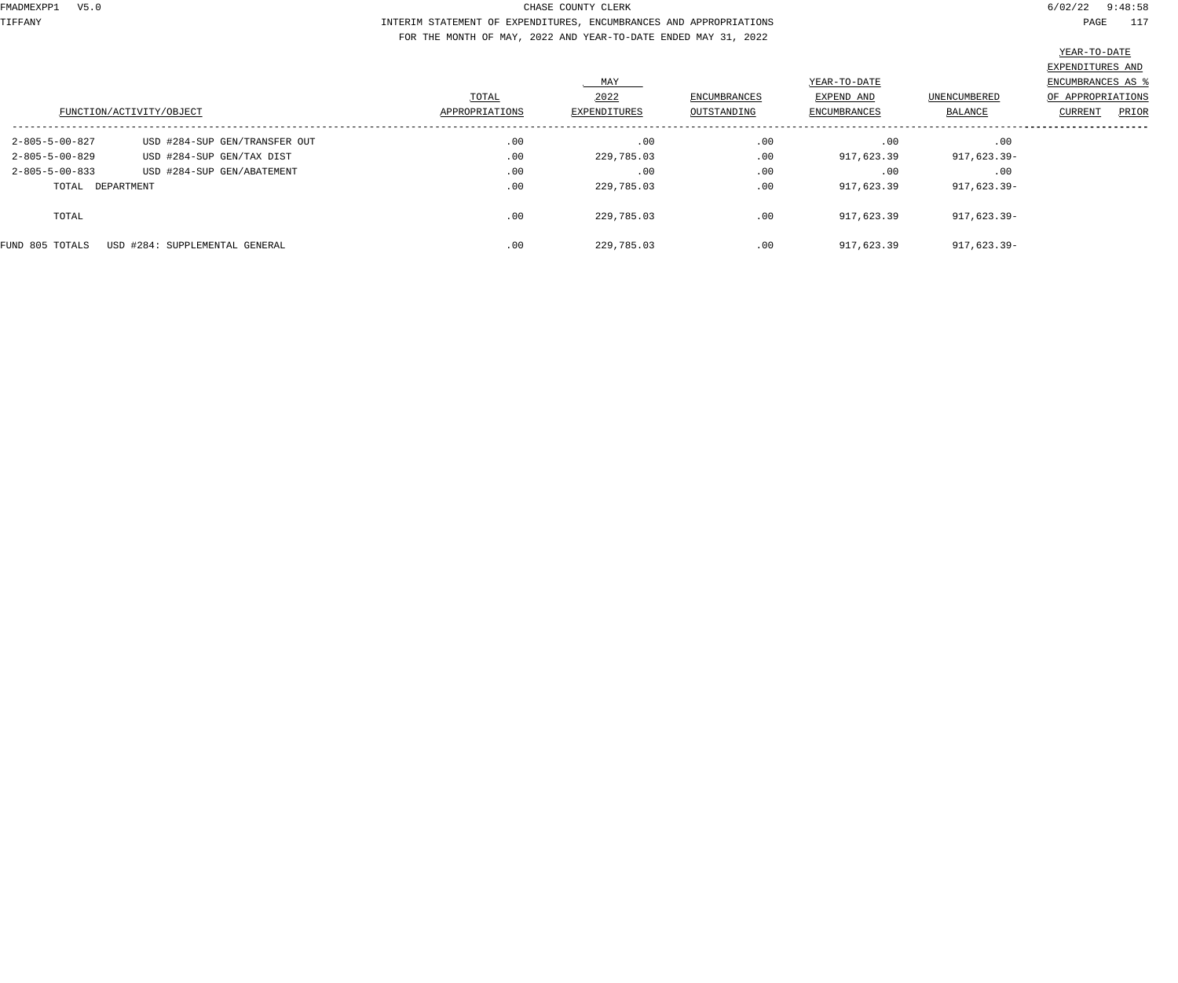CHASE COUNTY CLERK

INTERIM STATEMENT OF EXPENDITURES, ENCUMBRANCES AND APPROPRIATIONS

FOR THE MONTH OF MAY, 2022 AND YEAR-TO-DATE ENDED MAY 31, 2022

| FUNCTION/ACTIVITY/OBJECT | | TOTAL APPROPRIATIONS | MAY 2022 EXPENDITURES | ENCUMBRANCES OUTSTANDING | YEAR-TO-DATE EXPEND AND ENCUMBRANCES | UNENCUMBERED BALANCE | YEAR-TO-DATE EXPENDITURES AND ENCUMBRANCES AS % OF APPROPRIATIONS CURRENT | PRIOR |
|---|---|---|---|---|---|---|---|---|
| 2-805-5-00-827 | USD #284-SUP GEN/TRANSFER OUT | .00 | .00 | .00 | .00 | .00 | | |
| 2-805-5-00-829 | USD #284-SUP GEN/TAX DIST | .00 | 229,785.03 | .00 | 917,623.39 | 917,623.39- | | |
| 2-805-5-00-833 | USD #284-SUP GEN/ABATEMENT | .00 | .00 | .00 | .00 | .00 | | |
| TOTAL DEPARTMENT | | .00 | 229,785.03 | .00 | 917,623.39 | 917,623.39- | | |
| TOTAL | | .00 | 229,785.03 | .00 | 917,623.39 | 917,623.39- | | |
| FUND 805 TOTALS | USD #284: SUPPLEMENTAL GENERAL | .00 | 229,785.03 | .00 | 917,623.39 | 917,623.39- | | |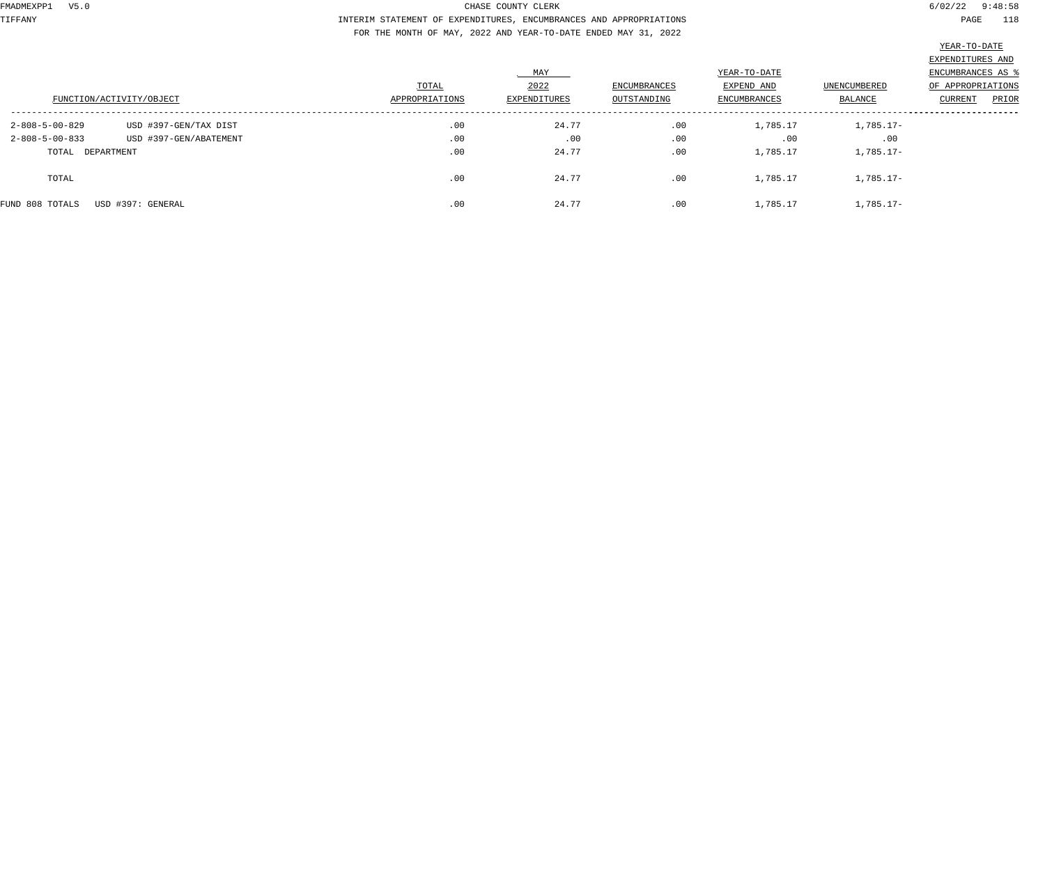CHASE COUNTY CLERK

INTERIM STATEMENT OF EXPENDITURES, ENCUMBRANCES AND APPROPRIATIONS

FOR THE MONTH OF MAY, 2022 AND YEAR-TO-DATE ENDED MAY 31, 2022

| FUNCTION/ACTIVITY/OBJECT | | TOTAL APPROPRIATIONS | MAY 2022 EXPENDITURES | ENCUMBRANCES OUTSTANDING | YEAR-TO-DATE EXPEND AND ENCUMBRANCES | UNENCUMBERED BALANCE | YEAR-TO-DATE EXPENDITURES AND ENCUMBRANCES AS % OF APPROPRIATIONS CURRENT | PRIOR |
|---|---|---|---|---|---|---|---|---|
| 2-808-5-00-829 | USD #397-GEN/TAX DIST | .00 | 24.77 | .00 | 1,785.17 | 1,785.17- | | |
| 2-808-5-00-833 | USD #397-GEN/ABATEMENT | .00 | .00 | .00 | .00 | .00 | | |
| TOTAL DEPARTMENT | | .00 | 24.77 | .00 | 1,785.17 | 1,785.17- | | |
| TOTAL | | .00 | 24.77 | .00 | 1,785.17 | 1,785.17- | | |
| FUND 808 TOTALS | USD #397: GENERAL | .00 | 24.77 | .00 | 1,785.17 | 1,785.17- | | |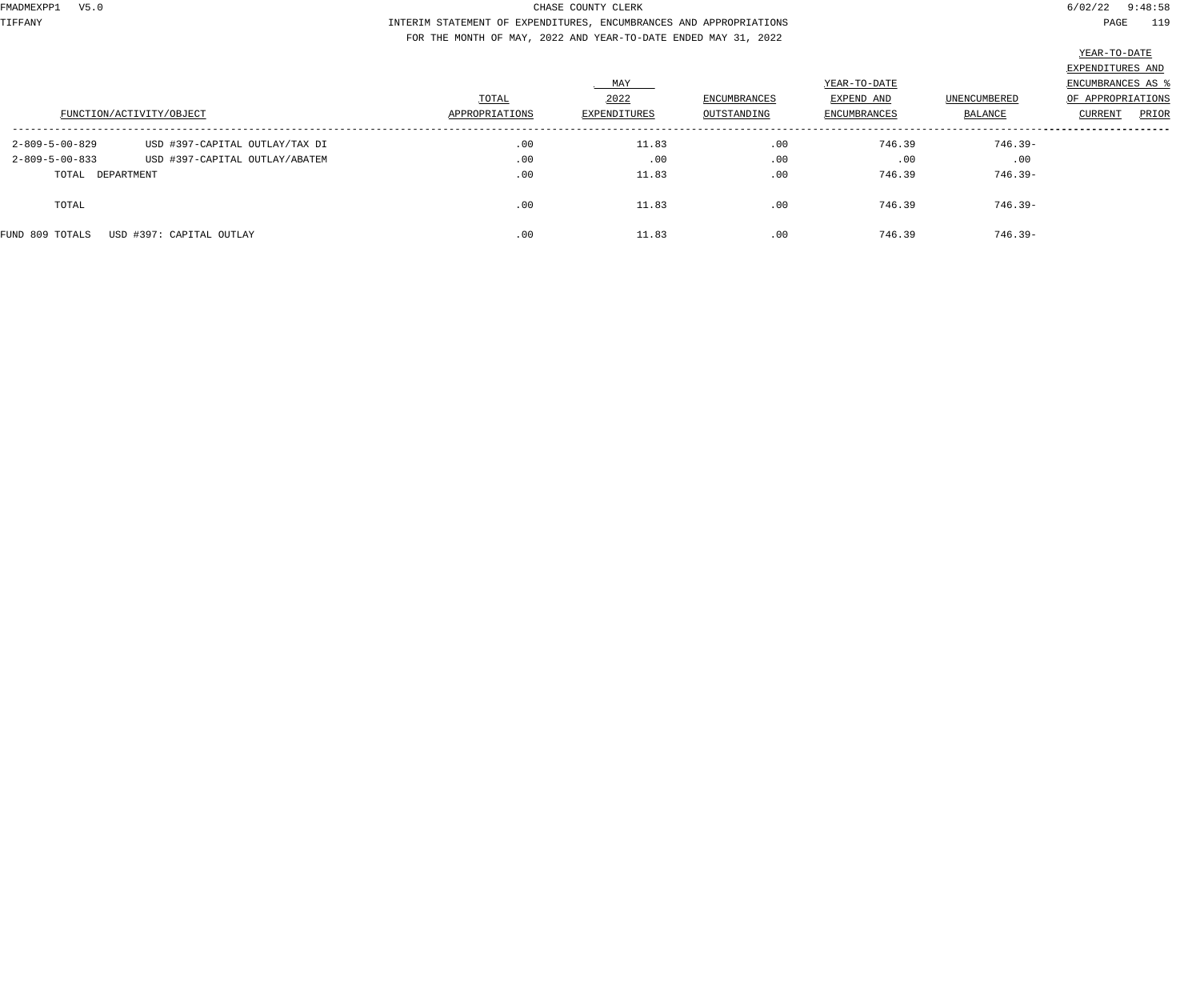CHASE COUNTY CLERK

INTERIM STATEMENT OF EXPENDITURES, ENCUMBRANCES AND APPROPRIATIONS

FOR THE MONTH OF MAY, 2022 AND YEAR-TO-DATE ENDED MAY 31, 2022

| FUNCTION/ACTIVITY/OBJECT | | TOTAL APPROPRIATIONS | MAY 2022 EXPENDITURES | ENCUMBRANCES OUTSTANDING | YEAR-TO-DATE EXPEND AND ENCUMBRANCES | UNENCUMBERED BALANCE | YEAR-TO-DATE EXPENDITURES AND ENCUMBRANCES AS % OF APPROPRIATIONS CURRENT | PRIOR |
|---|---|---|---|---|---|---|---|---|
| 2-809-5-00-829 | USD #397-CAPITAL OUTLAY/TAX DI | .00 | 11.83 | .00 | 746.39 | 746.39- | | |
| 2-809-5-00-833 | USD #397-CAPITAL OUTLAY/ABATEM | .00 | .00 | .00 | .00 | .00 | | |
| TOTAL DEPARTMENT | | .00 | 11.83 | .00 | 746.39 | 746.39- | | |
| TOTAL | | .00 | 11.83 | .00 | 746.39 | 746.39- | | |
| FUND 809 TOTALS | USD #397: CAPITAL OUTLAY | .00 | 11.83 | .00 | 746.39 | 746.39- | | |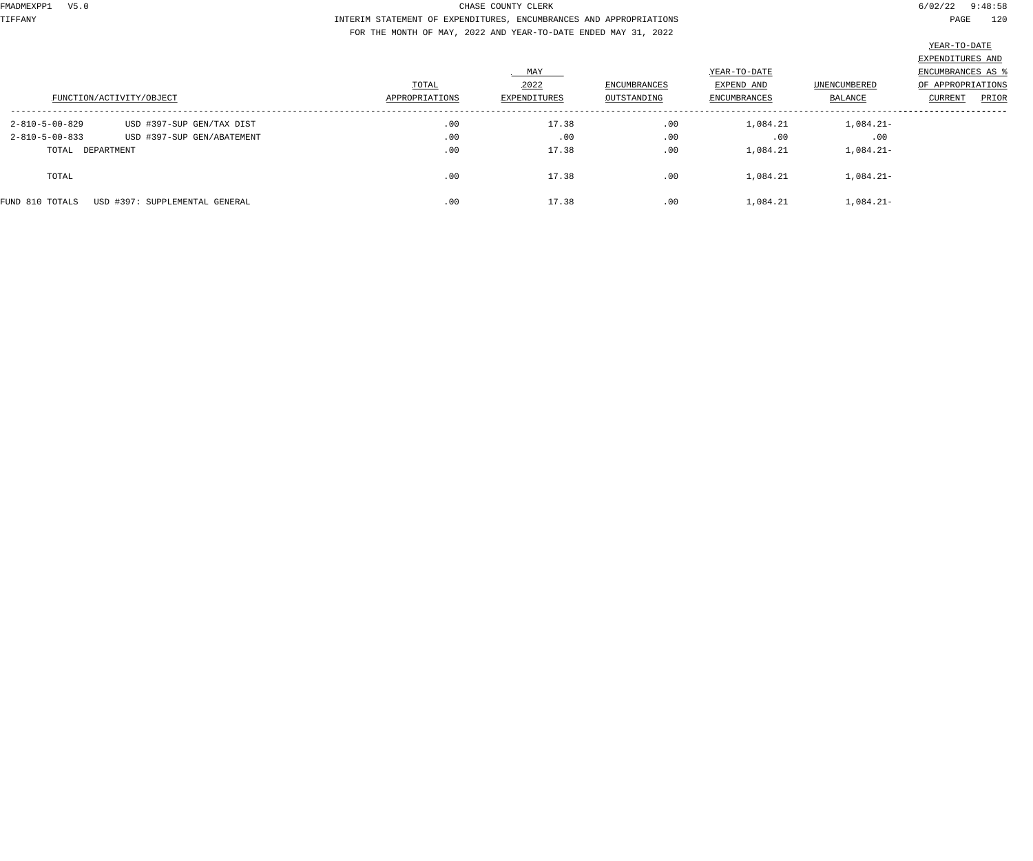CHASE COUNTY CLERK

INTERIM STATEMENT OF EXPENDITURES, ENCUMBRANCES AND APPROPRIATIONS

FOR THE MONTH OF MAY, 2022 AND YEAR-TO-DATE ENDED MAY 31, 2022

| FUNCTION/ACTIVITY/OBJECT | | TOTAL APPROPRIATIONS | MAY 2022 EXPENDITURES | ENCUMBRANCES OUTSTANDING | YEAR-TO-DATE EXPEND AND ENCUMBRANCES | UNENCUMBERED BALANCE | YEAR-TO-DATE EXPENDITURES AND ENCUMBRANCES AS % OF APPROPRIATIONS CURRENT | PRIOR |
|---|---|---|---|---|---|---|---|---|
| 2-810-5-00-829 | USD #397-SUP GEN/TAX DIST | .00 | 17.38 | .00 | 1,084.21 | 1,084.21- | | |
| 2-810-5-00-833 | USD #397-SUP GEN/ABATEMENT | .00 | .00 | .00 | .00 | .00 | | |
| TOTAL DEPARTMENT | | .00 | 17.38 | .00 | 1,084.21 | 1,084.21- | | |
| TOTAL | | .00 | 17.38 | .00 | 1,084.21 | 1,084.21- | | |
| FUND 810 TOTALS | USD #397: SUPPLEMENTAL GENERAL | .00 | 17.38 | .00 | 1,084.21 | 1,084.21- | | |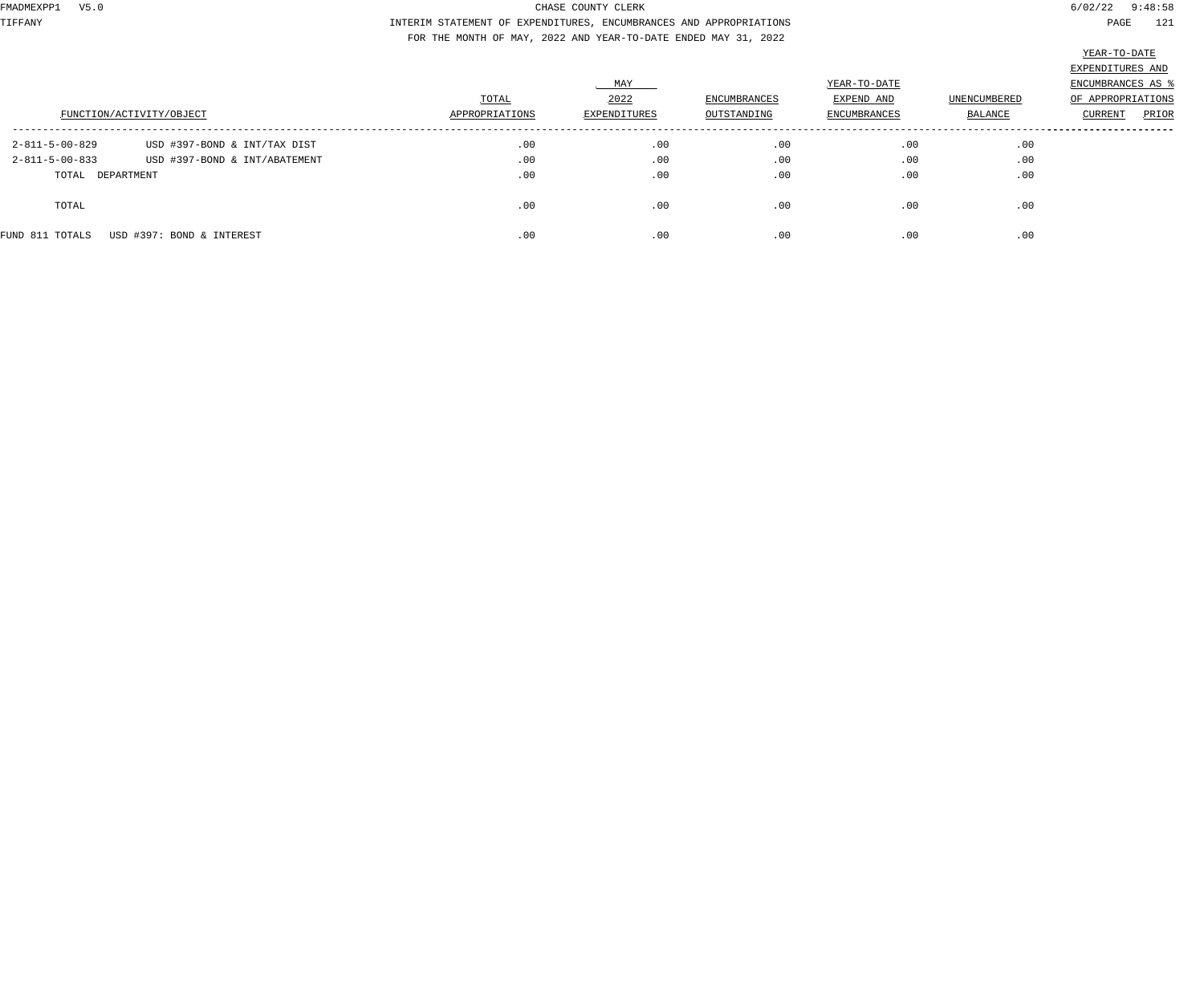CHASE COUNTY CLERK

INTERIM STATEMENT OF EXPENDITURES, ENCUMBRANCES AND APPROPRIATIONS

FOR THE MONTH OF MAY, 2022 AND YEAR-TO-DATE ENDED MAY 31, 2022

| FUNCTION/ACTIVITY/OBJECT | | TOTAL APPROPRIATIONS | MAY 2022 EXPENDITURES | ENCUMBRANCES OUTSTANDING | YEAR-TO-DATE EXPEND AND ENCUMBRANCES | UNENCUMBERED BALANCE | YEAR-TO-DATE EXPENDITURES AND ENCUMBRANCES AS % OF APPROPRIATIONS CURRENT | PRIOR |
|---|---|---|---|---|---|---|---|---|
| 2-811-5-00-829 | USD #397-BOND & INT/TAX DIST | .00 | .00 | .00 | .00 | .00 | | |
| 2-811-5-00-833 | USD #397-BOND & INT/ABATEMENT | .00 | .00 | .00 | .00 | .00 | | |
| TOTAL DEPARTMENT | | .00 | .00 | .00 | .00 | .00 | | |
| TOTAL | | .00 | .00 | .00 | .00 | .00 | | |
| FUND 811 TOTALS | USD #397: BOND & INTEREST | .00 | .00 | .00 | .00 | .00 | | |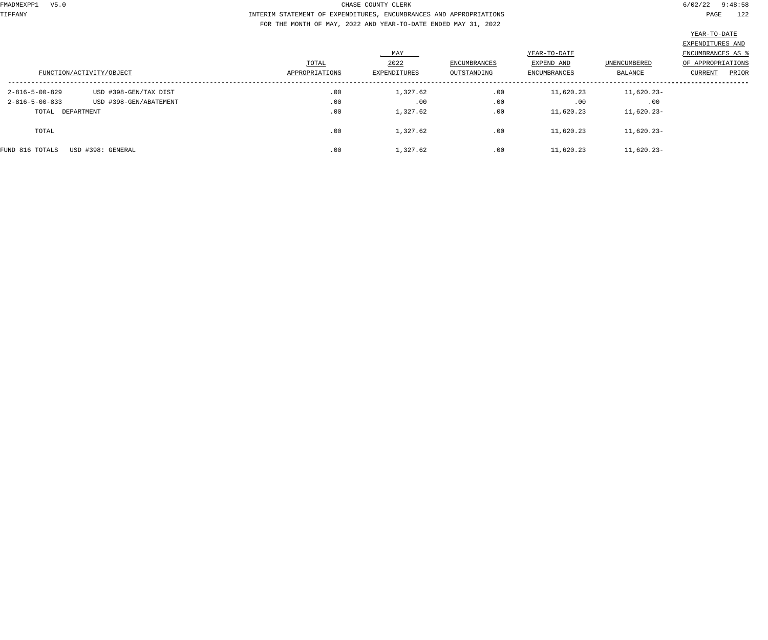CHASE COUNTY CLERK

INTERIM STATEMENT OF EXPENDITURES, ENCUMBRANCES AND APPROPRIATIONS

FOR THE MONTH OF MAY, 2022 AND YEAR-TO-DATE ENDED MAY 31, 2022

| FUNCTION/ACTIVITY/OBJECT | | TOTAL APPROPRIATIONS | MAY 2022 EXPENDITURES | ENCUMBRANCES OUTSTANDING | YEAR-TO-DATE EXPEND AND ENCUMBRANCES | UNENCUMBERED BALANCE | YEAR-TO-DATE EXPENDITURES AND ENCUMBRANCES AS % OF APPROPRIATIONS CURRENT | PRIOR |
|---|---|---|---|---|---|---|---|---|
| 2-816-5-00-829 | USD #398-GEN/TAX DIST | .00 | 1,327.62 | .00 | 11,620.23 | 11,620.23- | | |
| 2-816-5-00-833 | USD #398-GEN/ABATEMENT | .00 | .00 | .00 | .00 | .00 | | |
| TOTAL DEPARTMENT | | .00 | 1,327.62 | .00 | 11,620.23 | 11,620.23- | | |
| TOTAL | | .00 | 1,327.62 | .00 | 11,620.23 | 11,620.23- | | |
| FUND 816 TOTALS | USD #398: GENERAL | .00 | 1,327.62 | .00 | 11,620.23 | 11,620.23- | | |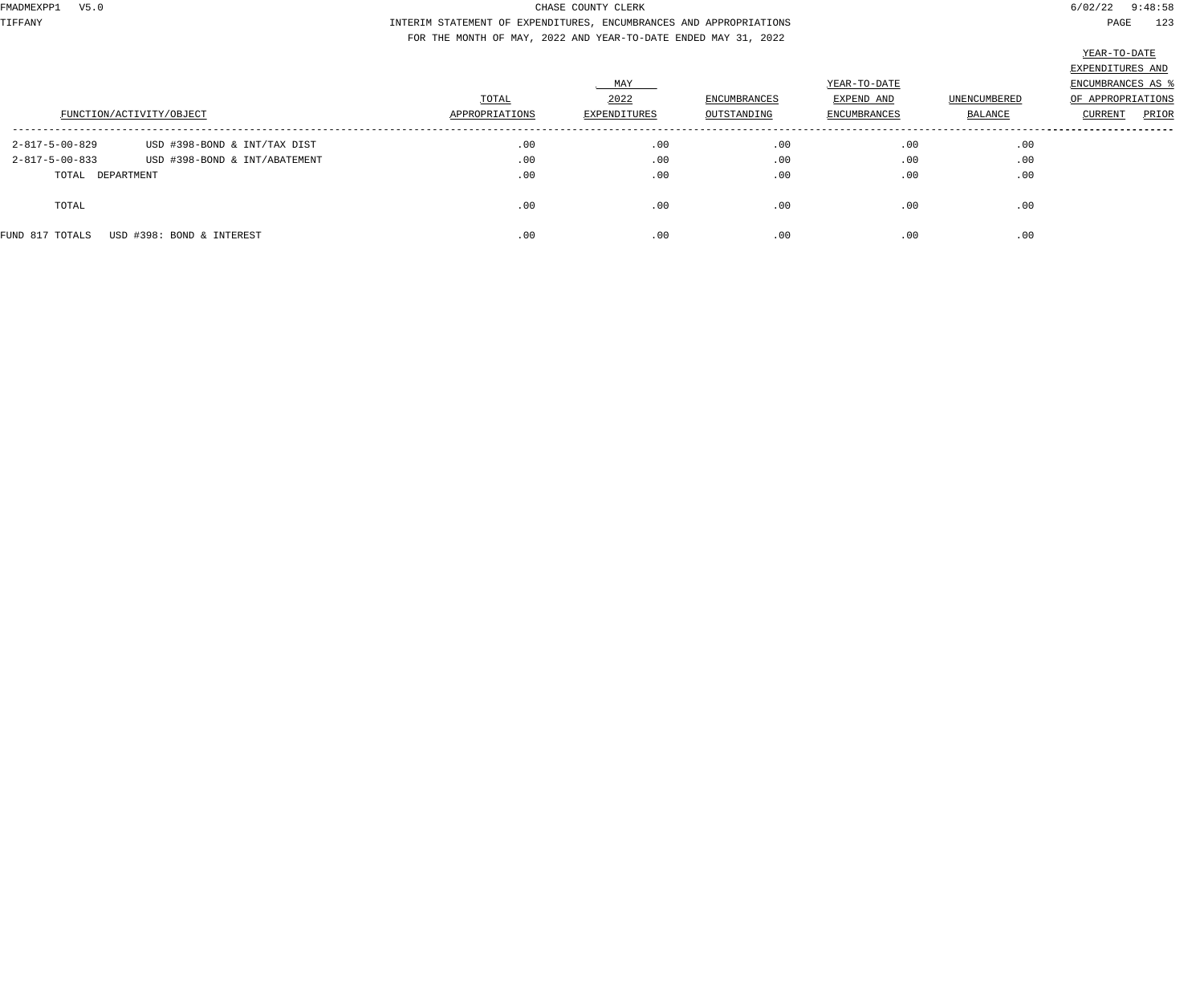CHASE COUNTY CLERK

INTERIM STATEMENT OF EXPENDITURES, ENCUMBRANCES AND APPROPRIATIONS

FOR THE MONTH OF MAY, 2022 AND YEAR-TO-DATE ENDED MAY 31, 2022

| FUNCTION/ACTIVITY/OBJECT | | TOTAL APPROPRIATIONS | MAY 2022 EXPENDITURES | ENCUMBRANCES OUTSTANDING | YEAR-TO-DATE EXPEND AND ENCUMBRANCES | UNENCUMBERED BALANCE | YEAR-TO-DATE EXPENDITURES AND ENCUMBRANCES AS % OF APPROPRIATIONS CURRENT | PRIOR |
|---|---|---|---|---|---|---|---|---|
| 2-817-5-00-829 | USD #398-BOND & INT/TAX DIST | .00 | .00 | .00 | .00 | .00 | | |
| 2-817-5-00-833 | USD #398-BOND & INT/ABATEMENT | .00 | .00 | .00 | .00 | .00 | | |
| TOTAL DEPARTMENT | | .00 | .00 | .00 | .00 | .00 | | |
| TOTAL | | .00 | .00 | .00 | .00 | .00 | | |
| FUND 817 TOTALS | USD #398: BOND & INTEREST | .00 | .00 | .00 | .00 | .00 | | |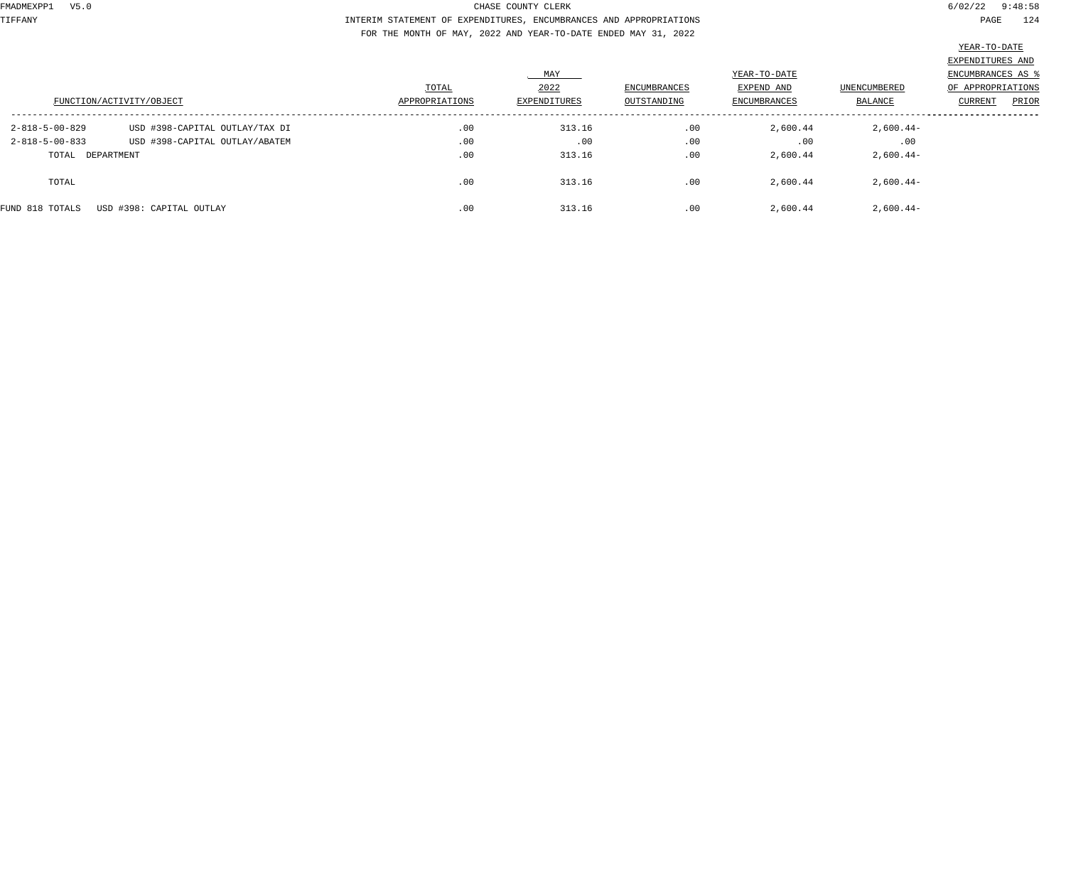CHASE COUNTY CLERK

INTERIM STATEMENT OF EXPENDITURES, ENCUMBRANCES AND APPROPRIATIONS

FOR THE MONTH OF MAY, 2022 AND YEAR-TO-DATE ENDED MAY 31, 2022

| FUNCTION/ACTIVITY/OBJECT | | TOTAL APPROPRIATIONS | MAY 2022 EXPENDITURES | ENCUMBRANCES OUTSTANDING | YEAR-TO-DATE EXPEND AND ENCUMBRANCES | UNENCUMBERED BALANCE | YEAR-TO-DATE EXPENDITURES AND ENCUMBRANCES AS % OF APPROPRIATIONS CURRENT | PRIOR |
|---|---|---|---|---|---|---|---|---|
| 2-818-5-00-829 | USD #398-CAPITAL OUTLAY/TAX DI | .00 | 313.16 | .00 | 2,600.44 | 2,600.44- | | |
| 2-818-5-00-833 | USD #398-CAPITAL OUTLAY/ABATEM | .00 | .00 | .00 | .00 | .00 | | |
| TOTAL DEPARTMENT | | .00 | 313.16 | .00 | 2,600.44 | 2,600.44- | | |
| TOTAL | | .00 | 313.16 | .00 | 2,600.44 | 2,600.44- | | |
| FUND 818 TOTALS | USD #398: CAPITAL OUTLAY | .00 | 313.16 | .00 | 2,600.44 | 2,600.44- | | |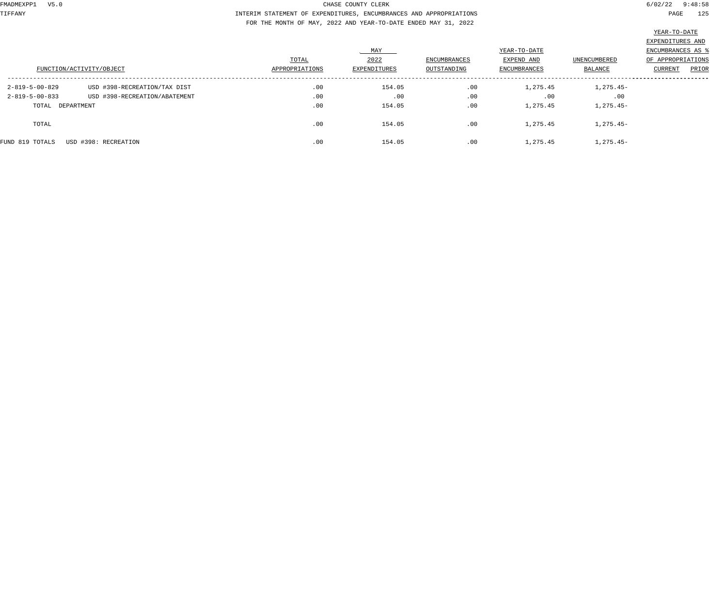CHASE COUNTY CLERK

INTERIM STATEMENT OF EXPENDITURES, ENCUMBRANCES AND APPROPRIATIONS

FOR THE MONTH OF MAY, 2022 AND YEAR-TO-DATE ENDED MAY 31, 2022

| FUNCTION/ACTIVITY/OBJECT | | TOTAL APPROPRIATIONS | MAY 2022 EXPENDITURES | ENCUMBRANCES OUTSTANDING | YEAR-TO-DATE EXPEND AND ENCUMBRANCES | UNENCUMBERED BALANCE | YEAR-TO-DATE EXPENDITURES AND ENCUMBRANCES AS % OF APPROPRIATIONS CURRENT | PRIOR |
|---|---|---|---|---|---|---|---|---|
| 2-819-5-00-829 | USD #398-RECREATION/TAX DIST | .00 | 154.05 | .00 | 1,275.45 | 1,275.45- | | |
| 2-819-5-00-833 | USD #398-RECREATION/ABATEMENT | .00 | .00 | .00 | .00 | .00 | | |
| TOTAL DEPARTMENT | | .00 | 154.05 | .00 | 1,275.45 | 1,275.45- | | |
| TOTAL | | .00 | 154.05 | .00 | 1,275.45 | 1,275.45- | | |
| FUND 819 TOTALS | USD #398: RECREATION | .00 | 154.05 | .00 | 1,275.45 | 1,275.45- | | |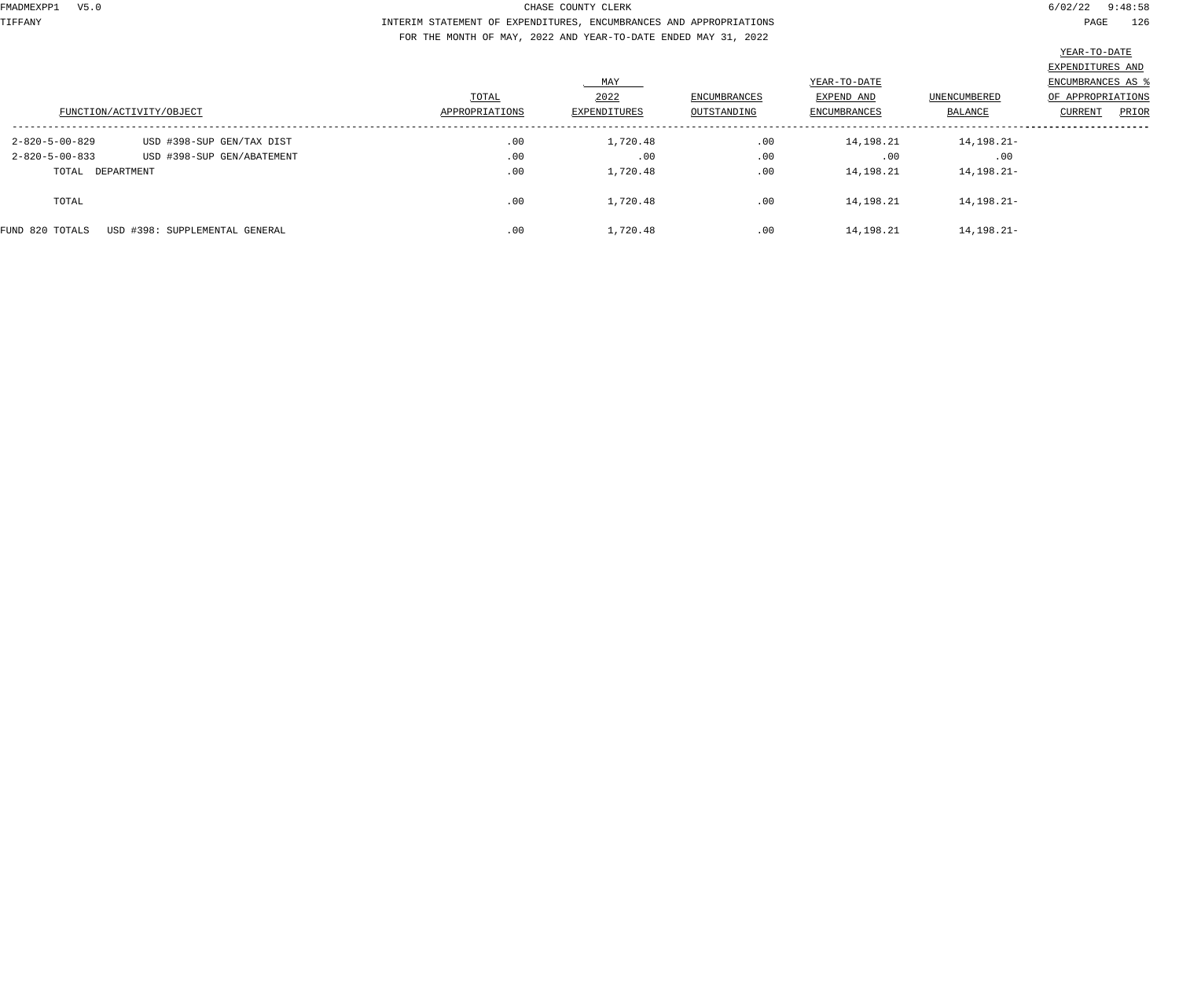CHASE COUNTY CLERK

INTERIM STATEMENT OF EXPENDITURES, ENCUMBRANCES AND APPROPRIATIONS

FOR THE MONTH OF MAY, 2022 AND YEAR-TO-DATE ENDED MAY 31, 2022

| FUNCTION/ACTIVITY/OBJECT | | TOTAL APPROPRIATIONS | MAY 2022 EXPENDITURES | ENCUMBRANCES OUTSTANDING | YEAR-TO-DATE EXPEND AND ENCUMBRANCES | UNENCUMBERED BALANCE | YEAR-TO-DATE EXPENDITURES AND ENCUMBRANCES AS % OF APPROPRIATIONS CURRENT | PRIOR |
|---|---|---|---|---|---|---|---|---|
| 2-820-5-00-829 | USD #398-SUP GEN/TAX DIST | .00 | 1,720.48 | .00 | 14,198.21 | 14,198.21- | | |
| 2-820-5-00-833 | USD #398-SUP GEN/ABATEMENT | .00 | .00 | .00 | .00 | .00 | | |
| TOTAL DEPARTMENT | | .00 | 1,720.48 | .00 | 14,198.21 | 14,198.21- | | |
| TOTAL | | .00 | 1,720.48 | .00 | 14,198.21 | 14,198.21- | | |
| FUND 820 TOTALS | USD #398: SUPPLEMENTAL GENERAL | .00 | 1,720.48 | .00 | 14,198.21 | 14,198.21- | | |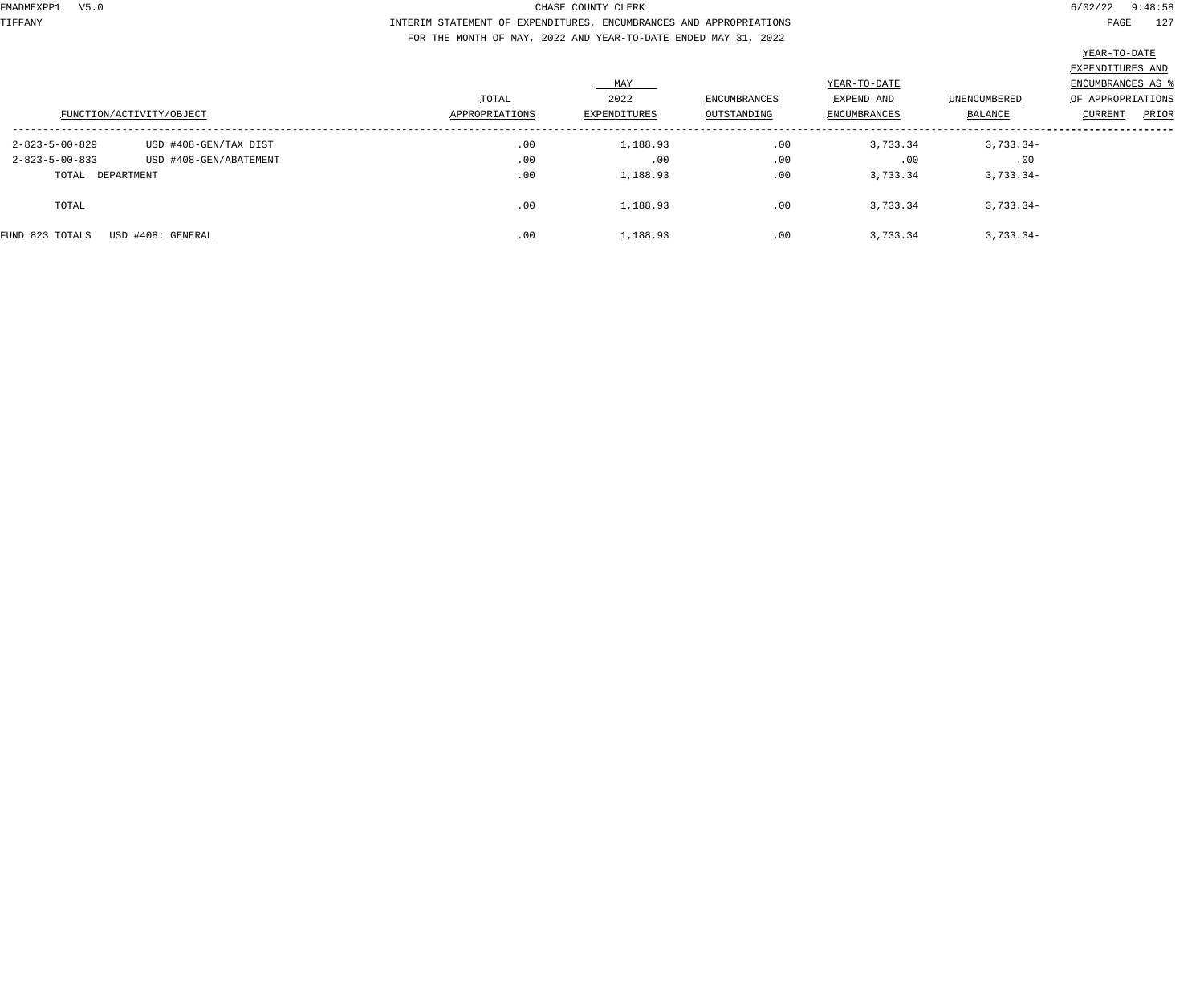CHASE COUNTY CLERK

INTERIM STATEMENT OF EXPENDITURES, ENCUMBRANCES AND APPROPRIATIONS

FOR THE MONTH OF MAY, 2022 AND YEAR-TO-DATE ENDED MAY 31, 2022

| FUNCTION/ACTIVITY/OBJECT | | TOTAL APPROPRIATIONS | MAY 2022 EXPENDITURES | ENCUMBRANCES OUTSTANDING | YEAR-TO-DATE EXPEND AND ENCUMBRANCES | UNENCUMBERED BALANCE | YEAR-TO-DATE EXPENDITURES AND ENCUMBRANCES AS % OF APPROPRIATIONS CURRENT | PRIOR |
|---|---|---|---|---|---|---|---|---|
| 2-823-5-00-829 | USD #408-GEN/TAX DIST | .00 | 1,188.93 | .00 | 3,733.34 | 3,733.34- | | |
| 2-823-5-00-833 | USD #408-GEN/ABATEMENT | .00 | .00 | .00 | .00 | .00 | | |
| TOTAL DEPARTMENT | | .00 | 1,188.93 | .00 | 3,733.34 | 3,733.34- | | |
| TOTAL | | .00 | 1,188.93 | .00 | 3,733.34 | 3,733.34- | | |
| FUND 823 TOTALS | USD #408: GENERAL | .00 | 1,188.93 | .00 | 3,733.34 | 3,733.34- | | |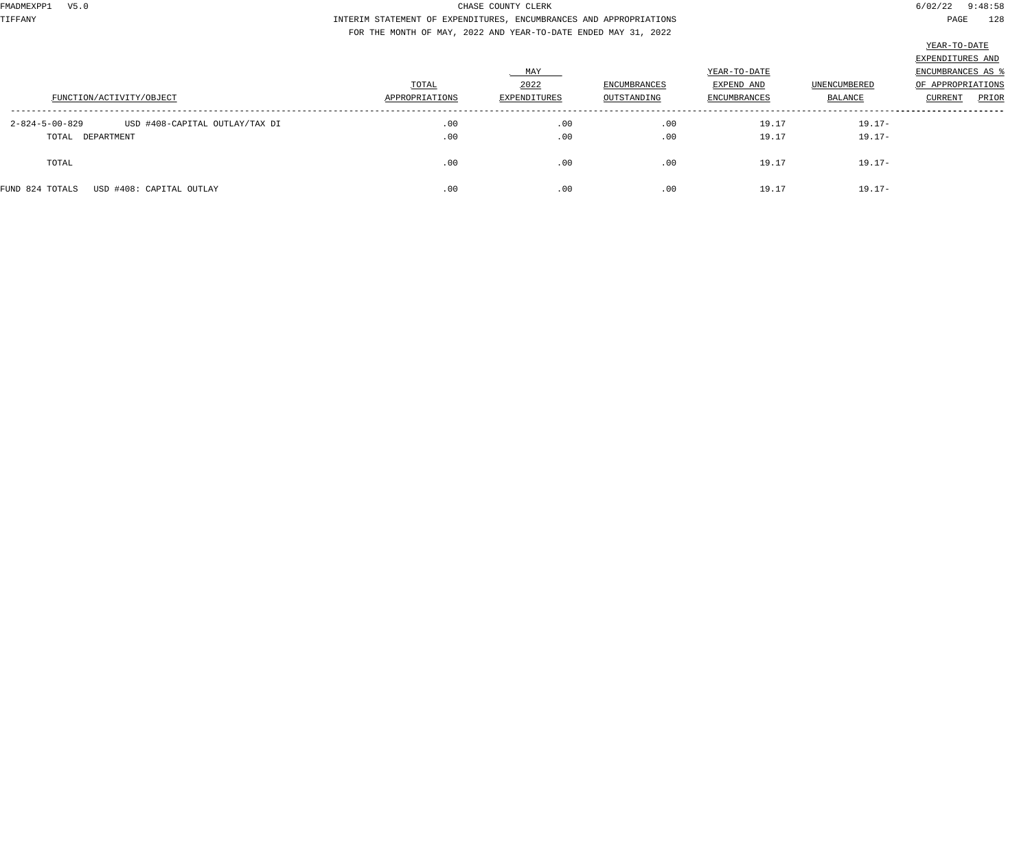CHASE COUNTY CLERK

INTERIM STATEMENT OF EXPENDITURES, ENCUMBRANCES AND APPROPRIATIONS

FOR THE MONTH OF MAY, 2022 AND YEAR-TO-DATE ENDED MAY 31, 2022

| FUNCTION/ACTIVITY/OBJECT | | TOTAL APPROPRIATIONS | MAY 2022 EXPENDITURES | ENCUMBRANCES OUTSTANDING | YEAR-TO-DATE EXPEND AND ENCUMBRANCES | UNENCUMBERED BALANCE | YEAR-TO-DATE EXPENDITURES AND ENCUMBRANCES AS % OF APPROPRIATIONS CURRENT | PRIOR |
|---|---|---|---|---|---|---|---|---|
| 2-824-5-00-829 | USD #408-CAPITAL OUTLAY/TAX DI | .00 | .00 | .00 | 19.17 | 19.17- | | |
| TOTAL DEPARTMENT | | .00 | .00 | .00 | 19.17 | 19.17- | | |
| TOTAL | | .00 | .00 | .00 | 19.17 | 19.17- | | |
| FUND 824 TOTALS | USD #408: CAPITAL OUTLAY | .00 | .00 | .00 | 19.17 | 19.17- | | |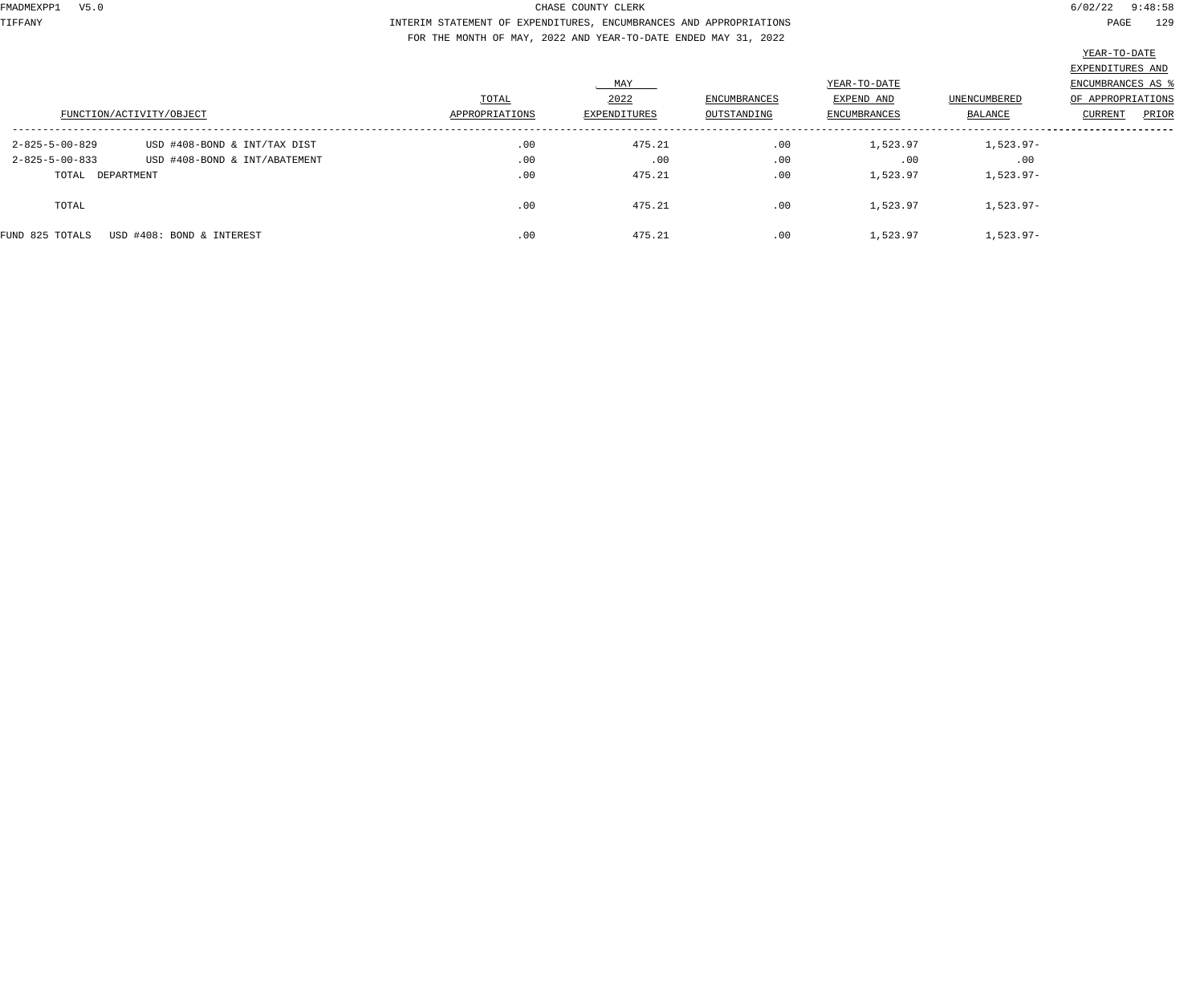CHASE COUNTY CLERK

INTERIM STATEMENT OF EXPENDITURES, ENCUMBRANCES AND APPROPRIATIONS

FOR THE MONTH OF MAY, 2022 AND YEAR-TO-DATE ENDED MAY 31, 2022

| FUNCTION/ACTIVITY/OBJECT | | TOTAL APPROPRIATIONS | MAY 2022 EXPENDITURES | ENCUMBRANCES OUTSTANDING | YEAR-TO-DATE EXPEND AND ENCUMBRANCES | UNENCUMBERED BALANCE | YEAR-TO-DATE EXPENDITURES AND ENCUMBRANCES AS % OF APPROPRIATIONS CURRENT | PRIOR |
|---|---|---|---|---|---|---|---|---|
| 2-825-5-00-829 | USD #408-BOND & INT/TAX DIST | .00 | 475.21 | .00 | 1,523.97 | 1,523.97- | | |
| 2-825-5-00-833 | USD #408-BOND & INT/ABATEMENT | .00 | .00 | .00 | .00 | .00 | | |
| TOTAL DEPARTMENT | | .00 | 475.21 | .00 | 1,523.97 | 1,523.97- | | |
| TOTAL | | .00 | 475.21 | .00 | 1,523.97 | 1,523.97- | | |
| FUND 825 TOTALS | USD #408: BOND & INTEREST | .00 | 475.21 | .00 | 1,523.97 | 1,523.97- | | |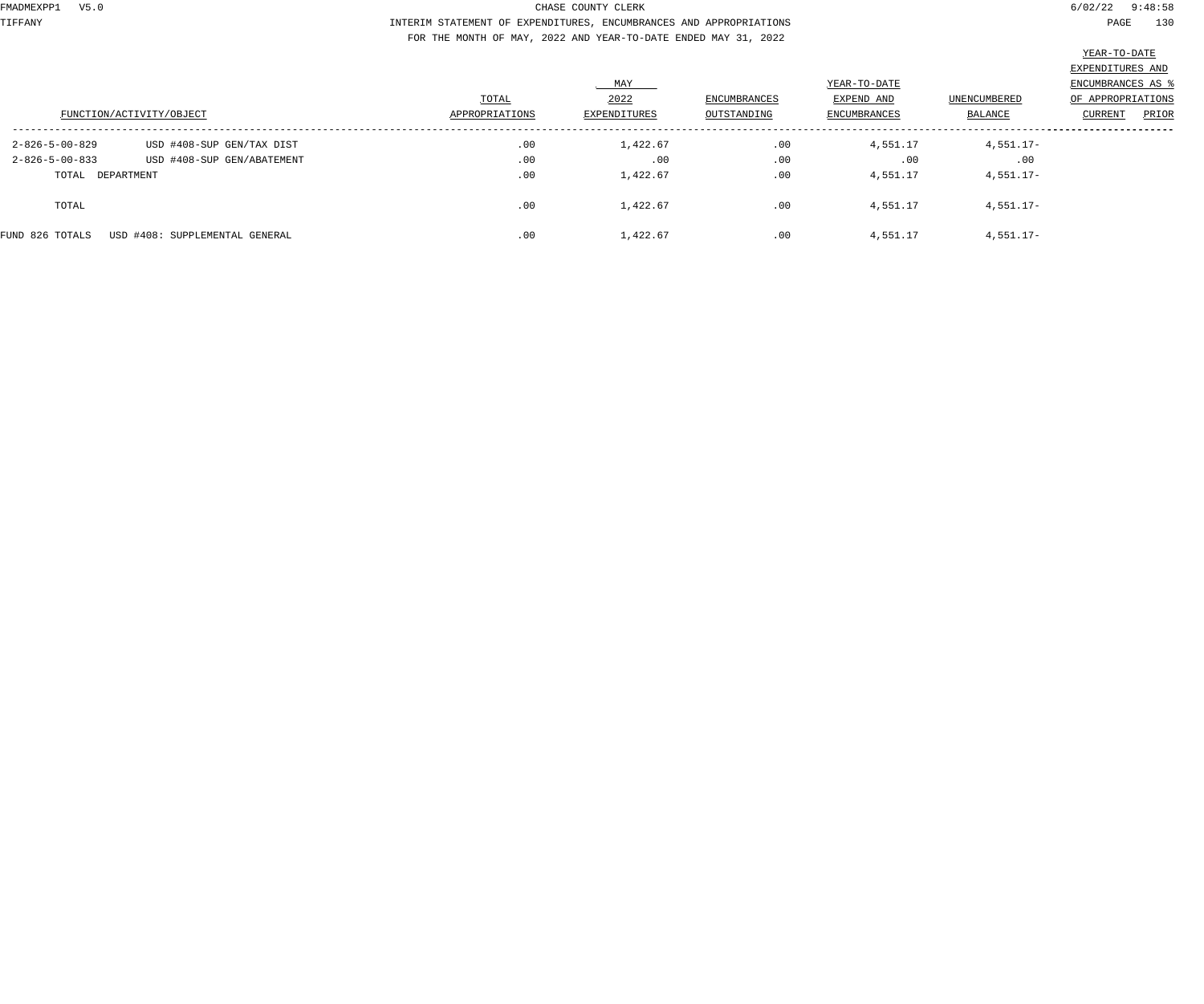CHASE COUNTY CLERK

INTERIM STATEMENT OF EXPENDITURES, ENCUMBRANCES AND APPROPRIATIONS

FOR THE MONTH OF MAY, 2022 AND YEAR-TO-DATE ENDED MAY 31, 2022

| FUNCTION/ACTIVITY/OBJECT | | TOTAL APPROPRIATIONS | MAY 2022 EXPENDITURES | ENCUMBRANCES OUTSTANDING | YEAR-TO-DATE EXPEND AND ENCUMBRANCES | UNENCUMBERED BALANCE | YEAR-TO-DATE EXPENDITURES AND ENCUMBRANCES AS % OF APPROPRIATIONS CURRENT | PRIOR |
|---|---|---|---|---|---|---|---|---|
| 2-826-5-00-829 | USD #408-SUP GEN/TAX DIST | .00 | 1,422.67 | .00 | 4,551.17 | 4,551.17- | | |
| 2-826-5-00-833 | USD #408-SUP GEN/ABATEMENT | .00 | .00 | .00 | .00 | .00 | | |
| TOTAL DEPARTMENT | | .00 | 1,422.67 | .00 | 4,551.17 | 4,551.17- | | |
| TOTAL | | .00 | 1,422.67 | .00 | 4,551.17 | 4,551.17- | | |
| FUND 826 TOTALS | USD #408: SUPPLEMENTAL GENERAL | .00 | 1,422.67 | .00 | 4,551.17 | 4,551.17- | | |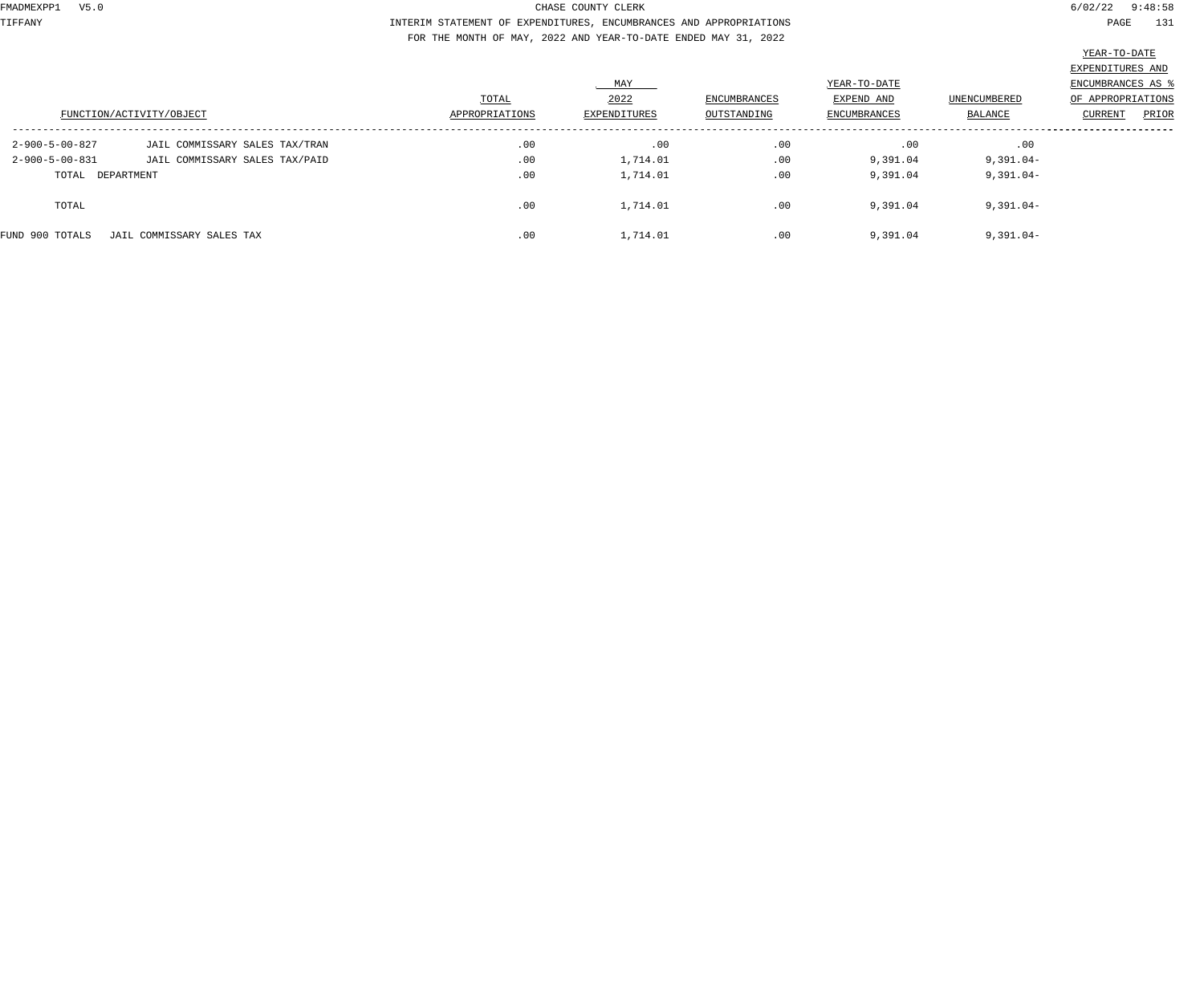CHASE COUNTY CLERK

INTERIM STATEMENT OF EXPENDITURES, ENCUMBRANCES AND APPROPRIATIONS

FOR THE MONTH OF MAY, 2022 AND YEAR-TO-DATE ENDED MAY 31, 2022

| FUNCTION/ACTIVITY/OBJECT | | TOTAL APPROPRIATIONS | MAY 2022 EXPENDITURES | ENCUMBRANCES OUTSTANDING | YEAR-TO-DATE EXPEND AND ENCUMBRANCES | UNENCUMBERED BALANCE | YEAR-TO-DATE EXPENDITURES AND ENCUMBRANCES AS % OF APPROPRIATIONS CURRENT | PRIOR |
|---|---|---|---|---|---|---|---|---|
| 2-900-5-00-827 | JAIL COMMISSARY SALES TAX/TRAN | .00 | .00 | .00 | .00 | .00 | | |
| 2-900-5-00-831 | JAIL COMMISSARY SALES TAX/PAID | .00 | 1,714.01 | .00 | 9,391.04 | 9,391.04- | | |
| TOTAL DEPARTMENT | | .00 | 1,714.01 | .00 | 9,391.04 | 9,391.04- | | |
| TOTAL | | .00 | 1,714.01 | .00 | 9,391.04 | 9,391.04- | | |
| FUND 900 TOTALS | JAIL COMMISSARY SALES TAX | .00 | 1,714.01 | .00 | 9,391.04 | 9,391.04- | | |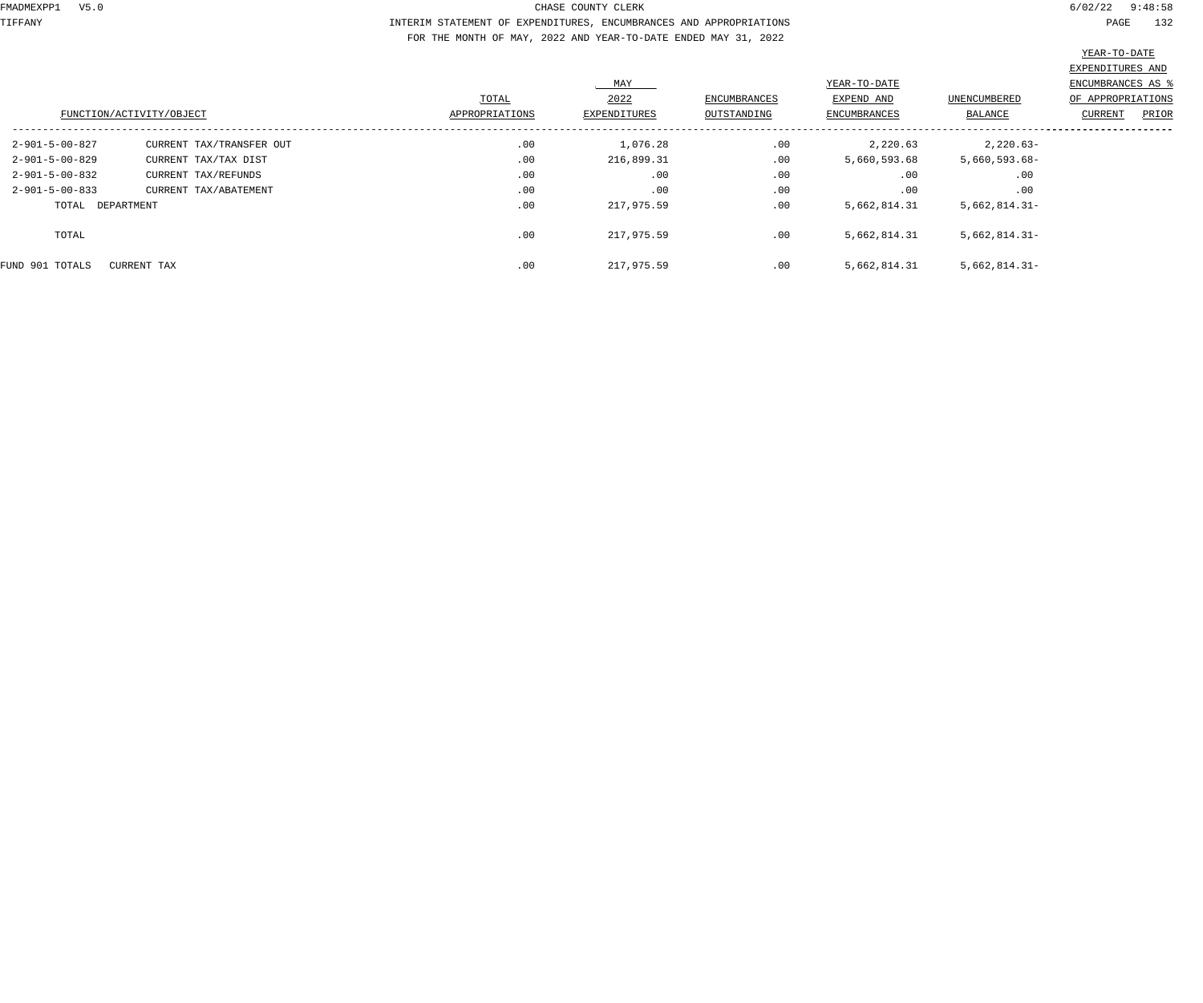CHASE COUNTY CLERK

INTERIM STATEMENT OF EXPENDITURES, ENCUMBRANCES AND APPROPRIATIONS

FOR THE MONTH OF MAY, 2022 AND YEAR-TO-DATE ENDED MAY 31, 2022

| FUNCTION/ACTIVITY/OBJECT | | TOTAL APPROPRIATIONS | MAY 2022 EXPENDITURES | ENCUMBRANCES OUTSTANDING | YEAR-TO-DATE EXPEND AND ENCUMBRANCES | UNENCUMBERED BALANCE | YEAR-TO-DATE EXPENDITURES AND ENCUMBRANCES AS % OF APPROPRIATIONS CURRENT | PRIOR |
|---|---|---|---|---|---|---|---|---|
| 2-901-5-00-827 | CURRENT TAX/TRANSFER OUT | .00 | 1,076.28 | .00 | 2,220.63 | 2,220.63- | | |
| 2-901-5-00-829 | CURRENT TAX/TAX DIST | .00 | 216,899.31 | .00 | 5,660,593.68 | 5,660,593.68- | | |
| 2-901-5-00-832 | CURRENT TAX/REFUNDS | .00 | .00 | .00 | .00 | .00 | | |
| 2-901-5-00-833 | CURRENT TAX/ABATEMENT | .00 | .00 | .00 | .00 | .00 | | |
| TOTAL DEPARTMENT | | .00 | 217,975.59 | .00 | 5,662,814.31 | 5,662,814.31- | | |
| TOTAL | | .00 | 217,975.59 | .00 | 5,662,814.31 | 5,662,814.31- | | |
| FUND 901 TOTALS | CURRENT TAX | .00 | 217,975.59 | .00 | 5,662,814.31 | 5,662,814.31- | | |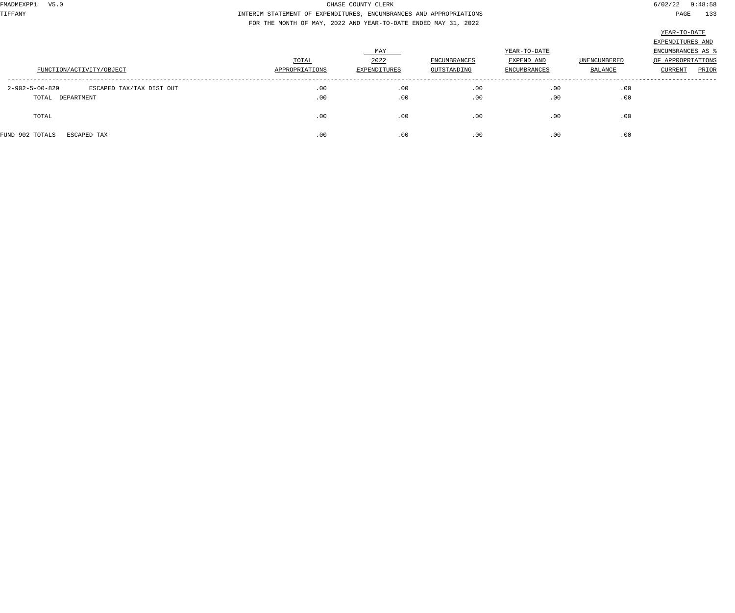CHASE COUNTY CLERK

INTERIM STATEMENT OF EXPENDITURES, ENCUMBRANCES AND APPROPRIATIONS

FOR THE MONTH OF MAY, 2022 AND YEAR-TO-DATE ENDED MAY 31, 2022

| FUNCTION/ACTIVITY/OBJECT | | TOTAL APPROPRIATIONS | MAY 2022 EXPENDITURES | ENCUMBRANCES OUTSTANDING | YEAR-TO-DATE EXPEND AND ENCUMBRANCES | UNENCUMBERED BALANCE | YEAR-TO-DATE EXPENDITURES AND ENCUMBRANCES AS % OF APPROPRIATIONS CURRENT | PRIOR |
|---|---|---|---|---|---|---|---|---|
| 2-902-5-00-829 | ESCAPED TAX/TAX DIST OUT | .00 | .00 | .00 | .00 | .00 | | |
| TOTAL DEPARTMENT | | .00 | .00 | .00 | .00 | .00 | | |
| TOTAL | | .00 | .00 | .00 | .00 | .00 | | |
| FUND 902 TOTALS | ESCAPED TAX | .00 | .00 | .00 | .00 | .00 | | |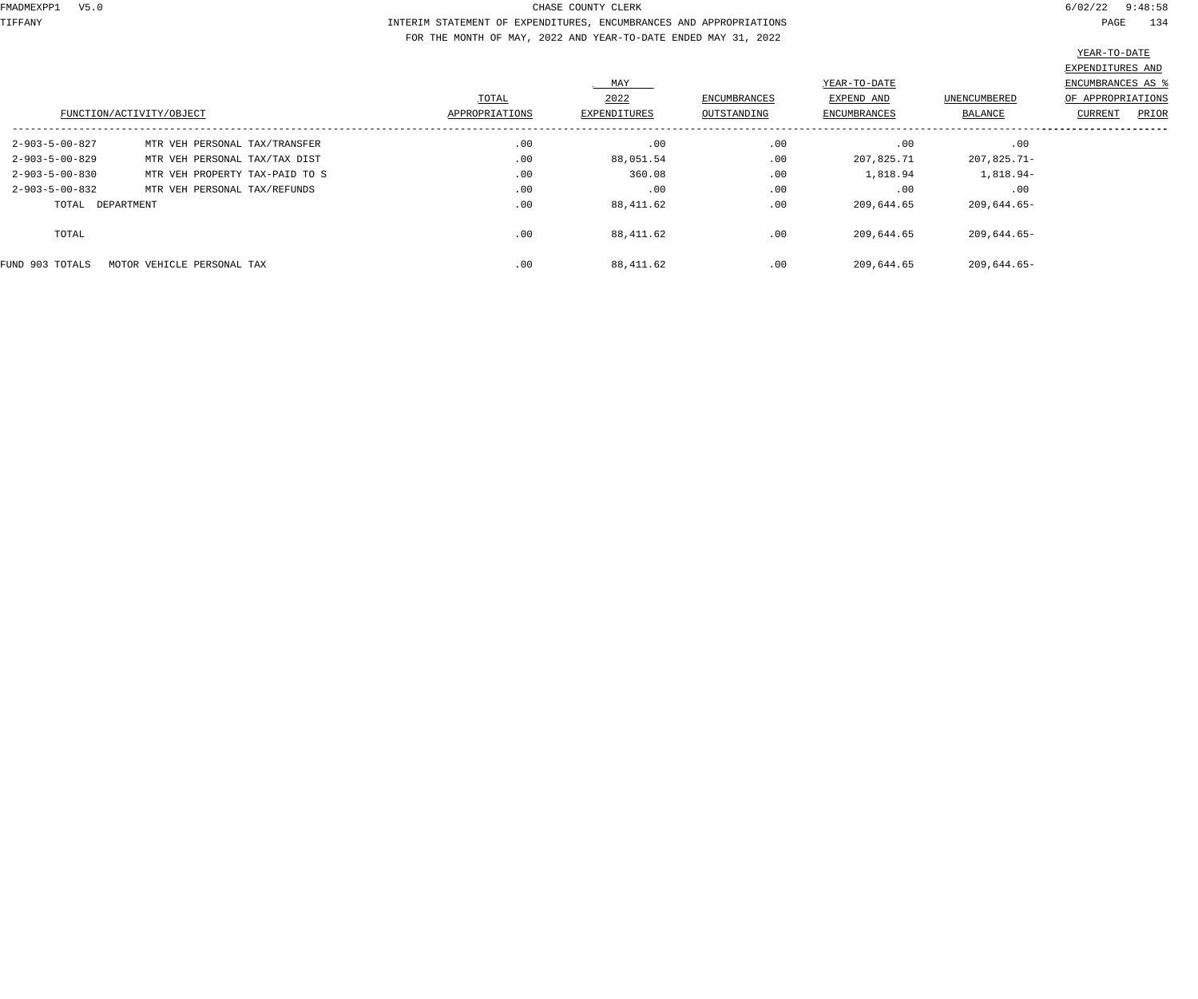CHASE COUNTY CLERK

INTERIM STATEMENT OF EXPENDITURES, ENCUMBRANCES AND APPROPRIATIONS

FOR THE MONTH OF MAY, 2022 AND YEAR-TO-DATE ENDED MAY 31, 2022

| FUNCTION/ACTIVITY/OBJECT | | TOTAL APPROPRIATIONS | MAY 2022 EXPENDITURES | ENCUMBRANCES OUTSTANDING | YEAR-TO-DATE EXPEND AND ENCUMBRANCES | UNENCUMBERED BALANCE | YEAR-TO-DATE EXPENDITURES AND ENCUMBRANCES AS % OF APPROPRIATIONS CURRENT | PRIOR |
|---|---|---|---|---|---|---|---|---|
| 2-903-5-00-827 | MTR VEH PERSONAL TAX/TRANSFER | .00 | .00 | .00 | .00 | .00 | | |
| 2-903-5-00-829 | MTR VEH PERSONAL TAX/TAX DIST | .00 | 88,051.54 | .00 | 207,825.71 | 207,825.71- | | |
| 2-903-5-00-830 | MTR VEH PROPERTY TAX-PAID TO S | .00 | 360.08 | .00 | 1,818.94 | 1,818.94- | | |
| 2-903-5-00-832 | MTR VEH PERSONAL TAX/REFUNDS | .00 | .00 | .00 | .00 | .00 | | |
| TOTAL DEPARTMENT | | .00 | 88,411.62 | .00 | 209,644.65 | 209,644.65- | | |
| TOTAL | | .00 | 88,411.62 | .00 | 209,644.65 | 209,644.65- | | |
| FUND 903 TOTALS | MOTOR VEHICLE PERSONAL TAX | .00 | 88,411.62 | .00 | 209,644.65 | 209,644.65- | | |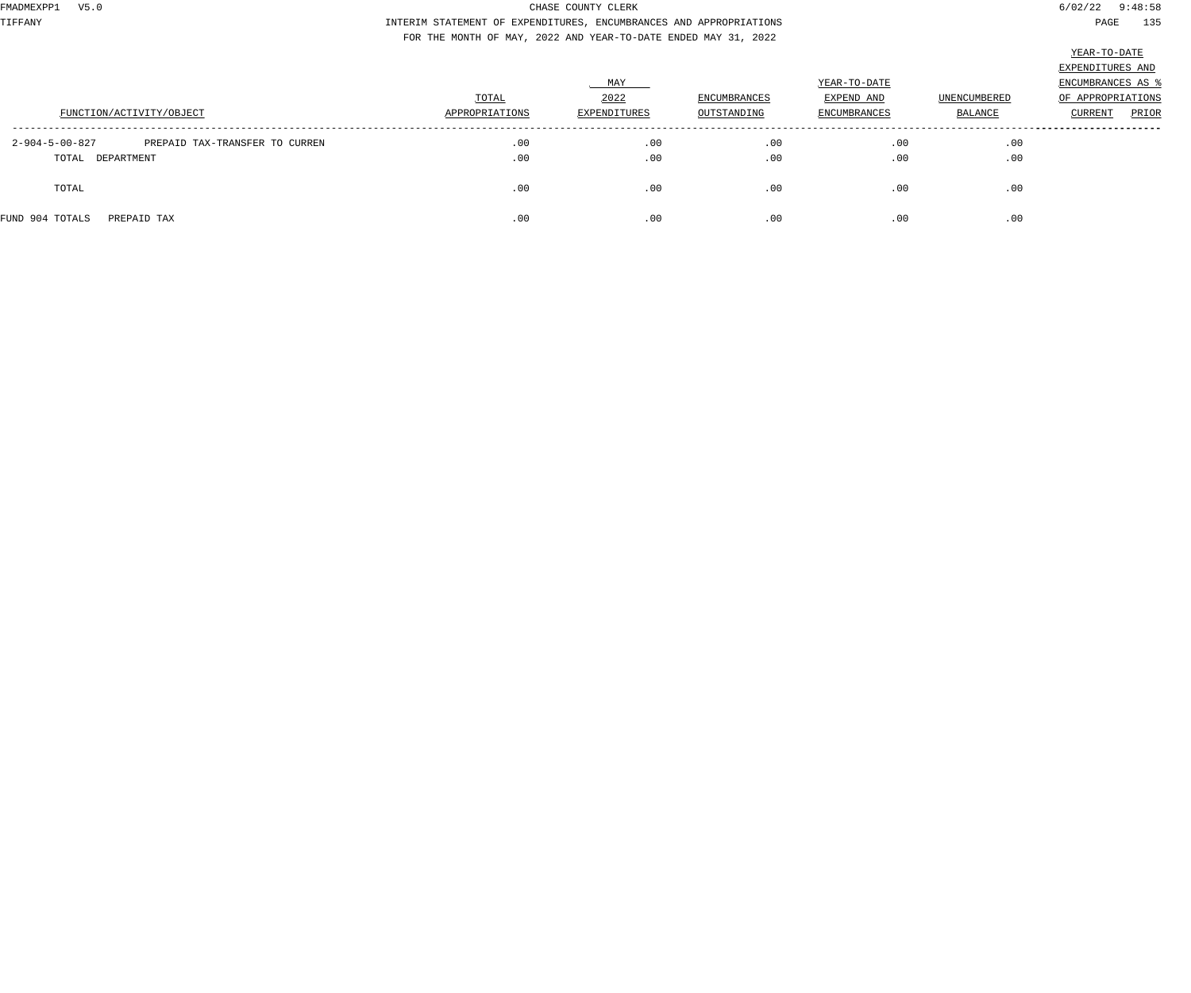CHASE COUNTY CLERK

INTERIM STATEMENT OF EXPENDITURES, ENCUMBRANCES AND APPROPRIATIONS

FOR THE MONTH OF MAY, 2022 AND YEAR-TO-DATE ENDED MAY 31, 2022

| FUNCTION/ACTIVITY/OBJECT | | TOTAL APPROPRIATIONS | MAY 2022 EXPENDITURES | ENCUMBRANCES OUTSTANDING | YEAR-TO-DATE EXPEND AND ENCUMBRANCES | UNENCUMBERED BALANCE | YEAR-TO-DATE EXPENDITURES AND ENCUMBRANCES AS % OF APPROPRIATIONS CURRENT | PRIOR |
|---|---|---|---|---|---|---|---|---|
| 2-904-5-00-827 | PREPAID TAX-TRANSFER TO CURREN | .00 | .00 | .00 | .00 | .00 | | |
| TOTAL DEPARTMENT | | .00 | .00 | .00 | .00 | .00 | | |
| TOTAL | | .00 | .00 | .00 | .00 | .00 | | |
| FUND 904 TOTALS | PREPAID TAX | .00 | .00 | .00 | .00 | .00 | | |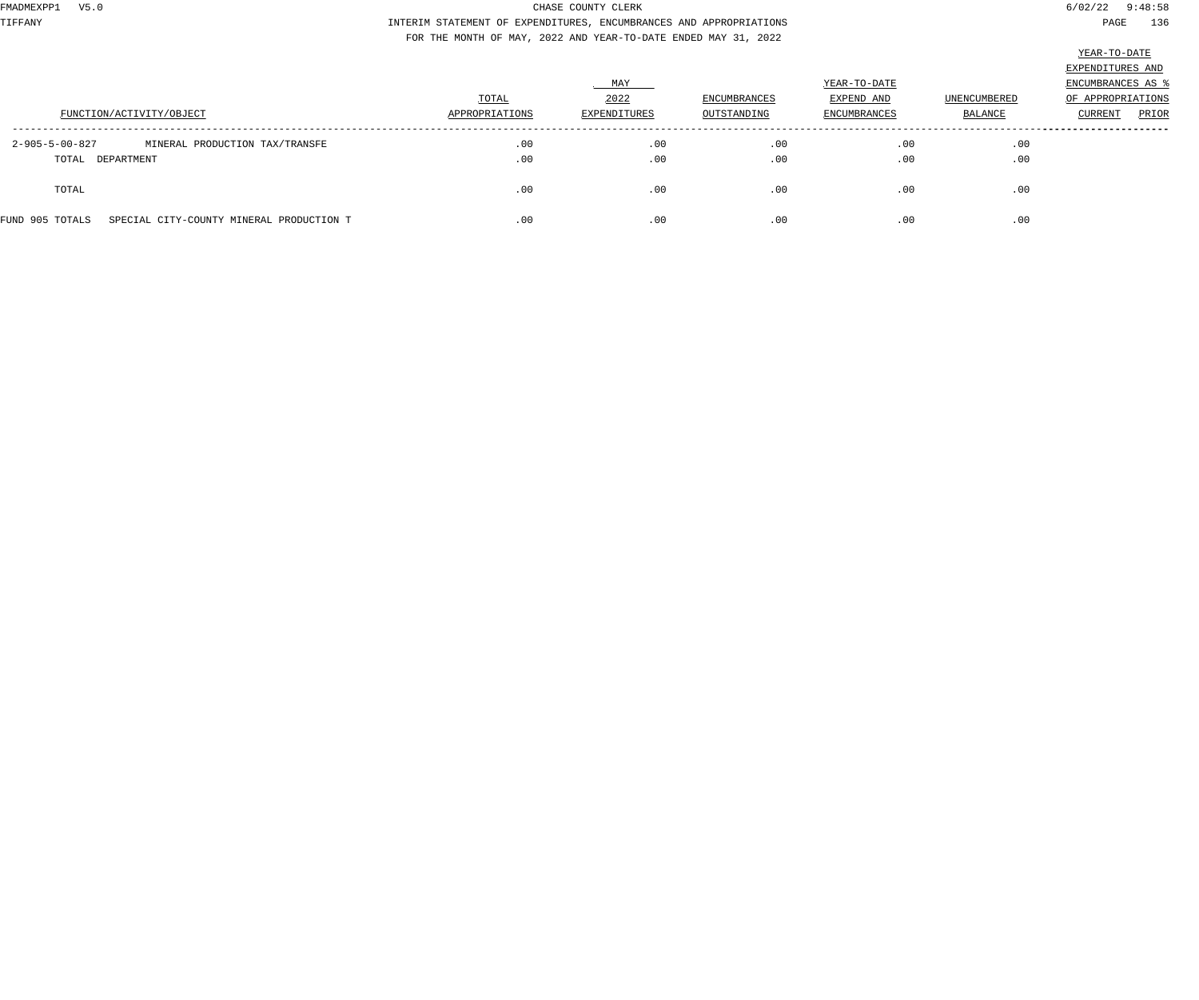CHASE COUNTY CLERK

INTERIM STATEMENT OF EXPENDITURES, ENCUMBRANCES AND APPROPRIATIONS

FOR THE MONTH OF MAY, 2022 AND YEAR-TO-DATE ENDED MAY 31, 2022

| FUNCTION/ACTIVITY/OBJECT | | TOTAL APPROPRIATIONS | MAY 2022 EXPENDITURES | ENCUMBRANCES OUTSTANDING | YEAR-TO-DATE EXPEND AND ENCUMBRANCES | UNENCUMBERED BALANCE | YEAR-TO-DATE EXPENDITURES AND ENCUMBRANCES AS % OF APPROPRIATIONS CURRENT | PRIOR |
|---|---|---|---|---|---|---|---|---|
| 2-905-5-00-827 | MINERAL PRODUCTION TAX/TRANSFE | .00 | .00 | .00 | .00 | .00 | | |
| TOTAL DEPARTMENT | | .00 | .00 | .00 | .00 | .00 | | |
| TOTAL | | .00 | .00 | .00 | .00 | .00 | | |
| FUND 905 TOTALS | SPECIAL CITY-COUNTY MINERAL PRODUCTION T | .00 | .00 | .00 | .00 | .00 | | |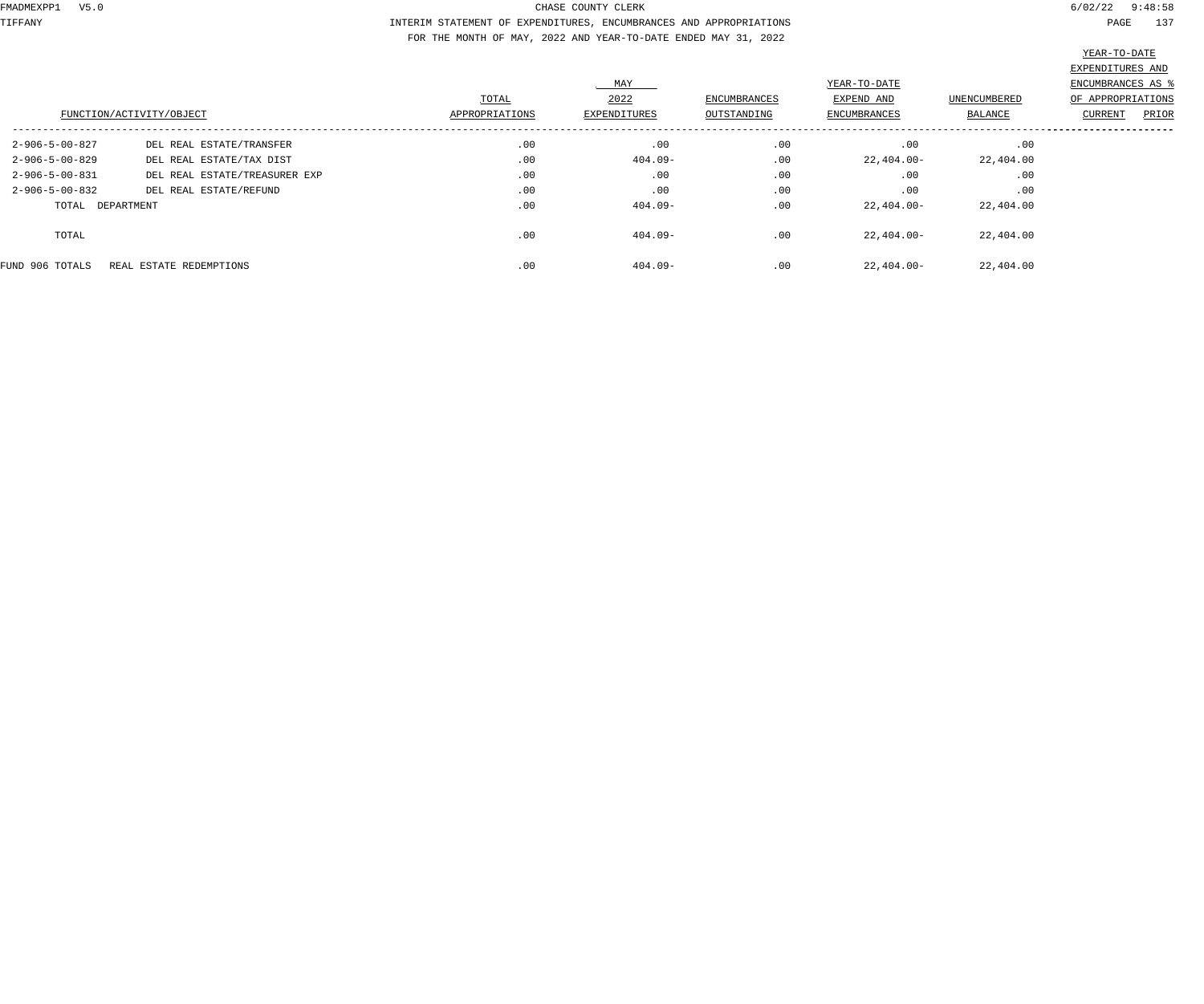CHASE COUNTY CLERK

INTERIM STATEMENT OF EXPENDITURES, ENCUMBRANCES AND APPROPRIATIONS

FOR THE MONTH OF MAY, 2022 AND YEAR-TO-DATE ENDED MAY 31, 2022

| FUNCTION/ACTIVITY/OBJECT | | TOTAL APPROPRIATIONS | MAY 2022 EXPENDITURES | ENCUMBRANCES OUTSTANDING | YEAR-TO-DATE EXPEND AND ENCUMBRANCES | UNENCUMBERED BALANCE | YEAR-TO-DATE EXPENDITURES AND ENCUMBRANCES AS % OF APPROPRIATIONS CURRENT | PRIOR |
|---|---|---|---|---|---|---|---|---|
| 2-906-5-00-827 | DEL REAL ESTATE/TRANSFER | .00 | .00 | .00 | .00 | .00 | | |
| 2-906-5-00-829 | DEL REAL ESTATE/TAX DIST | .00 | 404.09- | .00 | 22,404.00- | 22,404.00 | | |
| 2-906-5-00-831 | DEL REAL ESTATE/TREASURER EXP | .00 | .00 | .00 | .00 | .00 | | |
| 2-906-5-00-832 | DEL REAL ESTATE/REFUND | .00 | .00 | .00 | .00 | .00 | | |
| TOTAL DEPARTMENT | | .00 | 404.09- | .00 | 22,404.00- | 22,404.00 | | |
| TOTAL | | .00 | 404.09- | .00 | 22,404.00- | 22,404.00 | | |
| FUND 906 TOTALS | REAL ESTATE REDEMPTIONS | .00 | 404.09- | .00 | 22,404.00- | 22,404.00 | | |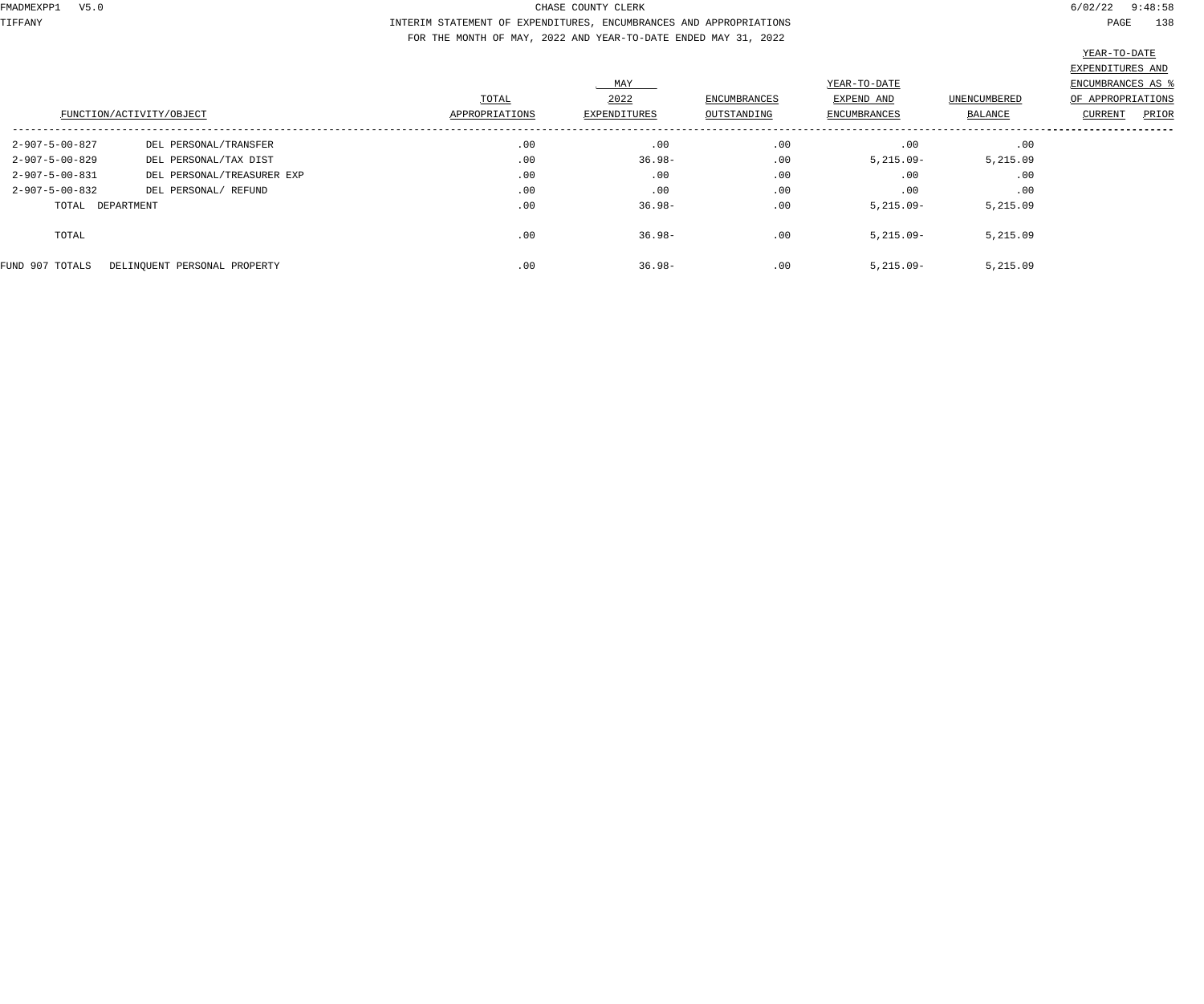CHASE COUNTY CLERK

INTERIM STATEMENT OF EXPENDITURES, ENCUMBRANCES AND APPROPRIATIONS

FOR THE MONTH OF MAY, 2022 AND YEAR-TO-DATE ENDED MAY 31, 2022

| FUNCTION/ACTIVITY/OBJECT | | TOTAL APPROPRIATIONS | MAY 2022 EXPENDITURES | ENCUMBRANCES OUTSTANDING | YEAR-TO-DATE EXPEND AND ENCUMBRANCES | UNENCUMBERED BALANCE | YEAR-TO-DATE EXPENDITURES AND ENCUMBRANCES AS % OF APPROPRIATIONS CURRENT | PRIOR |
|---|---|---|---|---|---|---|---|---|
| 2-907-5-00-827 | DEL PERSONAL/TRANSFER | .00 | .00 | .00 | .00 | .00 | | |
| 2-907-5-00-829 | DEL PERSONAL/TAX DIST | .00 | 36.98- | .00 | 5,215.09- | 5,215.09 | | |
| 2-907-5-00-831 | DEL PERSONAL/TREASURER EXP | .00 | .00 | .00 | .00 | .00 | | |
| 2-907-5-00-832 | DEL PERSONAL/ REFUND | .00 | .00 | .00 | .00 | .00 | | |
| TOTAL DEPARTMENT | | .00 | 36.98- | .00 | 5,215.09- | 5,215.09 | | |
| TOTAL | | .00 | 36.98- | .00 | 5,215.09- | 5,215.09 | | |
| FUND 907 TOTALS | DELINQUENT PERSONAL PROPERTY | .00 | 36.98- | .00 | 5,215.09- | 5,215.09 | | |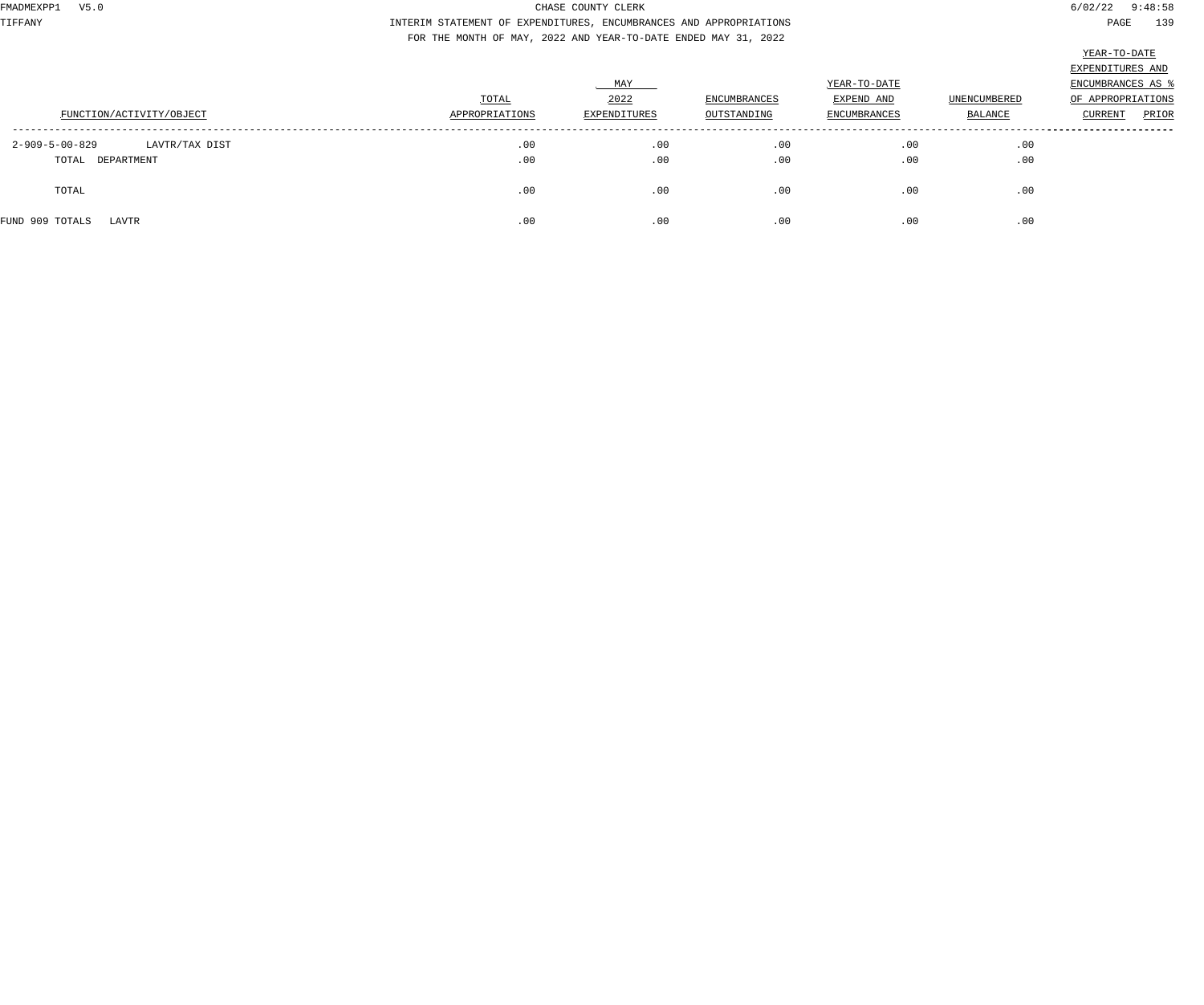CHASE COUNTY CLERK

INTERIM STATEMENT OF EXPENDITURES, ENCUMBRANCES AND APPROPRIATIONS

FOR THE MONTH OF MAY, 2022 AND YEAR-TO-DATE ENDED MAY 31, 2022

| FUNCTION/ACTIVITY/OBJECT | | TOTAL APPROPRIATIONS | MAY 2022 EXPENDITURES | ENCUMBRANCES OUTSTANDING | YEAR-TO-DATE EXPEND AND ENCUMBRANCES | UNENCUMBERED BALANCE | YEAR-TO-DATE EXPENDITURES AND ENCUMBRANCES AS % OF APPROPRIATIONS CURRENT | PRIOR |
|---|---|---|---|---|---|---|---|---|
| 2-909-5-00-829 | LAVTR/TAX DIST | .00 | .00 | .00 | .00 | .00 | | |
| TOTAL DEPARTMENT | | .00 | .00 | .00 | .00 | .00 | | |
| TOTAL | | .00 | .00 | .00 | .00 | .00 | | |
| FUND 909 TOTALS | LAVTR | .00 | .00 | .00 | .00 | .00 | | |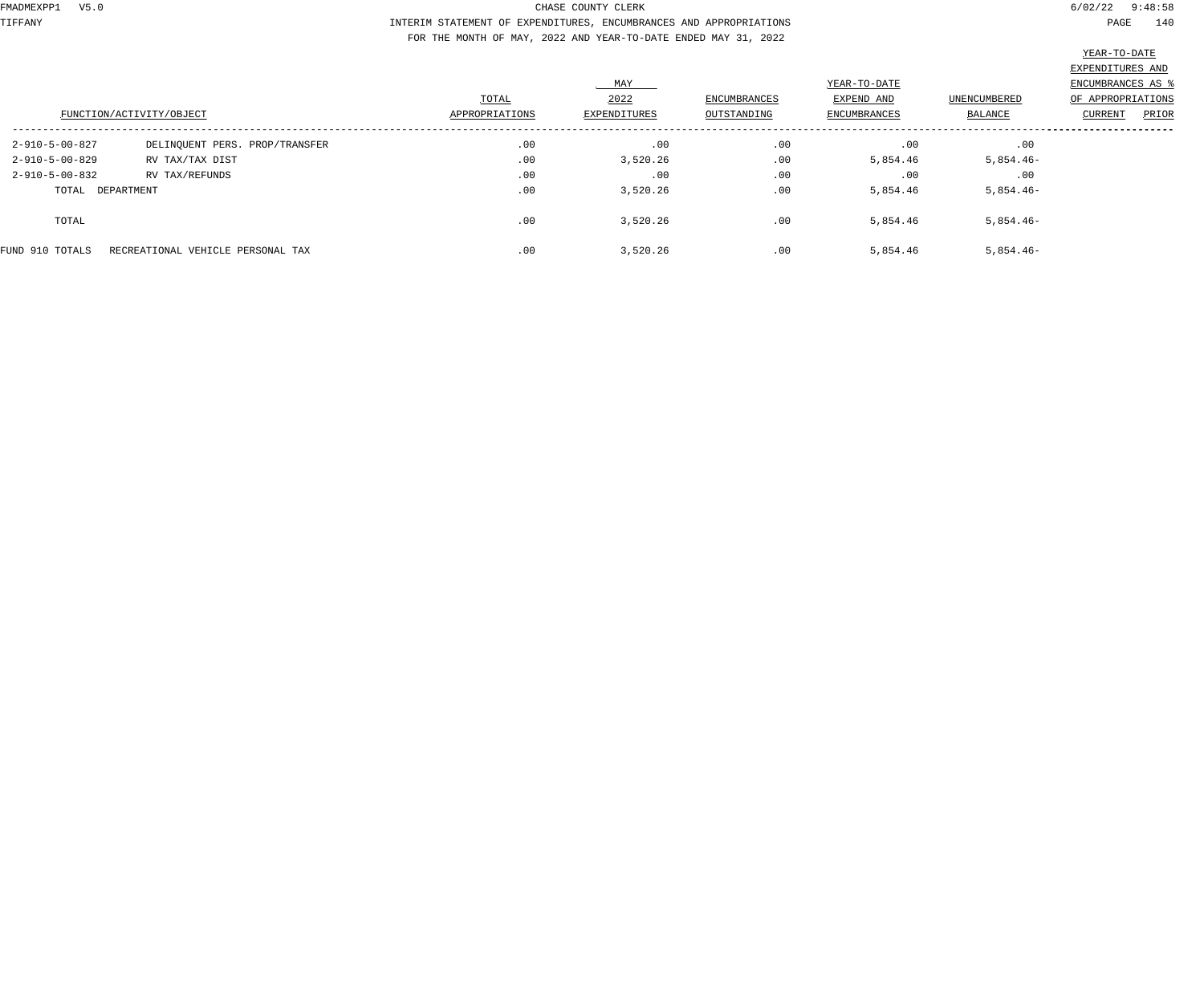CHASE COUNTY CLERK

INTERIM STATEMENT OF EXPENDITURES, ENCUMBRANCES AND APPROPRIATIONS

FOR THE MONTH OF MAY, 2022 AND YEAR-TO-DATE ENDED MAY 31, 2022

| FUNCTION/ACTIVITY/OBJECT | | TOTAL APPROPRIATIONS | MAY 2022 EXPENDITURES | ENCUMBRANCES OUTSTANDING | YEAR-TO-DATE EXPEND AND ENCUMBRANCES | UNENCUMBERED BALANCE | YEAR-TO-DATE EXPENDITURES AND ENCUMBRANCES AS % OF APPROPRIATIONS CURRENT | PRIOR |
|---|---|---|---|---|---|---|---|---|
| 2-910-5-00-827 | DELINQUENT PERS. PROP/TRANSFER | .00 | .00 | .00 | .00 | .00 | | |
| 2-910-5-00-829 | RV TAX/TAX DIST | .00 | 3,520.26 | .00 | 5,854.46 | 5,854.46- | | |
| 2-910-5-00-832 | RV TAX/REFUNDS | .00 | .00 | .00 | .00 | .00 | | |
| TOTAL DEPARTMENT | | .00 | 3,520.26 | .00 | 5,854.46 | 5,854.46- | | |
| TOTAL | | .00 | 3,520.26 | .00 | 5,854.46 | 5,854.46- | | |
| FUND 910 TOTALS | RECREATIONAL VEHICLE PERSONAL TAX | .00 | 3,520.26 | .00 | 5,854.46 | 5,854.46- | | |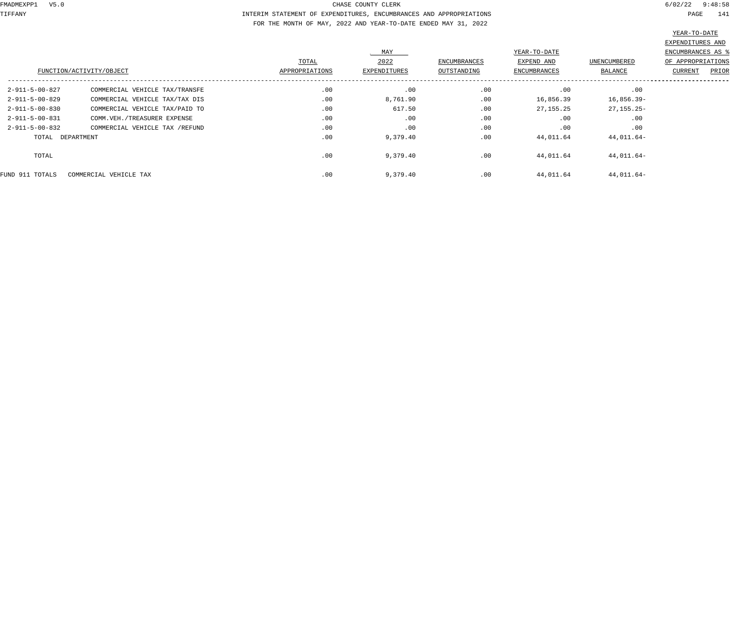# CHASE COUNTY CLERK

## INTERIM STATEMENT OF EXPENDITURES, ENCUMBRANCES AND APPROPRIATIONS

FOR THE MONTH OF MAY, 2022 AND YEAR-TO-DATE ENDED MAY 31, 2022

| FUNCTION/ACTIVITY/OBJECT | | TOTAL APPROPRIATIONS | MAY 2022 EXPENDITURES | ENCUMBRANCES OUTSTANDING | YEAR-TO-DATE EXPEND AND ENCUMBRANCES | UNENCUMBERED BALANCE | YEAR-TO-DATE EXPENDITURES AND ENCUMBRANCES AS % OF APPROPRIATIONS CURRENT | PRIOR |
|---|---|---|---|---|---|---|---|---|
| 2-911-5-00-827 | COMMERCIAL VEHICLE TAX/TRANSFE | .00 | .00 | .00 | .00 | .00 | | |
| 2-911-5-00-829 | COMMERCIAL VEHICLE TAX/TAX DIS | .00 | 8,761.90 | .00 | 16,856.39 | 16,856.39- | | |
| 2-911-5-00-830 | COMMERCIAL VEHICLE TAX/PAID TO | .00 | 617.50 | .00 | 27,155.25 | 27,155.25- | | |
| 2-911-5-00-831 | COMM.VEH./TREASURER EXPENSE | .00 | .00 | .00 | .00 | .00 | | |
| 2-911-5-00-832 | COMMERCIAL VEHICLE TAX /REFUND | .00 | .00 | .00 | .00 | .00 | | |
| TOTAL DEPARTMENT | | .00 | 9,379.40 | .00 | 44,011.64 | 44,011.64- | | |
| TOTAL | | .00 | 9,379.40 | .00 | 44,011.64 | 44,011.64- | | |
| FUND 911 TOTALS | COMMERCIAL VEHICLE TAX | .00 | 9,379.40 | .00 | 44,011.64 | 44,011.64- | | |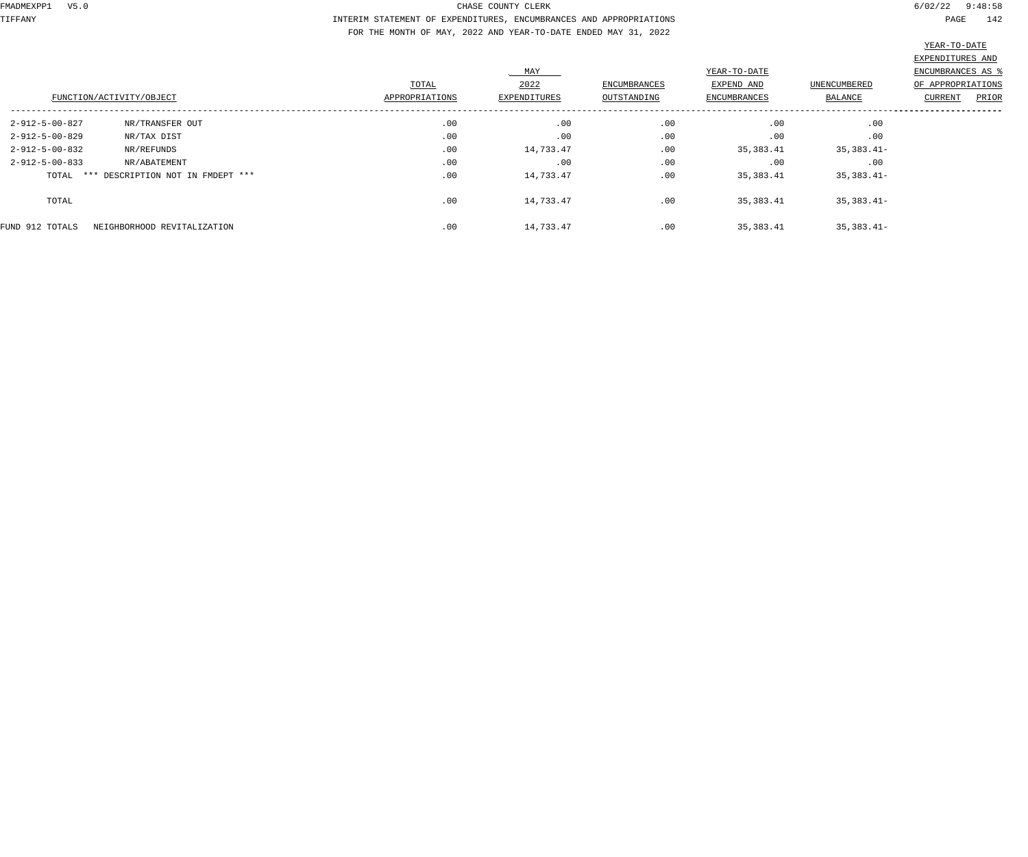CHASE COUNTY CLERK

INTERIM STATEMENT OF EXPENDITURES, ENCUMBRANCES AND APPROPRIATIONS

FOR THE MONTH OF MAY, 2022 AND YEAR-TO-DATE ENDED MAY 31, 2022

| FUNCTION/ACTIVITY/OBJECT | | TOTAL APPROPRIATIONS | MAY 2022 EXPENDITURES | ENCUMBRANCES OUTSTANDING | YEAR-TO-DATE EXPEND AND ENCUMBRANCES | UNENCUMBERED BALANCE | YEAR-TO-DATE EXPENDITURES AND ENCUMBRANCES AS % OF APPROPRIATIONS CURRENT | PRIOR |
|---|---|---|---|---|---|---|---|---|
| 2-912-5-00-827 | NR/TRANSFER OUT | .00 | .00 | .00 | .00 | .00 | | |
| 2-912-5-00-829 | NR/TAX DIST | .00 | .00 | .00 | .00 | .00 | | |
| 2-912-5-00-832 | NR/REFUNDS | .00 | 14,733.47 | .00 | 35,383.41 | 35,383.41- | | |
| 2-912-5-00-833 | NR/ABATEMENT | .00 | .00 | .00 | .00 | .00 | | |
| TOTAL | *** DESCRIPTION NOT IN FMDEPT *** | .00 | 14,733.47 | .00 | 35,383.41 | 35,383.41- | | |
| TOTAL | | .00 | 14,733.47 | .00 | 35,383.41 | 35,383.41- | | |
| FUND 912 TOTALS | NEIGHBORHOOD REVITALIZATION | .00 | 14,733.47 | .00 | 35,383.41 | 35,383.41- | | |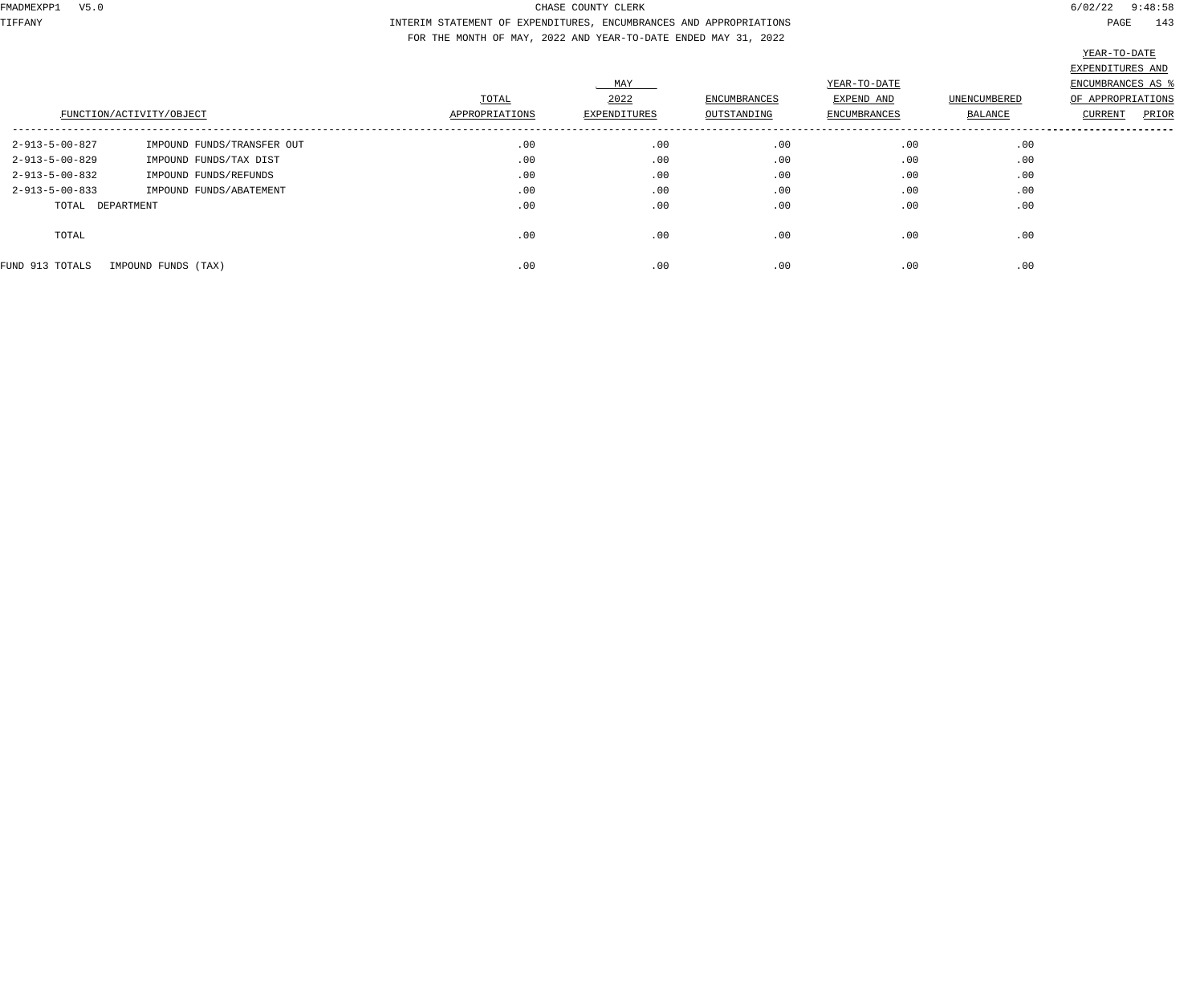CHASE COUNTY CLERK

INTERIM STATEMENT OF EXPENDITURES, ENCUMBRANCES AND APPROPRIATIONS

FOR THE MONTH OF MAY, 2022 AND YEAR-TO-DATE ENDED MAY 31, 2022

| FUNCTION/ACTIVITY/OBJECT | | TOTAL APPROPRIATIONS | MAY 2022 EXPENDITURES | ENCUMBRANCES OUTSTANDING | YEAR-TO-DATE EXPEND AND ENCUMBRANCES | UNENCUMBERED BALANCE | YEAR-TO-DATE EXPENDITURES AND ENCUMBRANCES AS % OF APPROPRIATIONS CURRENT | PRIOR |
|---|---|---|---|---|---|---|---|---|
| 2-913-5-00-827 | IMPOUND FUNDS/TRANSFER OUT | .00 | .00 | .00 | .00 | .00 | | |
| 2-913-5-00-829 | IMPOUND FUNDS/TAX DIST | .00 | .00 | .00 | .00 | .00 | | |
| 2-913-5-00-832 | IMPOUND FUNDS/REFUNDS | .00 | .00 | .00 | .00 | .00 | | |
| 2-913-5-00-833 | IMPOUND FUNDS/ABATEMENT | .00 | .00 | .00 | .00 | .00 | | |
| TOTAL DEPARTMENT | | .00 | .00 | .00 | .00 | .00 | | |
| TOTAL | | .00 | .00 | .00 | .00 | .00 | | |
| FUND 913 TOTALS | IMPOUND FUNDS (TAX) | .00 | .00 | .00 | .00 | .00 | | |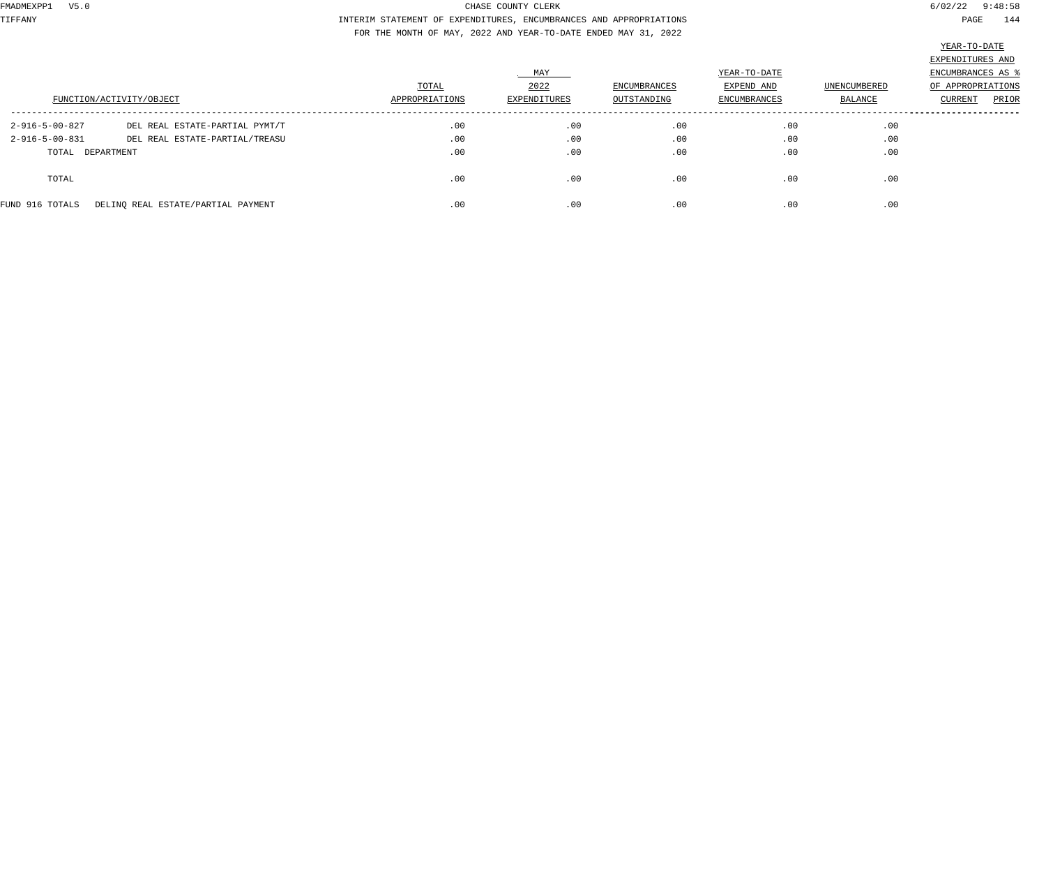CHASE COUNTY CLERK

INTERIM STATEMENT OF EXPENDITURES, ENCUMBRANCES AND APPROPRIATIONS

FOR THE MONTH OF MAY, 2022 AND YEAR-TO-DATE ENDED MAY 31, 2022

| FUNCTION/ACTIVITY/OBJECT | | TOTAL APPROPRIATIONS | MAY 2022 EXPENDITURES | ENCUMBRANCES OUTSTANDING | YEAR-TO-DATE EXPEND AND ENCUMBRANCES | UNENCUMBERED BALANCE | YEAR-TO-DATE EXPENDITURES AND ENCUMBRANCES AS % OF APPROPRIATIONS CURRENT | PRIOR |
|---|---|---|---|---|---|---|---|---|
| 2-916-5-00-827 | DEL REAL ESTATE-PARTIAL PYMT/T | .00 | .00 | .00 | .00 | .00 | | |
| 2-916-5-00-831 | DEL REAL ESTATE-PARTIAL/TREASU | .00 | .00 | .00 | .00 | .00 | | |
| TOTAL DEPARTMENT | | .00 | .00 | .00 | .00 | .00 | | |
| TOTAL | | .00 | .00 | .00 | .00 | .00 | | |
| FUND 916 TOTALS | DELINQ REAL ESTATE/PARTIAL PAYMENT | .00 | .00 | .00 | .00 | .00 | | |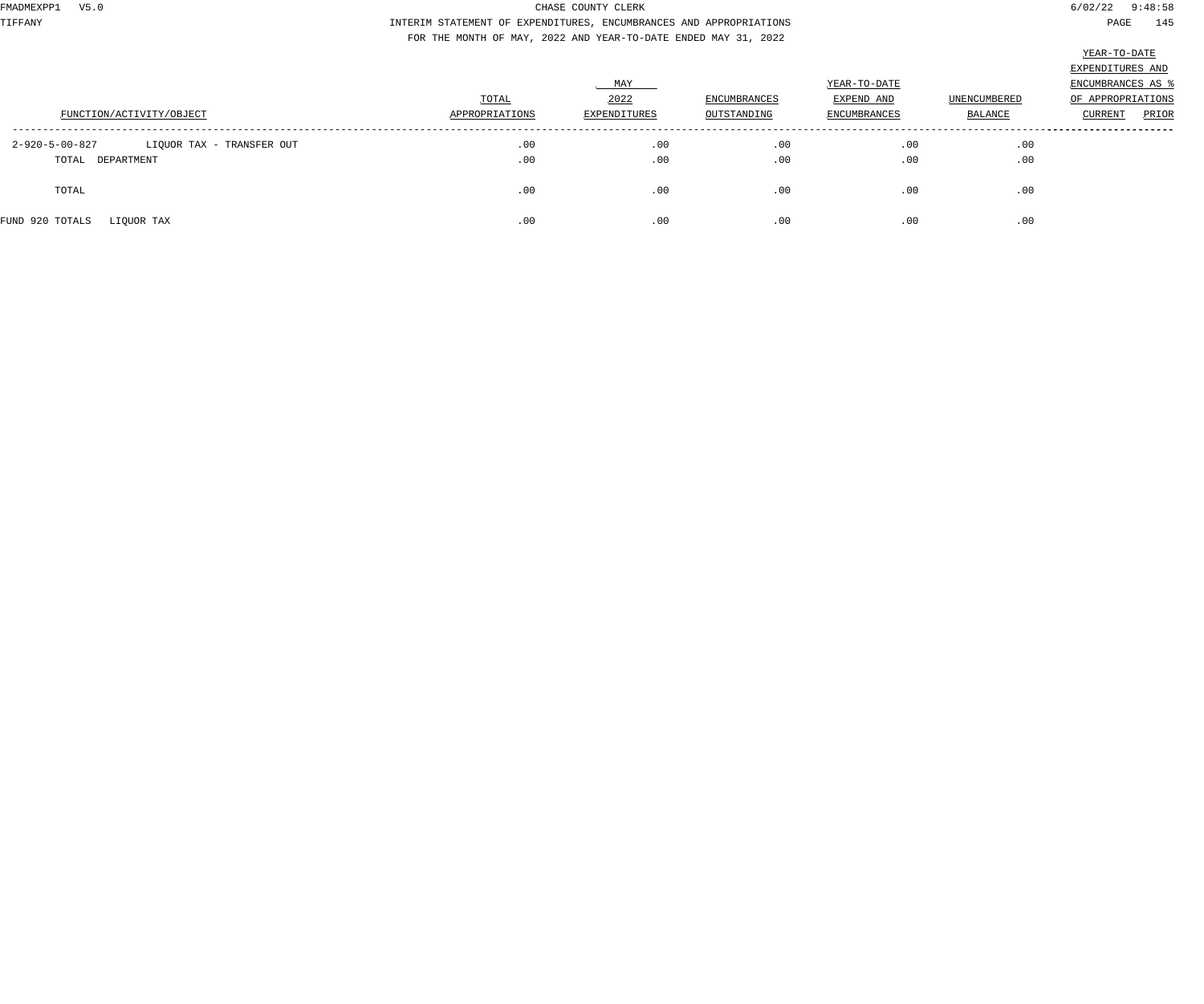CHASE COUNTY CLERK

INTERIM STATEMENT OF EXPENDITURES, ENCUMBRANCES AND APPROPRIATIONS

FOR THE MONTH OF MAY, 2022 AND YEAR-TO-DATE ENDED MAY 31, 2022

| FUNCTION/ACTIVITY/OBJECT | TOTAL APPROPRIATIONS | MAY 2022 EXPENDITURES | ENCUMBRANCES OUTSTANDING | YEAR-TO-DATE EXPEND AND ENCUMBRANCES | UNENCUMBERED BALANCE | YEAR-TO-DATE EXPENDITURES AND ENCUMBRANCES AS % OF APPROPRIATIONS CURRENT | PRIOR |
|---|---|---|---|---|---|---|---|
| 2-920-5-00-827 LIQUOR TAX - TRANSFER OUT | .00 | .00 | .00 | .00 | .00 | | |
| TOTAL DEPARTMENT | .00 | .00 | .00 | .00 | .00 | | |
| TOTAL | .00 | .00 | .00 | .00 | .00 | | |
| FUND 920 TOTALS LIQUOR TAX | .00 | .00 | .00 | .00 | .00 | | |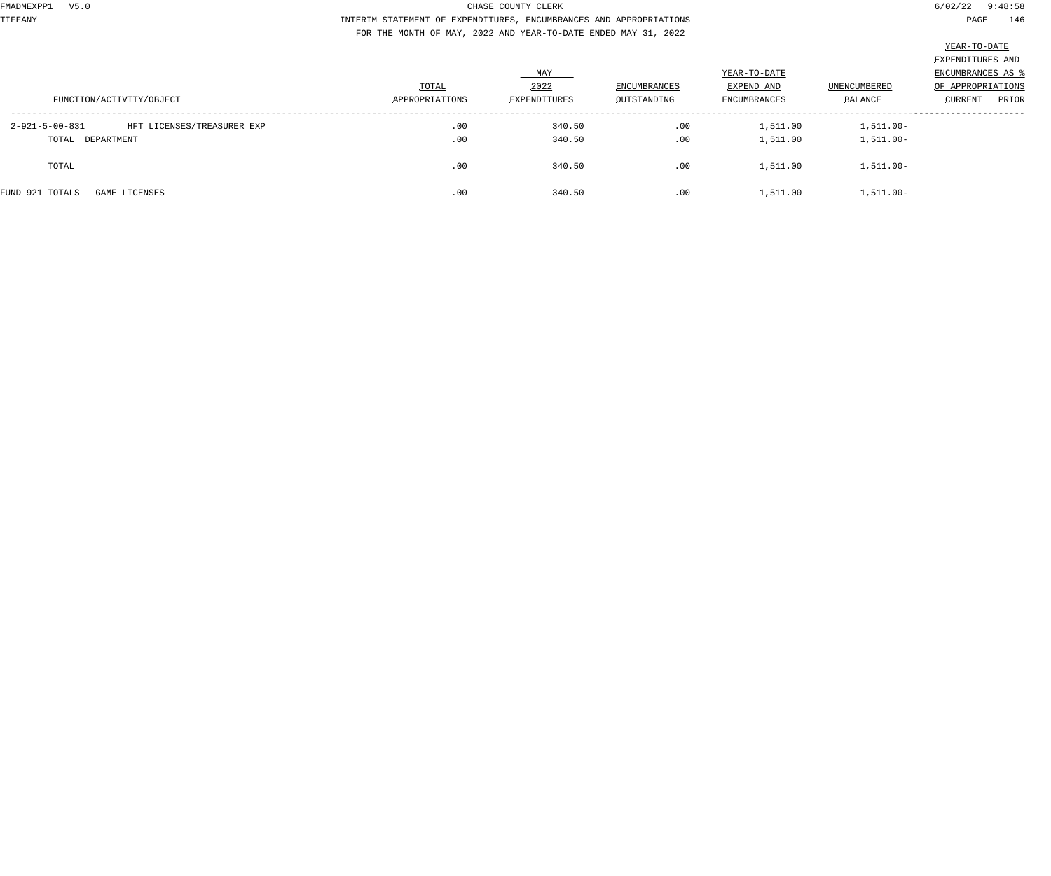CHASE COUNTY CLERK

INTERIM STATEMENT OF EXPENDITURES, ENCUMBRANCES AND APPROPRIATIONS

FOR THE MONTH OF MAY, 2022 AND YEAR-TO-DATE ENDED MAY 31, 2022

| FUNCTION/ACTIVITY/OBJECT | | TOTAL APPROPRIATIONS | MAY 2022 EXPENDITURES | ENCUMBRANCES OUTSTANDING | YEAR-TO-DATE EXPEND AND ENCUMBRANCES | UNENCUMBERED BALANCE | YEAR-TO-DATE EXPENDITURES AND ENCUMBRANCES AS % OF APPROPRIATIONS CURRENT | PRIOR |
|---|---|---|---|---|---|---|---|---|
| 2-921-5-00-831 | HFT LICENSES/TREASURER EXP | .00 | 340.50 | .00 | 1,511.00 | 1,511.00- | | |
| TOTAL DEPARTMENT | | .00 | 340.50 | .00 | 1,511.00 | 1,511.00- | | |
| TOTAL | | .00 | 340.50 | .00 | 1,511.00 | 1,511.00- | | |
| FUND 921 TOTALS | GAME LICENSES | .00 | 340.50 | .00 | 1,511.00 | 1,511.00- | | |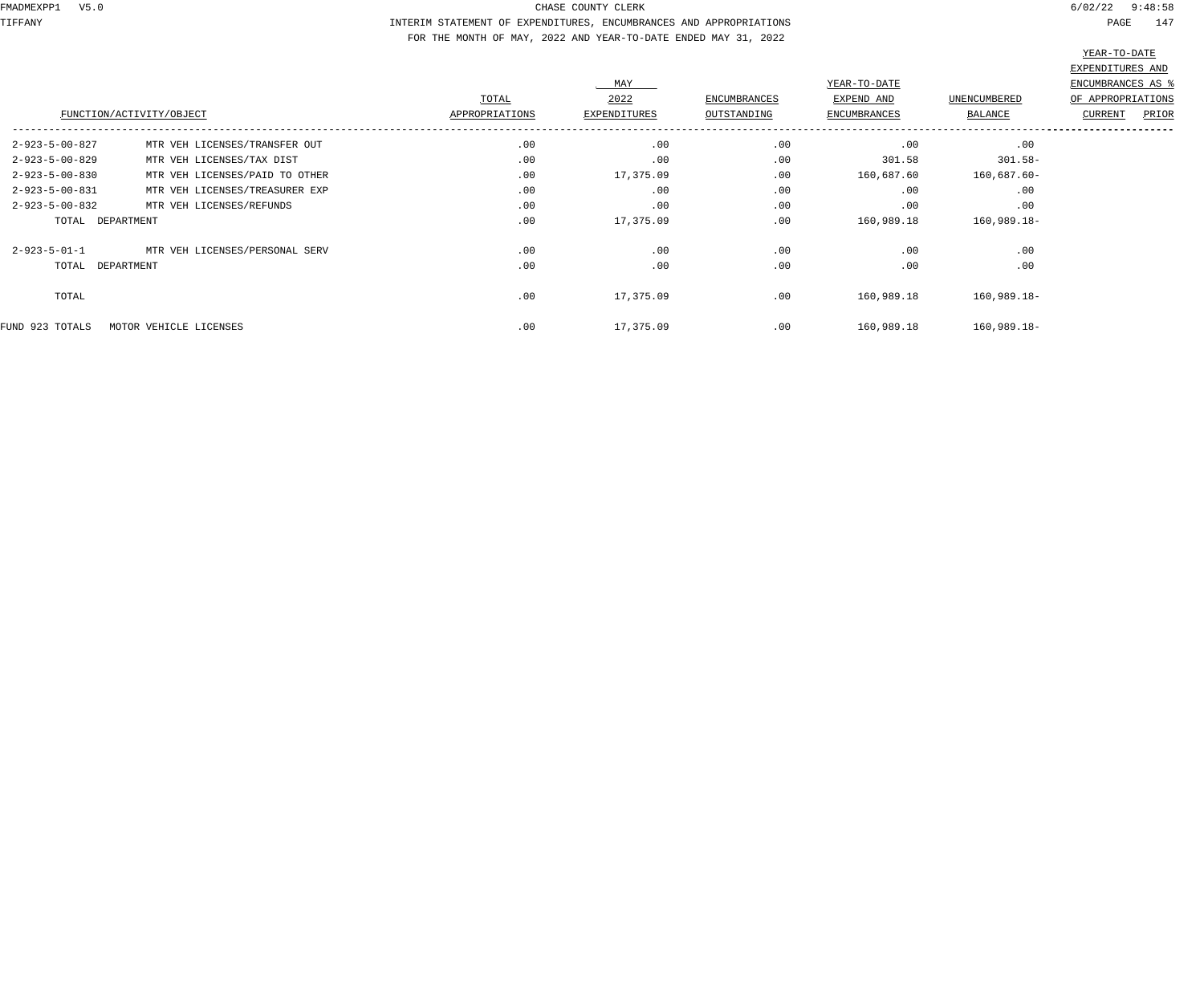CHASE COUNTY CLERK

INTERIM STATEMENT OF EXPENDITURES, ENCUMBRANCES AND APPROPRIATIONS

FOR THE MONTH OF MAY, 2022 AND YEAR-TO-DATE ENDED MAY 31, 2022

| FUNCTION/ACTIVITY/OBJECT | | TOTAL APPROPRIATIONS | MAY 2022 EXPENDITURES | ENCUMBRANCES OUTSTANDING | YEAR-TO-DATE EXPEND AND ENCUMBRANCES | UNENCUMBERED BALANCE | YEAR-TO-DATE EXPENDITURES AND ENCUMBRANCES AS % OF APPROPRIATIONS CURRENT | PRIOR |
|---|---|---|---|---|---|---|---|---|
| 2-923-5-00-827 | MTR VEH LICENSES/TRANSFER OUT | .00 | .00 | .00 | .00 | .00 | | |
| 2-923-5-00-829 | MTR VEH LICENSES/TAX DIST | .00 | .00 | .00 | 301.58 | 301.58- | | |
| 2-923-5-00-830 | MTR VEH LICENSES/PAID TO OTHER | .00 | 17,375.09 | .00 | 160,687.60 | 160,687.60- | | |
| 2-923-5-00-831 | MTR VEH LICENSES/TREASURER EXP | .00 | .00 | .00 | .00 | .00 | | |
| 2-923-5-00-832 | MTR VEH LICENSES/REFUNDS | .00 | .00 | .00 | .00 | .00 | | |
| TOTAL DEPARTMENT | | .00 | 17,375.09 | .00 | 160,989.18 | 160,989.18- | | |
| 2-923-5-01-1 | MTR VEH LICENSES/PERSONAL SERV | .00 | .00 | .00 | .00 | .00 | | |
| TOTAL DEPARTMENT | | .00 | .00 | .00 | .00 | .00 | | |
| TOTAL | | .00 | 17,375.09 | .00 | 160,989.18 | 160,989.18- | | |
| FUND 923 TOTALS | MOTOR VEHICLE LICENSES | .00 | 17,375.09 | .00 | 160,989.18 | 160,989.18- | | |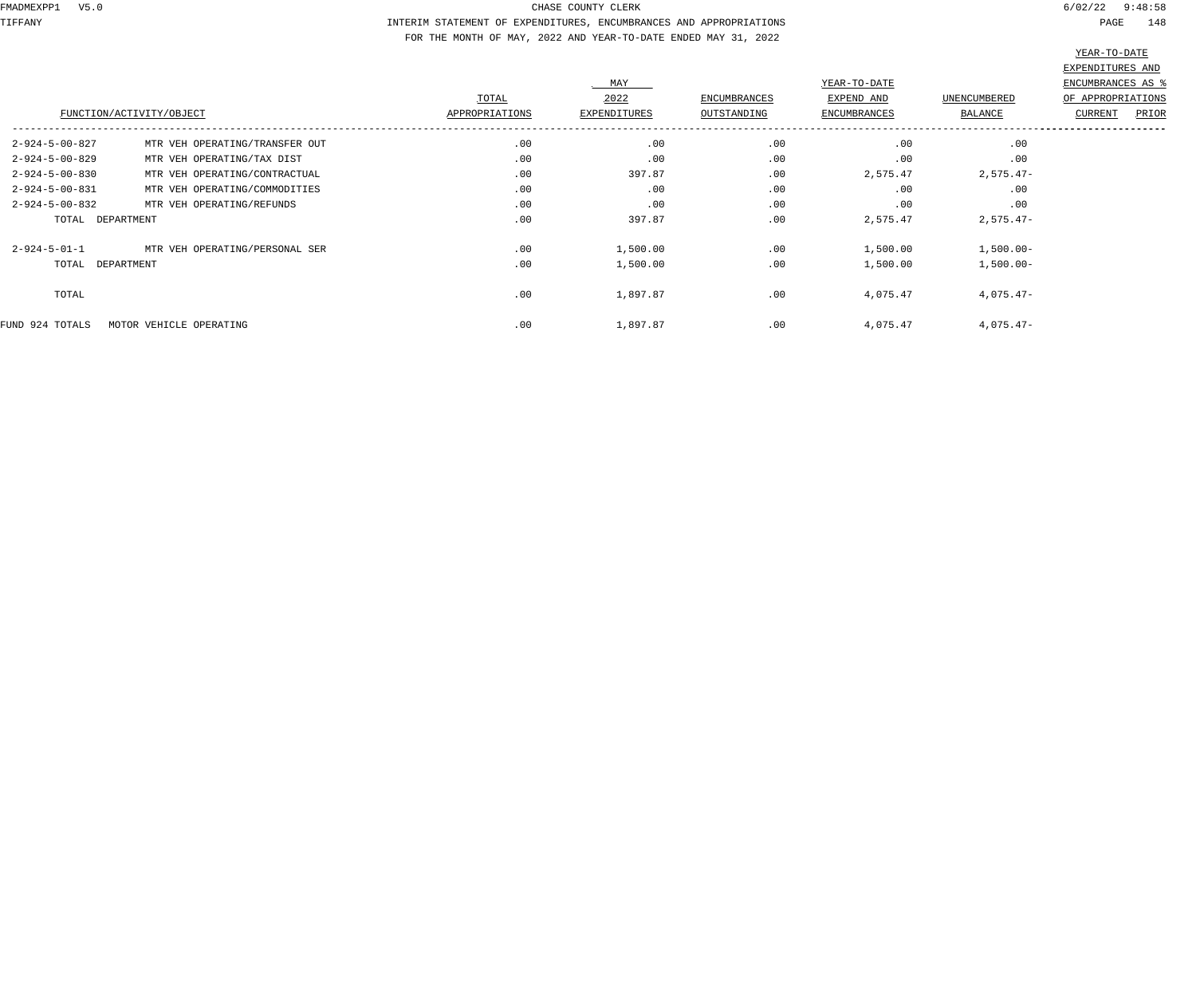CHASE COUNTY CLERK

INTERIM STATEMENT OF EXPENDITURES, ENCUMBRANCES AND APPROPRIATIONS

FOR THE MONTH OF MAY, 2022 AND YEAR-TO-DATE ENDED MAY 31, 2022

| FUNCTION/ACTIVITY/OBJECT | | TOTAL APPROPRIATIONS | MAY 2022 EXPENDITURES | ENCUMBRANCES OUTSTANDING | YEAR-TO-DATE EXPEND AND ENCUMBRANCES | UNENCUMBERED BALANCE | YEAR-TO-DATE EXPENDITURES AND ENCUMBRANCES AS % OF APPROPRIATIONS CURRENT | PRIOR |
|---|---|---|---|---|---|---|---|---|
| 2-924-5-00-827 | MTR VEH OPERATING/TRANSFER OUT | .00 | .00 | .00 | .00 | .00 | | |
| 2-924-5-00-829 | MTR VEH OPERATING/TAX DIST | .00 | .00 | .00 | .00 | .00 | | |
| 2-924-5-00-830 | MTR VEH OPERATING/CONTRACTUAL | .00 | 397.87 | .00 | 2,575.47 | 2,575.47- | | |
| 2-924-5-00-831 | MTR VEH OPERATING/COMMODITIES | .00 | .00 | .00 | .00 | .00 | | |
| 2-924-5-00-832 | MTR VEH OPERATING/REFUNDS | .00 | .00 | .00 | .00 | .00 | | |
| TOTAL DEPARTMENT | | .00 | 397.87 | .00 | 2,575.47 | 2,575.47- | | |
| 2-924-5-01-1 | MTR VEH OPERATING/PERSONAL SER | .00 | 1,500.00 | .00 | 1,500.00 | 1,500.00- | | |
| TOTAL DEPARTMENT | | .00 | 1,500.00 | .00 | 1,500.00 | 1,500.00- | | |
| TOTAL | | .00 | 1,897.87 | .00 | 4,075.47 | 4,075.47- | | |
| FUND 924 TOTALS | MOTOR VEHICLE OPERATING | .00 | 1,897.87 | .00 | 4,075.47 | 4,075.47- | | |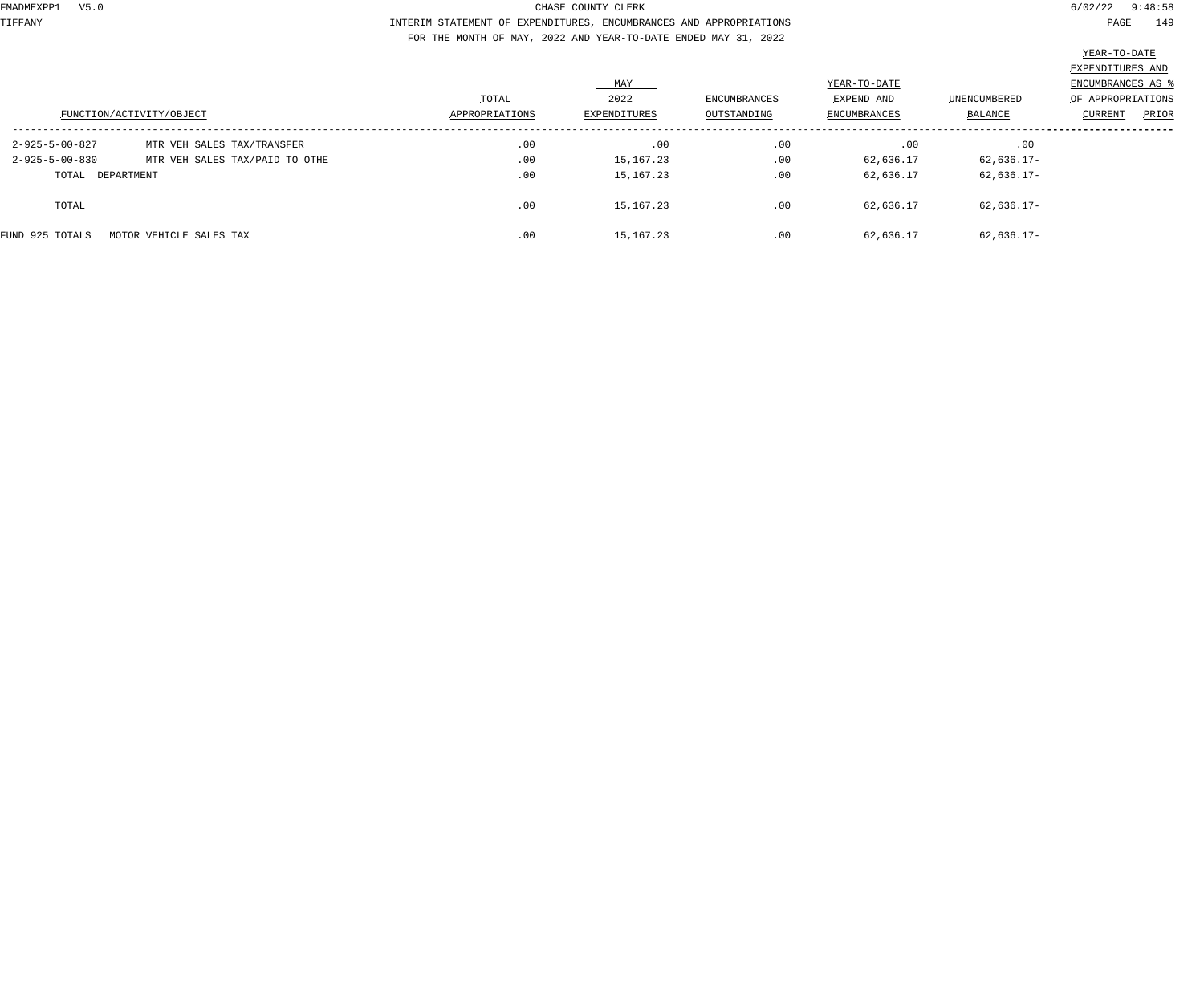CHASE COUNTY CLERK

INTERIM STATEMENT OF EXPENDITURES, ENCUMBRANCES AND APPROPRIATIONS

FOR THE MONTH OF MAY, 2022 AND YEAR-TO-DATE ENDED MAY 31, 2022

| FUNCTION/ACTIVITY/OBJECT | | TOTAL APPROPRIATIONS | MAY 2022 EXPENDITURES | ENCUMBRANCES OUTSTANDING | YEAR-TO-DATE EXPEND AND ENCUMBRANCES | UNENCUMBERED BALANCE | YEAR-TO-DATE EXPENDITURES AND ENCUMBRANCES AS % OF APPROPRIATIONS CURRENT | PRIOR |
|---|---|---|---|---|---|---|---|---|
| 2-925-5-00-827 | MTR VEH SALES TAX/TRANSFER | .00 | .00 | .00 | .00 | .00 | | |
| 2-925-5-00-830 | MTR VEH SALES TAX/PAID TO OTHE | .00 | 15,167.23 | .00 | 62,636.17 | 62,636.17- | | |
| TOTAL DEPARTMENT | | .00 | 15,167.23 | .00 | 62,636.17 | 62,636.17- | | |
| TOTAL | | .00 | 15,167.23 | .00 | 62,636.17 | 62,636.17- | | |
| FUND 925 TOTALS | MOTOR VEHICLE SALES TAX | .00 | 15,167.23 | .00 | 62,636.17 | 62,636.17- | | |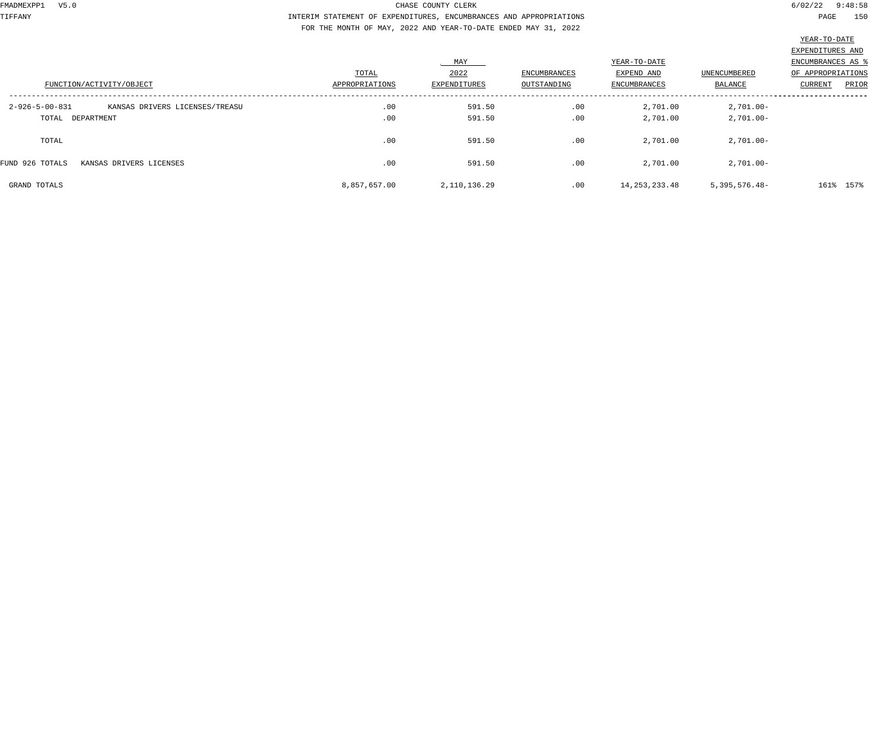CHASE COUNTY CLERK

INTERIM STATEMENT OF EXPENDITURES, ENCUMBRANCES AND APPROPRIATIONS

FOR THE MONTH OF MAY, 2022 AND YEAR-TO-DATE ENDED MAY 31, 2022

| FUNCTION/ACTIVITY/OBJECT | | TOTAL APPROPRIATIONS | MAY 2022 EXPENDITURES | ENCUMBRANCES OUTSTANDING | YEAR-TO-DATE EXPEND AND ENCUMBRANCES | UNENCUMBERED BALANCE | YEAR-TO-DATE EXPENDITURES AND ENCUMBRANCES AS % OF APPROPRIATIONS CURRENT | PRIOR |
|---|---|---|---|---|---|---|---|---|
| 2-926-5-00-831 | KANSAS DRIVERS LICENSES/TREASU | .00 | 591.50 | .00 | 2,701.00 | 2,701.00- | | |
| TOTAL DEPARTMENT | | .00 | 591.50 | .00 | 2,701.00 | 2,701.00- | | |
| TOTAL | | .00 | 591.50 | .00 | 2,701.00 | 2,701.00- | | |
| FUND 926 TOTALS | KANSAS DRIVERS LICENSES | .00 | 591.50 | .00 | 2,701.00 | 2,701.00- | | |
| GRAND TOTALS | | 8,857,657.00 | 2,110,136.29 | .00 | 14,253,233.48 | 5,395,576.48- | 161% | 157% |